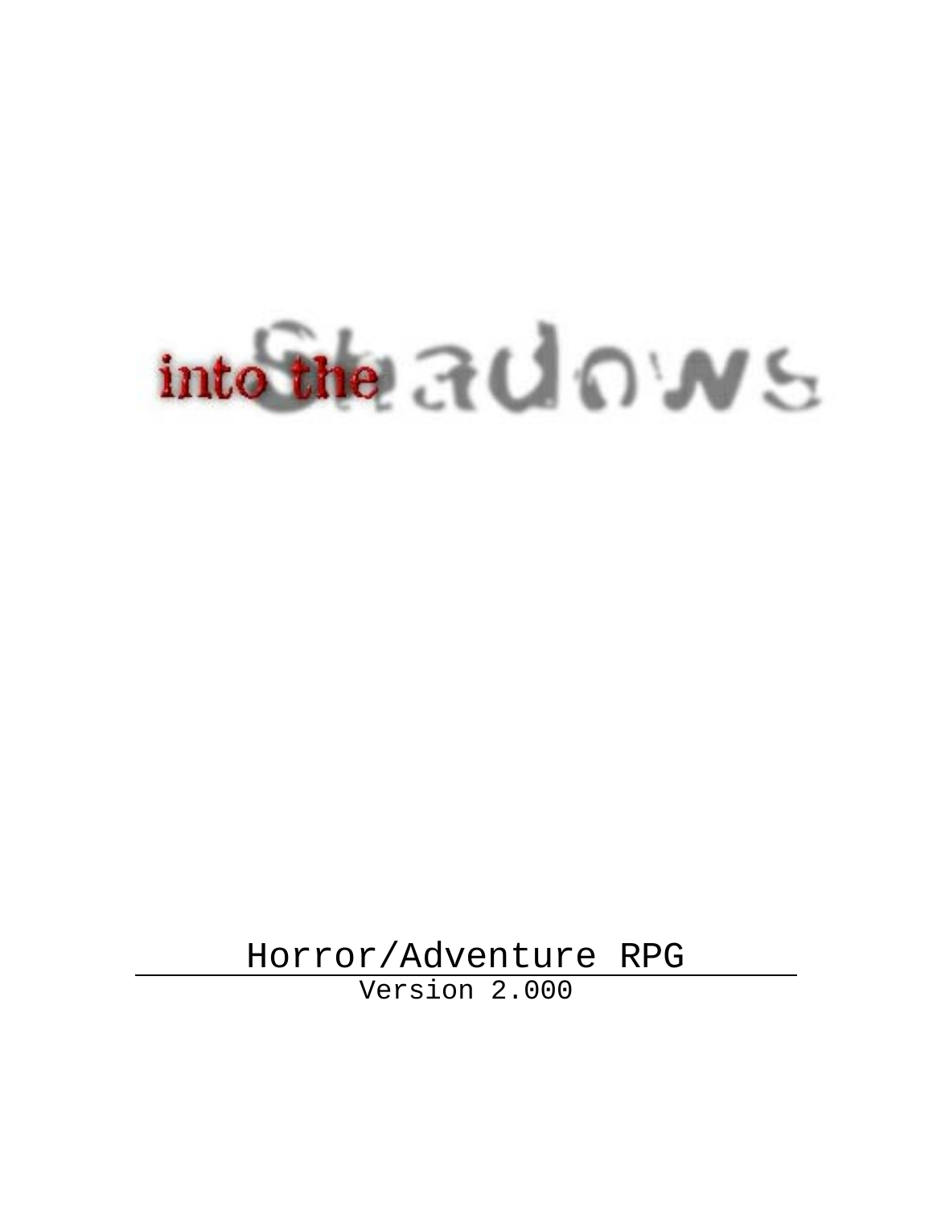# into the Shadows

Horror/Adventure RPG

Version 2.000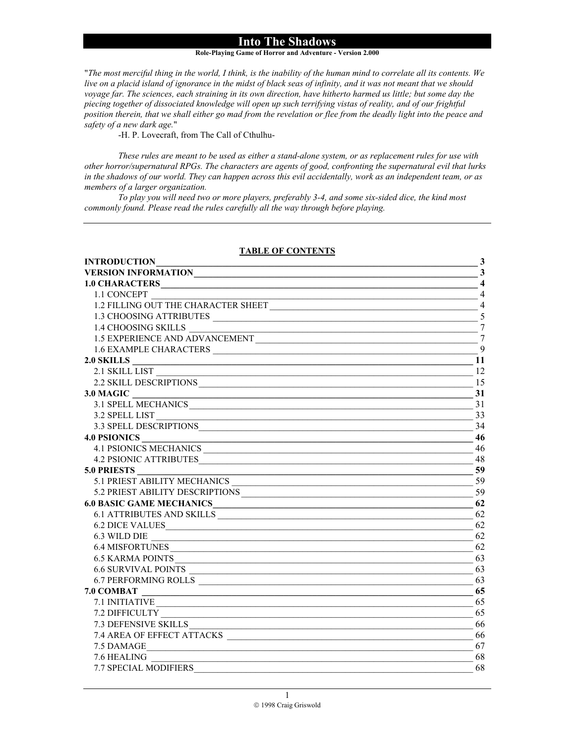# Into The Shadows

**Role-Playing Game of Horror and Adventure - Version 2.000**

"*The most merciful thing in the world, I think, is the inability of the human mind to correlate all its contents. We live on a placid island of ignorance in the midst of black seas of infinity, and it was not meant that we should voyage far. The sciences, each straining in its own direction, have hitherto harmed us little; but some day the piecing together of dissociated knowledge will open up such terrifying vistas of reality, and of our frightful position therein, that we shall either go mad from the revelation or flee from the deadly light into the peace and safety of a new dark age.*"

-H. P. Lovecraft, from The Call of Cthulhu-

*These rules are meant to be used as either a stand-alone system, or as replacement rules for use with other horror/supernatural RPGs. The characters are agents of good, confronting the supernatural evil that lurks in the shadows of our world. They can happen across this evil accidentally, work as an independent team, or as members of a larger organization.*

*To play you will need two or more players, preferably 3-4, and some six-sided dice, the kind most commonly found. Please read the rules carefully all the way through before playing.*

---

**TABLE OF CONTENTS**

**INTRODUCTION** 3
**VERSION INFORMATION** 3
**1.0 CHARACTERS** 4
- 1.1 CONCEPT 4
- 1.2 FILLING OUT THE CHARACTER SHEET 4
- 1.3 CHOOSING ATTRIBUTES 5
- 1.4 CHOOSING SKILLS 7
- 1.5 EXPERIENCE AND ADVANCEMENT 7
- 1.6 EXAMPLE CHARACTERS 9

**2.0 SKILLS** 11
- 2.1 SKILL LIST 12
- 2.2 SKILL DESCRIPTIONS 15

**3.0 MAGIC** 31
- 3.1 SPELL MECHANICS 31
- 3.2 SPELL LIST 33
- 3.3 SPELL DESCRIPTIONS 34

**4.0 PSIONICS** 46
- 4.1 PSIONICS MECHANICS 46
- 4.2 PSIONIC ATTRIBUTES 48

**5.0 PRIESTS** 59
- 5.1 PRIEST ABILITY MECHANICS 59
- 5.2 PRIEST ABILITY DESCRIPTIONS 59

**6.0 BASIC GAME MECHANICS** 62
- 6.1 ATTRIBUTES AND SKILLS 62
- 6.2 DICE VALUES 62
- 6.3 WILD DIE 62
- 6.4 MISFORTUNES 62
- 6.5 KARMA POINTS 63
- 6.6 SURVIVAL POINTS 63
- 6.7 PERFORMING ROLLS 63

**7.0 COMBAT** 65
- 7.1 INITIATIVE 65
- 7.2 DIFFICULTY 65
- 7.3 DEFENSIVE SKILLS 66
- 7.4 AREA OF EFFECT ATTACKS 66
- 7.5 DAMAGE 67
- 7.6 HEALING 68
- 7.7 SPECIAL MODIFIERS 68

© 1998 Craig Griswold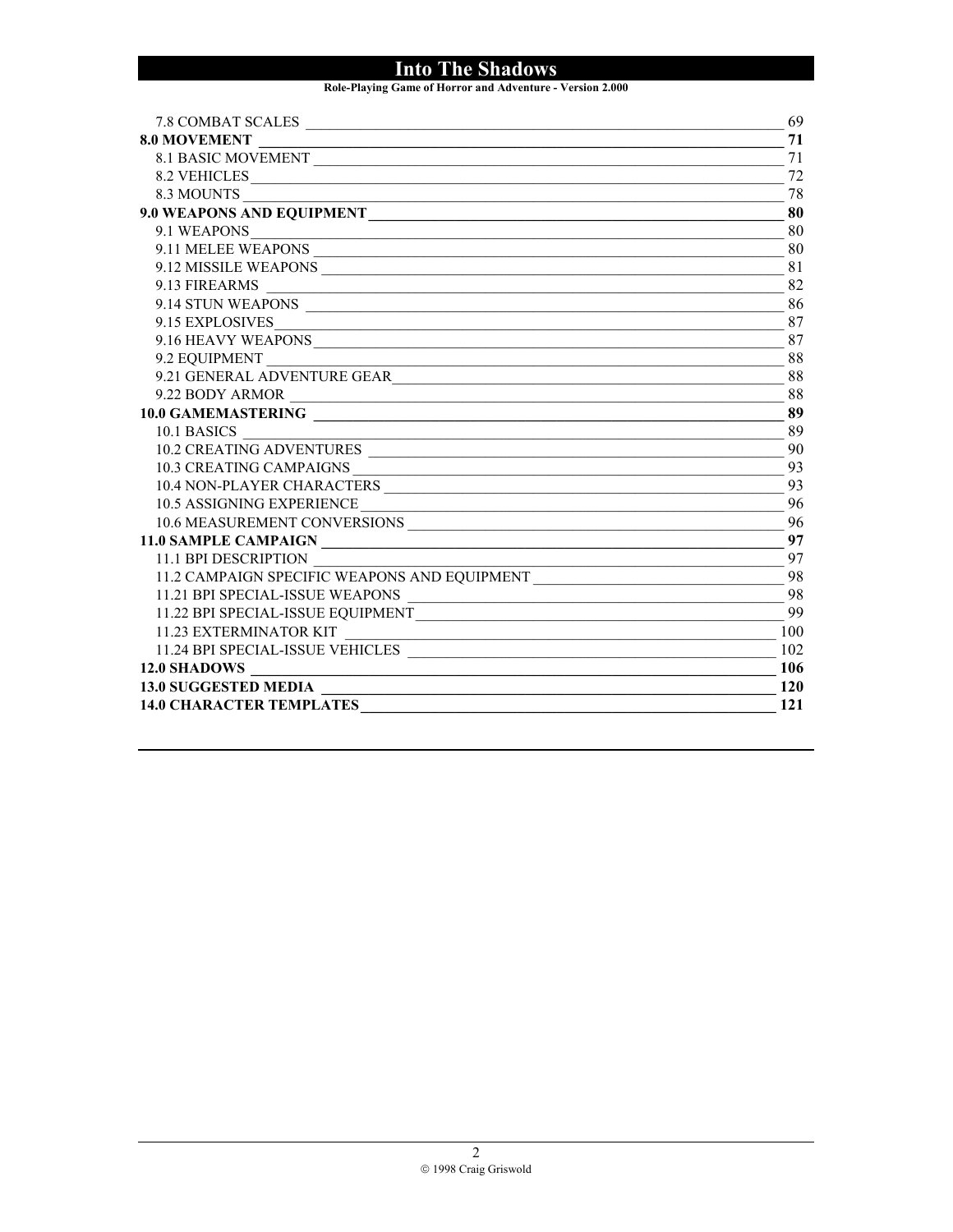7.8 COMBAT SCALES 69
**8.0 MOVEMENT 71**
8.1 BASIC MOVEMENT 71
8.2 VEHICLES 72
8.3 MOUNTS 78
**9.0 WEAPONS AND EQUIPMENT 80**
9.1 WEAPONS 80
9.11 MELEE WEAPONS 80
9.12 MISSILE WEAPONS 81
9.13 FIREARMS 82
9.14 STUN WEAPONS 86
9.15 EXPLOSIVES 87
9.16 HEAVY WEAPONS 87
9.2 EQUIPMENT 88
9.21 GENERAL ADVENTURE GEAR 88
9.22 BODY ARMOR 88
**10.0 GAMEMASTERING 89**
10.1 BASICS 89
10.2 CREATING ADVENTURES 90
10.3 CREATING CAMPAIGNS 93
10.4 NON-PLAYER CHARACTERS 93
10.5 ASSIGNING EXPERIENCE 96
10.6 MEASUREMENT CONVERSIONS 96
**11.0 SAMPLE CAMPAIGN 97**
11.1 BPI DESCRIPTION 97
11.2 CAMPAIGN SPECIFIC WEAPONS AND EQUIPMENT 98
11.21 BPI SPECIAL-ISSUE WEAPONS 98
11.22 BPI SPECIAL-ISSUE EQUIPMENT 99
11.23 EXTERMINATOR KIT 100
11.24 BPI SPECIAL-ISSUE VEHICLES 102
**12.0 SHADOWS 106**
**13.0 SUGGESTED MEDIA 120**
**14.0 CHARACTER TEMPLATES 121**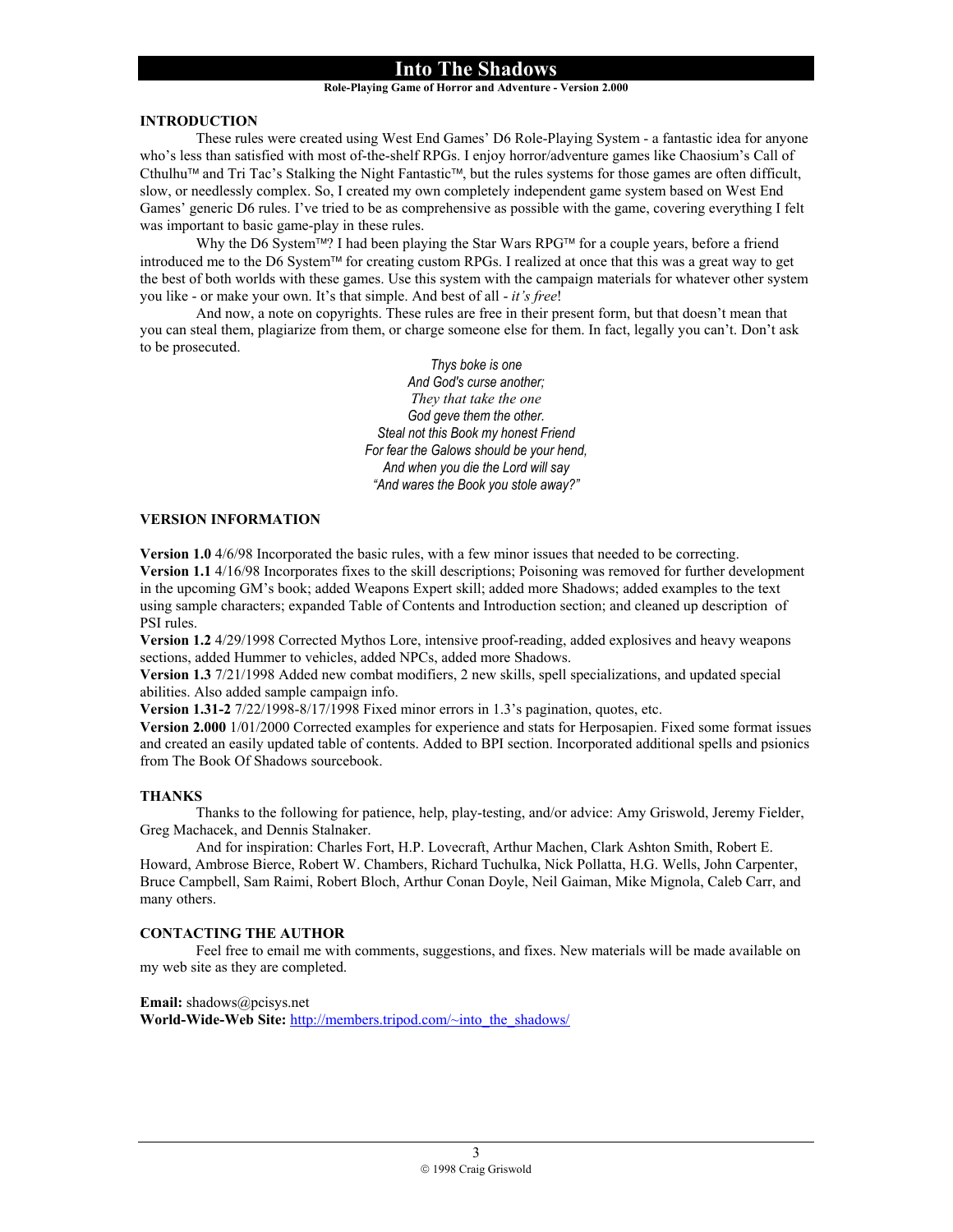# Into The Shadows

**Role-Playing Game of Horror and Adventure - Version 2.000**

## INTRODUCTION

These rules were created using West End Games' D6 Role-Playing System - a fantastic idea for anyone who's less than satisfied with most of-the-shelf RPGs. I enjoy horror/adventure games like Chaosium's Call of Cthulhu™ and Tri Tac's Stalking the Night Fantastic™, but the rules systems for those games are often difficult, slow, or needlessly complex. So, I created my own completely independent game system based on West End Games' generic D6 rules. I've tried to be as comprehensive as possible with the game, covering everything I felt was important to basic game-play in these rules.

Why the D6 System™? I had been playing the Star Wars RPG™ for a couple years, before a friend introduced me to the D6 System™ for creating custom RPGs. I realized at once that this was a great way to get the best of both worlds with these games. Use this system with the campaign materials for whatever other system you like - or make your own. It's that simple. And best of all - *it's free*!

And now, a note on copyrights. These rules are free in their present form, but that doesn't mean that you can steal them, plagiarize from them, or charge someone else for them. In fact, legally you can't. Don't ask to be prosecuted.

*Thys boke is one*
*And God's curse another;*
*They that take the one*
*God geve them the other.*
*Steal not this Book my honest Friend*
*For fear the Galows should be your hend,*
*And when you die the Lord will say*
*"And wares the Book you stole away?"*

## VERSION INFORMATION

**Version 1.0** 4/6/98 Incorporated the basic rules, with a few minor issues that needed to be correcting.
**Version 1.1** 4/16/98 Incorporates fixes to the skill descriptions; Poisoning was removed for further development in the upcoming GM's book; added Weapons Expert skill; added more Shadows; added examples to the text using sample characters; expanded Table of Contents and Introduction section; and cleaned up description of PSI rules.
**Version 1.2** 4/29/1998 Corrected Mythos Lore, intensive proof-reading, added explosives and heavy weapons sections, added Hummer to vehicles, added NPCs, added more Shadows.
**Version 1.3** 7/21/1998 Added new combat modifiers, 2 new skills, spell specializations, and updated special abilities. Also added sample campaign info.
**Version 1.31-2** 7/22/1998-8/17/1998 Fixed minor errors in 1.3's pagination, quotes, etc.
**Version 2.000** 1/01/2000 Corrected examples for experience and stats for Herposapien. Fixed some format issues and created an easily updated table of contents. Added to BPI section. Incorporated additional spells and psionics from The Book Of Shadows sourcebook.

## THANKS

Thanks to the following for patience, help, play-testing, and/or advice: Amy Griswold, Jeremy Fielder, Greg Machacek, and Dennis Stalnaker.

And for inspiration: Charles Fort, H.P. Lovecraft, Arthur Machen, Clark Ashton Smith, Robert E. Howard, Ambrose Bierce, Robert W. Chambers, Richard Tuchulka, Nick Pollatta, H.G. Wells, John Carpenter, Bruce Campbell, Sam Raimi, Robert Bloch, Arthur Conan Doyle, Neil Gaiman, Mike Mignola, Caleb Carr, and many others.

## CONTACTING THE AUTHOR

Feel free to email me with comments, suggestions, and fixes. New materials will be made available on my web site as they are completed.

**Email:** shadows@pcisys.net
**World-Wide-Web Site:** http://members.tripod.com/~into_the_shadows/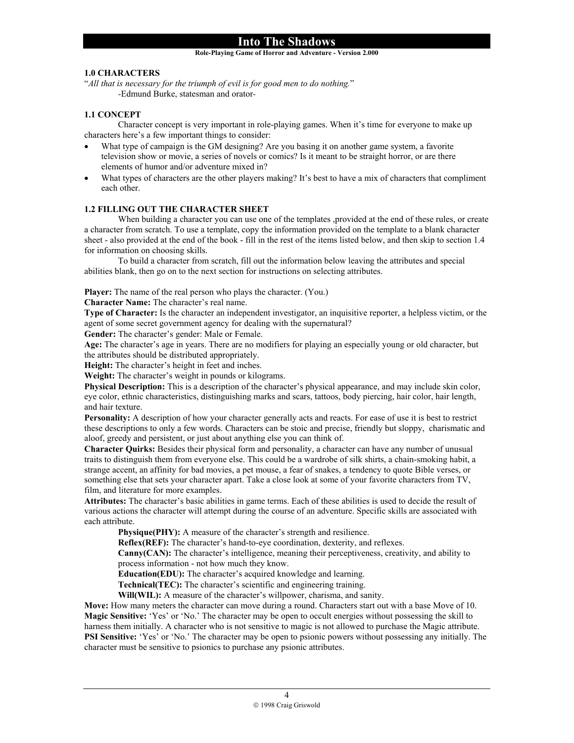## 1.0 CHARACTERS

"*All that is necessary for the triumph of evil is for good men to do nothing.*"
-Edmund Burke, statesman and orator-

### 1.1 CONCEPT

Character concept is very important in role-playing games. When it's time for everyone to make up characters here's a few important things to consider:

- What type of campaign is the GM designing? Are you basing it on another game system, a favorite television show or movie, a series of novels or comics? Is it meant to be straight horror, or are there elements of humor and/or adventure mixed in?
- What types of characters are the other players making? It's best to have a mix of characters that compliment each other.

### 1.2 FILLING OUT THE CHARACTER SHEET

When building a character you can use one of the templates ,provided at the end of these rules, or create a character from scratch. To use a template, copy the information provided on the template to a blank character sheet - also provided at the end of the book - fill in the rest of the items listed below, and then skip to section 1.4 for information on choosing skills.

To build a character from scratch, fill out the information below leaving the attributes and special abilities blank, then go on to the next section for instructions on selecting attributes.

**Player:** The name of the real person who plays the character. (You.)

**Character Name:** The character's real name.

**Type of Character:** Is the character an independent investigator, an inquisitive reporter, a helpless victim, or the agent of some secret government agency for dealing with the supernatural?

**Gender:** The character's gender: Male or Female.

**Age:** The character's age in years. There are no modifiers for playing an especially young or old character, but the attributes should be distributed appropriately.

**Height:** The character's height in feet and inches.

**Weight:** The character's weight in pounds or kilograms.

**Physical Description:** This is a description of the character's physical appearance, and may include skin color, eye color, ethnic characteristics, distinguishing marks and scars, tattoos, body piercing, hair color, hair length, and hair texture.

**Personality:** A description of how your character generally acts and reacts. For ease of use it is best to restrict these descriptions to only a few words. Characters can be stoic and precise, friendly but sloppy, charismatic and aloof, greedy and persistent, or just about anything else you can think of.

**Character Quirks:** Besides their physical form and personality, a character can have any number of unusual traits to distinguish them from everyone else. This could be a wardrobe of silk shirts, a chain-smoking habit, a strange accent, an affinity for bad movies, a pet mouse, a fear of snakes, a tendency to quote Bible verses, or something else that sets your character apart. Take a close look at some of your favorite characters from TV, film, and literature for more examples.

**Attributes:** The character's basic abilities in game terms. Each of these abilities is used to decide the result of various actions the character will attempt during the course of an adventure. Specific skills are associated with each attribute.

> **Physique(PHY):** A measure of the character's strength and resilience.
> **Reflex(REF):** The character's hand-to-eye coordination, dexterity, and reflexes.
> **Canny(CAN):** The character's intelligence, meaning their perceptiveness, creativity, and ability to process information - not how much they know.
> **Education(EDU):** The character's acquired knowledge and learning.
> **Technical(TEC):** The character's scientific and engineering training.
> **Will(WIL):** A measure of the character's willpower, charisma, and sanity.

**Move:** How many meters the character can move during a round. Characters start out with a base Move of 10.

**Magic Sensitive:** 'Yes' or 'No.' The character may be open to occult energies without possessing the skill to harness them initially. A character who is not sensitive to magic is not allowed to purchase the Magic attribute.

**PSI Sensitive:** 'Yes' or 'No.' The character may be open to psionic powers without possessing any initially. The character must be sensitive to psionics to purchase any psionic attributes.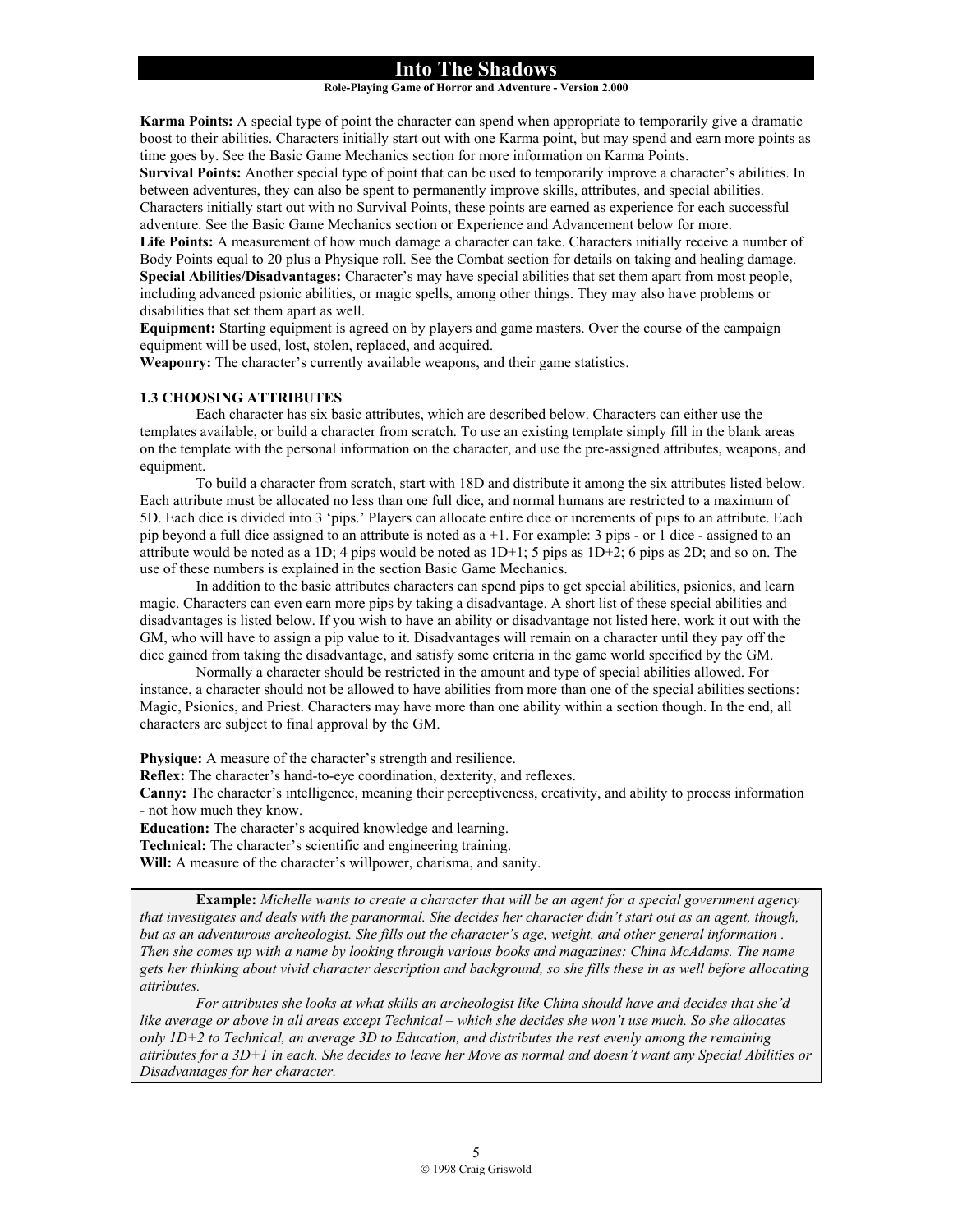**Karma Points:** A special type of point the character can spend when appropriate to temporarily give a dramatic boost to their abilities. Characters initially start out with one Karma point, but may spend and earn more points as time goes by. See the Basic Game Mechanics section for more information on Karma Points.

**Survival Points:** Another special type of point that can be used to temporarily improve a character's abilities. In between adventures, they can also be spent to permanently improve skills, attributes, and special abilities. Characters initially start out with no Survival Points, these points are earned as experience for each successful adventure. See the Basic Game Mechanics section or Experience and Advancement below for more.

**Life Points:** A measurement of how much damage a character can take. Characters initially receive a number of Body Points equal to 20 plus a Physique roll. See the Combat section for details on taking and healing damage.

**Special Abilities/Disadvantages:** Character's may have special abilities that set them apart from most people, including advanced psionic abilities, or magic spells, among other things. They may also have problems or disabilities that set them apart as well.

**Equipment:** Starting equipment is agreed on by players and game masters. Over the course of the campaign equipment will be used, lost, stolen, replaced, and acquired.

**Weaponry:** The character's currently available weapons, and their game statistics.

### 1.3 CHOOSING ATTRIBUTES

Each character has six basic attributes, which are described below. Characters can either use the templates available, or build a character from scratch. To use an existing template simply fill in the blank areas on the template with the personal information on the character, and use the pre-assigned attributes, weapons, and equipment.

To build a character from scratch, start with 18D and distribute it among the six attributes listed below. Each attribute must be allocated no less than one full dice, and normal humans are restricted to a maximum of 5D. Each dice is divided into 3 'pips.' Players can allocate entire dice or increments of pips to an attribute. Each pip beyond a full dice assigned to an attribute is noted as a +1. For example: 3 pips - or 1 dice - assigned to an attribute would be noted as a 1D; 4 pips would be noted as 1D+1; 5 pips as 1D+2; 6 pips as 2D; and so on. The use of these numbers is explained in the section Basic Game Mechanics.

In addition to the basic attributes characters can spend pips to get special abilities, psionics, and learn magic. Characters can even earn more pips by taking a disadvantage. A short list of these special abilities and disadvantages is listed below. If you wish to have an ability or disadvantage not listed here, work it out with the GM, who will have to assign a pip value to it. Disadvantages will remain on a character until they pay off the dice gained from taking the disadvantage, and satisfy some criteria in the game world specified by the GM.

Normally a character should be restricted in the amount and type of special abilities allowed. For instance, a character should not be allowed to have abilities from more than one of the special abilities sections: Magic, Psionics, and Priest. Characters may have more than one ability within a section though. In the end, all characters are subject to final approval by the GM.

**Physique:** A measure of the character's strength and resilience.

**Reflex:** The character's hand-to-eye coordination, dexterity, and reflexes.

**Canny:** The character's intelligence, meaning their perceptiveness, creativity, and ability to process information - not how much they know.

**Education:** The character's acquired knowledge and learning.

**Technical:** The character's scientific and engineering training.

**Will:** A measure of the character's willpower, charisma, and sanity.

> **Example:** *Michelle wants to create a character that will be an agent for a special government agency that investigates and deals with the paranormal. She decides her character didn't start out as an agent, though, but as an adventurous archeologist. She fills out the character's age, weight, and other general information . Then she comes up with a name by looking through various books and magazines: China McAdams. The name gets her thinking about vivid character description and background, so she fills these in as well before allocating attributes.*
>
> *For attributes she looks at what skills an archeologist like China should have and decides that she'd like average or above in all areas except Technical – which she decides she won't use much. So she allocates only 1D+2 to Technical, an average 3D to Education, and distributes the rest evenly among the remaining attributes for a 3D+1 in each. She decides to leave her Move as normal and doesn't want any Special Abilities or Disadvantages for her character.*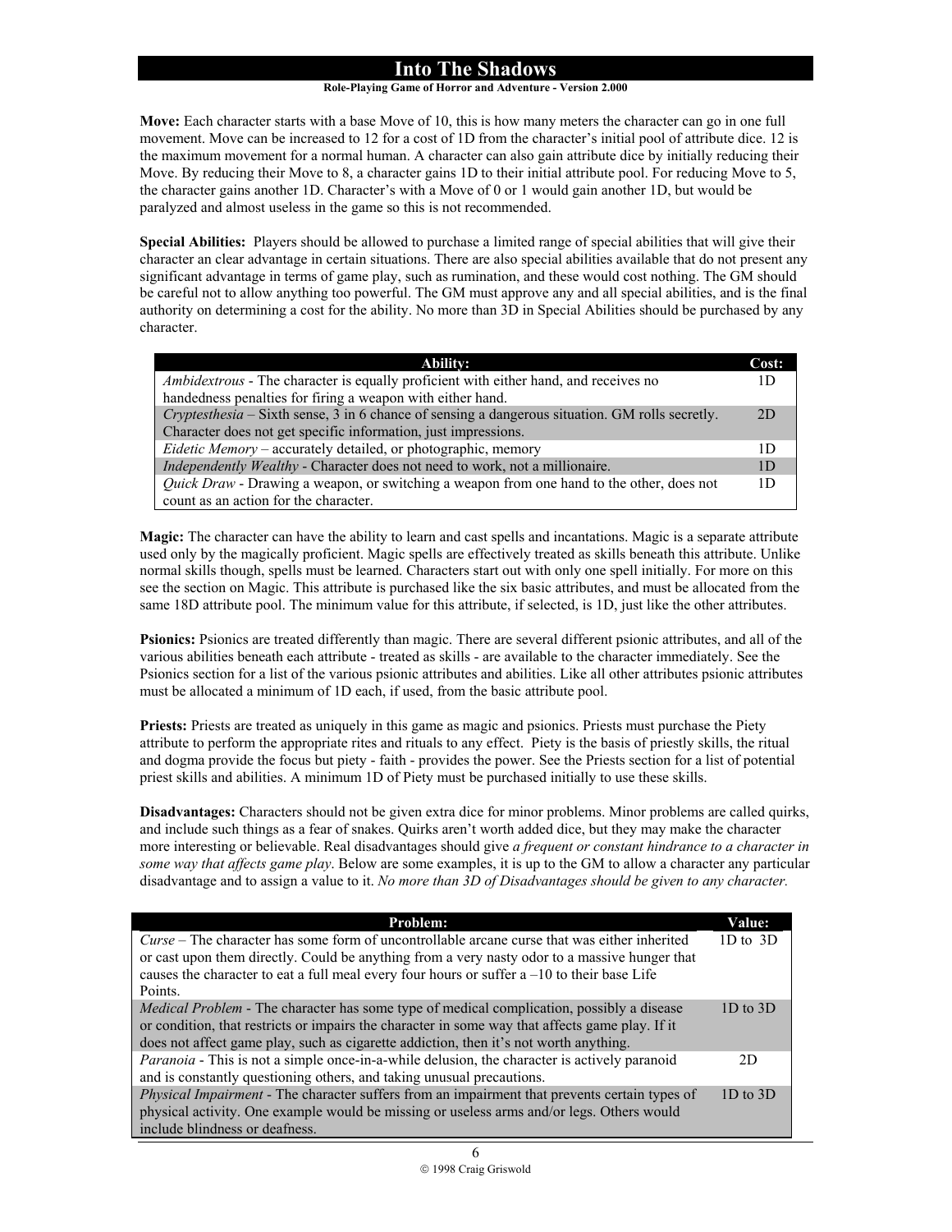**Move:** Each character starts with a base Move of 10, this is how many meters the character can go in one full movement. Move can be increased to 12 for a cost of 1D from the character's initial pool of attribute dice. 12 is the maximum movement for a normal human. A character can also gain attribute dice by initially reducing their Move. By reducing their Move to 8, a character gains 1D to their initial attribute pool. For reducing Move to 5, the character gains another 1D. Character's with a Move of 0 or 1 would gain another 1D, but would be paralyzed and almost useless in the game so this is not recommended.

**Special Abilities:** Players should be allowed to purchase a limited range of special abilities that will give their character an clear advantage in certain situations. There are also special abilities available that do not present any significant advantage in terms of game play, such as rumination, and these would cost nothing. The GM should be careful not to allow anything too powerful. The GM must approve any and all special abilities, and is the final authority on determining a cost for the ability. No more than 3D in Special Abilities should be purchased by any character.

| Ability: | Cost: |
|---|---|
| *Ambidextrous* - The character is equally proficient with either hand, and receives no handedness penalties for firing a weapon with either hand. | 1D |
| *Cryptesthesia* – Sixth sense, 3 in 6 chance of sensing a dangerous situation. GM rolls secretly. Character does not get specific information, just impressions. | 2D |
| *Eidetic Memory* – accurately detailed, or photographic, memory | 1D |
| *Independently Wealthy* - Character does not need to work, not a millionaire. | 1D |
| *Quick Draw* - Drawing a weapon, or switching a weapon from one hand to the other, does not count as an action for the character. | 1D |

**Magic:** The character can have the ability to learn and cast spells and incantations. Magic is a separate attribute used only by the magically proficient. Magic spells are effectively treated as skills beneath this attribute. Unlike normal skills though, spells must be learned. Characters start out with only one spell initially. For more on this see the section on Magic. This attribute is purchased like the six basic attributes, and must be allocated from the same 18D attribute pool. The minimum value for this attribute, if selected, is 1D, just like the other attributes.

**Psionics:** Psionics are treated differently than magic. There are several different psionic attributes, and all of the various abilities beneath each attribute - treated as skills - are available to the character immediately. See the Psionics section for a list of the various psionic attributes and abilities. Like all other attributes psionic attributes must be allocated a minimum of 1D each, if used, from the basic attribute pool.

**Priests:** Priests are treated as uniquely in this game as magic and psionics. Priests must purchase the Piety attribute to perform the appropriate rites and rituals to any effect. Piety is the basis of priestly skills, the ritual and dogma provide the focus but piety - faith - provides the power. See the Priests section for a list of potential priest skills and abilities. A minimum 1D of Piety must be purchased initially to use these skills.

**Disadvantages:** Characters should not be given extra dice for minor problems. Minor problems are called quirks, and include such things as a fear of snakes. Quirks aren't worth added dice, but they may make the character more interesting or believable. Real disadvantages should give *a frequent or constant hindrance to a character in some way that affects game play*. Below are some examples, it is up to the GM to allow a character any particular disadvantage and to assign a value to it. *No more than 3D of Disadvantages should be given to any character.*

| Problem: | Value: |
|---|---|
| *Curse* – The character has some form of uncontrollable arcane curse that was either inherited or cast upon them directly. Could be anything from a very nasty odor to a massive hunger that causes the character to eat a full meal every four hours or suffer a –10 to their base Life Points. | 1D to 3D |
| *Medical Problem* - The character has some type of medical complication, possibly a disease or condition, that restricts or impairs the character in some way that affects game play. If it does not affect game play, such as cigarette addiction, then it's not worth anything. | 1D to 3D |
| *Paranoia* - This is not a simple once-in-a-while delusion, the character is actively paranoid and is constantly questioning others, and taking unusual precautions. | 2D |
| *Physical Impairment* - The character suffers from an impairment that prevents certain types of physical activity. One example would be missing or useless arms and/or legs. Others would include blindness or deafness. | 1D to 3D |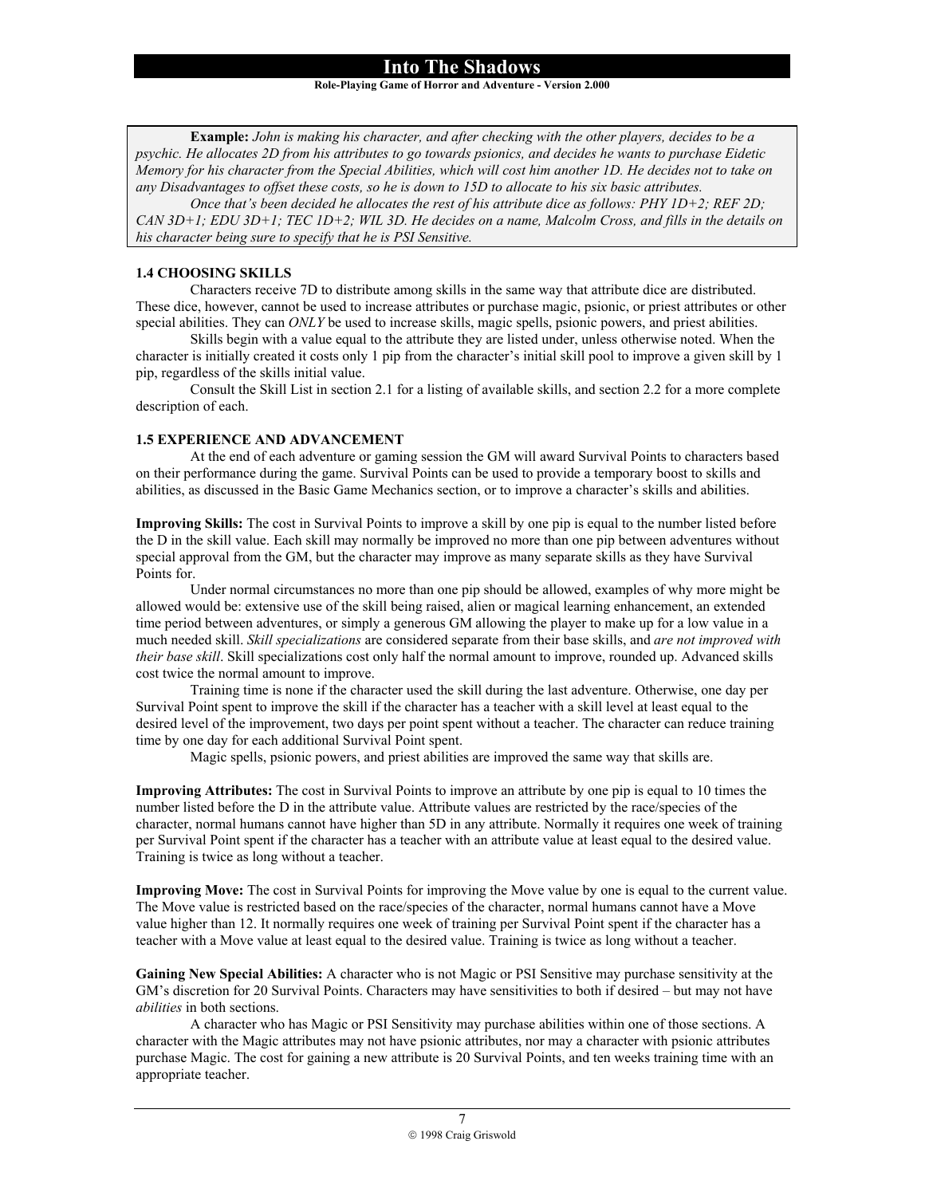**Example:** *John is making his character, and after checking with the other players, decides to be a psychic. He allocates 2D from his attributes to go towards psionics, and decides he wants to purchase Eidetic Memory for his character from the Special Abilities, which will cost him another 1D. He decides not to take on any Disadvantages to offset these costs, so he is down to 15D to allocate to his six basic attributes.*

*Once that's been decided he allocates the rest of his attribute dice as follows: PHY 1D+2; REF 2D; CAN 3D+1; EDU 3D+1; TEC 1D+2; WIL 3D. He decides on a name, Malcolm Cross, and fills in the details on his character being sure to specify that he is PSI Sensitive.*

### 1.4 CHOOSING SKILLS

Characters receive 7D to distribute among skills in the same way that attribute dice are distributed. These dice, however, cannot be used to increase attributes or purchase magic, psionic, or priest attributes or other special abilities. They can *ONLY* be used to increase skills, magic spells, psionic powers, and priest abilities.

Skills begin with a value equal to the attribute they are listed under, unless otherwise noted. When the character is initially created it costs only 1 pip from the character's initial skill pool to improve a given skill by 1 pip, regardless of the skills initial value.

Consult the Skill List in section 2.1 for a listing of available skills, and section 2.2 for a more complete description of each.

### 1.5 EXPERIENCE AND ADVANCEMENT

At the end of each adventure or gaming session the GM will award Survival Points to characters based on their performance during the game. Survival Points can be used to provide a temporary boost to skills and abilities, as discussed in the Basic Game Mechanics section, or to improve a character's skills and abilities.

**Improving Skills:** The cost in Survival Points to improve a skill by one pip is equal to the number listed before the D in the skill value. Each skill may normally be improved no more than one pip between adventures without special approval from the GM, but the character may improve as many separate skills as they have Survival Points for.

Under normal circumstances no more than one pip should be allowed, examples of why more might be allowed would be: extensive use of the skill being raised, alien or magical learning enhancement, an extended time period between adventures, or simply a generous GM allowing the player to make up for a low value in a much needed skill. *Skill specializations* are considered separate from their base skills, and *are not improved with their base skill*. Skill specializations cost only half the normal amount to improve, rounded up. Advanced skills cost twice the normal amount to improve.

Training time is none if the character used the skill during the last adventure. Otherwise, one day per Survival Point spent to improve the skill if the character has a teacher with a skill level at least equal to the desired level of the improvement, two days per point spent without a teacher. The character can reduce training time by one day for each additional Survival Point spent.

Magic spells, psionic powers, and priest abilities are improved the same way that skills are.

**Improving Attributes:** The cost in Survival Points to improve an attribute by one pip is equal to 10 times the number listed before the D in the attribute value. Attribute values are restricted by the race/species of the character, normal humans cannot have higher than 5D in any attribute. Normally it requires one week of training per Survival Point spent if the character has a teacher with an attribute value at least equal to the desired value. Training is twice as long without a teacher.

**Improving Move:** The cost in Survival Points for improving the Move value by one is equal to the current value. The Move value is restricted based on the race/species of the character, normal humans cannot have a Move value higher than 12. It normally requires one week of training per Survival Point spent if the character has a teacher with a Move value at least equal to the desired value. Training is twice as long without a teacher.

**Gaining New Special Abilities:** A character who is not Magic or PSI Sensitive may purchase sensitivity at the GM's discretion for 20 Survival Points. Characters may have sensitivities to both if desired – but may not have *abilities* in both sections.

A character who has Magic or PSI Sensitivity may purchase abilities within one of those sections. A character with the Magic attributes may not have psionic attributes, nor may a character with psionic attributes purchase Magic. The cost for gaining a new attribute is 20 Survival Points, and ten weeks training time with an appropriate teacher.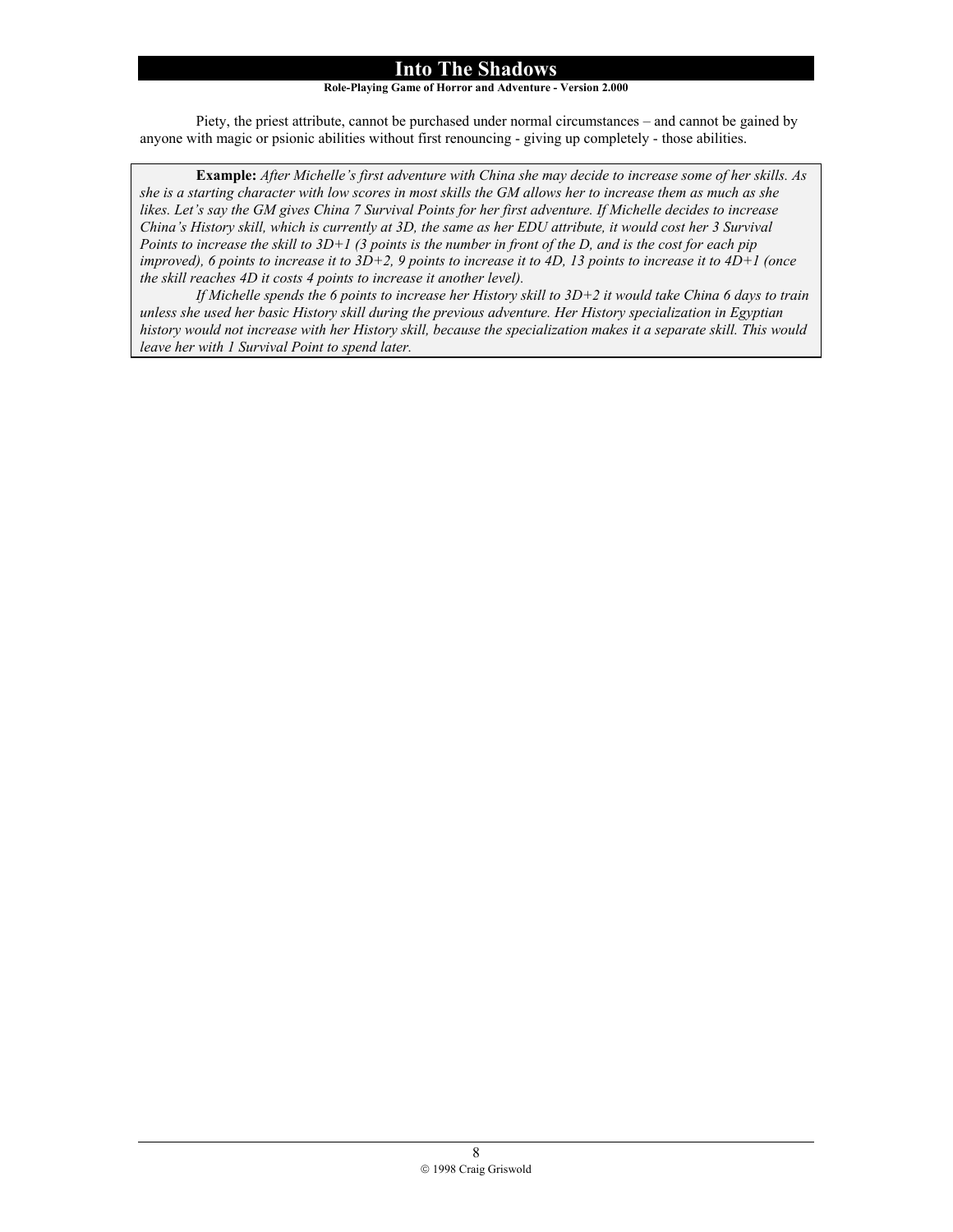Piety, the priest attribute, cannot be purchased under normal circumstances – and cannot be gained by anyone with magic or psionic abilities without first renouncing - giving up completely - those abilities.

> **Example:** *After Michelle's first adventure with China she may decide to increase some of her skills. As she is a starting character with low scores in most skills the GM allows her to increase them as much as she likes. Let's say the GM gives China 7 Survival Points for her first adventure. If Michelle decides to increase China's History skill, which is currently at 3D, the same as her EDU attribute, it would cost her 3 Survival Points to increase the skill to 3D+1 (3 points is the number in front of the D, and is the cost for each pip improved), 6 points to increase it to 3D+2, 9 points to increase it to 4D, 13 points to increase it to 4D+1 (once the skill reaches 4D it costs 4 points to increase it another level).*
>
> *If Michelle spends the 6 points to increase her History skill to 3D+2 it would take China 6 days to train unless she used her basic History skill during the previous adventure. Her History specialization in Egyptian history would not increase with her History skill, because the specialization makes it a separate skill. This would leave her with 1 Survival Point to spend later.*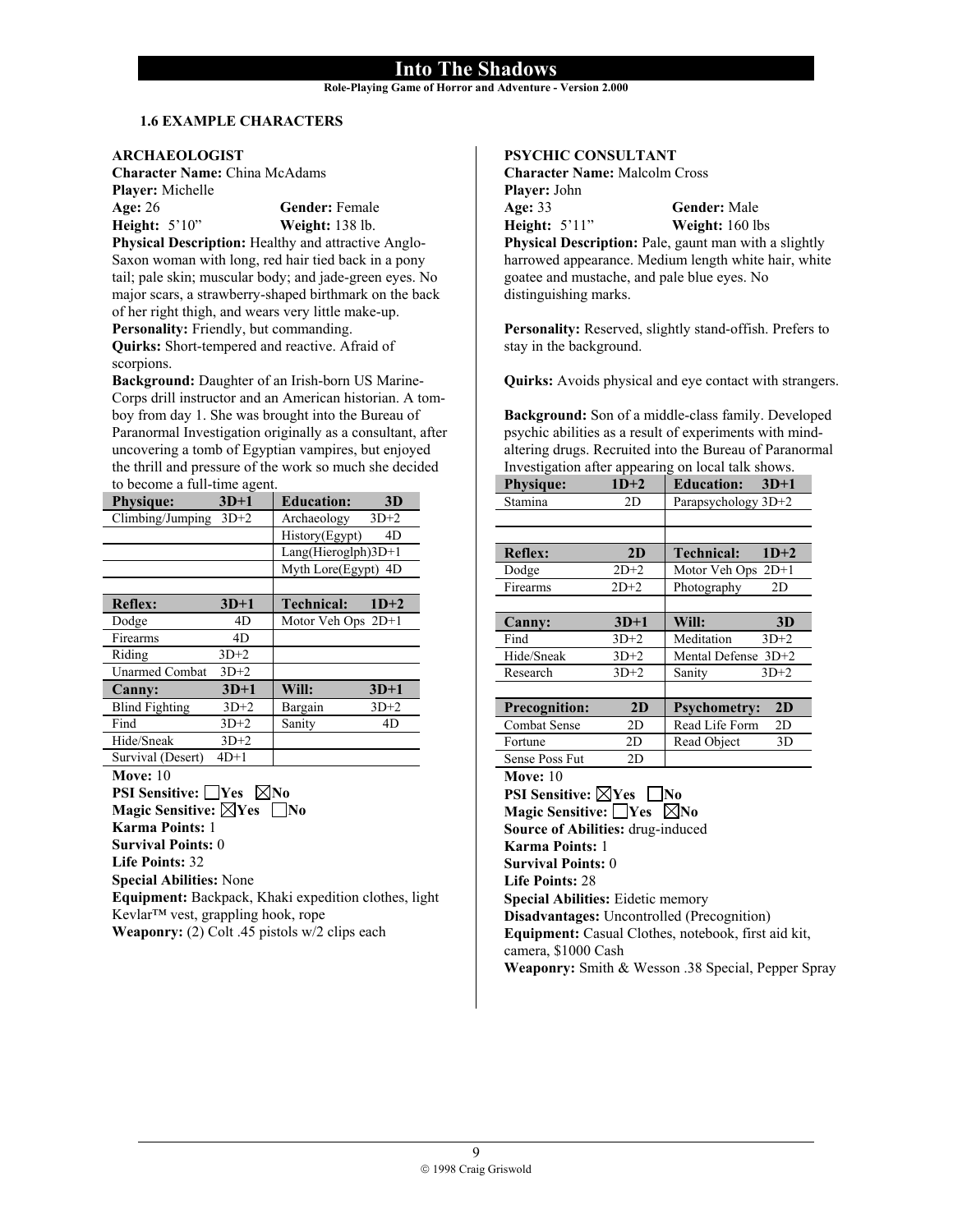### 1.6 EXAMPLE CHARACTERS

**ARCHAEOLOGIST**

**Character Name:** China McAdams
**Player:** Michelle
**Age:** 26 **Gender:** Female
**Height:** 5'10" **Weight:** 138 lb.
**Physical Description:** Healthy and attractive Anglo-Saxon woman with long, red hair tied back in a pony tail; pale skin; muscular body; and jade-green eyes. No major scars, a strawberry-shaped birthmark on the back of her right thigh, and wears very little make-up.
**Personality:** Friendly, but commanding.
**Quirks:** Short-tempered and reactive. Afraid of scorpions.
**Background:** Daughter of an Irish-born US Marine-Corps drill instructor and an American historian. A tomboy from day 1. She was brought into the Bureau of Paranormal Investigation originally as a consultant, after uncovering a tomb of Egyptian vampires, but enjoyed the thrill and pressure of the work so much she decided to become a full-time agent.

| **Physique:** | **3D+1** | **Education:** | **3D** |
|---|---|---|---|
| Climbing/Jumping | 3D+2 | Archaeology | 3D+2 |
| | | History(Egypt) | 4D |
| | | Lang(Hieroglph) | 3D+1 |
| | | Myth Lore(Egypt) | 4D |
| | | | |
| **Reflex:** | **3D+1** | **Technical:** | **1D+2** |
| Dodge | 4D | Motor Veh Ops | 2D+1 |
| Firearms | 4D | | |
| Riding | 3D+2 | | |
| Unarmed Combat | 3D+2 | | |
| **Canny:** | **3D+1** | **Will:** | **3D+1** |
| Blind Fighting | 3D+2 | Bargain | 3D+2 |
| Find | 3D+2 | Sanity | 4D |
| Hide/Sneak | 3D+2 | | |
| Survival (Desert) | 4D+1 | | |

**Move:** 10
**PSI Sensitive:** ☐Yes ☒No
**Magic Sensitive:** ☒Yes ☐No
**Karma Points:** 1
**Survival Points:** 0
**Life Points:** 32
**Special Abilities:** None
**Equipment:** Backpack, Khaki expedition clothes, light Kevlar™ vest, grappling hook, rope
**Weaponry:** (2) Colt .45 pistols w/2 clips each

**PSYCHIC CONSULTANT**

**Character Name:** Malcolm Cross
**Player:** John
**Age:** 33 **Gender:** Male
**Height:** 5'11" **Weight:** 160 lbs
**Physical Description:** Pale, gaunt man with a slightly harrowed appearance. Medium length white hair, white goatee and mustache, and pale blue eyes. No distinguishing marks.

**Personality:** Reserved, slightly stand-offish. Prefers to stay in the background.

**Quirks:** Avoids physical and eye contact with strangers.

**Background:** Son of a middle-class family. Developed psychic abilities as a result of experiments with mind-altering drugs. Recruited into the Bureau of Paranormal Investigation after appearing on local talk shows.

| **Physique:** | **1D+2** | **Education:** | **3D+1** |
|---|---|---|---|
| Stamina | 2D | Parapsychology | 3D+2 |
| | | | |
| | | | |
| **Reflex:** | **2D** | **Technical:** | **1D+2** |
| Dodge | 2D+2 | Motor Veh Ops | 2D+1 |
| Firearms | 2D+2 | Photography | 2D |
| | | | |
| **Canny:** | **3D+1** | **Will:** | **3D** |
| Find | 3D+2 | Meditation | 3D+2 |
| Hide/Sneak | 3D+2 | Mental Defense | 3D+2 |
| Research | 3D+2 | Sanity | 3D+2 |
| | | | |
| **Precognition:** | **2D** | **Psychometry:** | **2D** |
| Combat Sense | 2D | Read Life Form | 2D |
| Fortune | 2D | Read Object | 3D |
| Sense Poss Fut | 2D | | |

**Move:** 10
**PSI Sensitive:** ☒Yes ☐No
**Magic Sensitive:** ☐Yes ☒No
**Source of Abilities:** drug-induced
**Karma Points:** 1
**Survival Points:** 0
**Life Points:** 28
**Special Abilities:** Eidetic memory
**Disadvantages:** Uncontrolled (Precognition)
**Equipment:** Casual Clothes, notebook, first aid kit, camera, $1000 Cash
**Weaponry:** Smith & Wesson .38 Special, Pepper Spray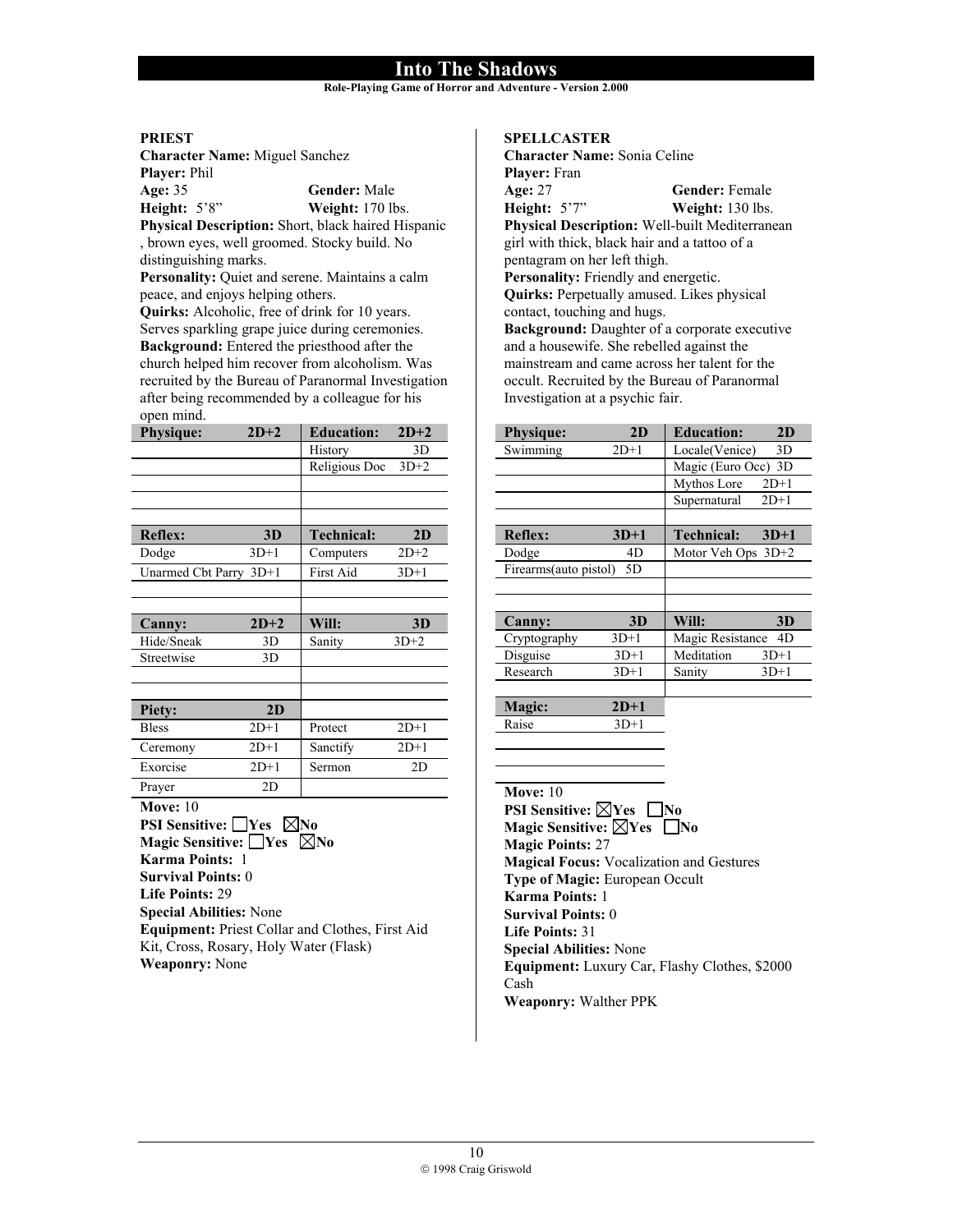**PRIEST**

**Character Name:** Miguel Sanchez
**Player:** Phil
**Age:** 35 **Gender:** Male
**Height:** 5'8" **Weight:** 170 lbs.
**Physical Description:** Short, black haired Hispanic , brown eyes, well groomed. Stocky build. No distinguishing marks.
**Personality:** Quiet and serene. Maintains a calm peace, and enjoys helping others.
**Quirks:** Alcoholic, free of drink for 10 years. Serves sparkling grape juice during ceremonies.
**Background:** Entered the priesthood after the church helped him recover from alcoholism. Was recruited by the Bureau of Paranormal Investigation after being recommended by a colleague for his open mind.

| **Physique:** | **2D+2** | **Education:** | **2D+2** |
|---|---|---|---|
| | | History | 3D |
| | | Religious Doc | 3D+2 |
| **Reflex:** | **3D** | **Technical:** | **2D** |
| Dodge | 3D+1 | Computers | 2D+2 |
| Unarmed Cbt Parry | 3D+1 | First Aid | 3D+1 |
| **Canny:** | **2D+2** | **Will:** | **3D** |
| Hide/Sneak | 3D | Sanity | 3D+2 |
| Streetwise | 3D | | |
| **Piety:** | **2D** | | |
| Bless | 2D+1 | Protect | 2D+1 |
| Ceremony | 2D+1 | Sanctify | 2D+1 |
| Exorcise | 2D+1 | Sermon | 2D |
| Prayer | 2D | | |

**Move:** 10
**PSI Sensitive:** ☐Yes ☒No
**Magic Sensitive:** ☐Yes ☒No
**Karma Points:** 1
**Survival Points:** 0
**Life Points:** 29
**Special Abilities:** None
**Equipment:** Priest Collar and Clothes, First Aid Kit, Cross, Rosary, Holy Water (Flask)
**Weaponry:** None

**SPELLCASTER**

**Character Name:** Sonia Celine
**Player:** Fran
**Age:** 27 **Gender:** Female
**Height:** 5'7" **Weight:** 130 lbs.
**Physical Description:** Well-built Mediterranean girl with thick, black hair and a tattoo of a pentagram on her left thigh.
**Personality:** Friendly and energetic.
**Quirks:** Perpetually amused. Likes physical contact, touching and hugs.
**Background:** Daughter of a corporate executive and a housewife. She rebelled against the mainstream and came across her talent for the occult. Recruited by the Bureau of Paranormal Investigation at a psychic fair.

| **Physique:** | **2D** | **Education:** | **2D** |
|---|---|---|---|
| Swimming | 2D+1 | Locale(Venice) | 3D |
| | | Magic (Euro Occ) | 3D |
| | | Mythos Lore | 2D+1 |
| | | Supernatural | 2D+1 |
| **Reflex:** | **3D+1** | **Technical:** | **3D+1** |
| Dodge | 4D | Motor Veh Ops | 3D+2 |
| Firearms(auto pistol) | 5D | | |
| **Canny:** | **3D** | **Will:** | **3D** |
| Cryptography | 3D+1 | Magic Resistance | 4D |
| Disguise | 3D+1 | Meditation | 3D+1 |
| Research | 3D+1 | Sanity | 3D+1 |
| **Magic:** | **2D+1** | | |
| Raise | 3D+1 | | |

**Move:** 10
**PSI Sensitive:** ☒Yes ☐No
**Magic Sensitive:** ☒Yes ☐No
**Magic Points:** 27
**Magical Focus:** Vocalization and Gestures
**Type of Magic:** European Occult
**Karma Points:** 1
**Survival Points:** 0
**Life Points:** 31
**Special Abilities:** None
**Equipment:** Luxury Car, Flashy Clothes, $2000 Cash
**Weaponry:** Walther PPK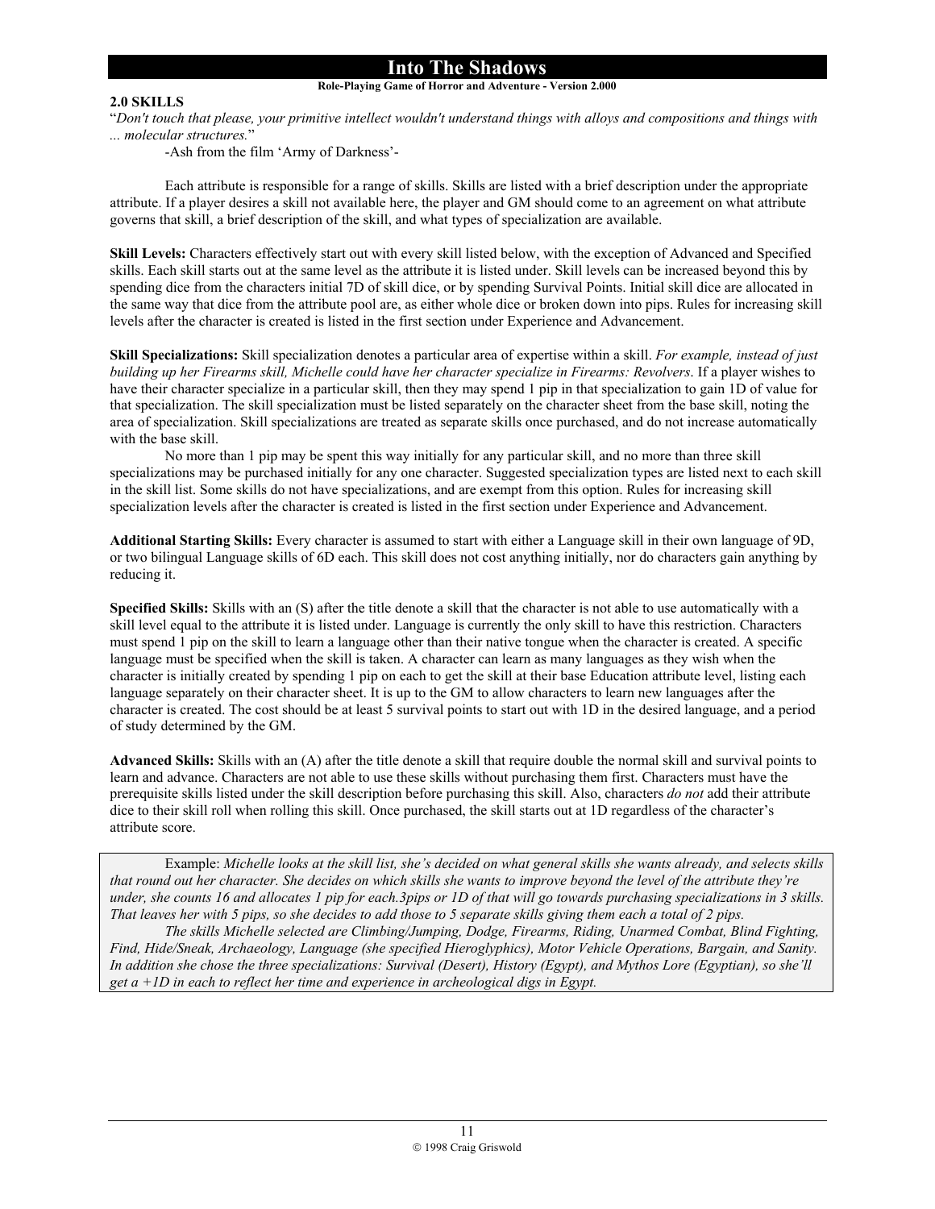## 2.0 SKILLS

"*Don't touch that please, your primitive intellect wouldn't understand things with alloys and compositions and things with ... molecular structures.*"

-Ash from the film 'Army of Darkness'-

Each attribute is responsible for a range of skills. Skills are listed with a brief description under the appropriate attribute. If a player desires a skill not available here, the player and GM should come to an agreement on what attribute governs that skill, a brief description of the skill, and what types of specialization are available.

**Skill Levels:** Characters effectively start out with every skill listed below, with the exception of Advanced and Specified skills. Each skill starts out at the same level as the attribute it is listed under. Skill levels can be increased beyond this by spending dice from the characters initial 7D of skill dice, or by spending Survival Points. Initial skill dice are allocated in the same way that dice from the attribute pool are, as either whole dice or broken down into pips. Rules for increasing skill levels after the character is created is listed in the first section under Experience and Advancement.

**Skill Specializations:** Skill specialization denotes a particular area of expertise within a skill. *For example, instead of just building up her Firearms skill, Michelle could have her character specialize in Firearms: Revolvers*. If a player wishes to have their character specialize in a particular skill, then they may spend 1 pip in that specialization to gain 1D of value for that specialization. The skill specialization must be listed separately on the character sheet from the base skill, noting the area of specialization. Skill specializations are treated as separate skills once purchased, and do not increase automatically with the base skill.

No more than 1 pip may be spent this way initially for any particular skill, and no more than three skill specializations may be purchased initially for any one character. Suggested specialization types are listed next to each skill in the skill list. Some skills do not have specializations, and are exempt from this option. Rules for increasing skill specialization levels after the character is created is listed in the first section under Experience and Advancement.

**Additional Starting Skills:** Every character is assumed to start with either a Language skill in their own language of 9D, or two bilingual Language skills of 6D each. This skill does not cost anything initially, nor do characters gain anything by reducing it.

**Specified Skills:** Skills with an (S) after the title denote a skill that the character is not able to use automatically with a skill level equal to the attribute it is listed under. Language is currently the only skill to have this restriction. Characters must spend 1 pip on the skill to learn a language other than their native tongue when the character is created. A specific language must be specified when the skill is taken. A character can learn as many languages as they wish when the character is initially created by spending 1 pip on each to get the skill at their base Education attribute level, listing each language separately on their character sheet. It is up to the GM to allow characters to learn new languages after the character is created. The cost should be at least 5 survival points to start out with 1D in the desired language, and a period of study determined by the GM.

**Advanced Skills:** Skills with an (A) after the title denote a skill that require double the normal skill and survival points to learn and advance. Characters are not able to use these skills without purchasing them first. Characters must have the prerequisite skills listed under the skill description before purchasing this skill. Also, characters *do not* add their attribute dice to their skill roll when rolling this skill. Once purchased, the skill starts out at 1D regardless of the character's attribute score.

> Example: *Michelle looks at the skill list, she's decided on what general skills she wants already, and selects skills that round out her character. She decides on which skills she wants to improve beyond the level of the attribute they're under, she counts 16 and allocates 1 pip for each.3pips or 1D of that will go towards purchasing specializations in 3 skills. That leaves her with 5 pips, so she decides to add those to 5 separate skills giving them each a total of 2 pips.*
>
> *The skills Michelle selected are Climbing/Jumping, Dodge, Firearms, Riding, Unarmed Combat, Blind Fighting, Find, Hide/Sneak, Archaeology, Language (she specified Hieroglyphics), Motor Vehicle Operations, Bargain, and Sanity. In addition she chose the three specializations: Survival (Desert), History (Egypt), and Mythos Lore (Egyptian), so she'll get a +1D in each to reflect her time and experience in archeological digs in Egypt.*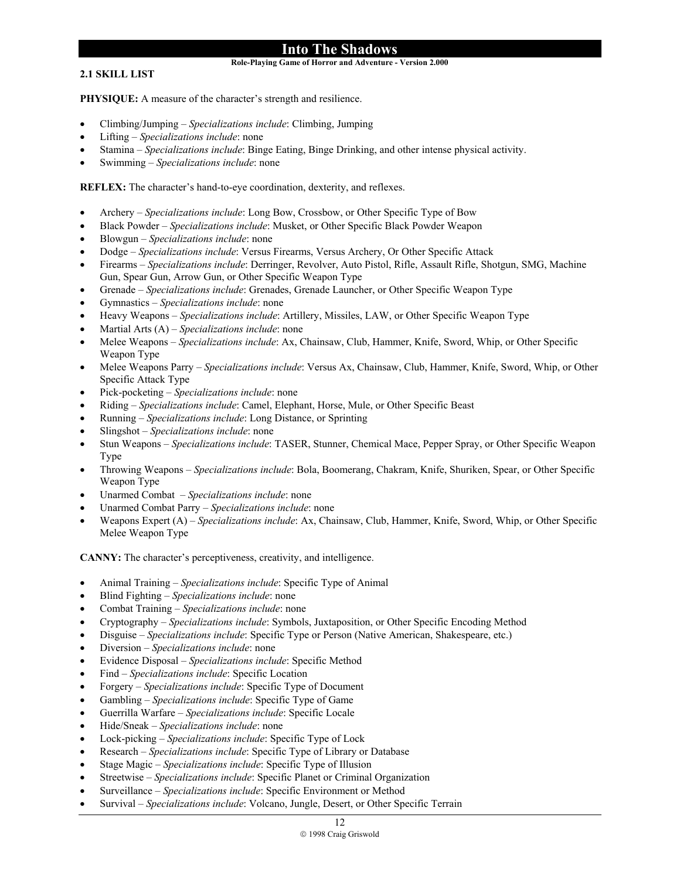### 2.1 SKILL LIST

**PHYSIQUE:** A measure of the character's strength and resilience.

- Climbing/Jumping – *Specializations include*: Climbing, Jumping
- Lifting – *Specializations include*: none
- Stamina – *Specializations include*: Binge Eating, Binge Drinking, and other intense physical activity.
- Swimming – *Specializations include*: none

**REFLEX:** The character's hand-to-eye coordination, dexterity, and reflexes.

- Archery – *Specializations include*: Long Bow, Crossbow, or Other Specific Type of Bow
- Black Powder – *Specializations include*: Musket, or Other Specific Black Powder Weapon
- Blowgun – *Specializations include*: none
- Dodge – *Specializations include*: Versus Firearms, Versus Archery, Or Other Specific Attack
- Firearms – *Specializations include*: Derringer, Revolver, Auto Pistol, Rifle, Assault Rifle, Shotgun, SMG, Machine Gun, Spear Gun, Arrow Gun, or Other Specific Weapon Type
- Grenade – *Specializations include*: Grenades, Grenade Launcher, or Other Specific Weapon Type
- Gymnastics – *Specializations include*: none
- Heavy Weapons – *Specializations include*: Artillery, Missiles, LAW, or Other Specific Weapon Type
- Martial Arts (A) – *Specializations include*: none
- Melee Weapons – *Specializations include*: Ax, Chainsaw, Club, Hammer, Knife, Sword, Whip, or Other Specific Weapon Type
- Melee Weapons Parry – *Specializations include*: Versus Ax, Chainsaw, Club, Hammer, Knife, Sword, Whip, or Other Specific Attack Type
- Pick-pocketing – *Specializations include*: none
- Riding – *Specializations include*: Camel, Elephant, Horse, Mule, or Other Specific Beast
- Running – *Specializations include*: Long Distance, or Sprinting
- Slingshot – *Specializations include*: none
- Stun Weapons – *Specializations include*: TASER, Stunner, Chemical Mace, Pepper Spray, or Other Specific Weapon Type
- Throwing Weapons – *Specializations include*: Bola, Boomerang, Chakram, Knife, Shuriken, Spear, or Other Specific Weapon Type
- Unarmed Combat – *Specializations include*: none
- Unarmed Combat Parry – *Specializations include*: none
- Weapons Expert (A) – *Specializations include*: Ax, Chainsaw, Club, Hammer, Knife, Sword, Whip, or Other Specific Melee Weapon Type

**CANNY:** The character's perceptiveness, creativity, and intelligence.

- Animal Training – *Specializations include*: Specific Type of Animal
- Blind Fighting – *Specializations include*: none
- Combat Training – *Specializations include*: none
- Cryptography – *Specializations include*: Symbols, Juxtaposition, or Other Specific Encoding Method
- Disguise – *Specializations include*: Specific Type or Person (Native American, Shakespeare, etc.)
- Diversion – *Specializations include*: none
- Evidence Disposal – *Specializations include*: Specific Method
- Find – *Specializations include*: Specific Location
- Forgery – *Specializations include*: Specific Type of Document
- Gambling – *Specializations include*: Specific Type of Game
- Guerrilla Warfare – *Specializations include*: Specific Locale
- Hide/Sneak – *Specializations include*: none
- Lock-picking – *Specializations include*: Specific Type of Lock
- Research – *Specializations include*: Specific Type of Library or Database
- Stage Magic – *Specializations include*: Specific Type of Illusion
- Streetwise – *Specializations include*: Specific Planet or Criminal Organization
- Surveillance – *Specializations include*: Specific Environment or Method
- Survival – *Specializations include*: Volcano, Jungle, Desert, or Other Specific Terrain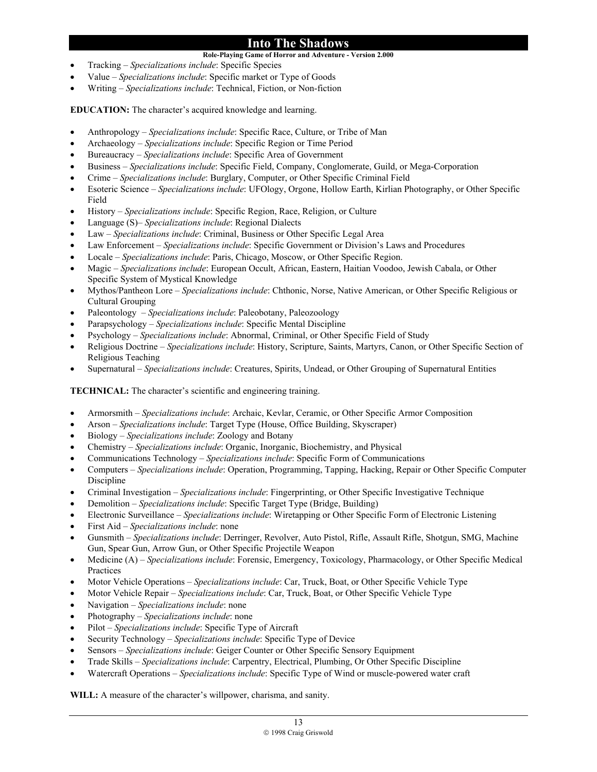- Tracking – *Specializations include*: Specific Species
- Value – *Specializations include*: Specific market or Type of Goods
- Writing – *Specializations include*: Technical, Fiction, or Non-fiction

**EDUCATION:** The character's acquired knowledge and learning.

- Anthropology – *Specializations include*: Specific Race, Culture, or Tribe of Man
- Archaeology – *Specializations include*: Specific Region or Time Period
- Bureaucracy – *Specializations include*: Specific Area of Government
- Business – *Specializations include*: Specific Field, Company, Conglomerate, Guild, or Mega-Corporation
- Crime – *Specializations include*: Burglary, Computer, or Other Specific Criminal Field
- Esoteric Science – *Specializations include*: UFOlogy, Orgone, Hollow Earth, Kirlian Photography, or Other Specific Field
- History – *Specializations include*: Specific Region, Race, Religion, or Culture
- Language (S)– *Specializations include*: Regional Dialects
- Law – *Specializations include*: Criminal, Business or Other Specific Legal Area
- Law Enforcement – *Specializations include*: Specific Government or Division's Laws and Procedures
- Locale – *Specializations include*: Paris, Chicago, Moscow, or Other Specific Region.
- Magic – *Specializations include*: European Occult, African, Eastern, Haitian Voodoo, Jewish Cabala, or Other Specific System of Mystical Knowledge
- Mythos/Pantheon Lore – *Specializations include*: Chthonic, Norse, Native American, or Other Specific Religious or Cultural Grouping
- Paleontology – *Specializations include*: Paleobotany, Paleozoology
- Parapsychology – *Specializations include*: Specific Mental Discipline
- Psychology – *Specializations include*: Abnormal, Criminal, or Other Specific Field of Study
- Religious Doctrine – *Specializations include*: History, Scripture, Saints, Martyrs, Canon, or Other Specific Section of Religious Teaching
- Supernatural – *Specializations include*: Creatures, Spirits, Undead, or Other Grouping of Supernatural Entities

**TECHNICAL:** The character's scientific and engineering training.

- Armorsmith – *Specializations include*: Archaic, Kevlar, Ceramic, or Other Specific Armor Composition
- Arson – *Specializations include*: Target Type (House, Office Building, Skyscraper)
- Biology – *Specializations include*: Zoology and Botany
- Chemistry – *Specializations include*: Organic, Inorganic, Biochemistry, and Physical
- Communications Technology – *Specializations include*: Specific Form of Communications
- Computers – *Specializations include*: Operation, Programming, Tapping, Hacking, Repair or Other Specific Computer Discipline
- Criminal Investigation – *Specializations include*: Fingerprinting, or Other Specific Investigative Technique
- Demolition – *Specializations include*: Specific Target Type (Bridge, Building)
- Electronic Surveillance – *Specializations include*: Wiretapping or Other Specific Form of Electronic Listening
- First Aid – *Specializations include*: none
- Gunsmith – *Specializations include*: Derringer, Revolver, Auto Pistol, Rifle, Assault Rifle, Shotgun, SMG, Machine Gun, Spear Gun, Arrow Gun, or Other Specific Projectile Weapon
- Medicine (A) – *Specializations include*: Forensic, Emergency, Toxicology, Pharmacology, or Other Specific Medical Practices
- Motor Vehicle Operations – *Specializations include*: Car, Truck, Boat, or Other Specific Vehicle Type
- Motor Vehicle Repair – *Specializations include*: Car, Truck, Boat, or Other Specific Vehicle Type
- Navigation – *Specializations include*: none
- Photography – *Specializations include*: none
- Pilot – *Specializations include*: Specific Type of Aircraft
- Security Technology – *Specializations include*: Specific Type of Device
- Sensors – *Specializations include*: Geiger Counter or Other Specific Sensory Equipment
- Trade Skills – *Specializations include*: Carpentry, Electrical, Plumbing, Or Other Specific Discipline
- Watercraft Operations – *Specializations include*: Specific Type of Wind or muscle-powered water craft

**WILL:** A measure of the character's willpower, charisma, and sanity.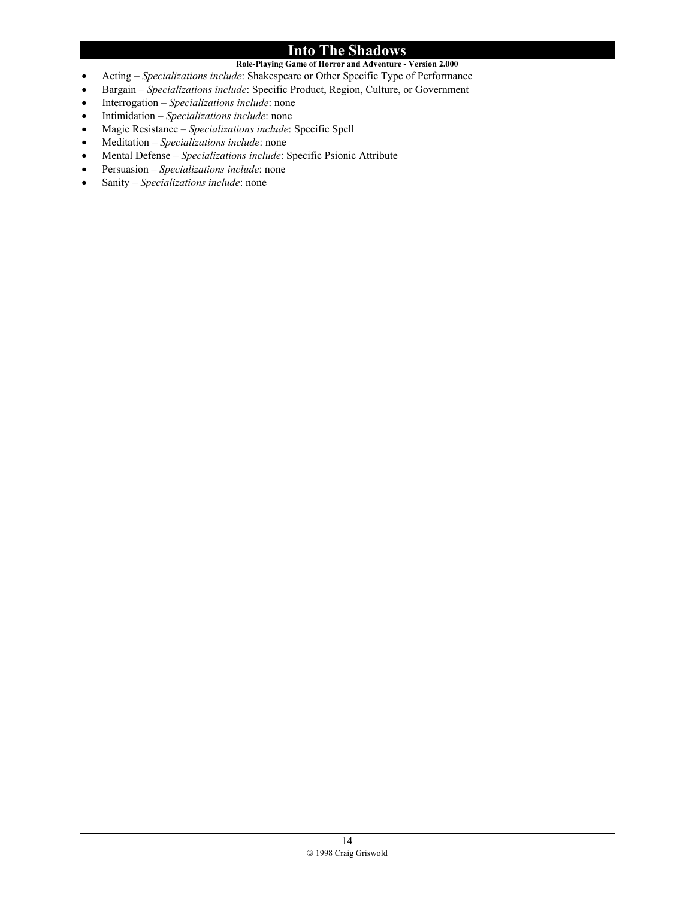- Acting – *Specializations include*: Shakespeare or Other Specific Type of Performance
- Bargain – *Specializations include*: Specific Product, Region, Culture, or Government
- Interrogation – *Specializations include*: none
- Intimidation – *Specializations include*: none
- Magic Resistance – *Specializations include*: Specific Spell
- Meditation – *Specializations include*: none
- Mental Defense – *Specializations include*: Specific Psionic Attribute
- Persuasion – *Specializations include*: none
- Sanity – *Specializations include*: none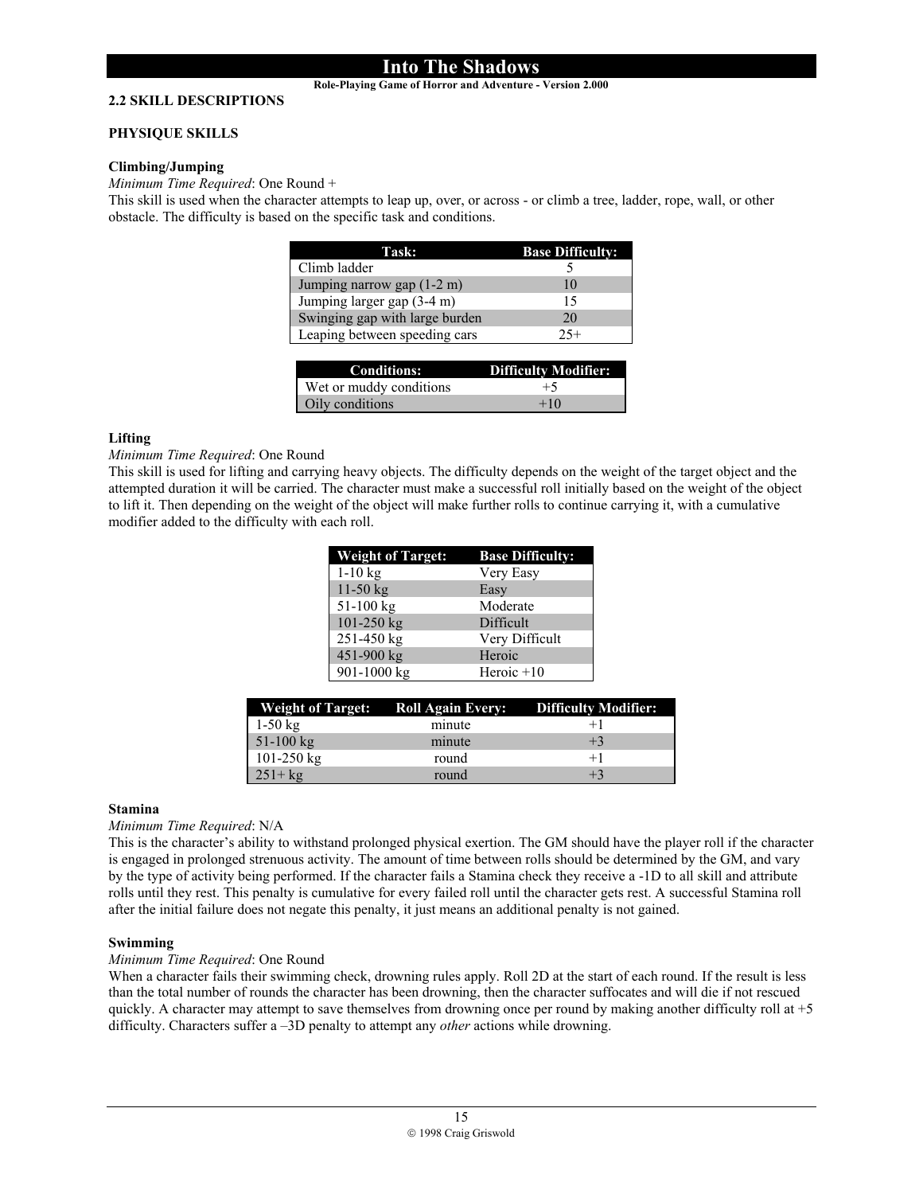## 2.2 SKILL DESCRIPTIONS

### PHYSIQUE SKILLS

#### Climbing/Jumping

*Minimum Time Required*: One Round +

This skill is used when the character attempts to leap up, over, or across - or climb a tree, ladder, rope, wall, or other obstacle. The difficulty is based on the specific task and conditions.

| Task: | Base Difficulty: |
|---|---|
| Climb ladder | 5 |
| Jumping narrow gap (1-2 m) | 10 |
| Jumping larger gap (3-4 m) | 15 |
| Swinging gap with large burden | 20 |
| Leaping between speeding cars | 25+ |

| Conditions: | Difficulty Modifier: |
|---|---|
| Wet or muddy conditions | +5 |
| Oily conditions | +10 |

#### Lifting

*Minimum Time Required*: One Round

This skill is used for lifting and carrying heavy objects. The difficulty depends on the weight of the target object and the attempted duration it will be carried. The character must make a successful roll initially based on the weight of the object to lift it. Then depending on the weight of the object will make further rolls to continue carrying it, with a cumulative modifier added to the difficulty with each roll.

| Weight of Target: | Base Difficulty: |
|---|---|
| 1-10 kg | Very Easy |
| 11-50 kg | Easy |
| 51-100 kg | Moderate |
| 101-250 kg | Difficult |
| 251-450 kg | Very Difficult |
| 451-900 kg | Heroic |
| 901-1000 kg | Heroic +10 |

| Weight of Target: | Roll Again Every: | Difficulty Modifier: |
|---|---|---|
| 1-50 kg | minute | +1 |
| 51-100 kg | minute | +3 |
| 101-250 kg | round | +1 |
| 251+ kg | round | +3 |

#### Stamina

*Minimum Time Required*: N/A

This is the character's ability to withstand prolonged physical exertion. The GM should have the player roll if the character is engaged in prolonged strenuous activity. The amount of time between rolls should be determined by the GM, and vary by the type of activity being performed. If the character fails a Stamina check they receive a -1D to all skill and attribute rolls until they rest. This penalty is cumulative for every failed roll until the character gets rest. A successful Stamina roll after the initial failure does not negate this penalty, it just means an additional penalty is not gained.

#### Swimming

*Minimum Time Required*: One Round

When a character fails their swimming check, drowning rules apply. Roll 2D at the start of each round. If the result is less than the total number of rounds the character has been drowning, then the character suffocates and will die if not rescued quickly. A character may attempt to save themselves from drowning once per round by making another difficulty roll at +5 difficulty. Characters suffer a –3D penalty to attempt any *other* actions while drowning.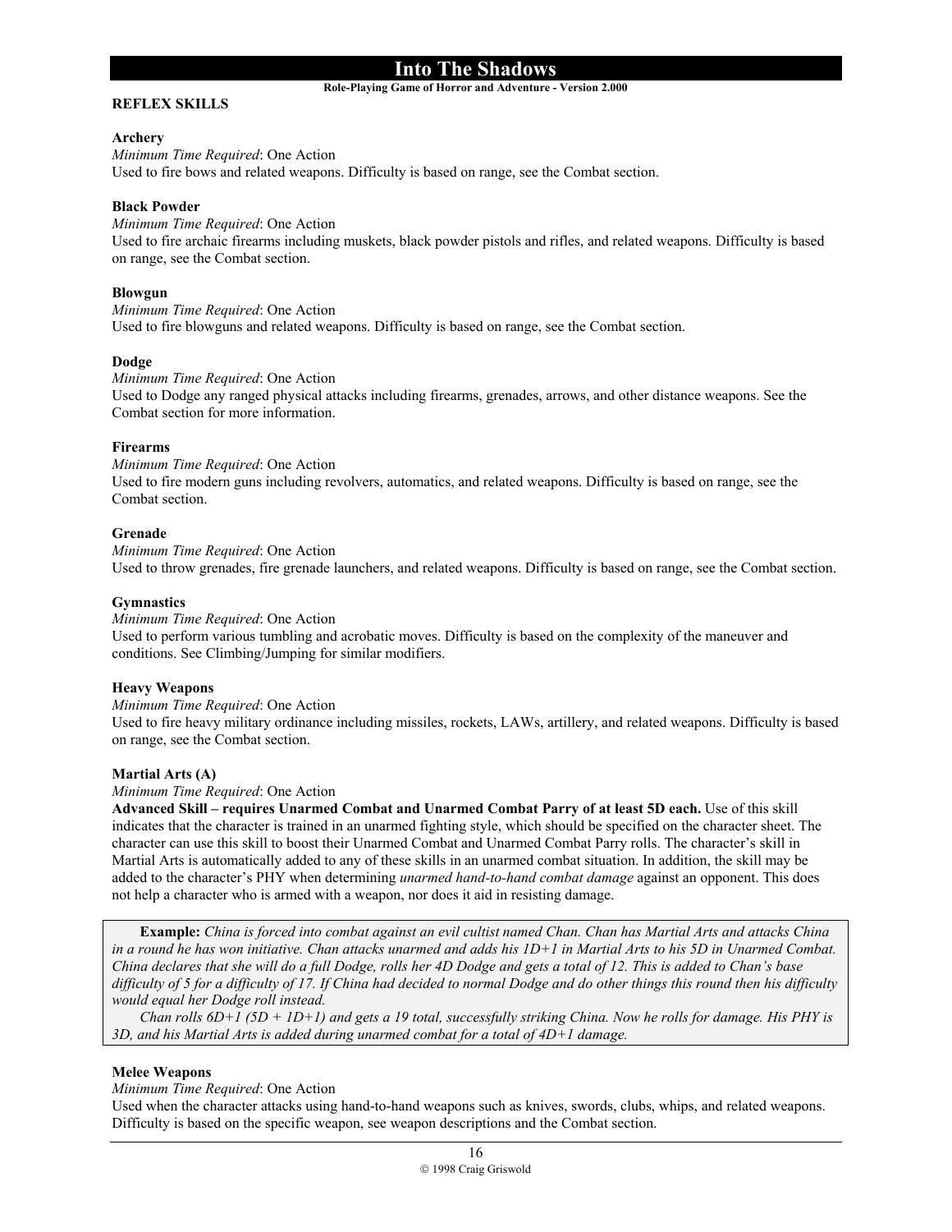## REFLEX SKILLS

**Archery**

*Minimum Time Required*: One Action

Used to fire bows and related weapons. Difficulty is based on range, see the Combat section.

**Black Powder**

*Minimum Time Required*: One Action

Used to fire archaic firearms including muskets, black powder pistols and rifles, and related weapons. Difficulty is based on range, see the Combat section.

**Blowgun**

*Minimum Time Required*: One Action

Used to fire blowguns and related weapons. Difficulty is based on range, see the Combat section.

**Dodge**

*Minimum Time Required*: One Action

Used to Dodge any ranged physical attacks including firearms, grenades, arrows, and other distance weapons. See the Combat section for more information.

**Firearms**

*Minimum Time Required*: One Action

Used to fire modern guns including revolvers, automatics, and related weapons. Difficulty is based on range, see the Combat section.

**Grenade**

*Minimum Time Required*: One Action

Used to throw grenades, fire grenade launchers, and related weapons. Difficulty is based on range, see the Combat section.

**Gymnastics**

*Minimum Time Required*: One Action

Used to perform various tumbling and acrobatic moves. Difficulty is based on the complexity of the maneuver and conditions. See Climbing/Jumping for similar modifiers.

**Heavy Weapons**

*Minimum Time Required*: One Action

Used to fire heavy military ordinance including missiles, rockets, LAWs, artillery, and related weapons. Difficulty is based on range, see the Combat section.

**Martial Arts (A)**

*Minimum Time Required*: One Action

**Advanced Skill – requires Unarmed Combat and Unarmed Combat Parry of at least 5D each.** Use of this skill indicates that the character is trained in an unarmed fighting style, which should be specified on the character sheet. The character can use this skill to boost their Unarmed Combat and Unarmed Combat Parry rolls. The character's skill in Martial Arts is automatically added to any of these skills in an unarmed combat situation. In addition, the skill may be added to the character's PHY when determining *unarmed hand-to-hand combat damage* against an opponent. This does not help a character who is armed with a weapon, nor does it aid in resisting damage.

> **Example:** *China is forced into combat against an evil cultist named Chan. Chan has Martial Arts and attacks China in a round he has won initiative. Chan attacks unarmed and adds his 1D+1 in Martial Arts to his 5D in Unarmed Combat. China declares that she will do a full Dodge, rolls her 4D Dodge and gets a total of 12. This is added to Chan's base difficulty of 5 for a difficulty of 17. If China had decided to normal Dodge and do other things this round then his difficulty would equal her Dodge roll instead.*
>
> *Chan rolls 6D+1 (5D + 1D+1) and gets a 19 total, successfully striking China. Now he rolls for damage. His PHY is 3D, and his Martial Arts is added during unarmed combat for a total of 4D+1 damage.*

**Melee Weapons**

*Minimum Time Required*: One Action

Used when the character attacks using hand-to-hand weapons such as knives, swords, clubs, whips, and related weapons. Difficulty is based on the specific weapon, see weapon descriptions and the Combat section.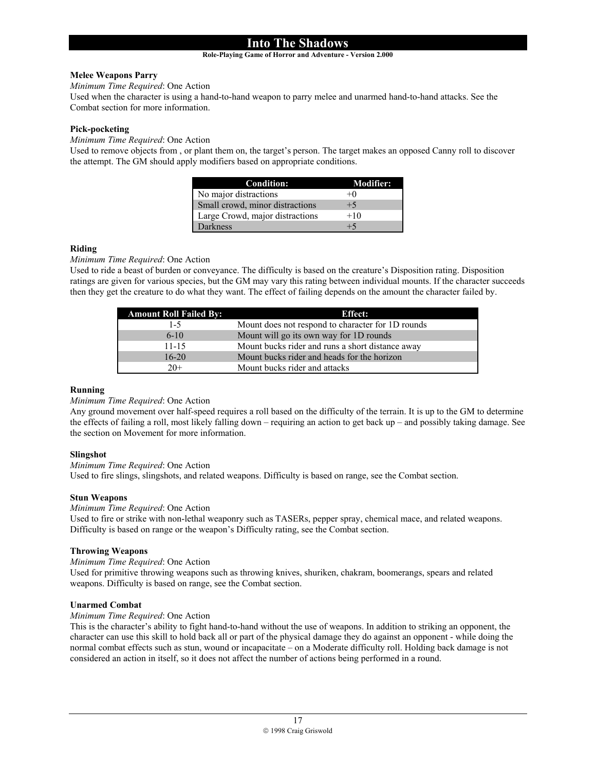**Melee Weapons Parry**

*Minimum Time Required*: One Action

Used when the character is using a hand-to-hand weapon to parry melee and unarmed hand-to-hand attacks. See the Combat section for more information.

**Pick-pocketing**

*Minimum Time Required*: One Action

Used to remove objects from , or plant them on, the target's person. The target makes an opposed Canny roll to discover the attempt. The GM should apply modifiers based on appropriate conditions.

| Condition: | Modifier: |
|---|---|
| No major distractions | +0 |
| Small crowd, minor distractions | +5 |
| Large Crowd, major distractions | +10 |
| Darkness | +5 |

**Riding**

*Minimum Time Required*: One Action

Used to ride a beast of burden or conveyance. The difficulty is based on the creature's Disposition rating. Disposition ratings are given for various species, but the GM may vary this rating between individual mounts. If the character succeeds then they get the creature to do what they want. The effect of failing depends on the amount the character failed by.

| Amount Roll Failed By: | Effect: |
|---|---|
| 1-5 | Mount does not respond to character for 1D rounds |
| 6-10 | Mount will go its own way for 1D rounds |
| 11-15 | Mount bucks rider and runs a short distance away |
| 16-20 | Mount bucks rider and heads for the horizon |
| 20+ | Mount bucks rider and attacks |

**Running**

*Minimum Time Required*: One Action

Any ground movement over half-speed requires a roll based on the difficulty of the terrain. It is up to the GM to determine the effects of failing a roll, most likely falling down – requiring an action to get back up – and possibly taking damage. See the section on Movement for more information.

**Slingshot**

*Minimum Time Required*: One Action

Used to fire slings, slingshots, and related weapons. Difficulty is based on range, see the Combat section.

**Stun Weapons**

*Minimum Time Required*: One Action

Used to fire or strike with non-lethal weaponry such as TASERs, pepper spray, chemical mace, and related weapons. Difficulty is based on range or the weapon's Difficulty rating, see the Combat section.

**Throwing Weapons**

*Minimum Time Required*: One Action

Used for primitive throwing weapons such as throwing knives, shuriken, chakram, boomerangs, spears and related weapons. Difficulty is based on range, see the Combat section.

**Unarmed Combat**

*Minimum Time Required*: One Action

This is the character's ability to fight hand-to-hand without the use of weapons. In addition to striking an opponent, the character can use this skill to hold back all or part of the physical damage they do against an opponent - while doing the normal combat effects such as stun, wound or incapacitate – on a Moderate difficulty roll. Holding back damage is not considered an action in itself, so it does not affect the number of actions being performed in a round.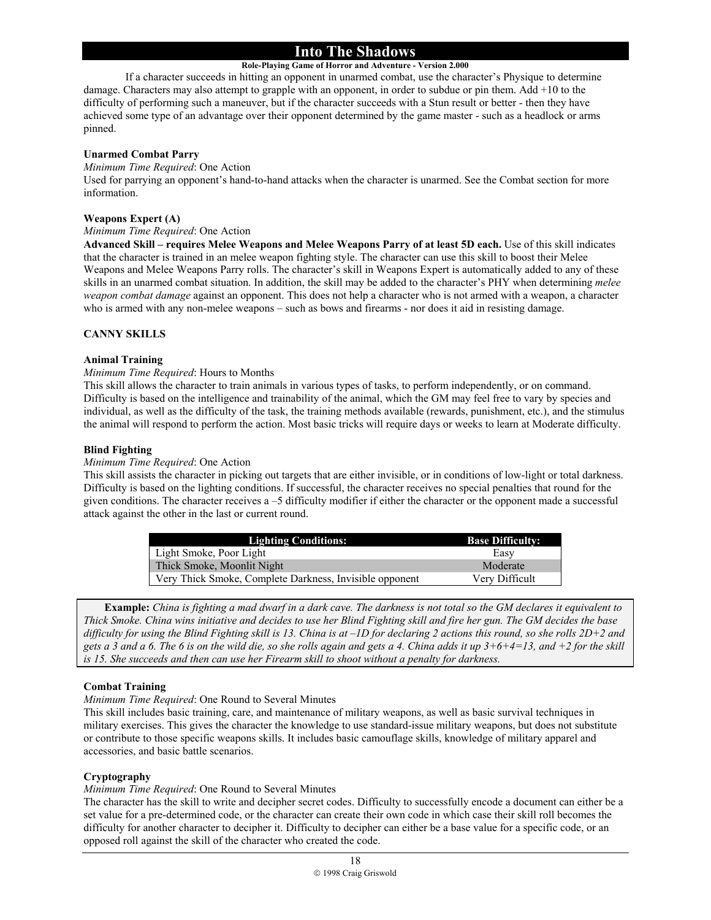If a character succeeds in hitting an opponent in unarmed combat, use the character's Physique to determine damage. Characters may also attempt to grapple with an opponent, in order to subdue or pin them. Add +10 to the difficulty of performing such a maneuver, but if the character succeeds with a Stun result or better - then they have achieved some type of an advantage over their opponent determined by the game master - such as a headlock or arms pinned.

**Unarmed Combat Parry**

*Minimum Time Required*: One Action

Used for parrying an opponent's hand-to-hand attacks when the character is unarmed. See the Combat section for more information.

**Weapons Expert (A)**

*Minimum Time Required*: One Action

**Advanced Skill – requires Melee Weapons and Melee Weapons Parry of at least 5D each.** Use of this skill indicates that the character is trained in an melee weapon fighting style. The character can use this skill to boost their Melee Weapons and Melee Weapons Parry rolls. The character's skill in Weapons Expert is automatically added to any of these skills in an unarmed combat situation. In addition, the skill may be added to the character's PHY when determining *melee weapon combat damage* against an opponent. This does not help a character who is not armed with a weapon, a character who is armed with any non-melee weapons – such as bows and firearms - nor does it aid in resisting damage.

## CANNY SKILLS

**Animal Training**

*Minimum Time Required*: Hours to Months

This skill allows the character to train animals in various types of tasks, to perform independently, or on command. Difficulty is based on the intelligence and trainability of the animal, which the GM may feel free to vary by species and individual, as well as the difficulty of the task, the training methods available (rewards, punishment, etc.), and the stimulus the animal will respond to perform the action. Most basic tricks will require days or weeks to learn at Moderate difficulty.

**Blind Fighting**

*Minimum Time Required*: One Action

This skill assists the character in picking out targets that are either invisible, or in conditions of low-light or total darkness. Difficulty is based on the lighting conditions. If successful, the character receives no special penalties that round for the given conditions. The character receives a –5 difficulty modifier if either the character or the opponent made a successful attack against the other in the last or current round.

| Lighting Conditions: | Base Difficulty: |
|---|---|
| Light Smoke, Poor Light | Easy |
| Thick Smoke, Moonlit Night | Moderate |
| Very Thick Smoke, Complete Darkness, Invisible opponent | Very Difficult |

> **Example:** *China is fighting a mad dwarf in a dark cave. The darkness is not total so the GM declares it equivalent to Thick Smoke. China wins initiative and decides to use her Blind Fighting skill and fire her gun. The GM decides the base difficulty for using the Blind Fighting skill is 13. China is at –1D for declaring 2 actions this round, so she rolls 2D+2 and gets a 3 and a 6. The 6 is on the wild die, so she rolls again and gets a 4. China adds it up 3+6+4=13, and +2 for the skill is 15. She succeeds and then can use her Firearm skill to shoot without a penalty for darkness.*

**Combat Training**

*Minimum Time Required*: One Round to Several Minutes

This skill includes basic training, care, and maintenance of military weapons, as well as basic survival techniques in military exercises. This gives the character the knowledge to use standard-issue military weapons, but does not substitute or contribute to those specific weapons skills. It includes basic camouflage skills, knowledge of military apparel and accessories, and basic battle scenarios.

**Cryptography**

*Minimum Time Required*: One Round to Several Minutes

The character has the skill to write and decipher secret codes. Difficulty to successfully encode a document can either be a set value for a pre-determined code, or the character can create their own code in which case their skill roll becomes the difficulty for another character to decipher it. Difficulty to decipher can either be a base value for a specific code, or an opposed roll against the skill of the character who created the code.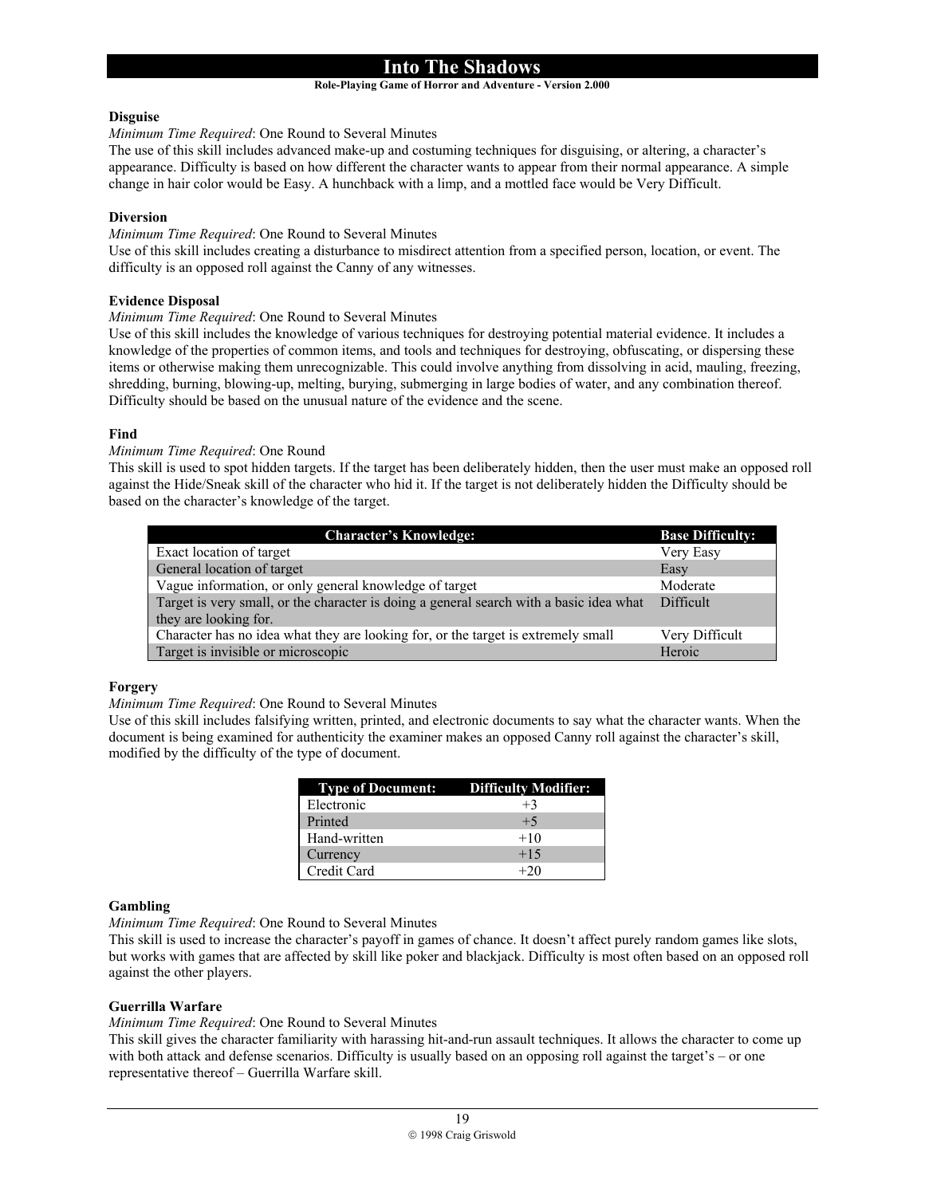**Disguise**

*Minimum Time Required*: One Round to Several Minutes

The use of this skill includes advanced make-up and costuming techniques for disguising, or altering, a character's appearance. Difficulty is based on how different the character wants to appear from their normal appearance. A simple change in hair color would be Easy. A hunchback with a limp, and a mottled face would be Very Difficult.

**Diversion**

*Minimum Time Required*: One Round to Several Minutes

Use of this skill includes creating a disturbance to misdirect attention from a specified person, location, or event. The difficulty is an opposed roll against the Canny of any witnesses.

**Evidence Disposal**

*Minimum Time Required*: One Round to Several Minutes

Use of this skill includes the knowledge of various techniques for destroying potential material evidence. It includes a knowledge of the properties of common items, and tools and techniques for destroying, obfuscating, or dispersing these items or otherwise making them unrecognizable. This could involve anything from dissolving in acid, mauling, freezing, shredding, burning, blowing-up, melting, burying, submerging in large bodies of water, and any combination thereof. Difficulty should be based on the unusual nature of the evidence and the scene.

**Find**

*Minimum Time Required*: One Round

This skill is used to spot hidden targets. If the target has been deliberately hidden, then the user must make an opposed roll against the Hide/Sneak skill of the character who hid it. If the target is not deliberately hidden the Difficulty should be based on the character's knowledge of the target.

| Character's Knowledge: | Base Difficulty: |
|---|---|
| Exact location of target | Very Easy |
| General location of target | Easy |
| Vague information, or only general knowledge of target | Moderate |
| Target is very small, or the character is doing a general search with a basic idea what they are looking for. | Difficult |
| Character has no idea what they are looking for, or the target is extremely small | Very Difficult |
| Target is invisible or microscopic | Heroic |

**Forgery**

*Minimum Time Required*: One Round to Several Minutes

Use of this skill includes falsifying written, printed, and electronic documents to say what the character wants. When the document is being examined for authenticity the examiner makes an opposed Canny roll against the character's skill, modified by the difficulty of the type of document.

| Type of Document: | Difficulty Modifier: |
|---|---|
| Electronic | +3 |
| Printed | +5 |
| Hand-written | +10 |
| Currency | +15 |
| Credit Card | +20 |

**Gambling**

*Minimum Time Required*: One Round to Several Minutes

This skill is used to increase the character's payoff in games of chance. It doesn't affect purely random games like slots, but works with games that are affected by skill like poker and blackjack. Difficulty is most often based on an opposed roll against the other players.

**Guerrilla Warfare**

*Minimum Time Required*: One Round to Several Minutes

This skill gives the character familiarity with harassing hit-and-run assault techniques. It allows the character to come up with both attack and defense scenarios. Difficulty is usually based on an opposing roll against the target's – or one representative thereof – Guerrilla Warfare skill.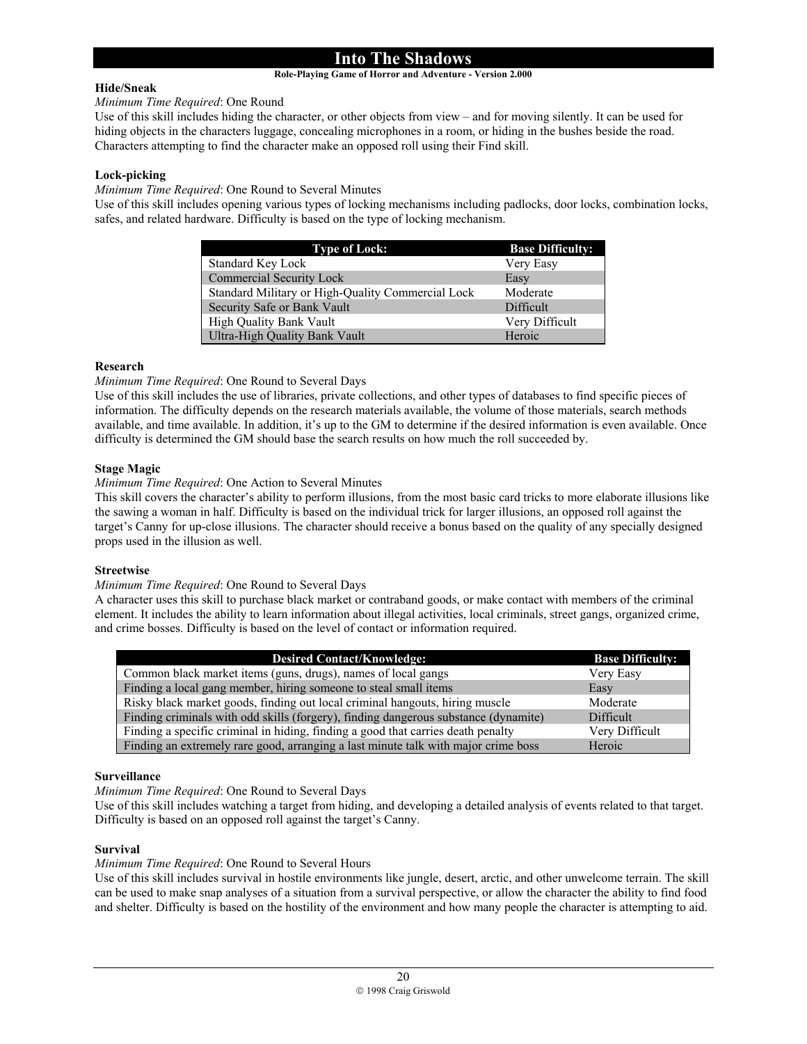### Hide/Sneak

*Minimum Time Required*: One Round

Use of this skill includes hiding the character, or other objects from view – and for moving silently. It can be used for hiding objects in the characters luggage, concealing microphones in a room, or hiding in the bushes beside the road. Characters attempting to find the character make an opposed roll using their Find skill.

### Lock-picking

*Minimum Time Required*: One Round to Several Minutes

Use of this skill includes opening various types of locking mechanisms including padlocks, door locks, combination locks, safes, and related hardware. Difficulty is based on the type of locking mechanism.

| Type of Lock: | Base Difficulty: |
|---|---|
| Standard Key Lock | Very Easy |
| Commercial Security Lock | Easy |
| Standard Military or High-Quality Commercial Lock | Moderate |
| Security Safe or Bank Vault | Difficult |
| High Quality Bank Vault | Very Difficult |
| Ultra-High Quality Bank Vault | Heroic |

### Research

*Minimum Time Required*: One Round to Several Days

Use of this skill includes the use of libraries, private collections, and other types of databases to find specific pieces of information. The difficulty depends on the research materials available, the volume of those materials, search methods available, and time available. In addition, it's up to the GM to determine if the desired information is even available. Once difficulty is determined the GM should base the search results on how much the roll succeeded by.

### Stage Magic

*Minimum Time Required*: One Action to Several Minutes

This skill covers the character's ability to perform illusions, from the most basic card tricks to more elaborate illusions like the sawing a woman in half. Difficulty is based on the individual trick for larger illusions, an opposed roll against the target's Canny for up-close illusions. The character should receive a bonus based on the quality of any specially designed props used in the illusion as well.

### Streetwise

*Minimum Time Required*: One Round to Several Days

A character uses this skill to purchase black market or contraband goods, or make contact with members of the criminal element. It includes the ability to learn information about illegal activities, local criminals, street gangs, organized crime, and crime bosses. Difficulty is based on the level of contact or information required.

| Desired Contact/Knowledge: | Base Difficulty: |
|---|---|
| Common black market items (guns, drugs), names of local gangs | Very Easy |
| Finding a local gang member, hiring someone to steal small items | Easy |
| Risky black market goods, finding out local criminal hangouts, hiring muscle | Moderate |
| Finding criminals with odd skills (forgery), finding dangerous substance (dynamite) | Difficult |
| Finding a specific criminal in hiding, finding a good that carries death penalty | Very Difficult |
| Finding an extremely rare good, arranging a last minute talk with major crime boss | Heroic |

### Surveillance

*Minimum Time Required*: One Round to Several Days

Use of this skill includes watching a target from hiding, and developing a detailed analysis of events related to that target. Difficulty is based on an opposed roll against the target's Canny.

### Survival

*Minimum Time Required*: One Round to Several Hours

Use of this skill includes survival in hostile environments like jungle, desert, arctic, and other unwelcome terrain. The skill can be used to make snap analyses of a situation from a survival perspective, or allow the character the ability to find food and shelter. Difficulty is based on the hostility of the environment and how many people the character is attempting to aid.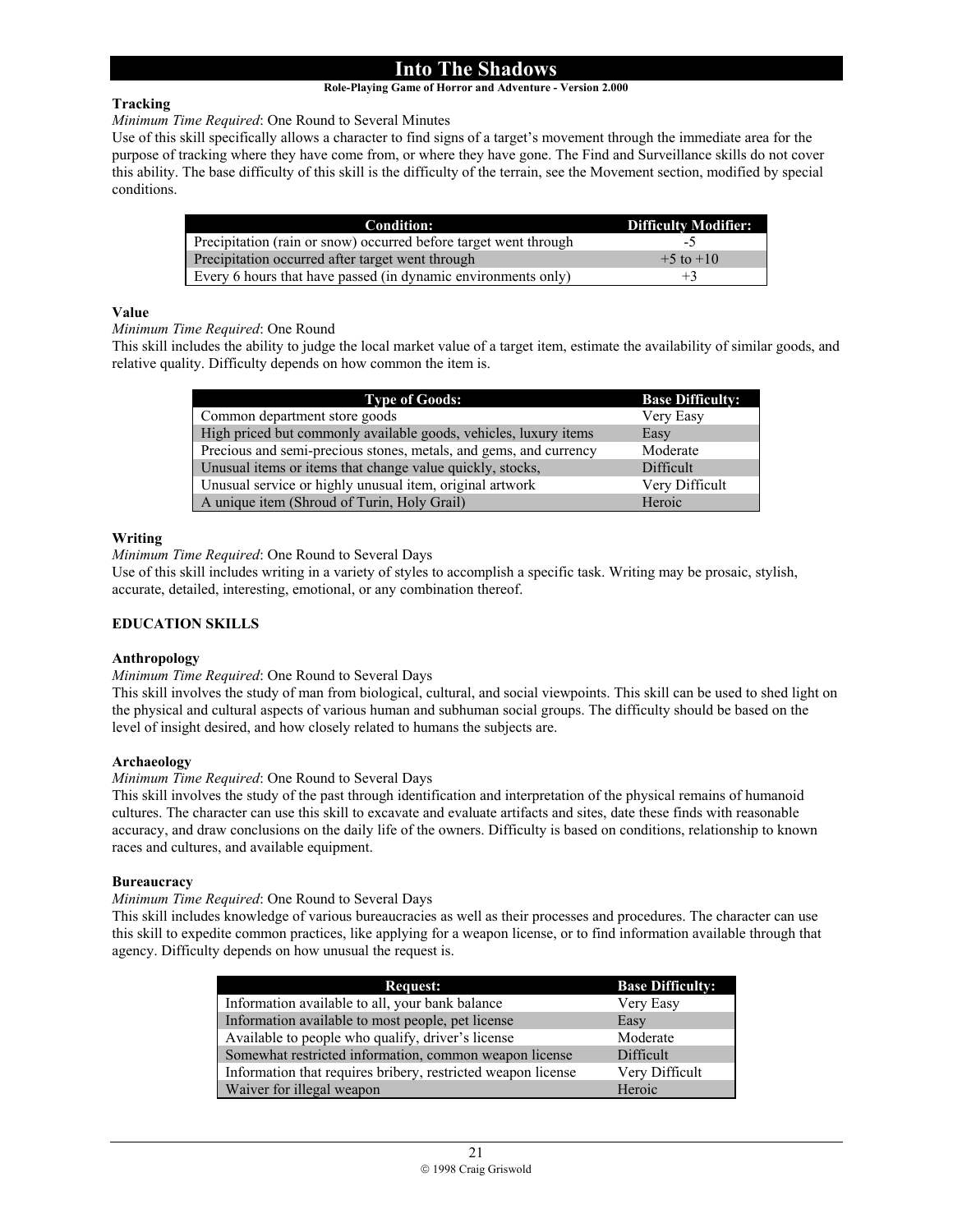### Tracking

*Minimum Time Required*: One Round to Several Minutes

Use of this skill specifically allows a character to find signs of a target's movement through the immediate area for the purpose of tracking where they have come from, or where they have gone. The Find and Surveillance skills do not cover this ability. The base difficulty of this skill is the difficulty of the terrain, see the Movement section, modified by special conditions.

| Condition: | Difficulty Modifier: |
|---|---|
| Precipitation (rain or snow) occurred before target went through | -5 |
| Precipitation occurred after target went through | +5 to +10 |
| Every 6 hours that have passed (in dynamic environments only) | +3 |

### Value

*Minimum Time Required*: One Round

This skill includes the ability to judge the local market value of a target item, estimate the availability of similar goods, and relative quality. Difficulty depends on how common the item is.

| Type of Goods: | Base Difficulty: |
|---|---|
| Common department store goods | Very Easy |
| High priced but commonly available goods, vehicles, luxury items | Easy |
| Precious and semi-precious stones, metals, and gems, and currency | Moderate |
| Unusual items or items that change value quickly, stocks, | Difficult |
| Unusual service or highly unusual item, original artwork | Very Difficult |
| A unique item (Shroud of Turin, Holy Grail) | Heroic |

### Writing

*Minimum Time Required*: One Round to Several Days

Use of this skill includes writing in a variety of styles to accomplish a specific task. Writing may be prosaic, stylish, accurate, detailed, interesting, emotional, or any combination thereof.

## EDUCATION SKILLS

### Anthropology

*Minimum Time Required*: One Round to Several Days

This skill involves the study of man from biological, cultural, and social viewpoints. This skill can be used to shed light on the physical and cultural aspects of various human and subhuman social groups. The difficulty should be based on the level of insight desired, and how closely related to humans the subjects are.

### Archaeology

*Minimum Time Required*: One Round to Several Days

This skill involves the study of the past through identification and interpretation of the physical remains of humanoid cultures. The character can use this skill to excavate and evaluate artifacts and sites, date these finds with reasonable accuracy, and draw conclusions on the daily life of the owners. Difficulty is based on conditions, relationship to known races and cultures, and available equipment.

### Bureaucracy

*Minimum Time Required*: One Round to Several Days

This skill includes knowledge of various bureaucracies as well as their processes and procedures. The character can use this skill to expedite common practices, like applying for a weapon license, or to find information available through that agency. Difficulty depends on how unusual the request is.

| Request: | Base Difficulty: |
|---|---|
| Information available to all, your bank balance | Very Easy |
| Information available to most people, pet license | Easy |
| Available to people who qualify, driver's license | Moderate |
| Somewhat restricted information, common weapon license | Difficult |
| Information that requires bribery, restricted weapon license | Very Difficult |
| Waiver for illegal weapon | Heroic |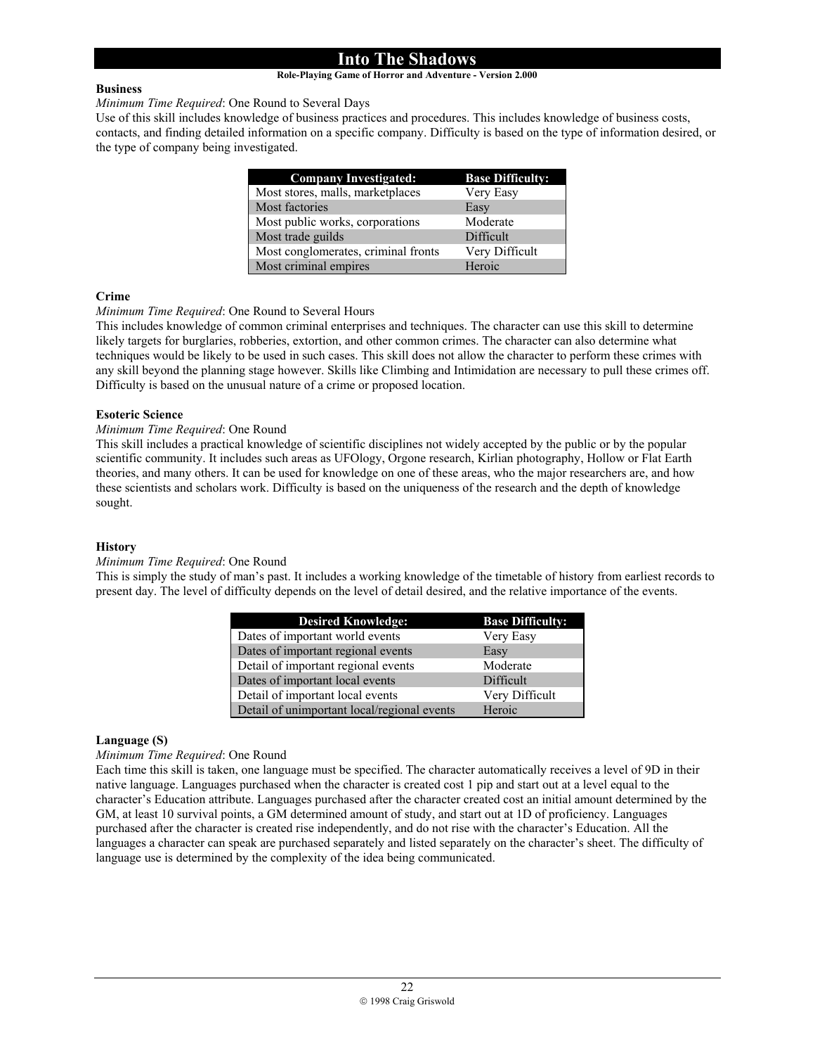### Business

*Minimum Time Required*: One Round to Several Days

Use of this skill includes knowledge of business practices and procedures. This includes knowledge of business costs, contacts, and finding detailed information on a specific company. Difficulty is based on the type of information desired, or the type of company being investigated.

| Company Investigated: | Base Difficulty: |
|---|---|
| Most stores, malls, marketplaces | Very Easy |
| Most factories | Easy |
| Most public works, corporations | Moderate |
| Most trade guilds | Difficult |
| Most conglomerates, criminal fronts | Very Difficult |
| Most criminal empires | Heroic |

### Crime

*Minimum Time Required*: One Round to Several Hours

This includes knowledge of common criminal enterprises and techniques. The character can use this skill to determine likely targets for burglaries, robberies, extortion, and other common crimes. The character can also determine what techniques would be likely to be used in such cases. This skill does not allow the character to perform these crimes with any skill beyond the planning stage however. Skills like Climbing and Intimidation are necessary to pull these crimes off. Difficulty is based on the unusual nature of a crime or proposed location.

### Esoteric Science

*Minimum Time Required*: One Round

This skill includes a practical knowledge of scientific disciplines not widely accepted by the public or by the popular scientific community. It includes such areas as UFOlogy, Orgone research, Kirlian photography, Hollow or Flat Earth theories, and many others. It can be used for knowledge on one of these areas, who the major researchers are, and how these scientists and scholars work. Difficulty is based on the uniqueness of the research and the depth of knowledge sought.

### History

*Minimum Time Required*: One Round

This is simply the study of man's past. It includes a working knowledge of the timetable of history from earliest records to present day. The level of difficulty depends on the level of detail desired, and the relative importance of the events.

| Desired Knowledge: | Base Difficulty: |
|---|---|
| Dates of important world events | Very Easy |
| Dates of important regional events | Easy |
| Detail of important regional events | Moderate |
| Dates of important local events | Difficult |
| Detail of important local events | Very Difficult |
| Detail of unimportant local/regional events | Heroic |

### Language (S)

*Minimum Time Required*: One Round

Each time this skill is taken, one language must be specified. The character automatically receives a level of 9D in their native language. Languages purchased when the character is created cost 1 pip and start out at a level equal to the character's Education attribute. Languages purchased after the character created cost an initial amount determined by the GM, at least 10 survival points, a GM determined amount of study, and start out at 1D of proficiency. Languages purchased after the character is created rise independently, and do not rise with the character's Education. All the languages a character can speak are purchased separately and listed separately on the character's sheet. The difficulty of language use is determined by the complexity of the idea being communicated.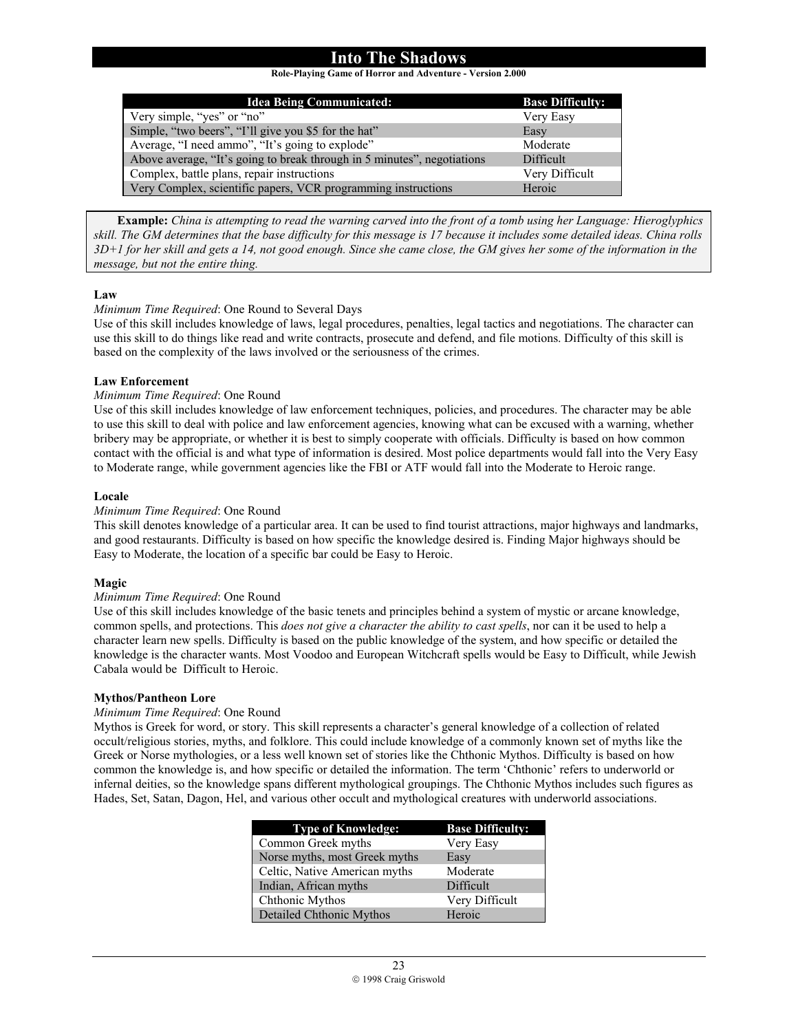| Idea Being Communicated: | Base Difficulty: |
| --- | --- |
| Very simple, "yes" or "no" | Very Easy |
| Simple, "two beers", "I'll give you $5 for the hat" | Easy |
| Average, "I need ammo", "It's going to explode" | Moderate |
| Above average, "It's going to break through in 5 minutes", negotiations | Difficult |
| Complex, battle plans, repair instructions | Very Difficult |
| Very Complex, scientific papers, VCR programming instructions | Heroic |

**Example:** *China is attempting to read the warning carved into the front of a tomb using her Language: Hieroglyphics skill. The GM determines that the base difficulty for this message is 17 because it includes some detailed ideas. China rolls 3D+1 for her skill and gets a 14, not good enough. Since she came close, the GM gives her some of the information in the message, but not the entire thing.*

**Law**

*Minimum Time Required*: One Round to Several Days

Use of this skill includes knowledge of laws, legal procedures, penalties, legal tactics and negotiations. The character can use this skill to do things like read and write contracts, prosecute and defend, and file motions. Difficulty of this skill is based on the complexity of the laws involved or the seriousness of the crimes.

**Law Enforcement**

*Minimum Time Required*: One Round

Use of this skill includes knowledge of law enforcement techniques, policies, and procedures. The character may be able to use this skill to deal with police and law enforcement agencies, knowing what can be excused with a warning, whether bribery may be appropriate, or whether it is best to simply cooperate with officials. Difficulty is based on how common contact with the official is and what type of information is desired. Most police departments would fall into the Very Easy to Moderate range, while government agencies like the FBI or ATF would fall into the Moderate to Heroic range.

**Locale**

*Minimum Time Required*: One Round

This skill denotes knowledge of a particular area. It can be used to find tourist attractions, major highways and landmarks, and good restaurants. Difficulty is based on how specific the knowledge desired is. Finding Major highways should be Easy to Moderate, the location of a specific bar could be Easy to Heroic.

**Magic**

*Minimum Time Required*: One Round

Use of this skill includes knowledge of the basic tenets and principles behind a system of mystic or arcane knowledge, common spells, and protections. This *does not give a character the ability to cast spells*, nor can it be used to help a character learn new spells. Difficulty is based on the public knowledge of the system, and how specific or detailed the knowledge is the character wants. Most Voodoo and European Witchcraft spells would be Easy to Difficult, while Jewish Cabala would be Difficult to Heroic.

**Mythos/Pantheon Lore**

*Minimum Time Required*: One Round

Mythos is Greek for word, or story. This skill represents a character's general knowledge of a collection of related occult/religious stories, myths, and folklore. This could include knowledge of a commonly known set of myths like the Greek or Norse mythologies, or a less well known set of stories like the Chthonic Mythos. Difficulty is based on how common the knowledge is, and how specific or detailed the information. The term 'Chthonic' refers to underworld or infernal deities, so the knowledge spans different mythological groupings. The Chthonic Mythos includes such figures as Hades, Set, Satan, Dagon, Hel, and various other occult and mythological creatures with underworld associations.

| Type of Knowledge: | Base Difficulty: |
| --- | --- |
| Common Greek myths | Very Easy |
| Norse myths, most Greek myths | Easy |
| Celtic, Native American myths | Moderate |
| Indian, African myths | Difficult |
| Chthonic Mythos | Very Difficult |
| Detailed Chthonic Mythos | Heroic |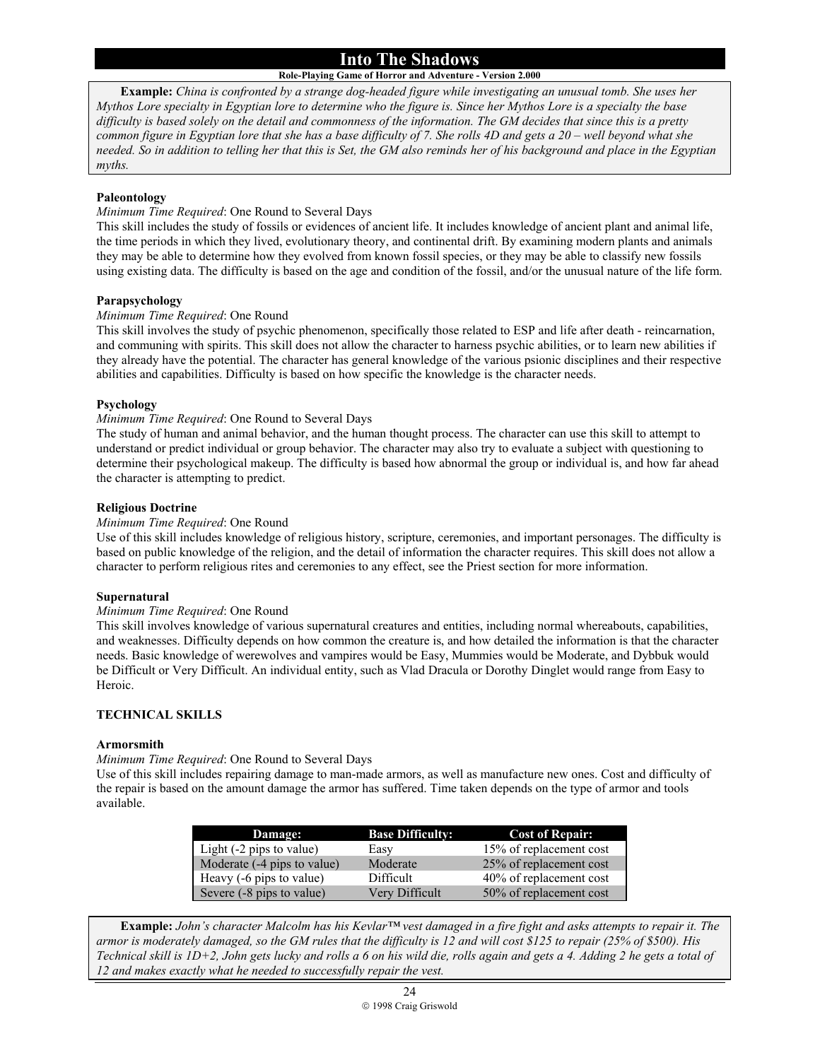**Example:** *China is confronted by a strange dog-headed figure while investigating an unusual tomb. She uses her Mythos Lore specialty in Egyptian lore to determine who the figure is. Since her Mythos Lore is a specialty the base difficulty is based solely on the detail and commonness of the information. The GM decides that since this is a pretty common figure in Egyptian lore that she has a base difficulty of 7. She rolls 4D and gets a 20 – well beyond what she needed. So in addition to telling her that this is Set, the GM also reminds her of his background and place in the Egyptian myths.*

**Paleontology**

*Minimum Time Required*: One Round to Several Days

This skill includes the study of fossils or evidences of ancient life. It includes knowledge of ancient plant and animal life, the time periods in which they lived, evolutionary theory, and continental drift. By examining modern plants and animals they may be able to determine how they evolved from known fossil species, or they may be able to classify new fossils using existing data. The difficulty is based on the age and condition of the fossil, and/or the unusual nature of the life form.

**Parapsychology**

*Minimum Time Required*: One Round

This skill involves the study of psychic phenomenon, specifically those related to ESP and life after death - reincarnation, and communing with spirits. This skill does not allow the character to harness psychic abilities, or to learn new abilities if they already have the potential. The character has general knowledge of the various psionic disciplines and their respective abilities and capabilities. Difficulty is based on how specific the knowledge is the character needs.

**Psychology**

*Minimum Time Required*: One Round to Several Days

The study of human and animal behavior, and the human thought process. The character can use this skill to attempt to understand or predict individual or group behavior. The character may also try to evaluate a subject with questioning to determine their psychological makeup. The difficulty is based how abnormal the group or individual is, and how far ahead the character is attempting to predict.

**Religious Doctrine**

*Minimum Time Required*: One Round

Use of this skill includes knowledge of religious history, scripture, ceremonies, and important personages. The difficulty is based on public knowledge of the religion, and the detail of information the character requires. This skill does not allow a character to perform religious rites and ceremonies to any effect, see the Priest section for more information.

**Supernatural**

*Minimum Time Required*: One Round

This skill involves knowledge of various supernatural creatures and entities, including normal whereabouts, capabilities, and weaknesses. Difficulty depends on how common the creature is, and how detailed the information is that the character needs. Basic knowledge of werewolves and vampires would be Easy, Mummies would be Moderate, and Dybbuk would be Difficult or Very Difficult. An individual entity, such as Vlad Dracula or Dorothy Dinglet would range from Easy to Heroic.

**TECHNICAL SKILLS**

**Armorsmith**

*Minimum Time Required*: One Round to Several Days

Use of this skill includes repairing damage to man-made armors, as well as manufacture new ones. Cost and difficulty of the repair is based on the amount damage the armor has suffered. Time taken depends on the type of armor and tools available.

| Damage: | Base Difficulty: | Cost of Repair: |
|---|---|---|
| Light (-2 pips to value) | Easy | 15% of replacement cost |
| Moderate (-4 pips to value) | Moderate | 25% of replacement cost |
| Heavy (-6 pips to value) | Difficult | 40% of replacement cost |
| Severe (-8 pips to value) | Very Difficult | 50% of replacement cost |

**Example:** *John's character Malcolm has his Kevlar™ vest damaged in a fire fight and asks attempts to repair it. The armor is moderately damaged, so the GM rules that the difficulty is 12 and will cost $125 to repair (25% of $500). His Technical skill is 1D+2, John gets lucky and rolls a 6 on his wild die, rolls again and gets a 4. Adding 2 he gets a total of 12 and makes exactly what he needed to successfully repair the vest.*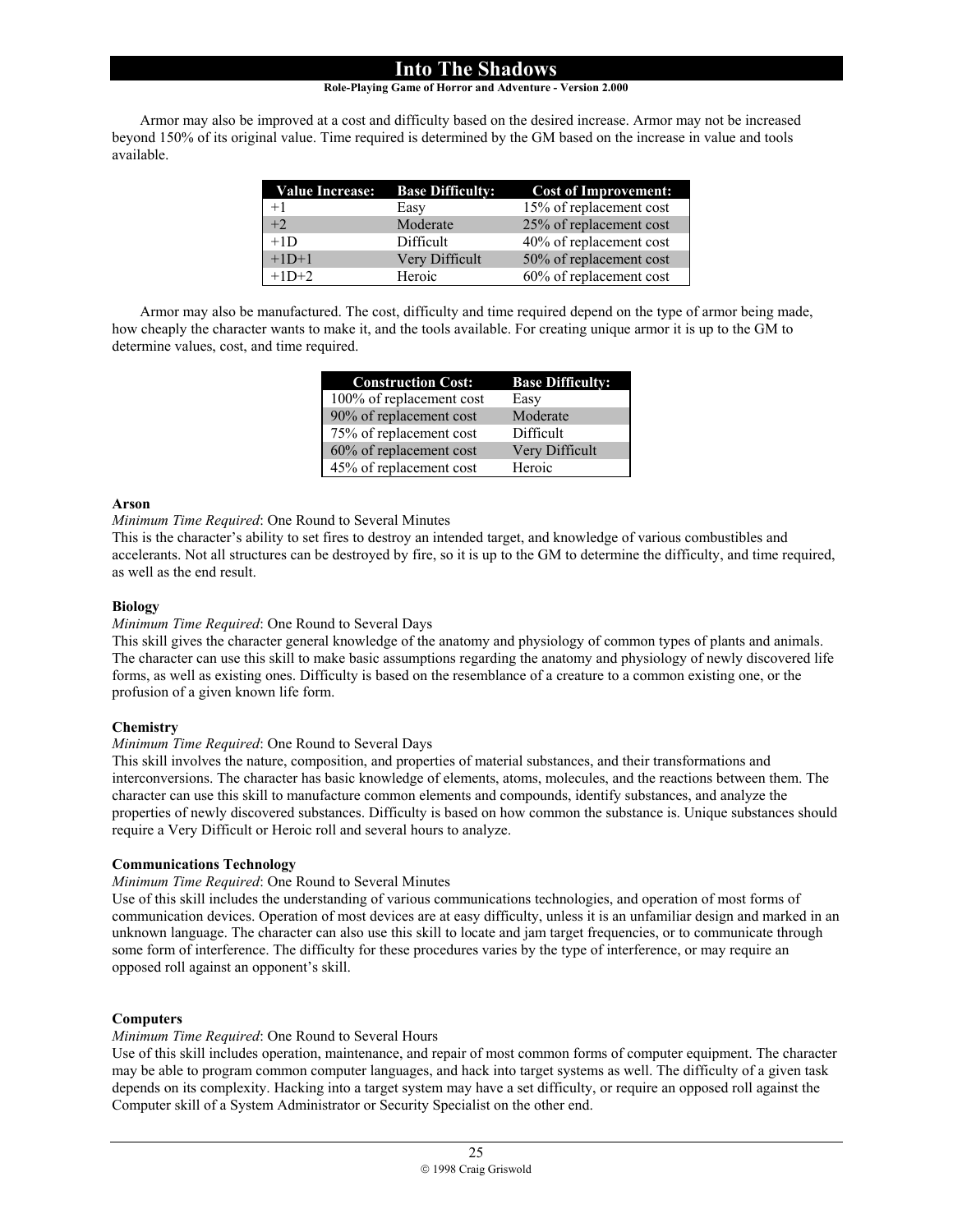Armor may also be improved at a cost and difficulty based on the desired increase. Armor may not be increased beyond 150% of its original value. Time required is determined by the GM based on the increase in value and tools available.

| Value Increase: | Base Difficulty: | Cost of Improvement: |
|---|---|---|
| +1 | Easy | 15% of replacement cost |
| +2 | Moderate | 25% of replacement cost |
| +1D | Difficult | 40% of replacement cost |
| +1D+1 | Very Difficult | 50% of replacement cost |
| +1D+2 | Heroic | 60% of replacement cost |

Armor may also be manufactured. The cost, difficulty and time required depend on the type of armor being made, how cheaply the character wants to make it, and the tools available. For creating unique armor it is up to the GM to determine values, cost, and time required.

| Construction Cost: | Base Difficulty: |
|---|---|
| 100% of replacement cost | Easy |
| 90% of replacement cost | Moderate |
| 75% of replacement cost | Difficult |
| 60% of replacement cost | Very Difficult |
| 45% of replacement cost | Heroic |

**Arson**

*Minimum Time Required*: One Round to Several Minutes

This is the character's ability to set fires to destroy an intended target, and knowledge of various combustibles and accelerants. Not all structures can be destroyed by fire, so it is up to the GM to determine the difficulty, and time required, as well as the end result.

**Biology**

*Minimum Time Required*: One Round to Several Days

This skill gives the character general knowledge of the anatomy and physiology of common types of plants and animals. The character can use this skill to make basic assumptions regarding the anatomy and physiology of newly discovered life forms, as well as existing ones. Difficulty is based on the resemblance of a creature to a common existing one, or the profusion of a given known life form.

**Chemistry**

*Minimum Time Required*: One Round to Several Days

This skill involves the nature, composition, and properties of material substances, and their transformations and interconversions. The character has basic knowledge of elements, atoms, molecules, and the reactions between them. The character can use this skill to manufacture common elements and compounds, identify substances, and analyze the properties of newly discovered substances. Difficulty is based on how common the substance is. Unique substances should require a Very Difficult or Heroic roll and several hours to analyze.

**Communications Technology**

*Minimum Time Required*: One Round to Several Minutes

Use of this skill includes the understanding of various communications technologies, and operation of most forms of communication devices. Operation of most devices are at easy difficulty, unless it is an unfamiliar design and marked in an unknown language. The character can also use this skill to locate and jam target frequencies, or to communicate through some form of interference. The difficulty for these procedures varies by the type of interference, or may require an opposed roll against an opponent's skill.

**Computers**

*Minimum Time Required*: One Round to Several Hours

Use of this skill includes operation, maintenance, and repair of most common forms of computer equipment. The character may be able to program common computer languages, and hack into target systems as well. The difficulty of a given task depends on its complexity. Hacking into a target system may have a set difficulty, or require an opposed roll against the Computer skill of a System Administrator or Security Specialist on the other end.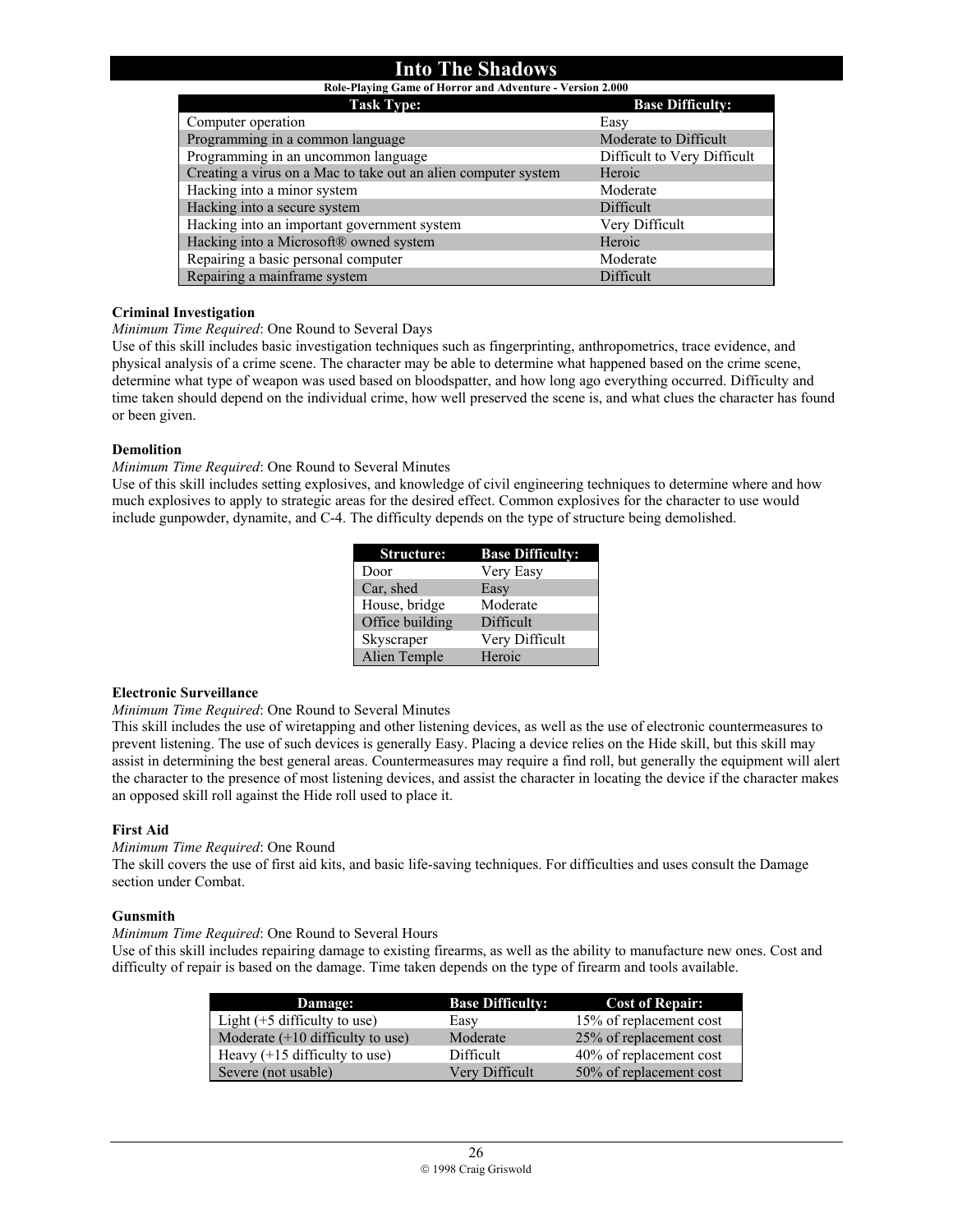| Task Type: | Base Difficulty: |
|---|---|
| Computer operation | Easy |
| Programming in a common language | Moderate to Difficult |
| Programming in an uncommon language | Difficult to Very Difficult |
| Creating a virus on a Mac to take out an alien computer system | Heroic |
| Hacking into a minor system | Moderate |
| Hacking into a secure system | Difficult |
| Hacking into an important government system | Very Difficult |
| Hacking into a Microsoft® owned system | Heroic |
| Repairing a basic personal computer | Moderate |
| Repairing a mainframe system | Difficult |

**Criminal Investigation**

*Minimum Time Required*: One Round to Several Days

Use of this skill includes basic investigation techniques such as fingerprinting, anthropometrics, trace evidence, and physical analysis of a crime scene. The character may be able to determine what happened based on the crime scene, determine what type of weapon was used based on bloodspatter, and how long ago everything occurred. Difficulty and time taken should depend on the individual crime, how well preserved the scene is, and what clues the character has found or been given.

**Demolition**

*Minimum Time Required*: One Round to Several Minutes

Use of this skill includes setting explosives, and knowledge of civil engineering techniques to determine where and how much explosives to apply to strategic areas for the desired effect. Common explosives for the character to use would include gunpowder, dynamite, and C-4. The difficulty depends on the type of structure being demolished.

| Structure: | Base Difficulty: |
|---|---|
| Door | Very Easy |
| Car, shed | Easy |
| House, bridge | Moderate |
| Office building | Difficult |
| Skyscraper | Very Difficult |
| Alien Temple | Heroic |

**Electronic Surveillance**

*Minimum Time Required*: One Round to Several Minutes

This skill includes the use of wiretapping and other listening devices, as well as the use of electronic countermeasures to prevent listening. The use of such devices is generally Easy. Placing a device relies on the Hide skill, but this skill may assist in determining the best general areas. Countermeasures may require a find roll, but generally the equipment will alert the character to the presence of most listening devices, and assist the character in locating the device if the character makes an opposed skill roll against the Hide roll used to place it.

**First Aid**

*Minimum Time Required*: One Round

The skill covers the use of first aid kits, and basic life-saving techniques. For difficulties and uses consult the Damage section under Combat.

**Gunsmith**

*Minimum Time Required*: One Round to Several Hours

Use of this skill includes repairing damage to existing firearms, as well as the ability to manufacture new ones. Cost and difficulty of repair is based on the damage. Time taken depends on the type of firearm and tools available.

| Damage: | Base Difficulty: | Cost of Repair: |
|---|---|---|
| Light (+5 difficulty to use) | Easy | 15% of replacement cost |
| Moderate (+10 difficulty to use) | Moderate | 25% of replacement cost |
| Heavy (+15 difficulty to use) | Difficult | 40% of replacement cost |
| Severe (not usable) | Very Difficult | 50% of replacement cost |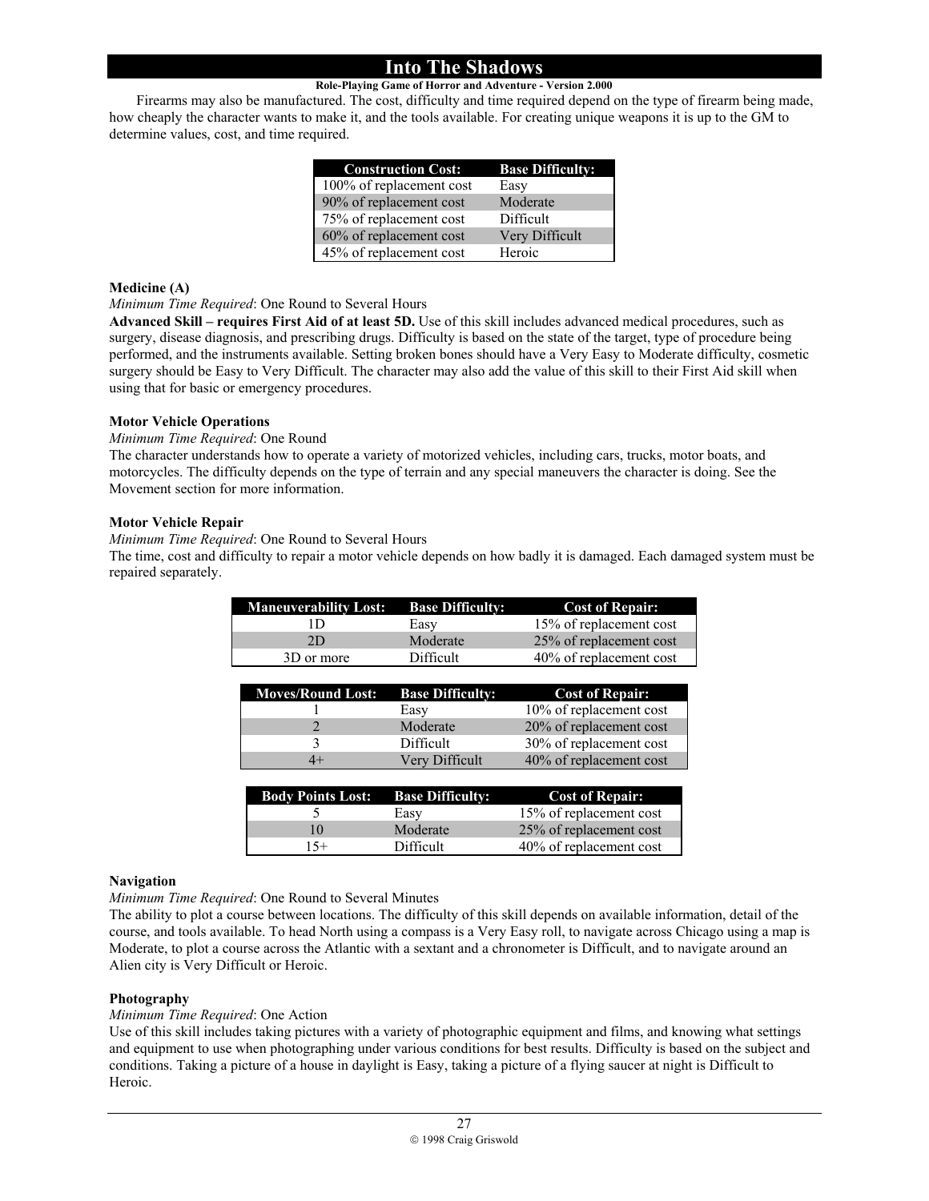Firearms may also be manufactured. The cost, difficulty and time required depend on the type of firearm being made, how cheaply the character wants to make it, and the tools available. For creating unique weapons it is up to the GM to determine values, cost, and time required.

| Construction Cost: | Base Difficulty: |
|---|---|
| 100% of replacement cost | Easy |
| 90% of replacement cost | Moderate |
| 75% of replacement cost | Difficult |
| 60% of replacement cost | Very Difficult |
| 45% of replacement cost | Heroic |

**Medicine (A)**

*Minimum Time Required*: One Round to Several Hours

**Advanced Skill – requires First Aid of at least 5D.** Use of this skill includes advanced medical procedures, such as surgery, disease diagnosis, and prescribing drugs. Difficulty is based on the state of the target, type of procedure being performed, and the instruments available. Setting broken bones should have a Very Easy to Moderate difficulty, cosmetic surgery should be Easy to Very Difficult. The character may also add the value of this skill to their First Aid skill when using that for basic or emergency procedures.

**Motor Vehicle Operations**

*Minimum Time Required*: One Round

The character understands how to operate a variety of motorized vehicles, including cars, trucks, motor boats, and motorcycles. The difficulty depends on the type of terrain and any special maneuvers the character is doing. See the Movement section for more information.

**Motor Vehicle Repair**

*Minimum Time Required*: One Round to Several Hours

The time, cost and difficulty to repair a motor vehicle depends on how badly it is damaged. Each damaged system must be repaired separately.

| Maneuverability Lost: | Base Difficulty: | Cost of Repair: |
|---|---|---|
| 1D | Easy | 15% of replacement cost |
| 2D | Moderate | 25% of replacement cost |
| 3D or more | Difficult | 40% of replacement cost |

| Moves/Round Lost: | Base Difficulty: | Cost of Repair: |
|---|---|---|
| 1 | Easy | 10% of replacement cost |
| 2 | Moderate | 20% of replacement cost |
| 3 | Difficult | 30% of replacement cost |
| 4+ | Very Difficult | 40% of replacement cost |

| Body Points Lost: | Base Difficulty: | Cost of Repair: |
|---|---|---|
| 5 | Easy | 15% of replacement cost |
| 10 | Moderate | 25% of replacement cost |
| 15+ | Difficult | 40% of replacement cost |

**Navigation**

*Minimum Time Required*: One Round to Several Minutes

The ability to plot a course between locations. The difficulty of this skill depends on available information, detail of the course, and tools available. To head North using a compass is a Very Easy roll, to navigate across Chicago using a map is Moderate, to plot a course across the Atlantic with a sextant and a chronometer is Difficult, and to navigate around an Alien city is Very Difficult or Heroic.

**Photography**

*Minimum Time Required*: One Action

Use of this skill includes taking pictures with a variety of photographic equipment and films, and knowing what settings and equipment to use when photographing under various conditions for best results. Difficulty is based on the subject and conditions. Taking a picture of a house in daylight is Easy, taking a picture of a flying saucer at night is Difficult to Heroic.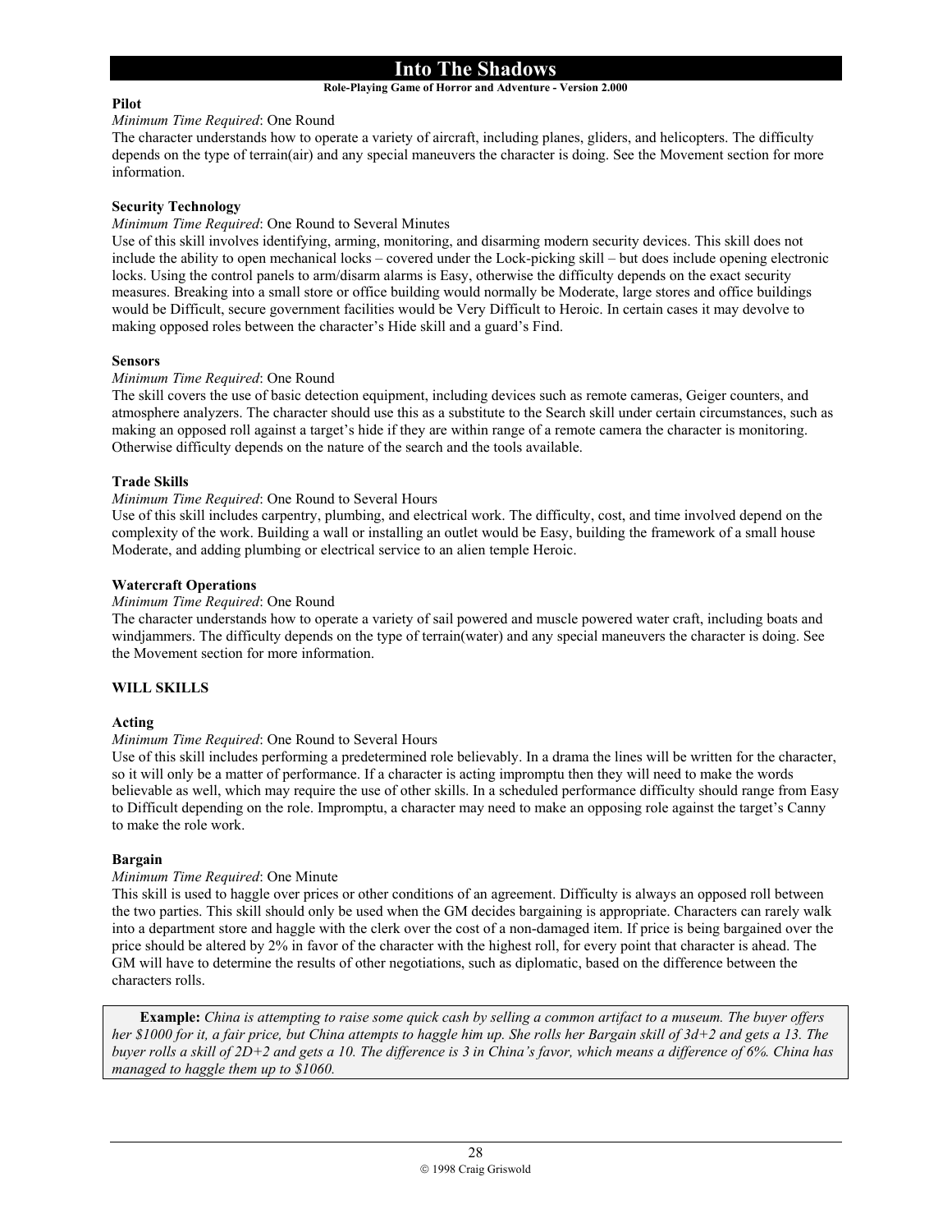**Pilot**

*Minimum Time Required*: One Round

The character understands how to operate a variety of aircraft, including planes, gliders, and helicopters. The difficulty depends on the type of terrain(air) and any special maneuvers the character is doing. See the Movement section for more information.

**Security Technology**

*Minimum Time Required*: One Round to Several Minutes

Use of this skill involves identifying, arming, monitoring, and disarming modern security devices. This skill does not include the ability to open mechanical locks – covered under the Lock-picking skill – but does include opening electronic locks. Using the control panels to arm/disarm alarms is Easy, otherwise the difficulty depends on the exact security measures. Breaking into a small store or office building would normally be Moderate, large stores and office buildings would be Difficult, secure government facilities would be Very Difficult to Heroic. In certain cases it may devolve to making opposed roles between the character's Hide skill and a guard's Find.

**Sensors**

*Minimum Time Required*: One Round

The skill covers the use of basic detection equipment, including devices such as remote cameras, Geiger counters, and atmosphere analyzers. The character should use this as a substitute to the Search skill under certain circumstances, such as making an opposed roll against a target's hide if they are within range of a remote camera the character is monitoring. Otherwise difficulty depends on the nature of the search and the tools available.

**Trade Skills**

*Minimum Time Required*: One Round to Several Hours

Use of this skill includes carpentry, plumbing, and electrical work. The difficulty, cost, and time involved depend on the complexity of the work. Building a wall or installing an outlet would be Easy, building the framework of a small house Moderate, and adding plumbing or electrical service to an alien temple Heroic.

**Watercraft Operations**

*Minimum Time Required*: One Round

The character understands how to operate a variety of sail powered and muscle powered water craft, including boats and windjammers. The difficulty depends on the type of terrain(water) and any special maneuvers the character is doing. See the Movement section for more information.

**WILL SKILLS**

**Acting**

*Minimum Time Required*: One Round to Several Hours

Use of this skill includes performing a predetermined role believably. In a drama the lines will be written for the character, so it will only be a matter of performance. If a character is acting impromptu then they will need to make the words believable as well, which may require the use of other skills. In a scheduled performance difficulty should range from Easy to Difficult depending on the role. Impromptu, a character may need to make an opposing role against the target's Canny to make the role work.

**Bargain**

*Minimum Time Required*: One Minute

This skill is used to haggle over prices or other conditions of an agreement. Difficulty is always an opposed roll between the two parties. This skill should only be used when the GM decides bargaining is appropriate. Characters can rarely walk into a department store and haggle with the clerk over the cost of a non-damaged item. If price is being bargained over the price should be altered by 2% in favor of the character with the highest roll, for every point that character is ahead. The GM will have to determine the results of other negotiations, such as diplomatic, based on the difference between the characters rolls.

> **Example:** *China is attempting to raise some quick cash by selling a common artifact to a museum. The buyer offers her $1000 for it, a fair price, but China attempts to haggle him up. She rolls her Bargain skill of 3d+2 and gets a 13. The buyer rolls a skill of 2D+2 and gets a 10. The difference is 3 in China's favor, which means a difference of 6%. China has managed to haggle them up to $1060.*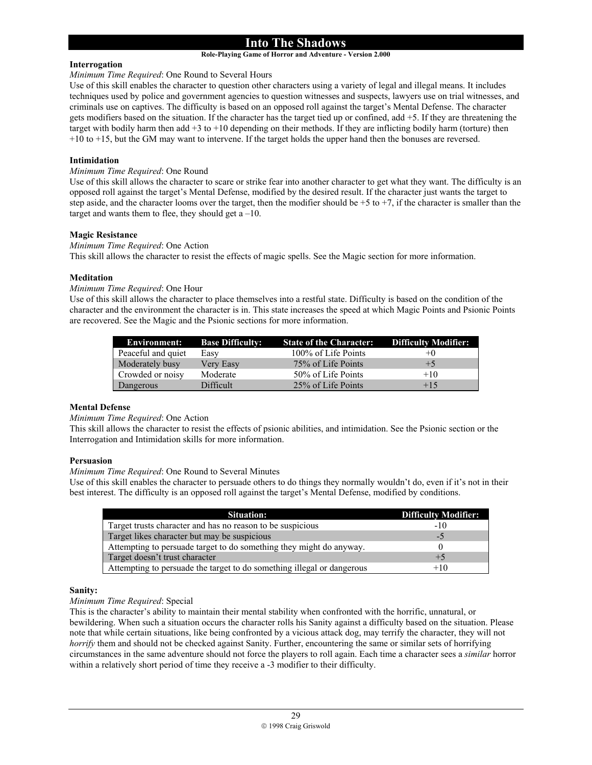### Interrogation

*Minimum Time Required*: One Round to Several Hours

Use of this skill enables the character to question other characters using a variety of legal and illegal means. It includes techniques used by police and government agencies to question witnesses and suspects, lawyers use on trial witnesses, and criminals use on captives. The difficulty is based on an opposed roll against the target's Mental Defense. The character gets modifiers based on the situation. If the character has the target tied up or confined, add +5. If they are threatening the target with bodily harm then add +3 to +10 depending on their methods. If they are inflicting bodily harm (torture) then +10 to +15, but the GM may want to intervene. If the target holds the upper hand then the bonuses are reversed.

### Intimidation

*Minimum Time Required*: One Round

Use of this skill allows the character to scare or strike fear into another character to get what they want. The difficulty is an opposed roll against the target's Mental Defense, modified by the desired result. If the character just wants the target to step aside, and the character looms over the target, then the modifier should be +5 to +7, if the character is smaller than the target and wants them to flee, they should get a –10.

### Magic Resistance

*Minimum Time Required*: One Action

This skill allows the character to resist the effects of magic spells. See the Magic section for more information.

### Meditation

*Minimum Time Required*: One Hour

Use of this skill allows the character to place themselves into a restful state. Difficulty is based on the condition of the character and the environment the character is in. This state increases the speed at which Magic Points and Psionic Points are recovered. See the Magic and the Psionic sections for more information.

| Environment: | Base Difficulty: | State of the Character: | Difficulty Modifier: |
|---|---|---|---|
| Peaceful and quiet | Easy | 100% of Life Points | +0 |
| Moderately busy | Very Easy | 75% of Life Points | +5 |
| Crowded or noisy | Moderate | 50% of Life Points | +10 |
| Dangerous | Difficult | 25% of Life Points | +15 |

### Mental Defense

*Minimum Time Required*: One Action

This skill allows the character to resist the effects of psionic abilities, and intimidation. See the Psionic section or the Interrogation and Intimidation skills for more information.

### Persuasion

*Minimum Time Required*: One Round to Several Minutes

Use of this skill enables the character to persuade others to do things they normally wouldn't do, even if it's not in their best interest. The difficulty is an opposed roll against the target's Mental Defense, modified by conditions.

| Situation: | Difficulty Modifier: |
|---|---|
| Target trusts character and has no reason to be suspicious | -10 |
| Target likes character but may be suspicious | -5 |
| Attempting to persuade target to do something they might do anyway. | 0 |
| Target doesn't trust character | +5 |
| Attempting to persuade the target to do something illegal or dangerous | +10 |

### Sanity:

*Minimum Time Required*: Special

This is the character's ability to maintain their mental stability when confronted with the horrific, unnatural, or bewildering. When such a situation occurs the character rolls his Sanity against a difficulty based on the situation. Please note that while certain situations, like being confronted by a vicious attack dog, may terrify the character, they will not *horrify* them and should not be checked against Sanity. Further, encountering the same or similar sets of horrifying circumstances in the same adventure should not force the players to roll again. Each time a character sees a *similar* horror within a relatively short period of time they receive a -3 modifier to their difficulty.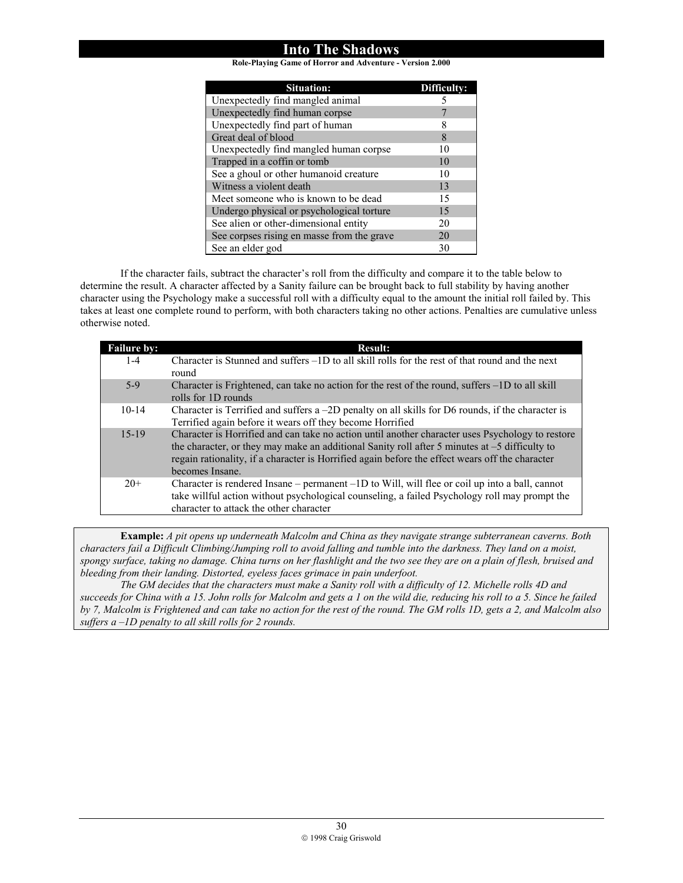| Situation: | Difficulty: |
| --- | --- |
| Unexpectedly find mangled animal | 5 |
| Unexpectedly find human corpse | 7 |
| Unexpectedly find part of human | 8 |
| Great deal of blood | 8 |
| Unexpectedly find mangled human corpse | 10 |
| Trapped in a coffin or tomb | 10 |
| See a ghoul or other humanoid creature | 10 |
| Witness a violent death | 13 |
| Meet someone who is known to be dead | 15 |
| Undergo physical or psychological torture | 15 |
| See alien or other-dimensional entity | 20 |
| See corpses rising en masse from the grave | 20 |
| See an elder god | 30 |

If the character fails, subtract the character's roll from the difficulty and compare it to the table below to determine the result. A character affected by a Sanity failure can be brought back to full stability by having another character using the Psychology make a successful roll with a difficulty equal to the amount the initial roll failed by. This takes at least one complete round to perform, with both characters taking no other actions. Penalties are cumulative unless otherwise noted.

| Failure by: | Result: |
| --- | --- |
| 1-4 | Character is Stunned and suffers –1D to all skill rolls for the rest of that round and the next round |
| 5-9 | Character is Frightened, can take no action for the rest of the round, suffers –1D to all skill rolls for 1D rounds |
| 10-14 | Character is Terrified and suffers a –2D penalty on all skills for D6 rounds, if the character is Terrified again before it wears off they become Horrified |
| 15-19 | Character is Horrified and can take no action until another character uses Psychology to restore the character, or they may make an additional Sanity roll after 5 minutes at –5 difficulty to regain rationality, if a character is Horrified again before the effect wears off the character becomes Insane. |
| 20+ | Character is rendered Insane – permanent –1D to Will, will flee or coil up into a ball, cannot take willful action without psychological counseling, a failed Psychology roll may prompt the character to attack the other character |

**Example:** *A pit opens up underneath Malcolm and China as they navigate strange subterranean caverns. Both characters fail a Difficult Climbing/Jumping roll to avoid falling and tumble into the darkness. They land on a moist, spongy surface, taking no damage. China turns on her flashlight and the two see they are on a plain of flesh, bruised and bleeding from their landing. Distorted, eyeless faces grimace in pain underfoot.*

*The GM decides that the characters must make a Sanity roll with a difficulty of 12. Michelle rolls 4D and succeeds for China with a 15. John rolls for Malcolm and gets a 1 on the wild die, reducing his roll to a 5. Since he failed by 7, Malcolm is Frightened and can take no action for the rest of the round. The GM rolls 1D, gets a 2, and Malcolm also suffers a –1D penalty to all skill rolls for 2 rounds.*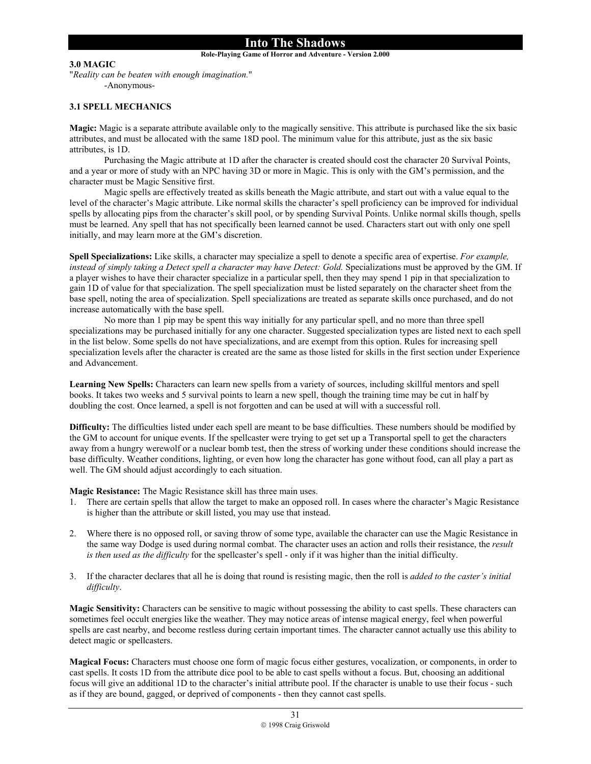## 3.0 MAGIC

"*Reality can be beaten with enough imagination.*"

-Anonymous-

### 3.1 SPELL MECHANICS

**Magic:** Magic is a separate attribute available only to the magically sensitive. This attribute is purchased like the six basic attributes, and must be allocated with the same 18D pool. The minimum value for this attribute, just as the six basic attributes, is 1D.

Purchasing the Magic attribute at 1D after the character is created should cost the character 20 Survival Points, and a year or more of study with an NPC having 3D or more in Magic. This is only with the GM's permission, and the character must be Magic Sensitive first.

Magic spells are effectively treated as skills beneath the Magic attribute, and start out with a value equal to the level of the character's Magic attribute. Like normal skills the character's spell proficiency can be improved for individual spells by allocating pips from the character's skill pool, or by spending Survival Points. Unlike normal skills though, spells must be learned. Any spell that has not specifically been learned cannot be used. Characters start out with only one spell initially, and may learn more at the GM's discretion.

**Spell Specializations:** Like skills, a character may specialize a spell to denote a specific area of expertise. *For example, instead of simply taking a Detect spell a character may have Detect: Gold.* Specializations must be approved by the GM. If a player wishes to have their character specialize in a particular spell, then they may spend 1 pip in that specialization to gain 1D of value for that specialization. The spell specialization must be listed separately on the character sheet from the base spell, noting the area of specialization. Spell specializations are treated as separate skills once purchased, and do not increase automatically with the base spell.

No more than 1 pip may be spent this way initially for any particular spell, and no more than three spell specializations may be purchased initially for any one character. Suggested specialization types are listed next to each spell in the list below. Some spells do not have specializations, and are exempt from this option. Rules for increasing spell specialization levels after the character is created are the same as those listed for skills in the first section under Experience and Advancement.

**Learning New Spells:** Characters can learn new spells from a variety of sources, including skillful mentors and spell books. It takes two weeks and 5 survival points to learn a new spell, though the training time may be cut in half by doubling the cost. Once learned, a spell is not forgotten and can be used at will with a successful roll.

**Difficulty:** The difficulties listed under each spell are meant to be base difficulties. These numbers should be modified by the GM to account for unique events. If the spellcaster were trying to get set up a Transportal spell to get the characters away from a hungry werewolf or a nuclear bomb test, then the stress of working under these conditions should increase the base difficulty. Weather conditions, lighting, or even how long the character has gone without food, can all play a part as well. The GM should adjust accordingly to each situation.

**Magic Resistance:** The Magic Resistance skill has three main uses.

1. There are certain spells that allow the target to make an opposed roll. In cases where the character's Magic Resistance is higher than the attribute or skill listed, you may use that instead.

2. Where there is no opposed roll, or saving throw of some type, available the character can use the Magic Resistance in the same way Dodge is used during normal combat. The character uses an action and rolls their resistance, the *result is then used as the difficulty* for the spellcaster's spell - only if it was higher than the initial difficulty.

3. If the character declares that all he is doing that round is resisting magic, then the roll is *added to the caster's initial difficulty*.

**Magic Sensitivity:** Characters can be sensitive to magic without possessing the ability to cast spells. These characters can sometimes feel occult energies like the weather. They may notice areas of intense magical energy, feel when powerful spells are cast nearby, and become restless during certain important times. The character cannot actually use this ability to detect magic or spellcasters.

**Magical Focus:** Characters must choose one form of magic focus either gestures, vocalization, or components, in order to cast spells. It costs 1D from the attribute dice pool to be able to cast spells without a focus. But, choosing an additional focus will give an additional 1D to the character's initial attribute pool. If the character is unable to use their focus - such as if they are bound, gagged, or deprived of components - then they cannot cast spells.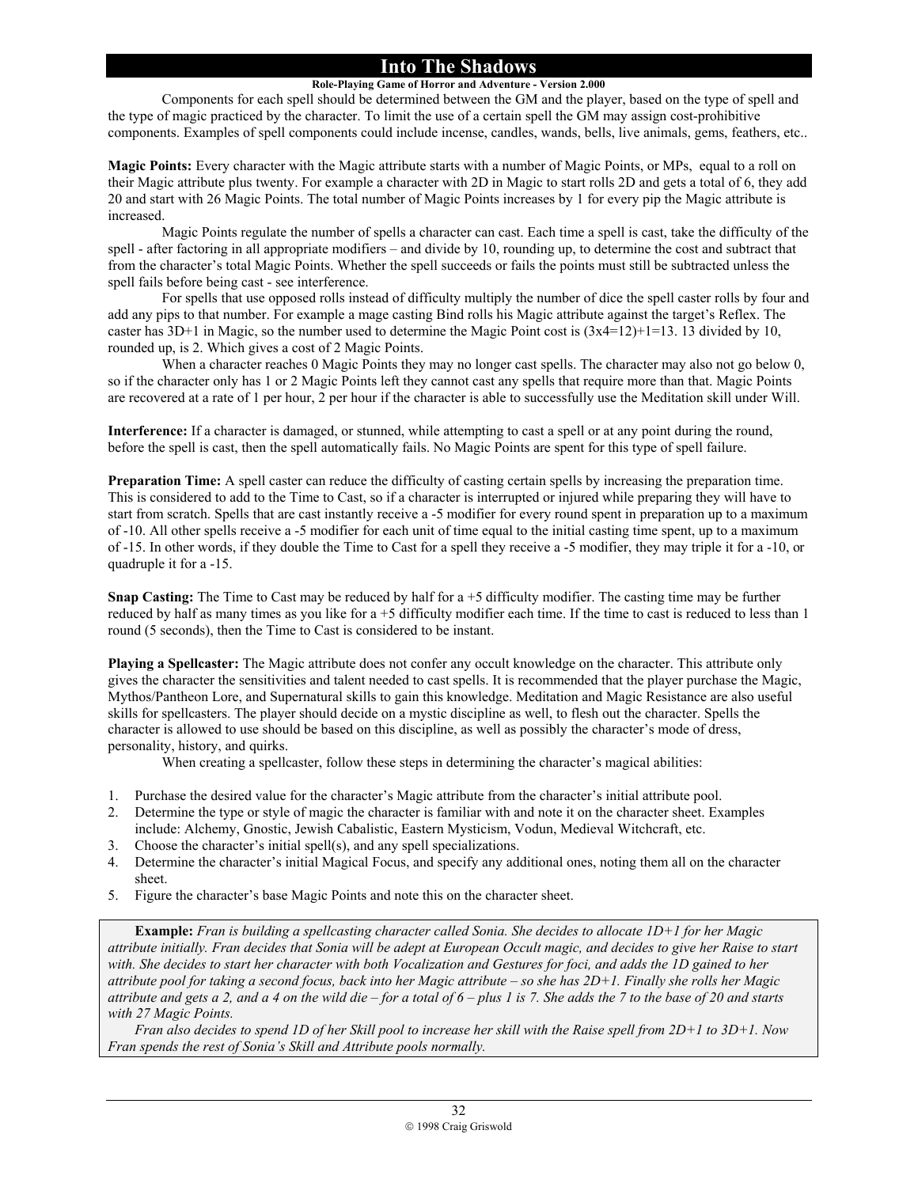Components for each spell should be determined between the GM and the player, based on the type of spell and the type of magic practiced by the character. To limit the use of a certain spell the GM may assign cost-prohibitive components. Examples of spell components could include incense, candles, wands, bells, live animals, gems, feathers, etc..

**Magic Points:** Every character with the Magic attribute starts with a number of Magic Points, or MPs, equal to a roll on their Magic attribute plus twenty. For example a character with 2D in Magic to start rolls 2D and gets a total of 6, they add 20 and start with 26 Magic Points. The total number of Magic Points increases by 1 for every pip the Magic attribute is increased.

Magic Points regulate the number of spells a character can cast. Each time a spell is cast, take the difficulty of the spell - after factoring in all appropriate modifiers – and divide by 10, rounding up, to determine the cost and subtract that from the character's total Magic Points. Whether the spell succeeds or fails the points must still be subtracted unless the spell fails before being cast - see interference.

For spells that use opposed rolls instead of difficulty multiply the number of dice the spell caster rolls by four and add any pips to that number. For example a mage casting Bind rolls his Magic attribute against the target's Reflex. The caster has 3D+1 in Magic, so the number used to determine the Magic Point cost is $(3x4=12)+1=13$. 13 divided by 10, rounded up, is 2. Which gives a cost of 2 Magic Points.

When a character reaches 0 Magic Points they may no longer cast spells. The character may also not go below 0, so if the character only has 1 or 2 Magic Points left they cannot cast any spells that require more than that. Magic Points are recovered at a rate of 1 per hour, 2 per hour if the character is able to successfully use the Meditation skill under Will.

**Interference:** If a character is damaged, or stunned, while attempting to cast a spell or at any point during the round, before the spell is cast, then the spell automatically fails. No Magic Points are spent for this type of spell failure.

**Preparation Time:** A spell caster can reduce the difficulty of casting certain spells by increasing the preparation time. This is considered to add to the Time to Cast, so if a character is interrupted or injured while preparing they will have to start from scratch. Spells that are cast instantly receive a -5 modifier for every round spent in preparation up to a maximum of -10. All other spells receive a -5 modifier for each unit of time equal to the initial casting time spent, up to a maximum of -15. In other words, if they double the Time to Cast for a spell they receive a -5 modifier, they may triple it for a -10, or quadruple it for a -15.

**Snap Casting:** The Time to Cast may be reduced by half for a +5 difficulty modifier. The casting time may be further reduced by half as many times as you like for a +5 difficulty modifier each time. If the time to cast is reduced to less than 1 round (5 seconds), then the Time to Cast is considered to be instant.

**Playing a Spellcaster:** The Magic attribute does not confer any occult knowledge on the character. This attribute only gives the character the sensitivities and talent needed to cast spells. It is recommended that the player purchase the Magic, Mythos/Pantheon Lore, and Supernatural skills to gain this knowledge. Meditation and Magic Resistance are also useful skills for spellcasters. The player should decide on a mystic discipline as well, to flesh out the character. Spells the character is allowed to use should be based on this discipline, as well as possibly the character's mode of dress, personality, history, and quirks.

When creating a spellcaster, follow these steps in determining the character's magical abilities:

1. Purchase the desired value for the character's Magic attribute from the character's initial attribute pool.
2. Determine the type or style of magic the character is familiar with and note it on the character sheet. Examples include: Alchemy, Gnostic, Jewish Cabalistic, Eastern Mysticism, Vodun, Medieval Witchcraft, etc.
3. Choose the character's initial spell(s), and any spell specializations.
4. Determine the character's initial Magical Focus, and specify any additional ones, noting them all on the character sheet.
5. Figure the character's base Magic Points and note this on the character sheet.

> **Example:** *Fran is building a spellcasting character called Sonia. She decides to allocate 1D+1 for her Magic attribute initially. Fran decides that Sonia will be adept at European Occult magic, and decides to give her Raise to start with. She decides to start her character with both Vocalization and Gestures for foci, and adds the 1D gained to her attribute pool for taking a second focus, back into her Magic attribute – so she has 2D+1. Finally she rolls her Magic attribute and gets a 2, and a 4 on the wild die – for a total of 6 – plus 1 is 7. She adds the 7 to the base of 20 and starts with 27 Magic Points.*
>
> *Fran also decides to spend 1D of her Skill pool to increase her skill with the Raise spell from 2D+1 to 3D+1. Now Fran spends the rest of Sonia's Skill and Attribute pools normally.*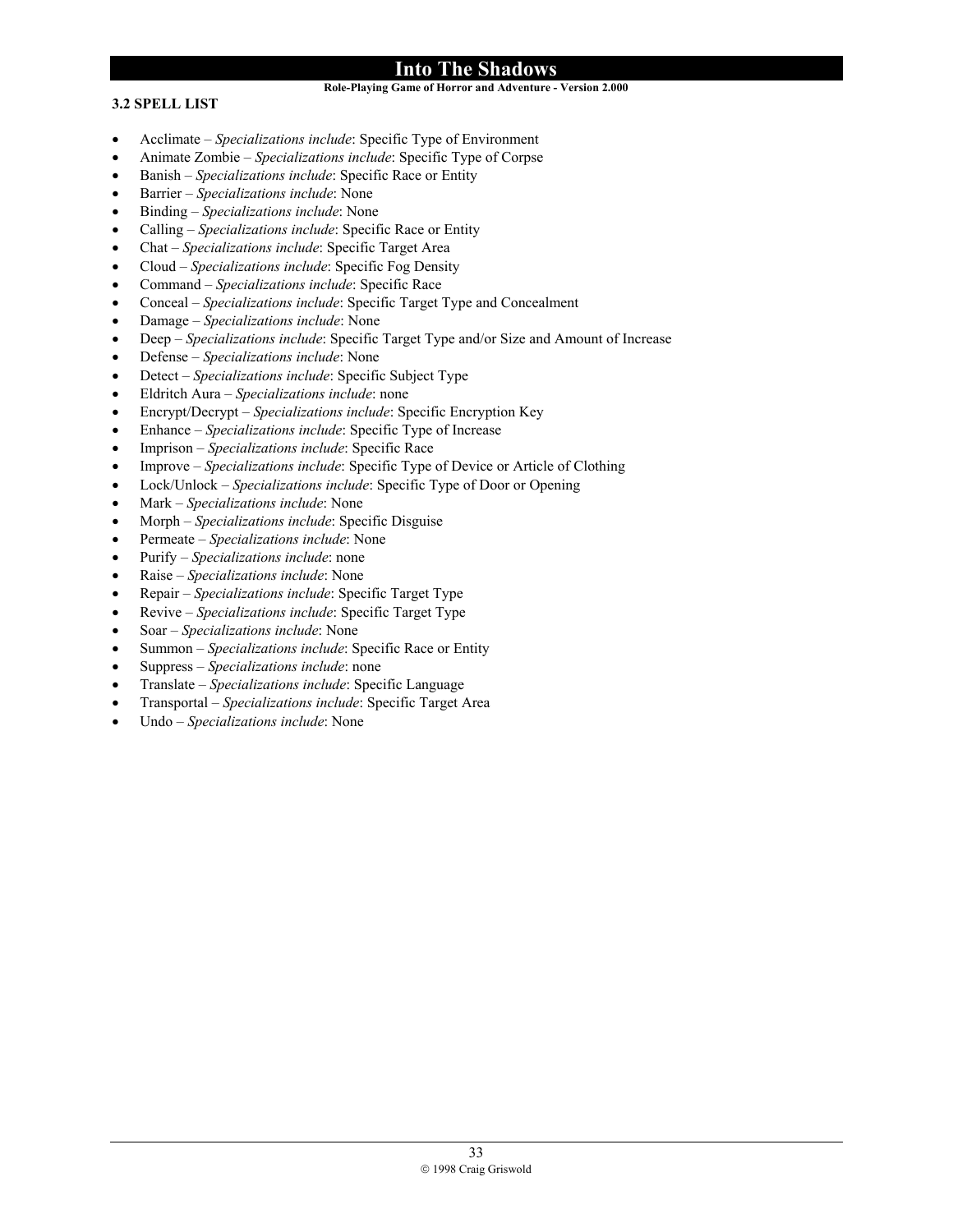### 3.2 SPELL LIST

- Acclimate – *Specializations include*: Specific Type of Environment
- Animate Zombie – *Specializations include*: Specific Type of Corpse
- Banish – *Specializations include*: Specific Race or Entity
- Barrier – *Specializations include*: None
- Binding – *Specializations include*: None
- Calling – *Specializations include*: Specific Race or Entity
- Chat – *Specializations include*: Specific Target Area
- Cloud – *Specializations include*: Specific Fog Density
- Command – *Specializations include*: Specific Race
- Conceal – *Specializations include*: Specific Target Type and Concealment
- Damage – *Specializations include*: None
- Deep – *Specializations include*: Specific Target Type and/or Size and Amount of Increase
- Defense – *Specializations include*: None
- Detect – *Specializations include*: Specific Subject Type
- Eldritch Aura – *Specializations include*: none
- Encrypt/Decrypt – *Specializations include*: Specific Encryption Key
- Enhance – *Specializations include*: Specific Type of Increase
- Imprison – *Specializations include*: Specific Race
- Improve – *Specializations include*: Specific Type of Device or Article of Clothing
- Lock/Unlock – *Specializations include*: Specific Type of Door or Opening
- Mark – *Specializations include*: None
- Morph – *Specializations include*: Specific Disguise
- Permeate – *Specializations include*: None
- Purify – *Specializations include*: none
- Raise – *Specializations include*: None
- Repair – *Specializations include*: Specific Target Type
- Revive – *Specializations include*: Specific Target Type
- Soar – *Specializations include*: None
- Summon – *Specializations include*: Specific Race or Entity
- Suppress – *Specializations include*: none
- Translate – *Specializations include*: Specific Language
- Transportal – *Specializations include*: Specific Target Area
- Undo – *Specializations include*: None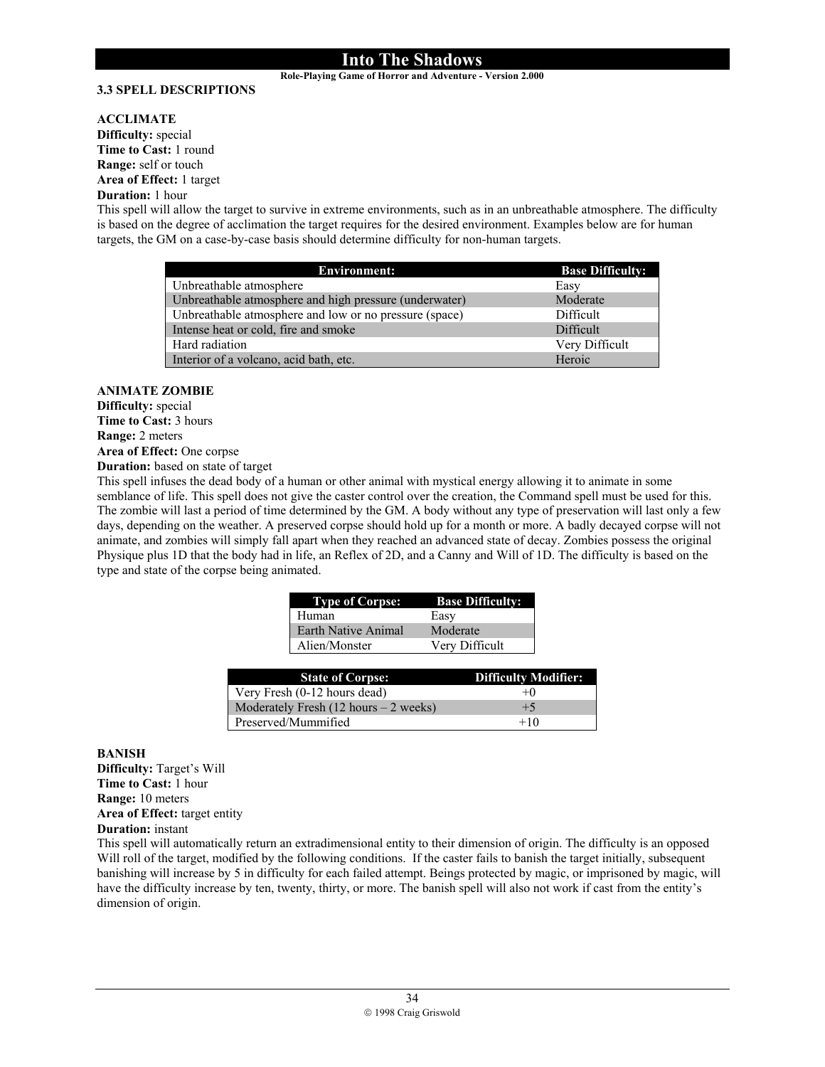### 3.3 SPELL DESCRIPTIONS

**ACCLIMATE**
**Difficulty:** special
**Time to Cast:** 1 round
**Range:** self or touch
**Area of Effect:** 1 target
**Duration:** 1 hour
This spell will allow the target to survive in extreme environments, such as in an unbreathable atmosphere. The difficulty is based on the degree of acclimation the target requires for the desired environment. Examples below are for human targets, the GM on a case-by-case basis should determine difficulty for non-human targets.

| Environment: | Base Difficulty: |
|---|---|
| Unbreathable atmosphere | Easy |
| Unbreathable atmosphere and high pressure (underwater) | Moderate |
| Unbreathable atmosphere and low or no pressure (space) | Difficult |
| Intense heat or cold, fire and smoke | Difficult |
| Hard radiation | Very Difficult |
| Interior of a volcano, acid bath, etc. | Heroic |

**ANIMATE ZOMBIE**
**Difficulty:** special
**Time to Cast:** 3 hours
**Range:** 2 meters
**Area of Effect:** One corpse
**Duration:** based on state of target
This spell infuses the dead body of a human or other animal with mystical energy allowing it to animate in some semblance of life. This spell does not give the caster control over the creation, the Command spell must be used for this. The zombie will last a period of time determined by the GM. A body without any type of preservation will last only a few days, depending on the weather. A preserved corpse should hold up for a month or more. A badly decayed corpse will not animate, and zombies will simply fall apart when they reached an advanced state of decay. Zombies possess the original Physique plus 1D that the body had in life, an Reflex of 2D, and a Canny and Will of 1D. The difficulty is based on the type and state of the corpse being animated.

| Type of Corpse: | Base Difficulty: |
|---|---|
| Human | Easy |
| Earth Native Animal | Moderate |
| Alien/Monster | Very Difficult |

| State of Corpse: | Difficulty Modifier: |
|---|---|
| Very Fresh (0-12 hours dead) | +0 |
| Moderately Fresh (12 hours – 2 weeks) | +5 |
| Preserved/Mummified | +10 |

**BANISH**
**Difficulty:** Target's Will
**Time to Cast:** 1 hour
**Range:** 10 meters
**Area of Effect:** target entity
**Duration:** instant
This spell will automatically return an extradimensional entity to their dimension of origin. The difficulty is an opposed Will roll of the target, modified by the following conditions. If the caster fails to banish the target initially, subsequent banishing will increase by 5 in difficulty for each failed attempt. Beings protected by magic, or imprisoned by magic, will have the difficulty increase by ten, twenty, thirty, or more. The banish spell will also not work if cast from the entity's dimension of origin.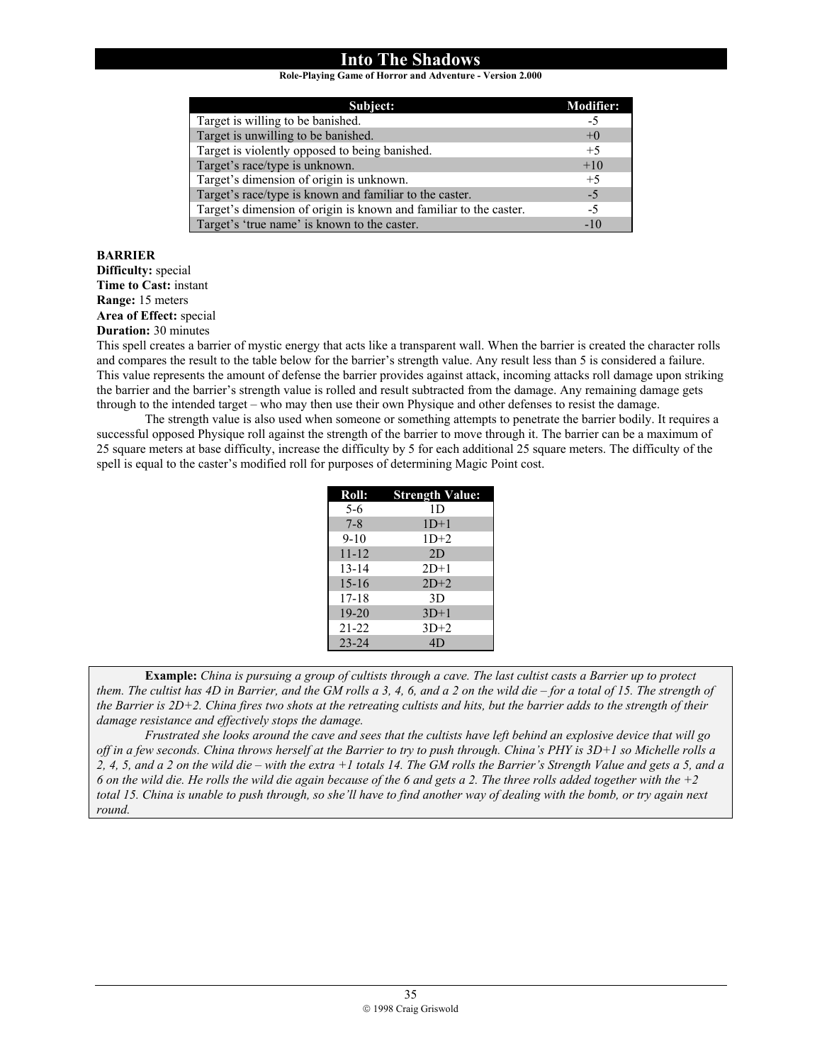| Subject: | Modifier: |
| --- | --- |
| Target is willing to be banished. | -5 |
| Target is unwilling to be banished. | +0 |
| Target is violently opposed to being banished. | +5 |
| Target's race/type is unknown. | +10 |
| Target's dimension of origin is unknown. | +5 |
| Target's race/type is known and familiar to the caster. | -5 |
| Target's dimension of origin is known and familiar to the caster. | -5 |
| Target's 'true name' is known to the caster. | -10 |

**BARRIER**
**Difficulty:** special
**Time to Cast:** instant
**Range:** 15 meters
**Area of Effect:** special
**Duration:** 30 minutes

This spell creates a barrier of mystic energy that acts like a transparent wall. When the barrier is created the character rolls and compares the result to the table below for the barrier's strength value. Any result less than 5 is considered a failure. This value represents the amount of defense the barrier provides against attack, incoming attacks roll damage upon striking the barrier and the barrier's strength value is rolled and result subtracted from the damage. Any remaining damage gets through to the intended target – who may then use their own Physique and other defenses to resist the damage.

The strength value is also used when someone or something attempts to penetrate the barrier bodily. It requires a successful opposed Physique roll against the strength of the barrier to move through it. The barrier can be a maximum of 25 square meters at base difficulty, increase the difficulty by 5 for each additional 25 square meters. The difficulty of the spell is equal to the caster's modified roll for purposes of determining Magic Point cost.

| Roll: | Strength Value: |
| --- | --- |
| 5-6 | 1D |
| 7-8 | 1D+1 |
| 9-10 | 1D+2 |
| 11-12 | 2D |
| 13-14 | 2D+1 |
| 15-16 | 2D+2 |
| 17-18 | 3D |
| 19-20 | 3D+1 |
| 21-22 | 3D+2 |
| 23-24 | 4D |

**Example:** *China is pursuing a group of cultists through a cave. The last cultist casts a Barrier up to protect them. The cultist has 4D in Barrier, and the GM rolls a 3, 4, 6, and a 2 on the wild die – for a total of 15. The strength of the Barrier is 2D+2. China fires two shots at the retreating cultists and hits, but the barrier adds to the strength of their damage resistance and effectively stops the damage.*

*Frustrated she looks around the cave and sees that the cultists have left behind an explosive device that will go off in a few seconds. China throws herself at the Barrier to try to push through. China's PHY is 3D+1 so Michelle rolls a 2, 4, 5, and a 2 on the wild die – with the extra +1 totals 14. The GM rolls the Barrier's Strength Value and gets a 5, and a 6 on the wild die. He rolls the wild die again because of the 6 and gets a 2. The three rolls added together with the +2 total 15. China is unable to push through, so she'll have to find another way of dealing with the bomb, or try again next round.*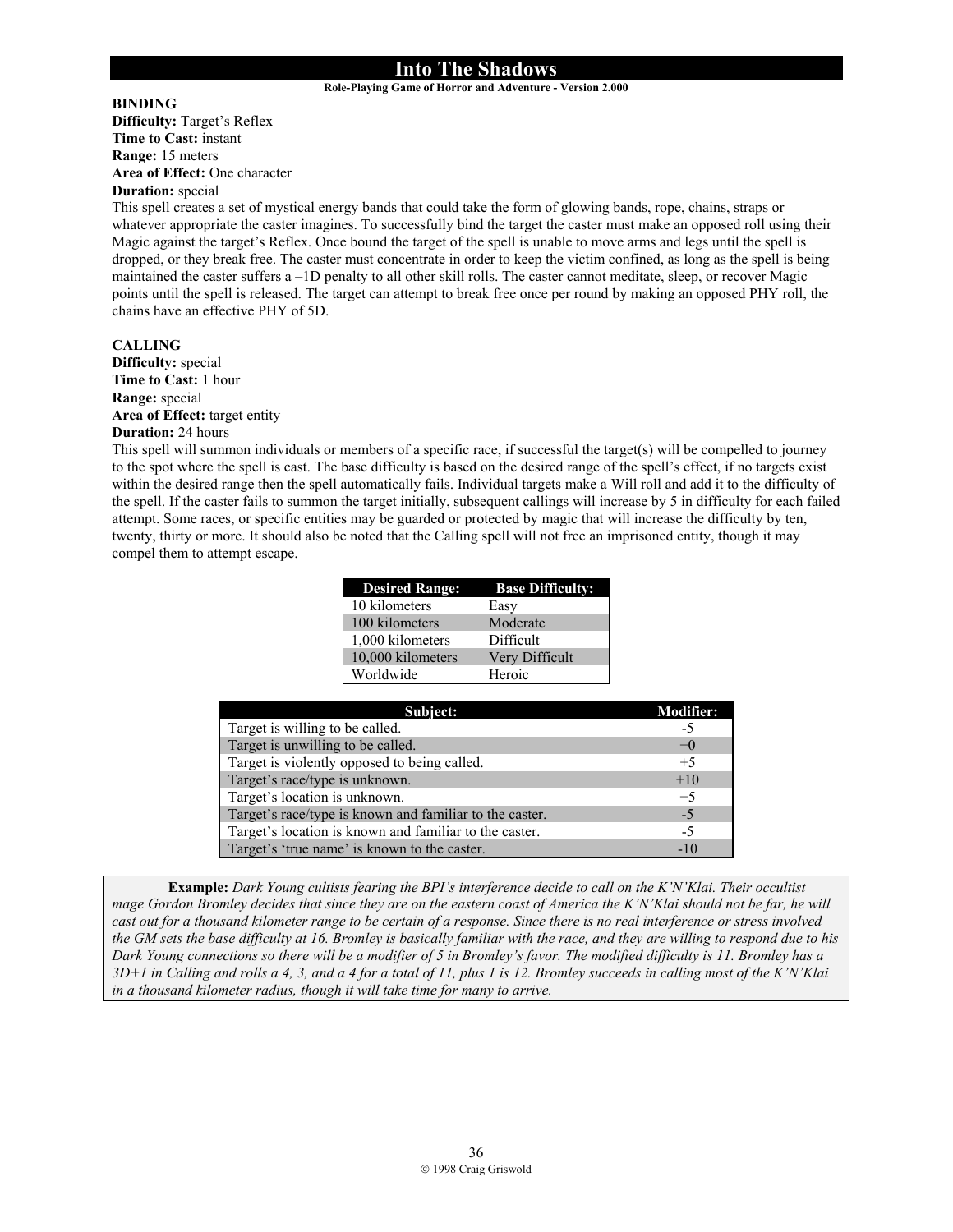### BINDING

**Difficulty:** Target's Reflex
**Time to Cast:** instant
**Range:** 15 meters
**Area of Effect:** One character
**Duration:** special

This spell creates a set of mystical energy bands that could take the form of glowing bands, rope, chains, straps or whatever appropriate the caster imagines. To successfully bind the target the caster must make an opposed roll using their Magic against the target's Reflex. Once bound the target of the spell is unable to move arms and legs until the spell is dropped, or they break free. The caster must concentrate in order to keep the victim confined, as long as the spell is being maintained the caster suffers a –1D penalty to all other skill rolls. The caster cannot meditate, sleep, or recover Magic points until the spell is released. The target can attempt to break free once per round by making an opposed PHY roll, the chains have an effective PHY of 5D.

### CALLING

**Difficulty:** special
**Time to Cast:** 1 hour
**Range:** special
**Area of Effect:** target entity
**Duration:** 24 hours

This spell will summon individuals or members of a specific race, if successful the target(s) will be compelled to journey to the spot where the spell is cast. The base difficulty is based on the desired range of the spell's effect, if no targets exist within the desired range then the spell automatically fails. Individual targets make a Will roll and add it to the difficulty of the spell. If the caster fails to summon the target initially, subsequent callings will increase by 5 in difficulty for each failed attempt. Some races, or specific entities may be guarded or protected by magic that will increase the difficulty by ten, twenty, thirty or more. It should also be noted that the Calling spell will not free an imprisoned entity, though it may compel them to attempt escape.

| Desired Range: | Base Difficulty: |
|---|---|
| 10 kilometers | Easy |
| 100 kilometers | Moderate |
| 1,000 kilometers | Difficult |
| 10,000 kilometers | Very Difficult |
| Worldwide | Heroic |

| Subject: | Modifier: |
|---|---|
| Target is willing to be called. | -5 |
| Target is unwilling to be called. | +0 |
| Target is violently opposed to being called. | +5 |
| Target's race/type is unknown. | +10 |
| Target's location is unknown. | +5 |
| Target's race/type is known and familiar to the caster. | -5 |
| Target's location is known and familiar to the caster. | -5 |
| Target's 'true name' is known to the caster. | -10 |

**Example:** *Dark Young cultists fearing the BPI's interference decide to call on the K'N'Klai. Their occultist mage Gordon Bromley decides that since they are on the eastern coast of America the K'N'Klai should not be far, he will cast out for a thousand kilometer range to be certain of a response. Since there is no real interference or stress involved the GM sets the base difficulty at 16. Bromley is basically familiar with the race, and they are willing to respond due to his Dark Young connections so there will be a modifier of 5 in Bromley's favor. The modified difficulty is 11. Bromley has a 3D+1 in Calling and rolls a 4, 3, and a 4 for a total of 11, plus 1 is 12. Bromley succeeds in calling most of the K'N'Klai in a thousand kilometer radius, though it will take time for many to arrive.*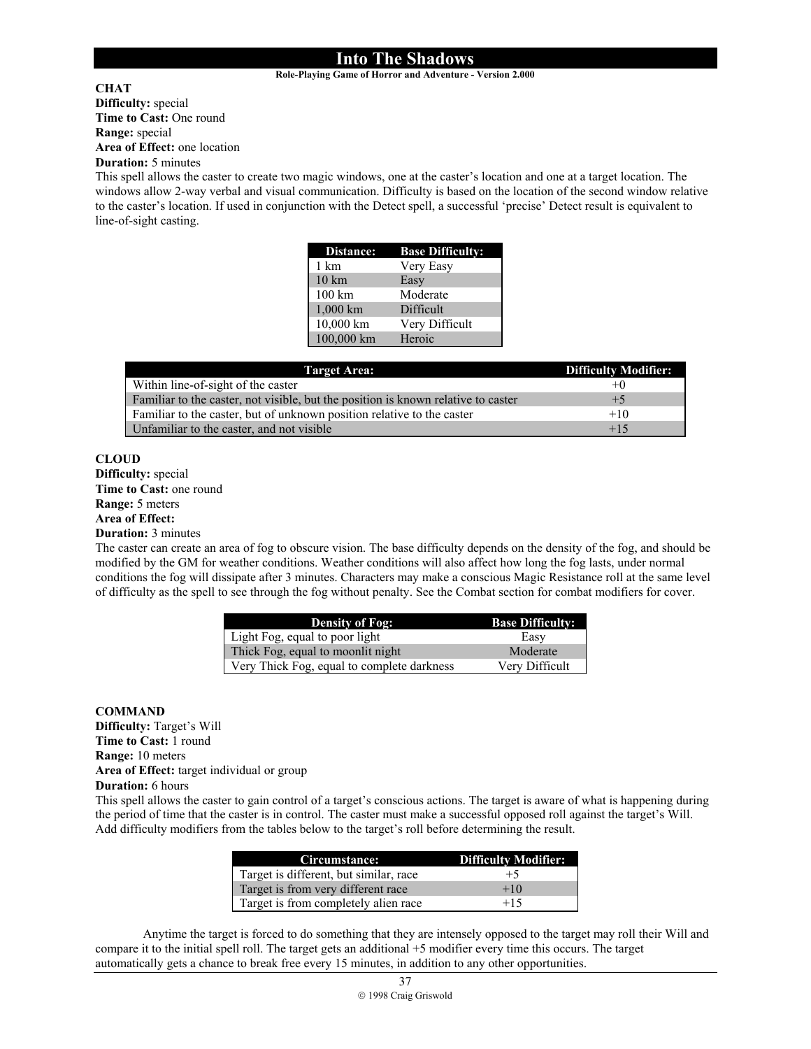**CHAT**
**Difficulty:** special
**Time to Cast:** One round
**Range:** special
**Area of Effect:** one location
**Duration:** 5 minutes
This spell allows the caster to create two magic windows, one at the caster's location and one at a target location. The windows allow 2-way verbal and visual communication. Difficulty is based on the location of the second window relative to the caster's location. If used in conjunction with the Detect spell, a successful 'precise' Detect result is equivalent to line-of-sight casting.

| Distance: | Base Difficulty: |
|---|---|
| 1 km | Very Easy |
| 10 km | Easy |
| 100 km | Moderate |
| 1,000 km | Difficult |
| 10,000 km | Very Difficult |
| 100,000 km | Heroic |

| Target Area: | Difficulty Modifier: |
|---|---|
| Within line-of-sight of the caster | +0 |
| Familiar to the caster, not visible, but the position is known relative to caster | +5 |
| Familiar to the caster, but of unknown position relative to the caster | +10 |
| Unfamiliar to the caster, and not visible | +15 |

**CLOUD**
**Difficulty:** special
**Time to Cast:** one round
**Range:** 5 meters
**Area of Effect:**
**Duration:** 3 minutes
The caster can create an area of fog to obscure vision. The base difficulty depends on the density of the fog, and should be modified by the GM for weather conditions. Weather conditions will also affect how long the fog lasts, under normal conditions the fog will dissipate after 3 minutes. Characters may make a conscious Magic Resistance roll at the same level of difficulty as the spell to see through the fog without penalty. See the Combat section for combat modifiers for cover.

| Density of Fog: | Base Difficulty: |
|---|---|
| Light Fog, equal to poor light | Easy |
| Thick Fog, equal to moonlit night | Moderate |
| Very Thick Fog, equal to complete darkness | Very Difficult |

**COMMAND**
**Difficulty:** Target's Will
**Time to Cast:** 1 round
**Range:** 10 meters
**Area of Effect:** target individual or group
**Duration:** 6 hours
This spell allows the caster to gain control of a target's conscious actions. The target is aware of what is happening during the period of time that the caster is in control. The caster must make a successful opposed roll against the target's Will. Add difficulty modifiers from the tables below to the target's roll before determining the result.

| Circumstance: | Difficulty Modifier: |
|---|---|
| Target is different, but similar, race | +5 |
| Target is from very different race | +10 |
| Target is from completely alien race | +15 |

Anytime the target is forced to do something that they are intensely opposed to the target may roll their Will and compare it to the initial spell roll. The target gets an additional +5 modifier every time this occurs. The target automatically gets a chance to break free every 15 minutes, in addition to any other opportunities.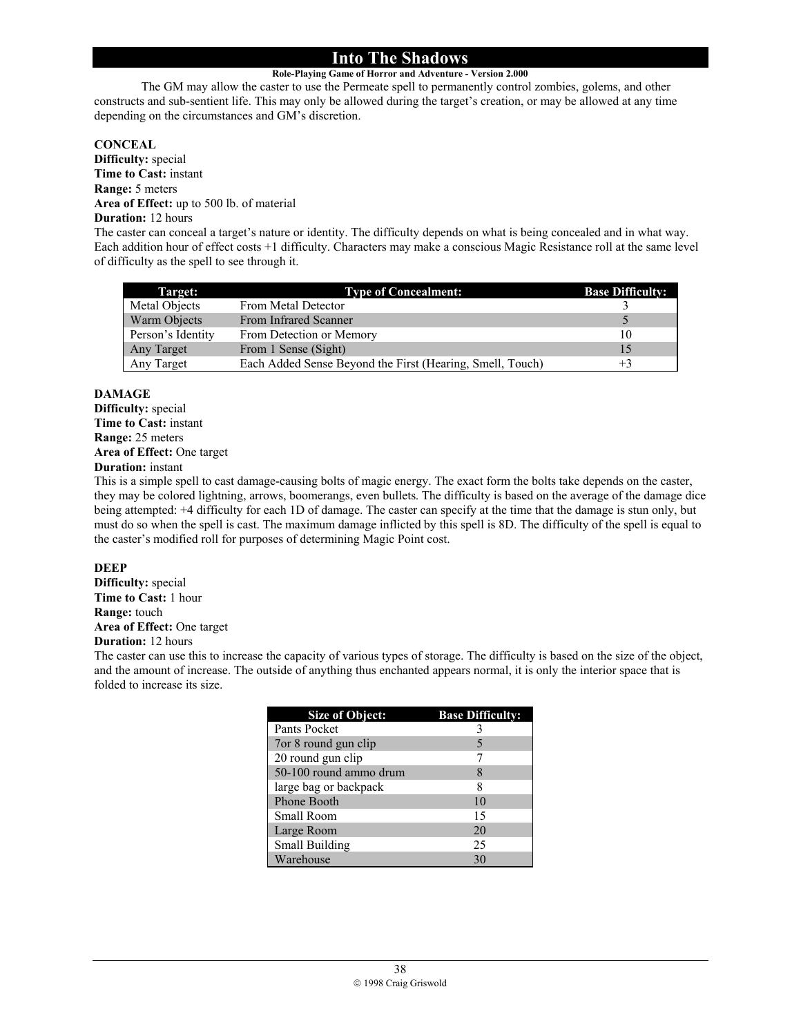The GM may allow the caster to use the Permeate spell to permanently control zombies, golems, and other constructs and sub-sentient life. This may only be allowed during the target's creation, or may be allowed at any time depending on the circumstances and GM's discretion.

**CONCEAL**
**Difficulty:** special
**Time to Cast:** instant
**Range:** 5 meters
**Area of Effect:** up to 500 lb. of material
**Duration:** 12 hours
The caster can conceal a target's nature or identity. The difficulty depends on what is being concealed and in what way. Each addition hour of effect costs +1 difficulty. Characters may make a conscious Magic Resistance roll at the same level of difficulty as the spell to see through it.

| Target: | Type of Concealment: | Base Difficulty: |
|---|---|---|
| Metal Objects | From Metal Detector | 3 |
| Warm Objects | From Infrared Scanner | 5 |
| Person's Identity | From Detection or Memory | 10 |
| Any Target | From 1 Sense (Sight) | 15 |
| Any Target | Each Added Sense Beyond the First (Hearing, Smell, Touch) | +3 |

**DAMAGE**
**Difficulty:** special
**Time to Cast:** instant
**Range:** 25 meters
**Area of Effect:** One target
**Duration:** instant
This is a simple spell to cast damage-causing bolts of magic energy. The exact form the bolts take depends on the caster, they may be colored lightning, arrows, boomerangs, even bullets. The difficulty is based on the average of the damage dice being attempted: +4 difficulty for each 1D of damage. The caster can specify at the time that the damage is stun only, but must do so when the spell is cast. The maximum damage inflicted by this spell is 8D. The difficulty of the spell is equal to the caster's modified roll for purposes of determining Magic Point cost.

**DEEP**
**Difficulty:** special
**Time to Cast:** 1 hour
**Range:** touch
**Area of Effect:** One target
**Duration:** 12 hours
The caster can use this to increase the capacity of various types of storage. The difficulty is based on the size of the object, and the amount of increase. The outside of anything thus enchanted appears normal, it is only the interior space that is folded to increase its size.

| Size of Object: | Base Difficulty: |
|---|---|
| Pants Pocket | 3 |
| 7or 8 round gun clip | 5 |
| 20 round gun clip | 7 |
| 50-100 round ammo drum | 8 |
| large bag or backpack | 8 |
| Phone Booth | 10 |
| Small Room | 15 |
| Large Room | 20 |
| Small Building | 25 |
| Warehouse | 30 |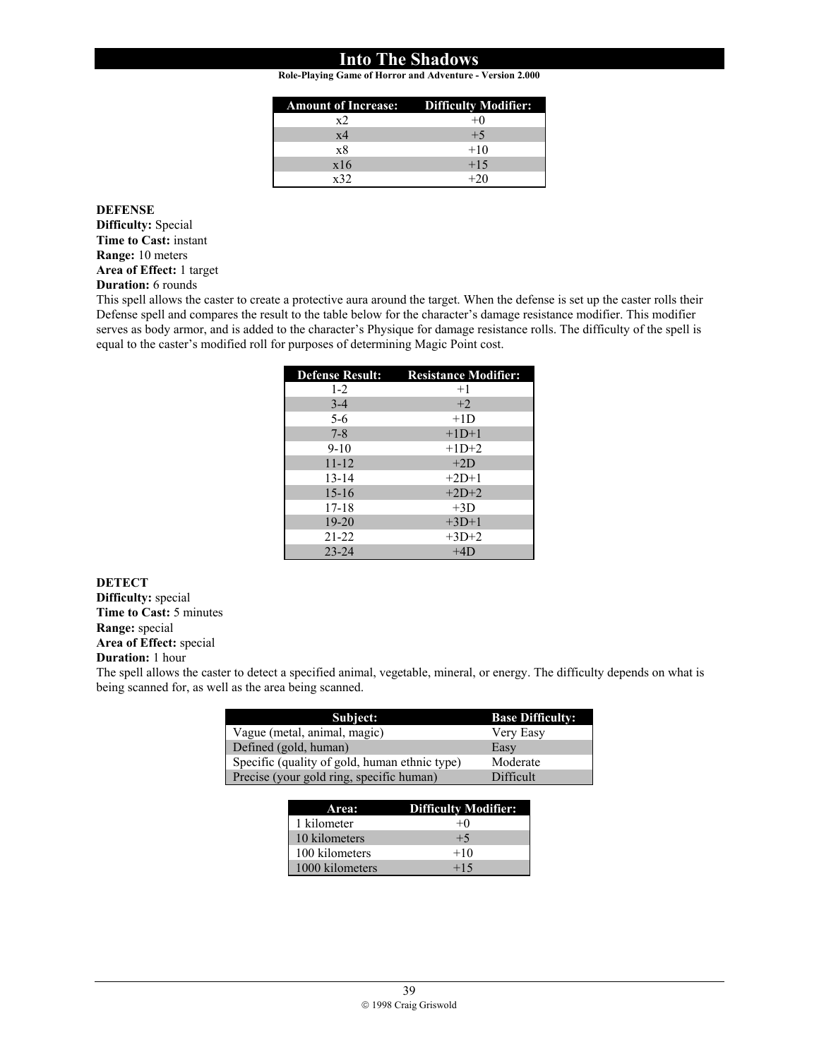| Amount of Increase: | Difficulty Modifier: |
|---|---|
| x2 | +0 |
| x4 | +5 |
| x8 | +10 |
| x16 | +15 |
| x32 | +20 |

**DEFENSE**
**Difficulty:** Special
**Time to Cast:** instant
**Range:** 10 meters
**Area of Effect:** 1 target
**Duration:** 6 rounds
This spell allows the caster to create a protective aura around the target. When the defense is set up the caster rolls their Defense spell and compares the result to the table below for the character's damage resistance modifier. This modifier serves as body armor, and is added to the character's Physique for damage resistance rolls. The difficulty of the spell is equal to the caster's modified roll for purposes of determining Magic Point cost.

| Defense Result: | Resistance Modifier: |
|---|---|
| 1-2 | +1 |
| 3-4 | +2 |
| 5-6 | +1D |
| 7-8 | +1D+1 |
| 9-10 | +1D+2 |
| 11-12 | +2D |
| 13-14 | +2D+1 |
| 15-16 | +2D+2 |
| 17-18 | +3D |
| 19-20 | +3D+1 |
| 21-22 | +3D+2 |
| 23-24 | +4D |

**DETECT**
**Difficulty:** special
**Time to Cast:** 5 minutes
**Range:** special
**Area of Effect:** special
**Duration:** 1 hour
The spell allows the caster to detect a specified animal, vegetable, mineral, or energy. The difficulty depends on what is being scanned for, as well as the area being scanned.

| Subject: | Base Difficulty: |
|---|---|
| Vague (metal, animal, magic) | Very Easy |
| Defined (gold, human) | Easy |
| Specific (quality of gold, human ethnic type) | Moderate |
| Precise (your gold ring, specific human) | Difficult |

| Area: | Difficulty Modifier: |
|---|---|
| 1 kilometer | +0 |
| 10 kilometers | +5 |
| 100 kilometers | +10 |
| 1000 kilometers | +15 |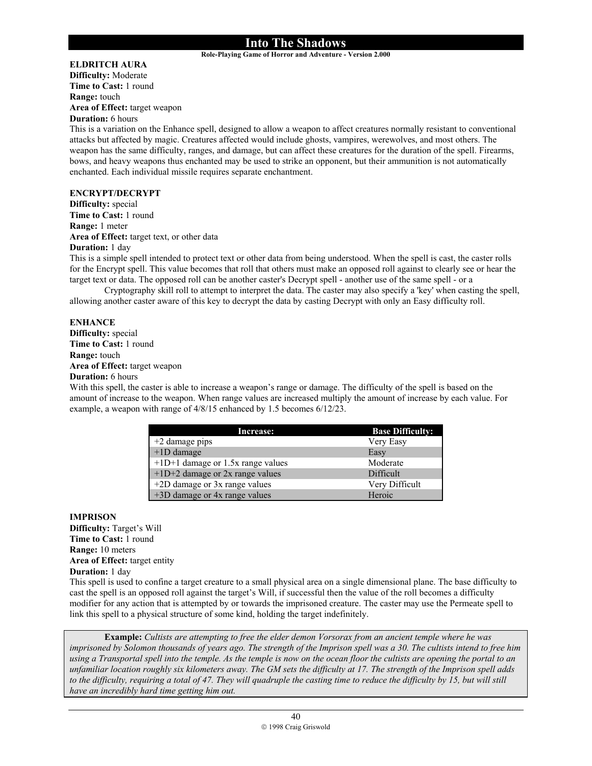**ELDRITCH AURA**
**Difficulty:** Moderate
**Time to Cast:** 1 round
**Range:** touch
**Area of Effect:** target weapon
**Duration:** 6 hours
This is a variation on the Enhance spell, designed to allow a weapon to affect creatures normally resistant to conventional attacks but affected by magic. Creatures affected would include ghosts, vampires, werewolves, and most others. The weapon has the same difficulty, ranges, and damage, but can affect these creatures for the duration of the spell. Firearms, bows, and heavy weapons thus enchanted may be used to strike an opponent, but their ammunition is not automatically enchanted. Each individual missile requires separate enchantment.

**ENCRYPT/DECRYPT**
**Difficulty:** special
**Time to Cast:** 1 round
**Range:** 1 meter
**Area of Effect:** target text, or other data
**Duration:** 1 day
This is a simple spell intended to protect text or other data from being understood. When the spell is cast, the caster rolls for the Encrypt spell. This value becomes that roll that others must make an opposed roll against to clearly see or hear the target text or data. The opposed roll can be another caster's Decrypt spell - another use of the same spell - or a

Cryptography skill roll to attempt to interpret the data. The caster may also specify a 'key' when casting the spell, allowing another caster aware of this key to decrypt the data by casting Decrypt with only an Easy difficulty roll.

**ENHANCE**
**Difficulty:** special
**Time to Cast:** 1 round
**Range:** touch
**Area of Effect:** target weapon
**Duration:** 6 hours
With this spell, the caster is able to increase a weapon's range or damage. The difficulty of the spell is based on the amount of increase to the weapon. When range values are increased multiply the amount of increase by each value. For example, a weapon with range of 4/8/15 enhanced by 1.5 becomes 6/12/23.

| Increase: | Base Difficulty: |
|---|---|
| +2 damage pips | Very Easy |
| +1D damage | Easy |
| +1D+1 damage or 1.5x range values | Moderate |
| +1D+2 damage or 2x range values | Difficult |
| +2D damage or 3x range values | Very Difficult |
| +3D damage or 4x range values | Heroic |

**IMPRISON**
**Difficulty:** Target's Will
**Time to Cast:** 1 round
**Range:** 10 meters
**Area of Effect:** target entity
**Duration:** 1 day
This spell is used to confine a target creature to a small physical area on a single dimensional plane. The base difficulty to cast the spell is an opposed roll against the target's Will, if successful then the value of the roll becomes a difficulty modifier for any action that is attempted by or towards the imprisoned creature. The caster may use the Permeate spell to link this spell to a physical structure of some kind, holding the target indefinitely.

> **Example:** *Cultists are attempting to free the elder demon Vorsorax from an ancient temple where he was imprisoned by Solomon thousands of years ago. The strength of the Imprison spell was a 30. The cultists intend to free him using a Transportal spell into the temple. As the temple is now on the ocean floor the cultists are opening the portal to an unfamiliar location roughly six kilometers away. The GM sets the difficulty at 17. The strength of the Imprison spell adds to the difficulty, requiring a total of 47. They will quadruple the casting time to reduce the difficulty by 15, but will still have an incredibly hard time getting him out.*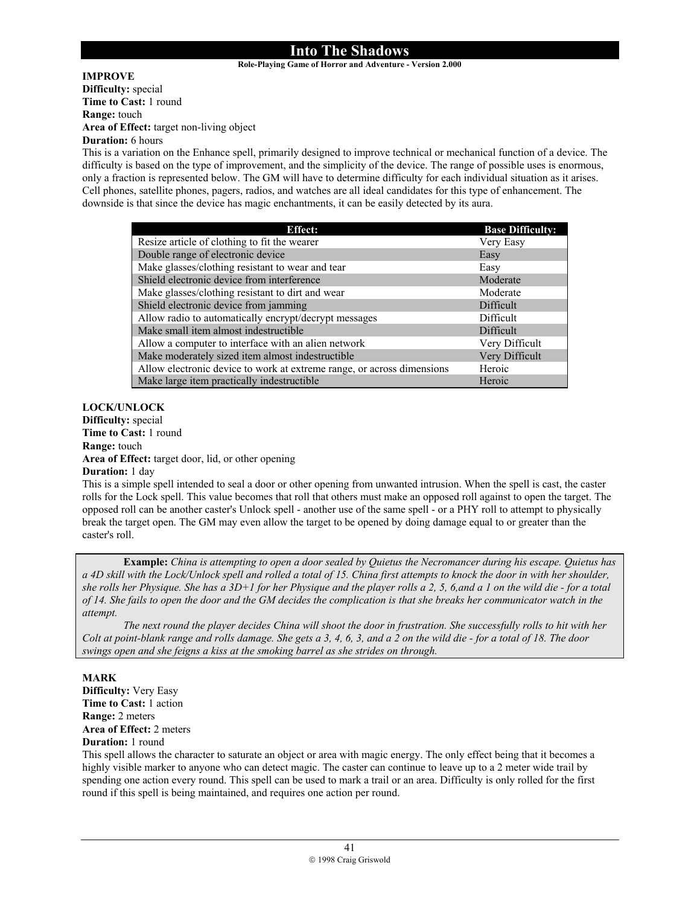**IMPROVE**
**Difficulty:** special
**Time to Cast:** 1 round
**Range:** touch
**Area of Effect:** target non-living object
**Duration:** 6 hours

This is a variation on the Enhance spell, primarily designed to improve technical or mechanical function of a device. The difficulty is based on the type of improvement, and the simplicity of the device. The range of possible uses is enormous, only a fraction is represented below. The GM will have to determine difficulty for each individual situation as it arises. Cell phones, satellite phones, pagers, radios, and watches are all ideal candidates for this type of enhancement. The downside is that since the device has magic enchantments, it can be easily detected by its aura.

| Effect: | Base Difficulty: |
|---|---|
| Resize article of clothing to fit the wearer | Very Easy |
| Double range of electronic device | Easy |
| Make glasses/clothing resistant to wear and tear | Easy |
| Shield electronic device from interference | Moderate |
| Make glasses/clothing resistant to dirt and wear | Moderate |
| Shield electronic device from jamming | Difficult |
| Allow radio to automatically encrypt/decrypt messages | Difficult |
| Make small item almost indestructible | Difficult |
| Allow a computer to interface with an alien network | Very Difficult |
| Make moderately sized item almost indestructible | Very Difficult |
| Allow electronic device to work at extreme range, or across dimensions | Heroic |
| Make large item practically indestructible | Heroic |

**LOCK/UNLOCK**
**Difficulty:** special
**Time to Cast:** 1 round
**Range:** touch
**Area of Effect:** target door, lid, or other opening
**Duration:** 1 day

This is a simple spell intended to seal a door or other opening from unwanted intrusion. When the spell is cast, the caster rolls for the Lock spell. This value becomes that roll that others must make an opposed roll against to open the target. The opposed roll can be another caster's Unlock spell - another use of the same spell - or a PHY roll to attempt to physically break the target open. The GM may even allow the target to be opened by doing damage equal to or greater than the caster's roll.

> **Example:** *China is attempting to open a door sealed by Quietus the Necromancer during his escape. Quietus has a 4D skill with the Lock/Unlock spell and rolled a total of 15. China first attempts to knock the door in with her shoulder, she rolls her Physique. She has a 3D+1 for her Physique and the player rolls a 2, 5, 6,and a 1 on the wild die - for a total of 14. She fails to open the door and the GM decides the complication is that she breaks her communicator watch in the attempt.*
>
> *The next round the player decides China will shoot the door in frustration. She successfully rolls to hit with her Colt at point-blank range and rolls damage. She gets a 3, 4, 6, 3, and a 2 on the wild die - for a total of 18. The door swings open and she feigns a kiss at the smoking barrel as she strides on through.*

**MARK**
**Difficulty:** Very Easy
**Time to Cast:** 1 action
**Range:** 2 meters
**Area of Effect:** 2 meters
**Duration:** 1 round

This spell allows the character to saturate an object or area with magic energy. The only effect being that it becomes a highly visible marker to anyone who can detect magic. The caster can continue to leave up to a 2 meter wide trail by spending one action every round. This spell can be used to mark a trail or an area. Difficulty is only rolled for the first round if this spell is being maintained, and requires one action per round.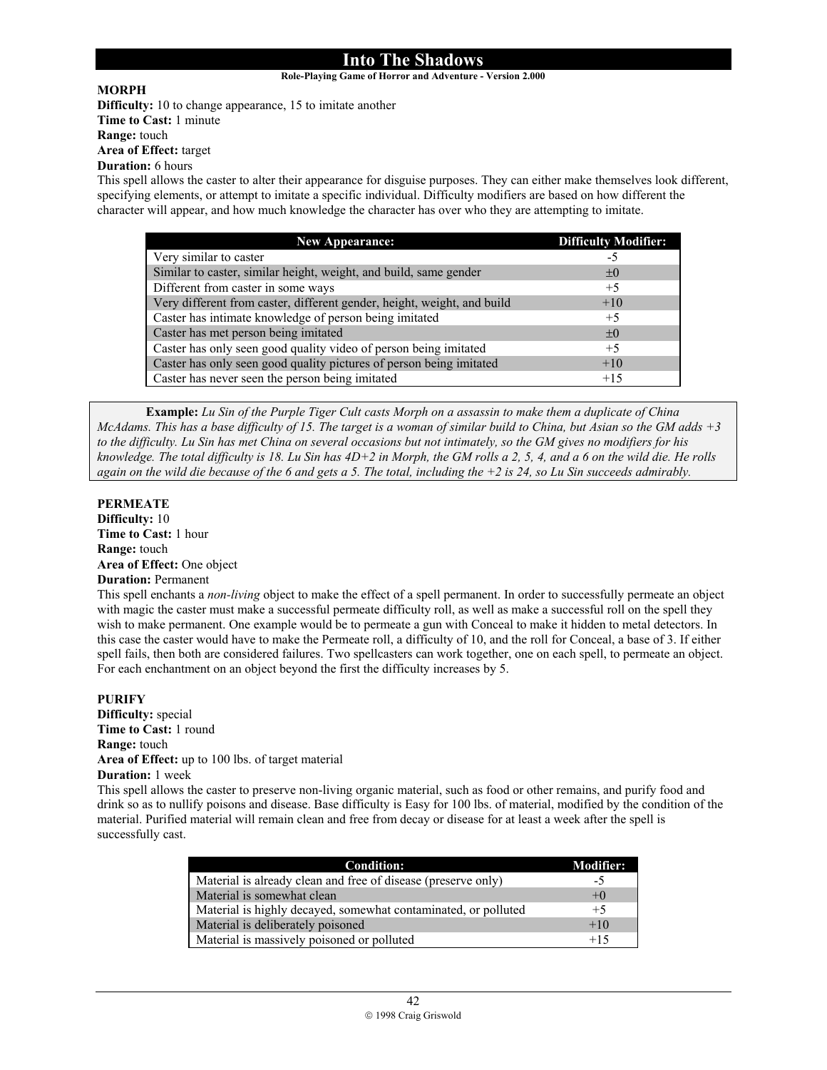### MORPH

**Difficulty:** 10 to change appearance, 15 to imitate another
**Time to Cast:** 1 minute
**Range:** touch
**Area of Effect:** target
**Duration:** 6 hours

This spell allows the caster to alter their appearance for disguise purposes. They can either make themselves look different, specifying elements, or attempt to imitate a specific individual. Difficulty modifiers are based on how different the character will appear, and how much knowledge the character has over who they are attempting to imitate.

| New Appearance: | Difficulty Modifier: |
|---|---|
| Very similar to caster | -5 |
| Similar to caster, similar height, weight, and build, same gender | ±0 |
| Different from caster in some ways | +5 |
| Very different from caster, different gender, height, weight, and build | +10 |
| Caster has intimate knowledge of person being imitated | +5 |
| Caster has met person being imitated | ±0 |
| Caster has only seen good quality video of person being imitated | +5 |
| Caster has only seen good quality pictures of person being imitated | +10 |
| Caster has never seen the person being imitated | +15 |

> **Example:** *Lu Sin of the Purple Tiger Cult casts Morph on a assassin to make them a duplicate of China McAdams. This has a base difficulty of 15. The target is a woman of similar build to China, but Asian so the GM adds +3 to the difficulty. Lu Sin has met China on several occasions but not intimately, so the GM gives no modifiers for his knowledge. The total difficulty is 18. Lu Sin has 4D+2 in Morph, the GM rolls a 2, 5, 4, and a 6 on the wild die. He rolls again on the wild die because of the 6 and gets a 5. The total, including the +2 is 24, so Lu Sin succeeds admirably.*

### PERMEATE

**Difficulty:** 10
**Time to Cast:** 1 hour
**Range:** touch
**Area of Effect:** One object
**Duration:** Permanent

This spell enchants a *non-living* object to make the effect of a spell permanent. In order to successfully permeate an object with magic the caster must make a successful permeate difficulty roll, as well as make a successful roll on the spell they wish to make permanent. One example would be to permeate a gun with Conceal to make it hidden to metal detectors. In this case the caster would have to make the Permeate roll, a difficulty of 10, and the roll for Conceal, a base of 3. If either spell fails, then both are considered failures. Two spellcasters can work together, one on each spell, to permeate an object. For each enchantment on an object beyond the first the difficulty increases by 5.

### PURIFY

**Difficulty:** special
**Time to Cast:** 1 round
**Range:** touch
**Area of Effect:** up to 100 lbs. of target material
**Duration:** 1 week

This spell allows the caster to preserve non-living organic material, such as food or other remains, and purify food and drink so as to nullify poisons and disease. Base difficulty is Easy for 100 lbs. of material, modified by the condition of the material. Purified material will remain clean and free from decay or disease for at least a week after the spell is successfully cast.

| Condition: | Modifier: |
|---|---|
| Material is already clean and free of disease (preserve only) | -5 |
| Material is somewhat clean | +0 |
| Material is highly decayed, somewhat contaminated, or polluted | +5 |
| Material is deliberately poisoned | +10 |
| Material is massively poisoned or polluted | +15 |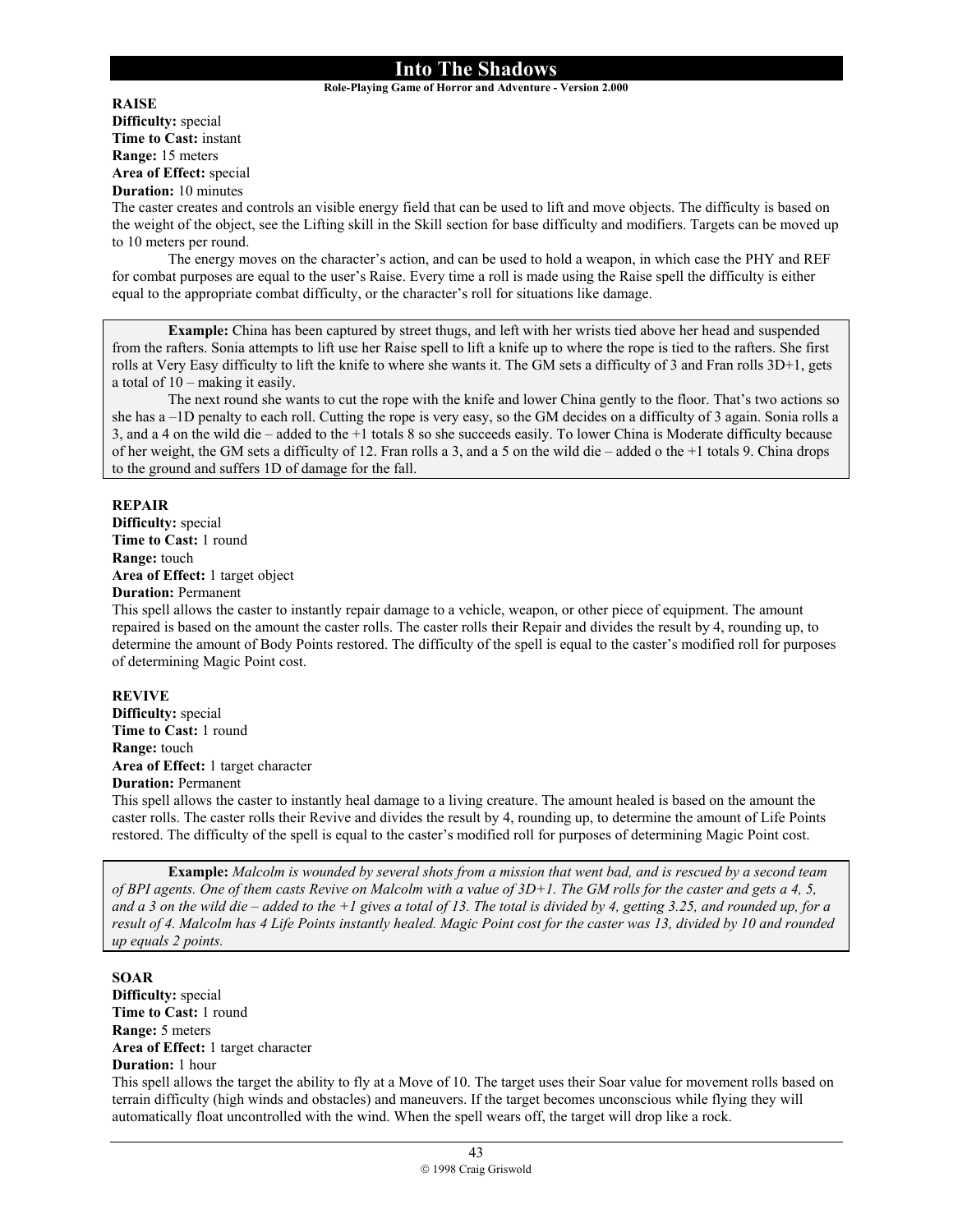**RAISE**
**Difficulty:** special
**Time to Cast:** instant
**Range:** 15 meters
**Area of Effect:** special
**Duration:** 10 minutes

The caster creates and controls an visible energy field that can be used to lift and move objects. The difficulty is based on the weight of the object, see the Lifting skill in the Skill section for base difficulty and modifiers. Targets can be moved up to 10 meters per round.

The energy moves on the character's action, and can be used to hold a weapon, in which case the PHY and REF for combat purposes are equal to the user's Raise. Every time a roll is made using the Raise spell the difficulty is either equal to the appropriate combat difficulty, or the character's roll for situations like damage.

> **Example:** China has been captured by street thugs, and left with her wrists tied above her head and suspended from the rafters. Sonia attempts to lift use her Raise spell to lift a knife up to where the rope is tied to the rafters. She first rolls at Very Easy difficulty to lift the knife to where she wants it. The GM sets a difficulty of 3 and Fran rolls 3D+1, gets a total of 10 – making it easily.
>
> The next round she wants to cut the rope with the knife and lower China gently to the floor. That's two actions so she has a –1D penalty to each roll. Cutting the rope is very easy, so the GM decides on a difficulty of 3 again. Sonia rolls a 3, and a 4 on the wild die – added to the +1 totals 8 so she succeeds easily. To lower China is Moderate difficulty because of her weight, the GM sets a difficulty of 12. Fran rolls a 3, and a 5 on the wild die – added o the +1 totals 9. China drops to the ground and suffers 1D of damage for the fall.

**REPAIR**
**Difficulty:** special
**Time to Cast:** 1 round
**Range:** touch
**Area of Effect:** 1 target object
**Duration:** Permanent

This spell allows the caster to instantly repair damage to a vehicle, weapon, or other piece of equipment. The amount repaired is based on the amount the caster rolls. The caster rolls their Repair and divides the result by 4, rounding up, to determine the amount of Body Points restored. The difficulty of the spell is equal to the caster's modified roll for purposes of determining Magic Point cost.

**REVIVE**
**Difficulty:** special
**Time to Cast:** 1 round
**Range:** touch
**Area of Effect:** 1 target character
**Duration:** Permanent

This spell allows the caster to instantly heal damage to a living creature. The amount healed is based on the amount the caster rolls. The caster rolls their Revive and divides the result by 4, rounding up, to determine the amount of Life Points restored. The difficulty of the spell is equal to the caster's modified roll for purposes of determining Magic Point cost.

> **Example:** *Malcolm is wounded by several shots from a mission that went bad, and is rescued by a second team of BPI agents. One of them casts Revive on Malcolm with a value of 3D+1. The GM rolls for the caster and gets a 4, 5, and a 3 on the wild die – added to the +1 gives a total of 13. The total is divided by 4, getting 3.25, and rounded up, for a result of 4. Malcolm has 4 Life Points instantly healed. Magic Point cost for the caster was 13, divided by 10 and rounded up equals 2 points.*

**SOAR**
**Difficulty:** special
**Time to Cast:** 1 round
**Range:** 5 meters
**Area of Effect:** 1 target character
**Duration:** 1 hour

This spell allows the target the ability to fly at a Move of 10. The target uses their Soar value for movement rolls based on terrain difficulty (high winds and obstacles) and maneuvers. If the target becomes unconscious while flying they will automatically float uncontrolled with the wind. When the spell wears off, the target will drop like a rock.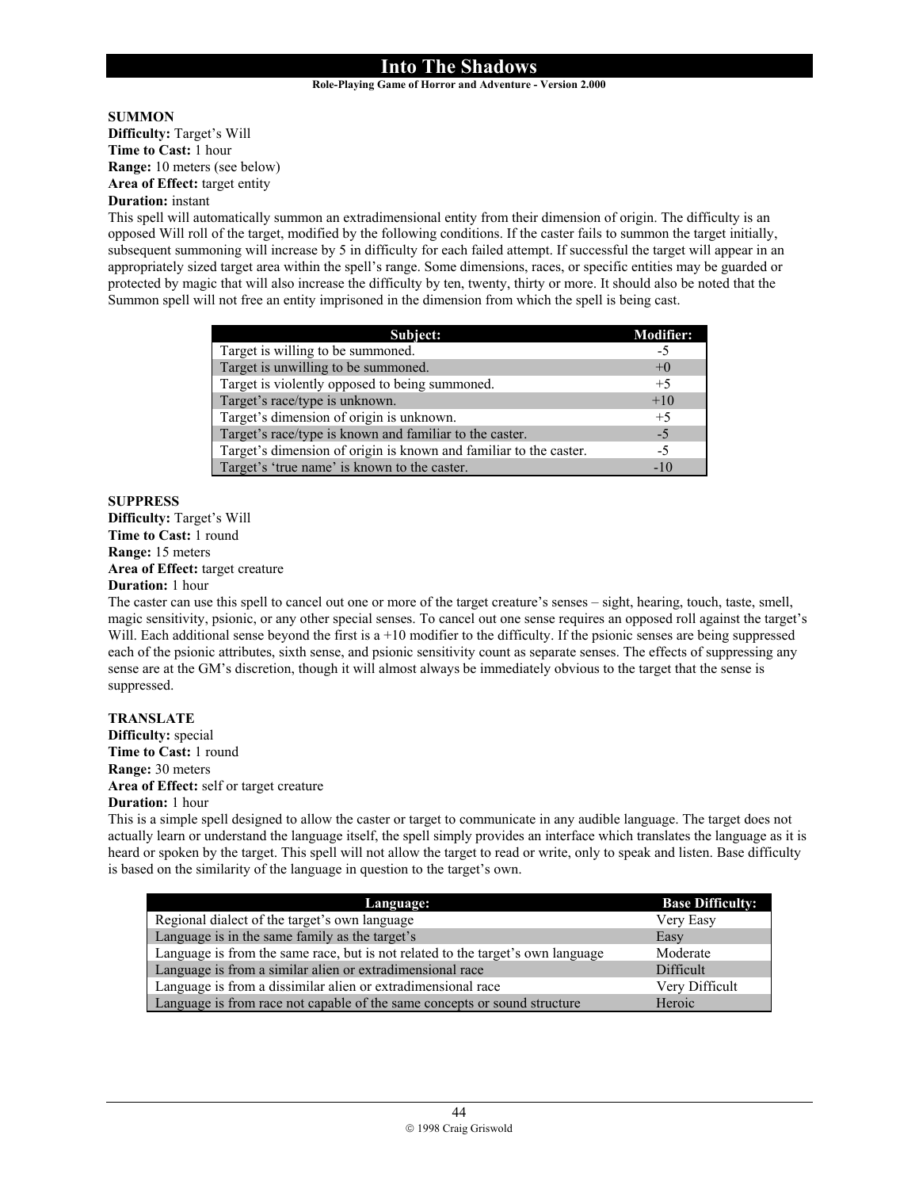### SUMMON

**Difficulty:** Target's Will
**Time to Cast:** 1 hour
**Range:** 10 meters (see below)
**Area of Effect:** target entity
**Duration:** instant

This spell will automatically summon an extradimensional entity from their dimension of origin. The difficulty is an opposed Will roll of the target, modified by the following conditions. If the caster fails to summon the target initially, subsequent summoning will increase by 5 in difficulty for each failed attempt. If successful the target will appear in an appropriately sized target area within the spell's range. Some dimensions, races, or specific entities may be guarded or protected by magic that will also increase the difficulty by ten, twenty, thirty or more. It should also be noted that the Summon spell will not free an entity imprisoned in the dimension from which the spell is being cast.

| Subject: | Modifier: |
|---|---|
| Target is willing to be summoned. | -5 |
| Target is unwilling to be summoned. | +0 |
| Target is violently opposed to being summoned. | +5 |
| Target's race/type is unknown. | +10 |
| Target's dimension of origin is unknown. | +5 |
| Target's race/type is known and familiar to the caster. | -5 |
| Target's dimension of origin is known and familiar to the caster. | -5 |
| Target's 'true name' is known to the caster. | -10 |

### SUPPRESS

**Difficulty:** Target's Will
**Time to Cast:** 1 round
**Range:** 15 meters
**Area of Effect:** target creature
**Duration:** 1 hour

The caster can use this spell to cancel out one or more of the target creature's senses – sight, hearing, touch, taste, smell, magic sensitivity, psionic, or any other special senses. To cancel out one sense requires an opposed roll against the target's Will. Each additional sense beyond the first is a +10 modifier to the difficulty. If the psionic senses are being suppressed each of the psionic attributes, sixth sense, and psionic sensitivity count as separate senses. The effects of suppressing any sense are at the GM's discretion, though it will almost always be immediately obvious to the target that the sense is suppressed.

### TRANSLATE

**Difficulty:** special
**Time to Cast:** 1 round
**Range:** 30 meters
**Area of Effect:** self or target creature
**Duration:** 1 hour

This is a simple spell designed to allow the caster or target to communicate in any audible language. The target does not actually learn or understand the language itself, the spell simply provides an interface which translates the language as it is heard or spoken by the target. This spell will not allow the target to read or write, only to speak and listen. Base difficulty is based on the similarity of the language in question to the target's own.

| Language: | Base Difficulty: |
|---|---|
| Regional dialect of the target's own language | Very Easy |
| Language is in the same family as the target's | Easy |
| Language is from the same race, but is not related to the target's own language | Moderate |
| Language is from a similar alien or extradimensional race | Difficult |
| Language is from a dissimilar alien or extradimensional race | Very Difficult |
| Language is from race not capable of the same concepts or sound structure | Heroic |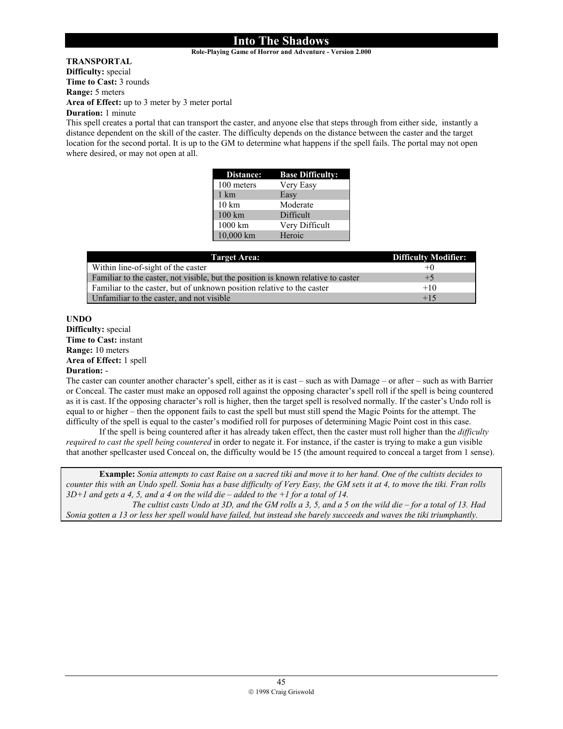**TRANSPORTAL**
**Difficulty:** special
**Time to Cast:** 3 rounds
**Range:** 5 meters
**Area of Effect:** up to 3 meter by 3 meter portal
**Duration:** 1 minute

This spell creates a portal that can transport the caster, and anyone else that steps through from either side, instantly a distance dependent on the skill of the caster. The difficulty depends on the distance between the caster and the target location for the second portal. It is up to the GM to determine what happens if the spell fails. The portal may not open where desired, or may not open at all.

| Distance: | Base Difficulty: |
|---|---|
| 100 meters | Very Easy |
| 1 km | Easy |
| 10 km | Moderate |
| 100 km | Difficult |
| 1000 km | Very Difficult |
| 10,000 km | Heroic |

| Target Area: | Difficulty Modifier: |
|---|---|
| Within line-of-sight of the caster | +0 |
| Familiar to the caster, not visible, but the position is known relative to caster | +5 |
| Familiar to the caster, but of unknown position relative to the caster | +10 |
| Unfamiliar to the caster, and not visible | +15 |

**UNDO**
**Difficulty:** special
**Time to Cast:** instant
**Range:** 10 meters
**Area of Effect:** 1 spell
**Duration:** -

The caster can counter another character's spell, either as it is cast – such as with Damage – or after – such as with Barrier or Conceal. The caster must make an opposed roll against the opposing character's spell roll if the spell is being countered as it is cast. If the opposing character's roll is higher, then the target spell is resolved normally. If the caster's Undo roll is equal to or higher – then the opponent fails to cast the spell but must still spend the Magic Points for the attempt. The difficulty of the spell is equal to the caster's modified roll for purposes of determining Magic Point cost in this case.

If the spell is being countered after it has already taken effect, then the caster must roll higher than the *difficulty required to cast the spell being countered* in order to negate it. For instance, if the caster is trying to make a gun visible that another spellcaster used Conceal on, the difficulty would be 15 (the amount required to conceal a target from 1 sense).

> **Example:** *Sonia attempts to cast Raise on a sacred tiki and move it to her hand. One of the cultists decides to counter this with an Undo spell. Sonia has a base difficulty of Very Easy, the GM sets it at 4, to move the tiki. Fran rolls 3D+1 and gets a 4, 5, and a 4 on the wild die – added to the +1 for a total of 14.*
>
> *The cultist casts Undo at 3D, and the GM rolls a 3, 5, and a 5 on the wild die – for a total of 13. Had Sonia gotten a 13 or less her spell would have failed, but instead she barely succeeds and waves the tiki triumphantly.*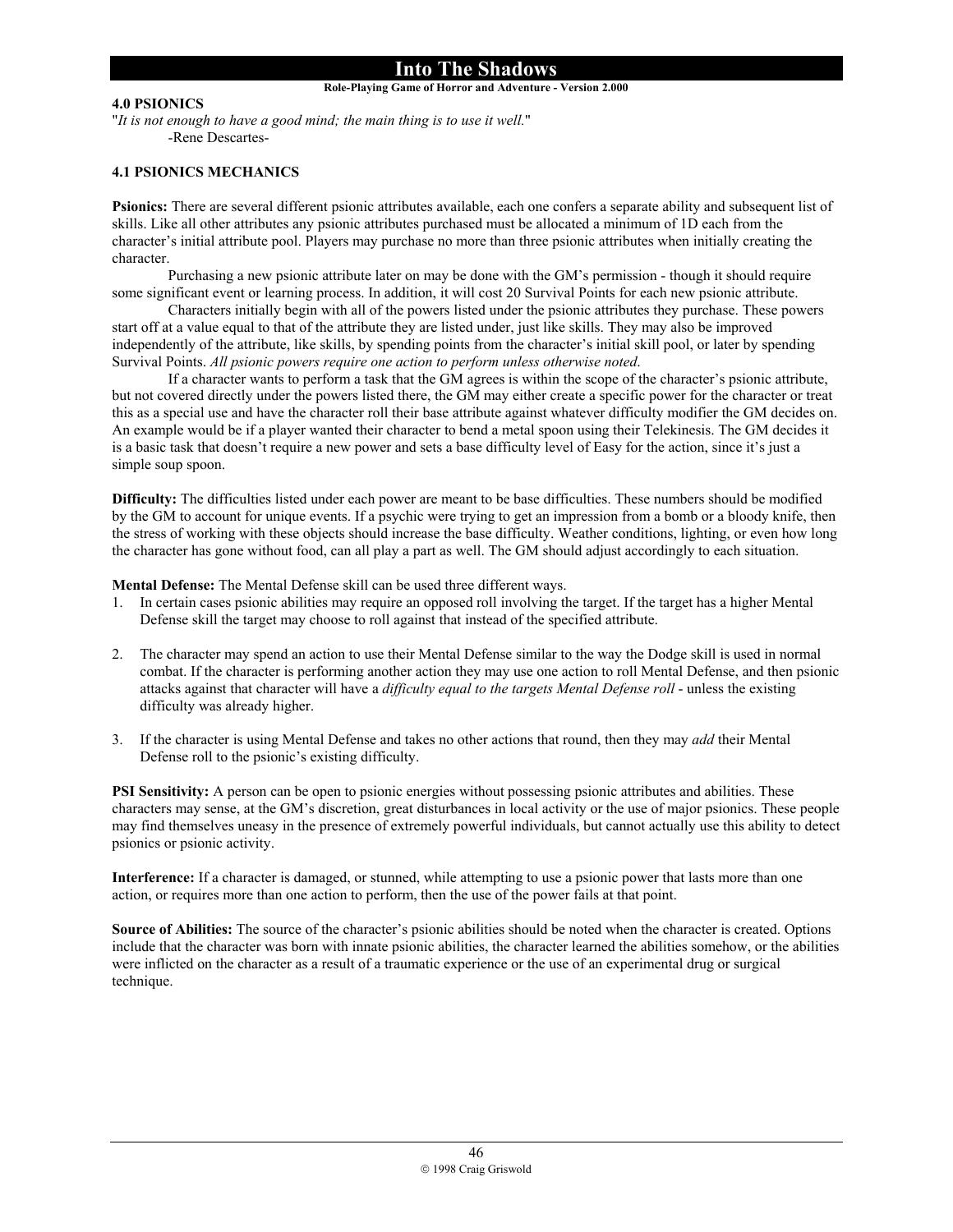## 4.0 PSIONICS

"*It is not enough to have a good mind; the main thing is to use it well.*"
-Rene Descartes-

### 4.1 PSIONICS MECHANICS

**Psionics:** There are several different psionic attributes available, each one confers a separate ability and subsequent list of skills. Like all other attributes any psionic attributes purchased must be allocated a minimum of 1D each from the character's initial attribute pool. Players may purchase no more than three psionic attributes when initially creating the character.

Purchasing a new psionic attribute later on may be done with the GM's permission - though it should require some significant event or learning process. In addition, it will cost 20 Survival Points for each new psionic attribute.

Characters initially begin with all of the powers listed under the psionic attributes they purchase. These powers start off at a value equal to that of the attribute they are listed under, just like skills. They may also be improved independently of the attribute, like skills, by spending points from the character's initial skill pool, or later by spending Survival Points. *All psionic powers require one action to perform unless otherwise noted*.

If a character wants to perform a task that the GM agrees is within the scope of the character's psionic attribute, but not covered directly under the powers listed there, the GM may either create a specific power for the character or treat this as a special use and have the character roll their base attribute against whatever difficulty modifier the GM decides on. An example would be if a player wanted their character to bend a metal spoon using their Telekinesis. The GM decides it is a basic task that doesn't require a new power and sets a base difficulty level of Easy for the action, since it's just a simple soup spoon.

**Difficulty:** The difficulties listed under each power are meant to be base difficulties. These numbers should be modified by the GM to account for unique events. If a psychic were trying to get an impression from a bomb or a bloody knife, then the stress of working with these objects should increase the base difficulty. Weather conditions, lighting, or even how long the character has gone without food, can all play a part as well. The GM should adjust accordingly to each situation.

**Mental Defense:** The Mental Defense skill can be used three different ways.

1. In certain cases psionic abilities may require an opposed roll involving the target. If the target has a higher Mental Defense skill the target may choose to roll against that instead of the specified attribute.

2. The character may spend an action to use their Mental Defense similar to the way the Dodge skill is used in normal combat. If the character is performing another action they may use one action to roll Mental Defense, and then psionic attacks against that character will have a *difficulty equal to the targets Mental Defense roll* - unless the existing difficulty was already higher.

3. If the character is using Mental Defense and takes no other actions that round, then they may *add* their Mental Defense roll to the psionic's existing difficulty.

**PSI Sensitivity:** A person can be open to psionic energies without possessing psionic attributes and abilities. These characters may sense, at the GM's discretion, great disturbances in local activity or the use of major psionics. These people may find themselves uneasy in the presence of extremely powerful individuals, but cannot actually use this ability to detect psionics or psionic activity.

**Interference:** If a character is damaged, or stunned, while attempting to use a psionic power that lasts more than one action, or requires more than one action to perform, then the use of the power fails at that point.

**Source of Abilities:** The source of the character's psionic abilities should be noted when the character is created. Options include that the character was born with innate psionic abilities, the character learned the abilities somehow, or the abilities were inflicted on the character as a result of a traumatic experience or the use of an experimental drug or surgical technique.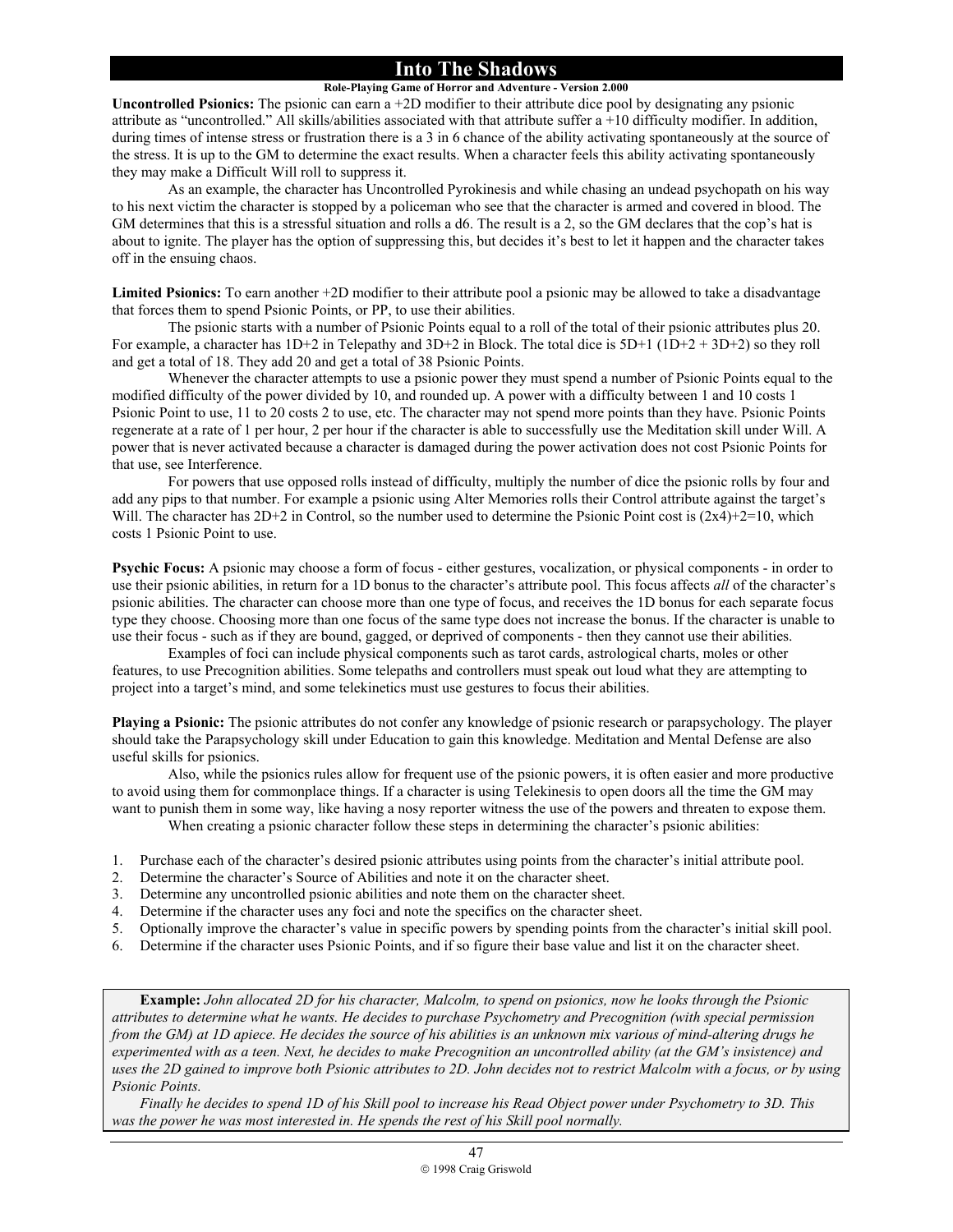**Uncontrolled Psionics:** The psionic can earn a +2D modifier to their attribute dice pool by designating any psionic attribute as "uncontrolled." All skills/abilities associated with that attribute suffer a +10 difficulty modifier. In addition, during times of intense stress or frustration there is a 3 in 6 chance of the ability activating spontaneously at the source of the stress. It is up to the GM to determine the exact results. When a character feels this ability activating spontaneously they may make a Difficult Will roll to suppress it.

As an example, the character has Uncontrolled Pyrokinesis and while chasing an undead psychopath on his way to his next victim the character is stopped by a policeman who see that the character is armed and covered in blood. The GM determines that this is a stressful situation and rolls a d6. The result is a 2, so the GM declares that the cop's hat is about to ignite. The player has the option of suppressing this, but decides it's best to let it happen and the character takes off in the ensuing chaos.

**Limited Psionics:** To earn another +2D modifier to their attribute pool a psionic may be allowed to take a disadvantage that forces them to spend Psionic Points, or PP, to use their abilities.

The psionic starts with a number of Psionic Points equal to a roll of the total of their psionic attributes plus 20. For example, a character has 1D+2 in Telepathy and 3D+2 in Block. The total dice is 5D+1 (1D+2 + 3D+2) so they roll and get a total of 18. They add 20 and get a total of 38 Psionic Points.

Whenever the character attempts to use a psionic power they must spend a number of Psionic Points equal to the modified difficulty of the power divided by 10, and rounded up. A power with a difficulty between 1 and 10 costs 1 Psionic Point to use, 11 to 20 costs 2 to use, etc. The character may not spend more points than they have. Psionic Points regenerate at a rate of 1 per hour, 2 per hour if the character is able to successfully use the Meditation skill under Will. A power that is never activated because a character is damaged during the power activation does not cost Psionic Points for that use, see Interference.

For powers that use opposed rolls instead of difficulty, multiply the number of dice the psionic rolls by four and add any pips to that number. For example a psionic using Alter Memories rolls their Control attribute against the target's Will. The character has 2D+2 in Control, so the number used to determine the Psionic Point cost is (2x4)+2=10, which costs 1 Psionic Point to use.

**Psychic Focus:** A psionic may choose a form of focus - either gestures, vocalization, or physical components - in order to use their psionic abilities, in return for a 1D bonus to the character's attribute pool. This focus affects *all* of the character's psionic abilities. The character can choose more than one type of focus, and receives the 1D bonus for each separate focus type they choose. Choosing more than one focus of the same type does not increase the bonus. If the character is unable to use their focus - such as if they are bound, gagged, or deprived of components - then they cannot use their abilities.

Examples of foci can include physical components such as tarot cards, astrological charts, moles or other features, to use Precognition abilities. Some telepaths and controllers must speak out loud what they are attempting to project into a target's mind, and some telekinetics must use gestures to focus their abilities.

**Playing a Psionic:** The psionic attributes do not confer any knowledge of psionic research or parapsychology. The player should take the Parapsychology skill under Education to gain this knowledge. Meditation and Mental Defense are also useful skills for psionics.

Also, while the psionics rules allow for frequent use of the psionic powers, it is often easier and more productive to avoid using them for commonplace things. If a character is using Telekinesis to open doors all the time the GM may want to punish them in some way, like having a nosy reporter witness the use of the powers and threaten to expose them.

When creating a psionic character follow these steps in determining the character's psionic abilities:

1. Purchase each of the character's desired psionic attributes using points from the character's initial attribute pool.
2. Determine the character's Source of Abilities and note it on the character sheet.
3. Determine any uncontrolled psionic abilities and note them on the character sheet.
4. Determine if the character uses any foci and note the specifics on the character sheet.
5. Optionally improve the character's value in specific powers by spending points from the character's initial skill pool.
6. Determine if the character uses Psionic Points, and if so figure their base value and list it on the character sheet.

**Example:** *John allocated 2D for his character, Malcolm, to spend on psionics, now he looks through the Psionic attributes to determine what he wants. He decides to purchase Psychometry and Precognition (with special permission from the GM) at 1D apiece. He decides the source of his abilities is an unknown mix various of mind-altering drugs he experimented with as a teen. Next, he decides to make Precognition an uncontrolled ability (at the GM's insistence) and uses the 2D gained to improve both Psionic attributes to 2D. John decides not to restrict Malcolm with a focus, or by using Psionic Points.*

*Finally he decides to spend 1D of his Skill pool to increase his Read Object power under Psychometry to 3D. This was the power he was most interested in. He spends the rest of his Skill pool normally.*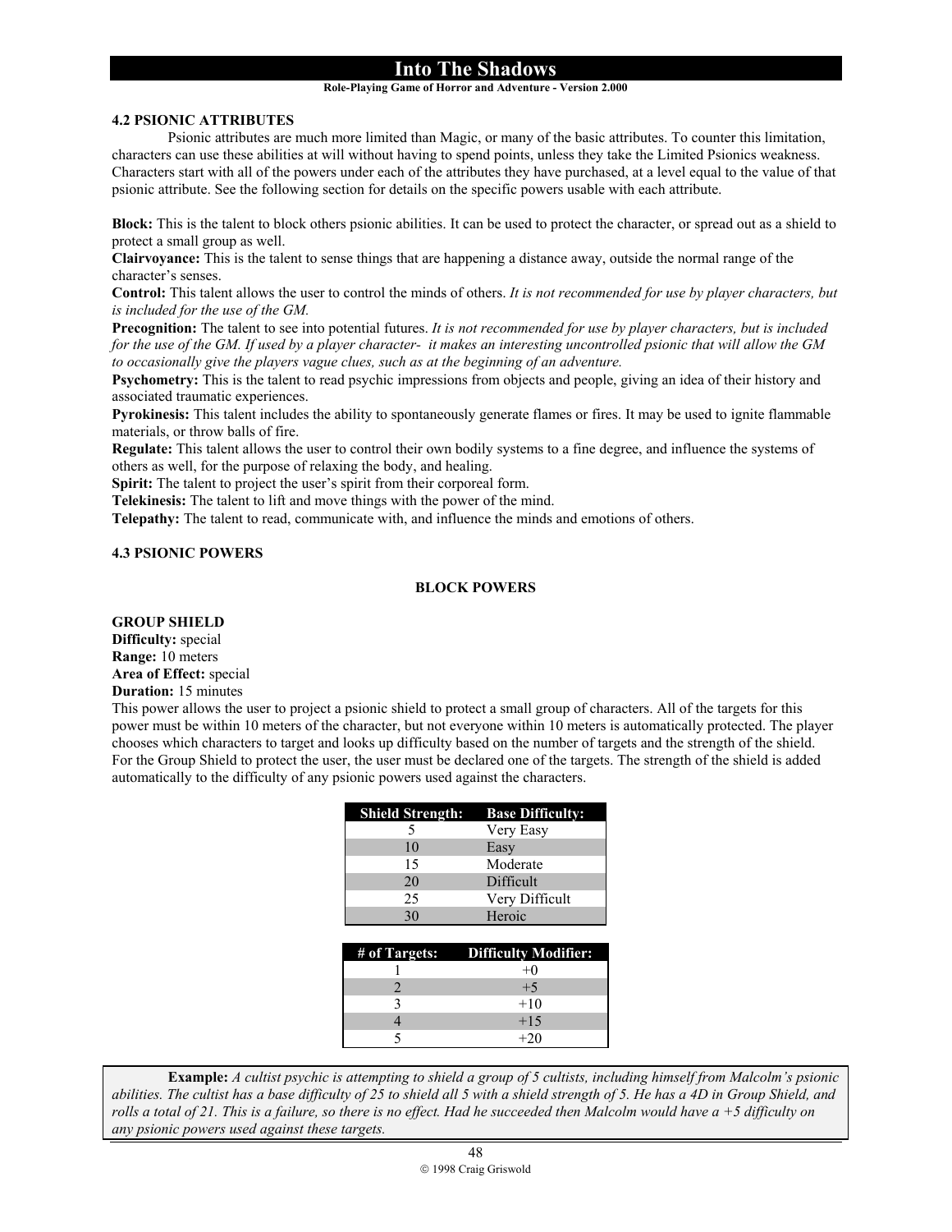### 4.2 PSIONIC ATTRIBUTES

Psionic attributes are much more limited than Magic, or many of the basic attributes. To counter this limitation, characters can use these abilities at will without having to spend points, unless they take the Limited Psionics weakness. Characters start with all of the powers under each of the attributes they have purchased, at a level equal to the value of that psionic attribute. See the following section for details on the specific powers usable with each attribute.

**Block:** This is the talent to block others psionic abilities. It can be used to protect the character, or spread out as a shield to protect a small group as well.
**Clairvoyance:** This is the talent to sense things that are happening a distance away, outside the normal range of the character's senses.
**Control:** This talent allows the user to control the minds of others. *It is not recommended for use by player characters, but is included for the use of the GM.*
**Precognition:** The talent to see into potential futures. *It is not recommended for use by player characters, but is included for the use of the GM. If used by a player character- it makes an interesting uncontrolled psionic that will allow the GM to occasionally give the players vague clues, such as at the beginning of an adventure.*
**Psychometry:** This is the talent to read psychic impressions from objects and people, giving an idea of their history and associated traumatic experiences.
**Pyrokinesis:** This talent includes the ability to spontaneously generate flames or fires. It may be used to ignite flammable materials, or throw balls of fire.
**Regulate:** This talent allows the user to control their own bodily systems to a fine degree, and influence the systems of others as well, for the purpose of relaxing the body, and healing.
**Spirit:** The talent to project the user's spirit from their corporeal form.
**Telekinesis:** The talent to lift and move things with the power of the mind.
**Telepathy:** The talent to read, communicate with, and influence the minds and emotions of others.

### 4.3 PSIONIC POWERS

#### BLOCK POWERS

**GROUP SHIELD**
**Difficulty:** special
**Range:** 10 meters
**Area of Effect:** special
**Duration:** 15 minutes

This power allows the user to project a psionic shield to protect a small group of characters. All of the targets for this power must be within 10 meters of the character, but not everyone within 10 meters is automatically protected. The player chooses which characters to target and looks up difficulty based on the number of targets and the strength of the shield. For the Group Shield to protect the user, the user must be declared one of the targets. The strength of the shield is added automatically to the difficulty of any psionic powers used against the characters.

| Shield Strength: | Base Difficulty: |
|---|---|
| 5 | Very Easy |
| 10 | Easy |
| 15 | Moderate |
| 20 | Difficult |
| 25 | Very Difficult |
| 30 | Heroic |

| # of Targets: | Difficulty Modifier: |
|---|---|
| 1 | +0 |
| 2 | +5 |
| 3 | +10 |
| 4 | +15 |
| 5 | +20 |

**Example:** *A cultist psychic is attempting to shield a group of 5 cultists, including himself from Malcolm's psionic abilities. The cultist has a base difficulty of 25 to shield all 5 with a shield strength of 5. He has a 4D in Group Shield, and rolls a total of 21. This is a failure, so there is no effect. Had he succeeded then Malcolm would have a +5 difficulty on any psionic powers used against these targets.*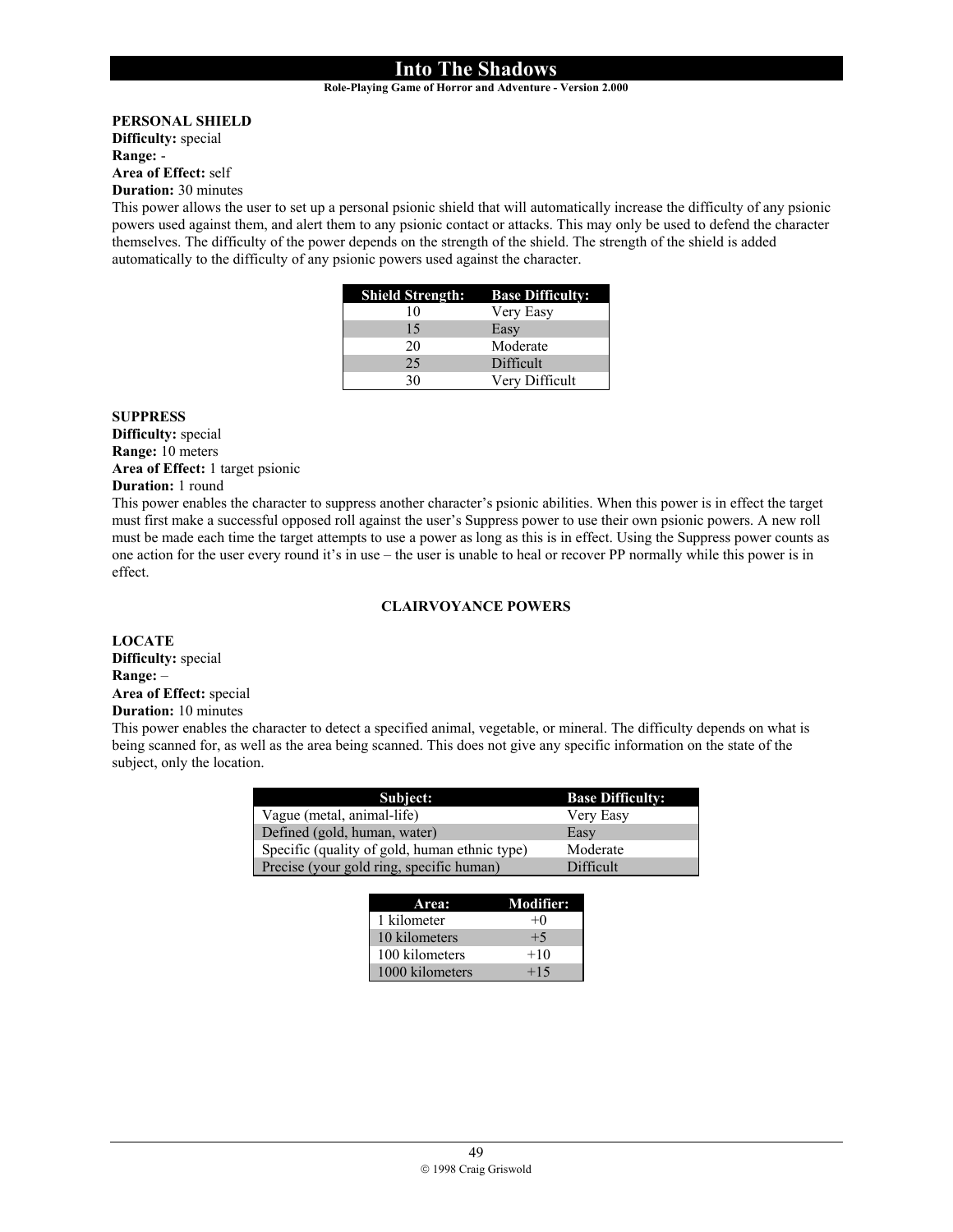### PERSONAL SHIELD

**Difficulty:** special
**Range:** -
**Area of Effect:** self
**Duration:** 30 minutes

This power allows the user to set up a personal psionic shield that will automatically increase the difficulty of any psionic powers used against them, and alert them to any psionic contact or attacks. This may only be used to defend the character themselves. The difficulty of the power depends on the strength of the shield. The strength of the shield is added automatically to the difficulty of any psionic powers used against the character.

| Shield Strength: | Base Difficulty: |
|---|---|
| 10 | Very Easy |
| 15 | Easy |
| 20 | Moderate |
| 25 | Difficult |
| 30 | Very Difficult |

### SUPPRESS

**Difficulty:** special
**Range:** 10 meters
**Area of Effect:** 1 target psionic
**Duration:** 1 round

This power enables the character to suppress another character's psionic abilities. When this power is in effect the target must first make a successful opposed roll against the user's Suppress power to use their own psionic powers. A new roll must be made each time the target attempts to use a power as long as this is in effect. Using the Suppress power counts as one action for the user every round it's in use – the user is unable to heal or recover PP normally while this power is in effect.

## CLAIRVOYANCE POWERS

### LOCATE

**Difficulty:** special
**Range:** –
**Area of Effect:** special
**Duration:** 10 minutes

This power enables the character to detect a specified animal, vegetable, or mineral. The difficulty depends on what is being scanned for, as well as the area being scanned. This does not give any specific information on the state of the subject, only the location.

| Subject: | Base Difficulty: |
|---|---|
| Vague (metal, animal-life) | Very Easy |
| Defined (gold, human, water) | Easy |
| Specific (quality of gold, human ethnic type) | Moderate |
| Precise (your gold ring, specific human) | Difficult |

| Area: | Modifier: |
|---|---|
| 1 kilometer | +0 |
| 10 kilometers | +5 |
| 100 kilometers | +10 |
| 1000 kilometers | +15 |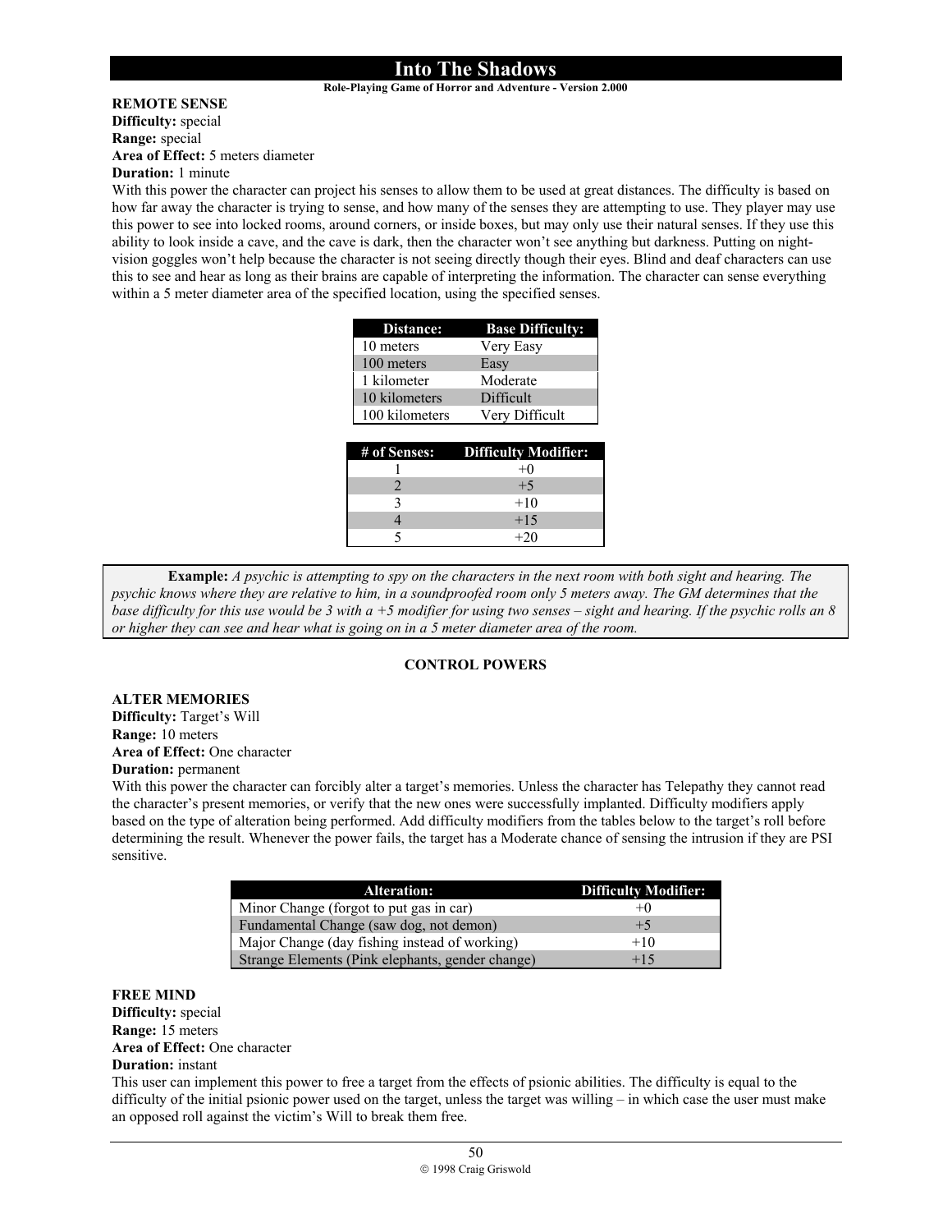**REMOTE SENSE**
**Difficulty:** special
**Range:** special
**Area of Effect:** 5 meters diameter
**Duration:** 1 minute
With this power the character can project his senses to allow them to be used at great distances. The difficulty is based on how far away the character is trying to sense, and how many of the senses they are attempting to use. They player may use this power to see into locked rooms, around corners, or inside boxes, but may only use their natural senses. If they use this ability to look inside a cave, and the cave is dark, then the character won't see anything but darkness. Putting on night-vision goggles won't help because the character is not seeing directly though their eyes. Blind and deaf characters can use this to see and hear as long as their brains are capable of interpreting the information. The character can sense everything within a 5 meter diameter area of the specified location, using the specified senses.

| Distance: | Base Difficulty: |
|---|---|
| 10 meters | Very Easy |
| 100 meters | Easy |
| 1 kilometer | Moderate |
| 10 kilometers | Difficult |
| 100 kilometers | Very Difficult |

| # of Senses: | Difficulty Modifier: |
|---|---|
| 1 | +0 |
| 2 | +5 |
| 3 | +10 |
| 4 | +15 |
| 5 | +20 |

> **Example:** *A psychic is attempting to spy on the characters in the next room with both sight and hearing. The psychic knows where they are relative to him, in a soundproofed room only 5 meters away. The GM determines that the base difficulty for this use would be 3 with a +5 modifier for using two senses – sight and hearing. If the psychic rolls an 8 or higher they can see and hear what is going on in a 5 meter diameter area of the room.*

## CONTROL POWERS

**ALTER MEMORIES**
**Difficulty:** Target's Will
**Range:** 10 meters
**Area of Effect:** One character
**Duration:** permanent
With this power the character can forcibly alter a target's memories. Unless the character has Telepathy they cannot read the character's present memories, or verify that the new ones were successfully implanted. Difficulty modifiers apply based on the type of alteration being performed. Add difficulty modifiers from the tables below to the target's roll before determining the result. Whenever the power fails, the target has a Moderate chance of sensing the intrusion if they are PSI sensitive.

| Alteration: | Difficulty Modifier: |
|---|---|
| Minor Change (forgot to put gas in car) | +0 |
| Fundamental Change (saw dog, not demon) | +5 |
| Major Change (day fishing instead of working) | +10 |
| Strange Elements (Pink elephants, gender change) | +15 |

**FREE MIND**
**Difficulty:** special
**Range:** 15 meters
**Area of Effect:** One character
**Duration:** instant
This user can implement this power to free a target from the effects of psionic abilities. The difficulty is equal to the difficulty of the initial psionic power used on the target, unless the target was willing – in which case the user must make an opposed roll against the victim's Will to break them free.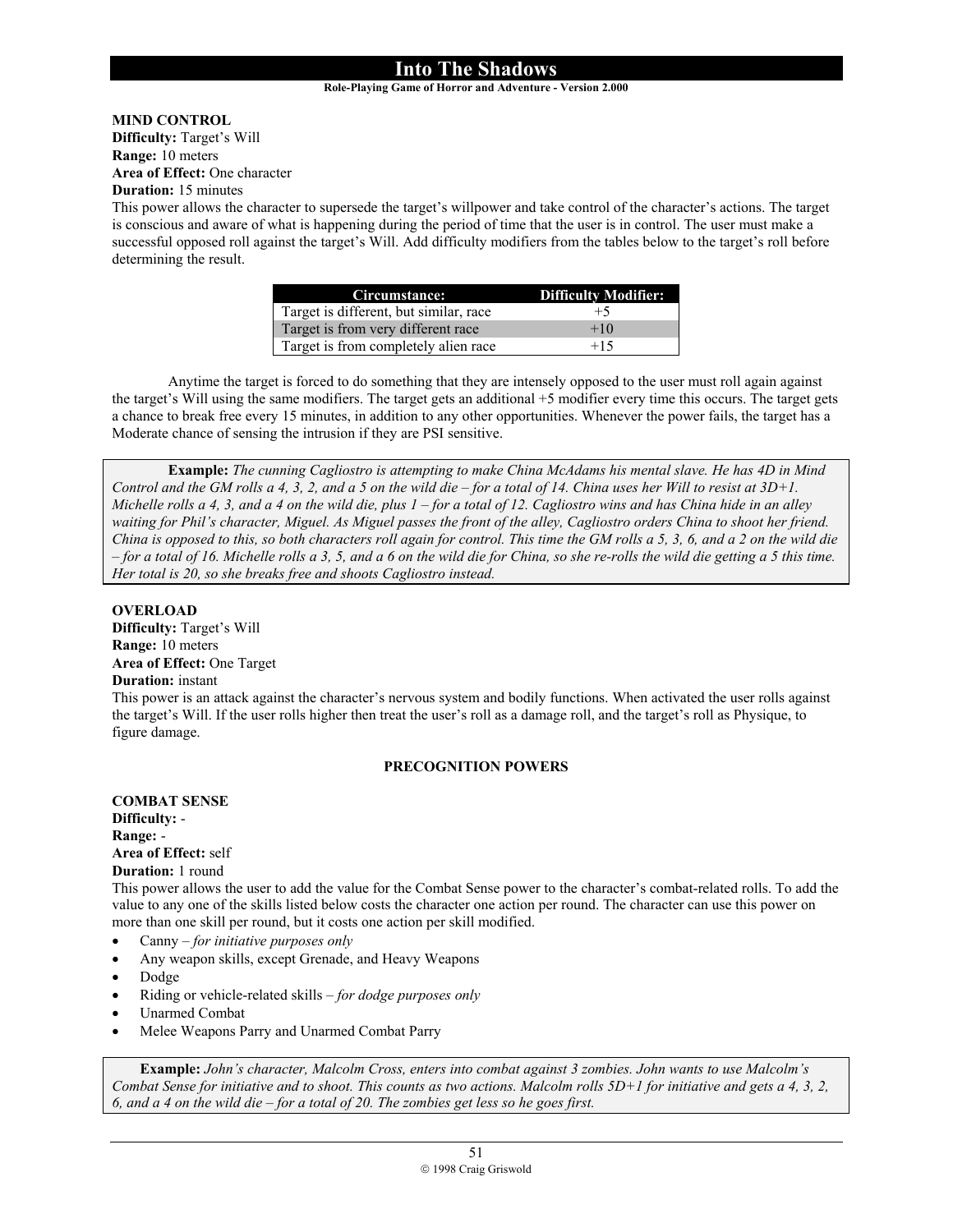**MIND CONTROL**
**Difficulty:** Target's Will
**Range:** 10 meters
**Area of Effect:** One character
**Duration:** 15 minutes
This power allows the character to supersede the target's willpower and take control of the character's actions. The target is conscious and aware of what is happening during the period of time that the user is in control. The user must make a successful opposed roll against the target's Will. Add difficulty modifiers from the tables below to the target's roll before determining the result.

| Circumstance: | Difficulty Modifier: |
|---|---|
| Target is different, but similar, race | +5 |
| Target is from very different race | +10 |
| Target is from completely alien race | +15 |

Anytime the target is forced to do something that they are intensely opposed to the user must roll again against the target's Will using the same modifiers. The target gets an additional +5 modifier every time this occurs. The target gets a chance to break free every 15 minutes, in addition to any other opportunities. Whenever the power fails, the target has a Moderate chance of sensing the intrusion if they are PSI sensitive.

> **Example:** *The cunning Cagliostro is attempting to make China McAdams his mental slave. He has 4D in Mind Control and the GM rolls a 4, 3, 2, and a 5 on the wild die – for a total of 14. China uses her Will to resist at 3D+1. Michelle rolls a 4, 3, and a 4 on the wild die, plus 1 – for a total of 12. Cagliostro wins and has China hide in an alley waiting for Phil's character, Miguel. As Miguel passes the front of the alley, Cagliostro orders China to shoot her friend. China is opposed to this, so both characters roll again for control. This time the GM rolls a 5, 3, 6, and a 2 on the wild die – for a total of 16. Michelle rolls a 3, 5, and a 6 on the wild die for China, so she re-rolls the wild die getting a 5 this time. Her total is 20, so she breaks free and shoots Cagliostro instead.*

**OVERLOAD**
**Difficulty:** Target's Will
**Range:** 10 meters
**Area of Effect:** One Target
**Duration:** instant
This power is an attack against the character's nervous system and bodily functions. When activated the user rolls against the target's Will. If the user rolls higher then treat the user's roll as a damage roll, and the target's roll as Physique, to figure damage.

## PRECOGNITION POWERS

**COMBAT SENSE**
**Difficulty:** -
**Range:** -
**Area of Effect:** self
**Duration:** 1 round
This power allows the user to add the value for the Combat Sense power to the character's combat-related rolls. To add the value to any one of the skills listed below costs the character one action per round. The character can use this power on more than one skill per round, but it costs one action per skill modified.

- Canny – *for initiative purposes only*
- Any weapon skills, except Grenade, and Heavy Weapons
- Dodge
- Riding or vehicle-related skills – *for dodge purposes only*
- Unarmed Combat
- Melee Weapons Parry and Unarmed Combat Parry

> **Example:** *John's character, Malcolm Cross, enters into combat against 3 zombies. John wants to use Malcolm's Combat Sense for initiative and to shoot. This counts as two actions. Malcolm rolls 5D+1 for initiative and gets a 4, 3, 2, 6, and a 4 on the wild die – for a total of 20. The zombies get less so he goes first.*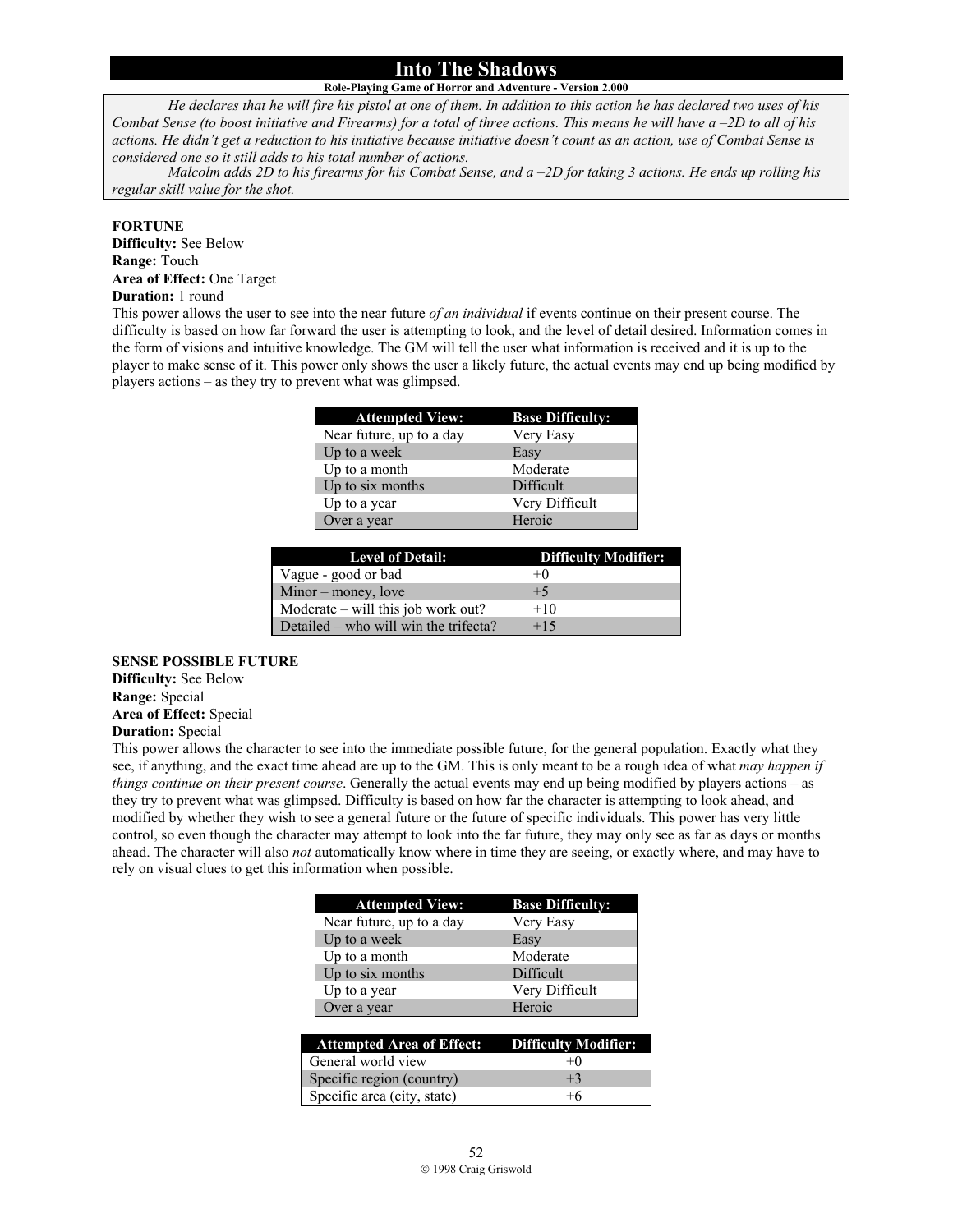*He declares that he will fire his pistol at one of them. In addition to this action he has declared two uses of his Combat Sense (to boost initiative and Firearms) for a total of three actions. This means he will have a –2D to all of his actions. He didn't get a reduction to his initiative because initiative doesn't count as an action, use of Combat Sense is considered one so it still adds to his total number of actions.*

*Malcolm adds 2D to his firearms for his Combat Sense, and a –2D for taking 3 actions. He ends up rolling his regular skill value for the shot.*

**FORTUNE**
**Difficulty:** See Below
**Range:** Touch
**Area of Effect:** One Target
**Duration:** 1 round

This power allows the user to see into the near future *of an individual* if events continue on their present course. The difficulty is based on how far forward the user is attempting to look, and the level of detail desired. Information comes in the form of visions and intuitive knowledge. The GM will tell the user what information is received and it is up to the player to make sense of it. This power only shows the user a likely future, the actual events may end up being modified by players actions – as they try to prevent what was glimpsed.

| Attempted View: | Base Difficulty: |
|---|---|
| Near future, up to a day | Very Easy |
| Up to a week | Easy |
| Up to a month | Moderate |
| Up to six months | Difficult |
| Up to a year | Very Difficult |
| Over a year | Heroic |

| Level of Detail: | Difficulty Modifier: |
|---|---|
| Vague - good or bad | +0 |
| Minor – money, love | +5 |
| Moderate – will this job work out? | +10 |
| Detailed – who will win the trifecta? | +15 |

**SENSE POSSIBLE FUTURE**
**Difficulty:** See Below
**Range:** Special
**Area of Effect:** Special
**Duration:** Special

This power allows the character to see into the immediate possible future, for the general population. Exactly what they see, if anything, and the exact time ahead are up to the GM. This is only meant to be a rough idea of what *may happen if things continue on their present course*. Generally the actual events may end up being modified by players actions – as they try to prevent what was glimpsed. Difficulty is based on how far the character is attempting to look ahead, and modified by whether they wish to see a general future or the future of specific individuals. This power has very little control, so even though the character may attempt to look into the far future, they may only see as far as days or months ahead. The character will also *not* automatically know where in time they are seeing, or exactly where, and may have to rely on visual clues to get this information when possible.

| Attempted View: | Base Difficulty: |
|---|---|
| Near future, up to a day | Very Easy |
| Up to a week | Easy |
| Up to a month | Moderate |
| Up to six months | Difficult |
| Up to a year | Very Difficult |
| Over a year | Heroic |

| Attempted Area of Effect: | Difficulty Modifier: |
|---|---|
| General world view | +0 |
| Specific region (country) | +3 |
| Specific area (city, state) | +6 |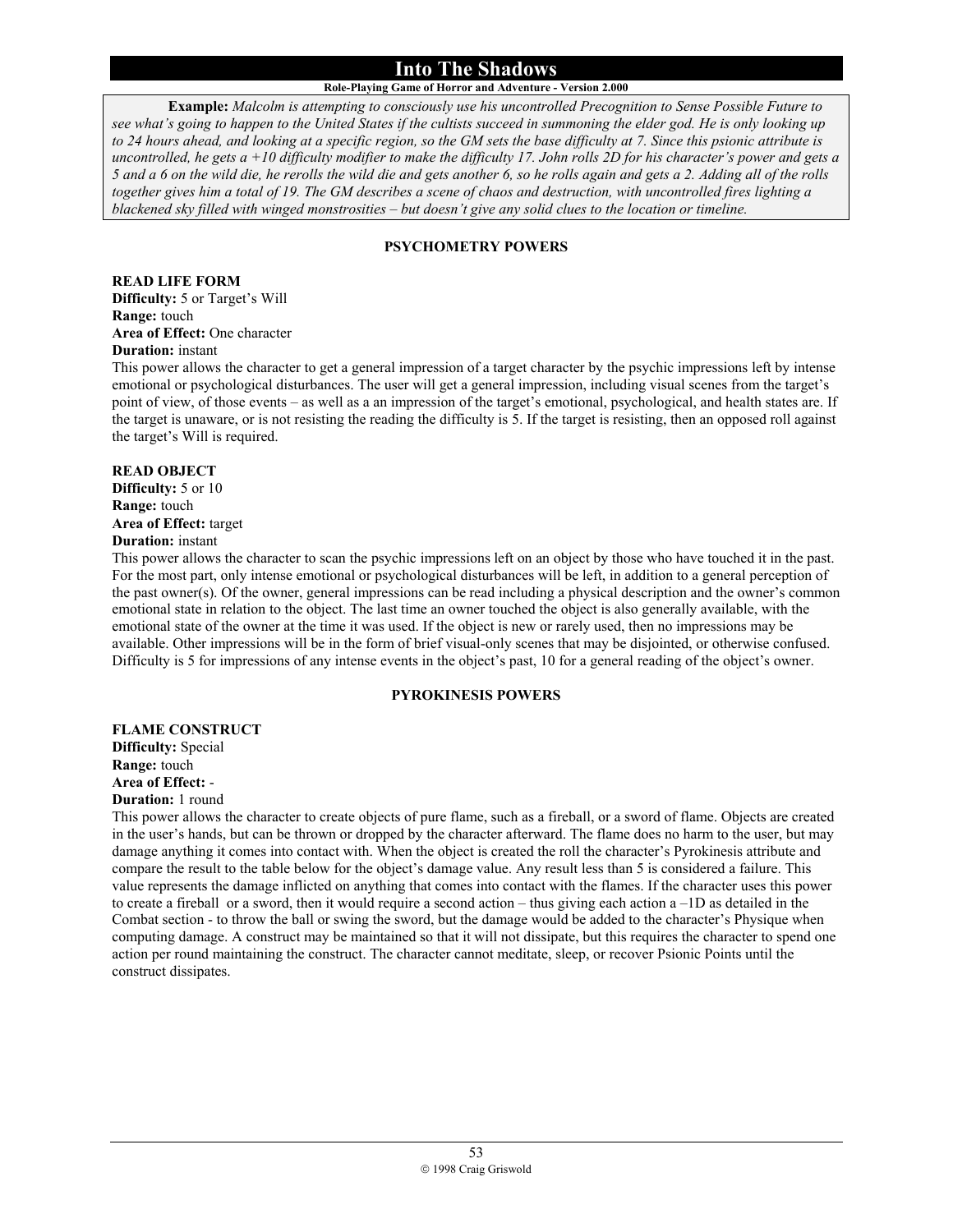**Example:** *Malcolm is attempting to consciously use his uncontrolled Precognition to Sense Possible Future to see what's going to happen to the United States if the cultists succeed in summoning the elder god. He is only looking up to 24 hours ahead, and looking at a specific region, so the GM sets the base difficulty at 7. Since this psionic attribute is uncontrolled, he gets a +10 difficulty modifier to make the difficulty 17. John rolls 2D for his character's power and gets a 5 and a 6 on the wild die, he rerolls the wild die and gets another 6, so he rolls again and gets a 2. Adding all of the rolls together gives him a total of 19. The GM describes a scene of chaos and destruction, with uncontrolled fires lighting a blackened sky filled with winged monstrosities – but doesn't give any solid clues to the location or timeline.*

## PSYCHOMETRY POWERS

### READ LIFE FORM

**Difficulty:** 5 or Target's Will
**Range:** touch
**Area of Effect:** One character
**Duration:** instant

This power allows the character to get a general impression of a target character by the psychic impressions left by intense emotional or psychological disturbances. The user will get a general impression, including visual scenes from the target's point of view, of those events – as well as a an impression of the target's emotional, psychological, and health states are. If the target is unaware, or is not resisting the reading the difficulty is 5. If the target is resisting, then an opposed roll against the target's Will is required.

### READ OBJECT

**Difficulty:** 5 or 10
**Range:** touch
**Area of Effect:** target
**Duration:** instant

This power allows the character to scan the psychic impressions left on an object by those who have touched it in the past. For the most part, only intense emotional or psychological disturbances will be left, in addition to a general perception of the past owner(s). Of the owner, general impressions can be read including a physical description and the owner's common emotional state in relation to the object. The last time an owner touched the object is also generally available, with the emotional state of the owner at the time it was used. If the object is new or rarely used, then no impressions may be available. Other impressions will be in the form of brief visual-only scenes that may be disjointed, or otherwise confused. Difficulty is 5 for impressions of any intense events in the object's past, 10 for a general reading of the object's owner.

## PYROKINESIS POWERS

### FLAME CONSTRUCT

**Difficulty:** Special
**Range:** touch
**Area of Effect:** -
**Duration:** 1 round

This power allows the character to create objects of pure flame, such as a fireball, or a sword of flame. Objects are created in the user's hands, but can be thrown or dropped by the character afterward. The flame does no harm to the user, but may damage anything it comes into contact with. When the object is created the roll the character's Pyrokinesis attribute and compare the result to the table below for the object's damage value. Any result less than 5 is considered a failure. This value represents the damage inflicted on anything that comes into contact with the flames. If the character uses this power to create a fireball or a sword, then it would require a second action – thus giving each action a –1D as detailed in the Combat section - to throw the ball or swing the sword, but the damage would be added to the character's Physique when computing damage. A construct may be maintained so that it will not dissipate, but this requires the character to spend one action per round maintaining the construct. The character cannot meditate, sleep, or recover Psionic Points until the construct dissipates.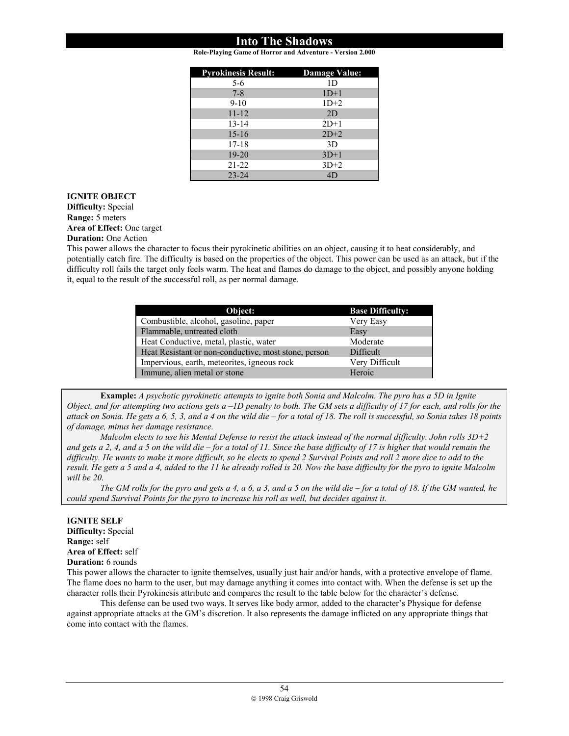| Pyrokinesis Result: | Damage Value: |
|---|---|
| 5-6 | 1D |
| 7-8 | 1D+1 |
| 9-10 | 1D+2 |
| 11-12 | 2D |
| 13-14 | 2D+1 |
| 15-16 | 2D+2 |
| 17-18 | 3D |
| 19-20 | 3D+1 |
| 21-22 | 3D+2 |
| 23-24 | 4D |

**IGNITE OBJECT**
**Difficulty:** Special
**Range:** 5 meters
**Area of Effect:** One target
**Duration:** One Action
This power allows the character to focus their pyrokinetic abilities on an object, causing it to heat considerably, and potentially catch fire. The difficulty is based on the properties of the object. This power can be used as an attack, but if the difficulty roll fails the target only feels warm. The heat and flames do damage to the object, and possibly anyone holding it, equal to the result of the successful roll, as per normal damage.

| Object: | Base Difficulty: |
|---|---|
| Combustible, alcohol, gasoline, paper | Very Easy |
| Flammable, untreated cloth | Easy |
| Heat Conductive, metal, plastic, water | Moderate |
| Heat Resistant or non-conductive, most stone, person | Difficult |
| Impervious, earth, meteorites, igneous rock | Very Difficult |
| Immune, alien metal or stone | Heroic |

**Example:** *A psychotic pyrokinetic attempts to ignite both Sonia and Malcolm. The pyro has a 5D in Ignite Object, and for attempting two actions gets a –1D penalty to both. The GM sets a difficulty of 17 for each, and rolls for the attack on Sonia. He gets a 6, 5, 3, and a 4 on the wild die – for a total of 18. The roll is successful, so Sonia takes 18 points of damage, minus her damage resistance.*

*Malcolm elects to use his Mental Defense to resist the attack instead of the normal difficulty. John rolls 3D+2 and gets a 2, 4, and a 5 on the wild die – for a total of 11. Since the base difficulty of 17 is higher that would remain the difficulty. He wants to make it more difficult, so he elects to spend 2 Survival Points and roll 2 more dice to add to the result. He gets a 5 and a 4, added to the 11 he already rolled is 20. Now the base difficulty for the pyro to ignite Malcolm will be 20.*

*The GM rolls for the pyro and gets a 4, a 6, a 3, and a 5 on the wild die – for a total of 18. If the GM wanted, he could spend Survival Points for the pyro to increase his roll as well, but decides against it.*

**IGNITE SELF**
**Difficulty:** Special
**Range:** self
**Area of Effect:** self
**Duration:** 6 rounds
This power allows the character to ignite themselves, usually just hair and/or hands, with a protective envelope of flame. The flame does no harm to the user, but may damage anything it comes into contact with. When the defense is set up the character rolls their Pyrokinesis attribute and compares the result to the table below for the character's defense.

This defense can be used two ways. It serves like body armor, added to the character's Physique for defense against appropriate attacks at the GM's discretion. It also represents the damage inflicted on any appropriate things that come into contact with the flames.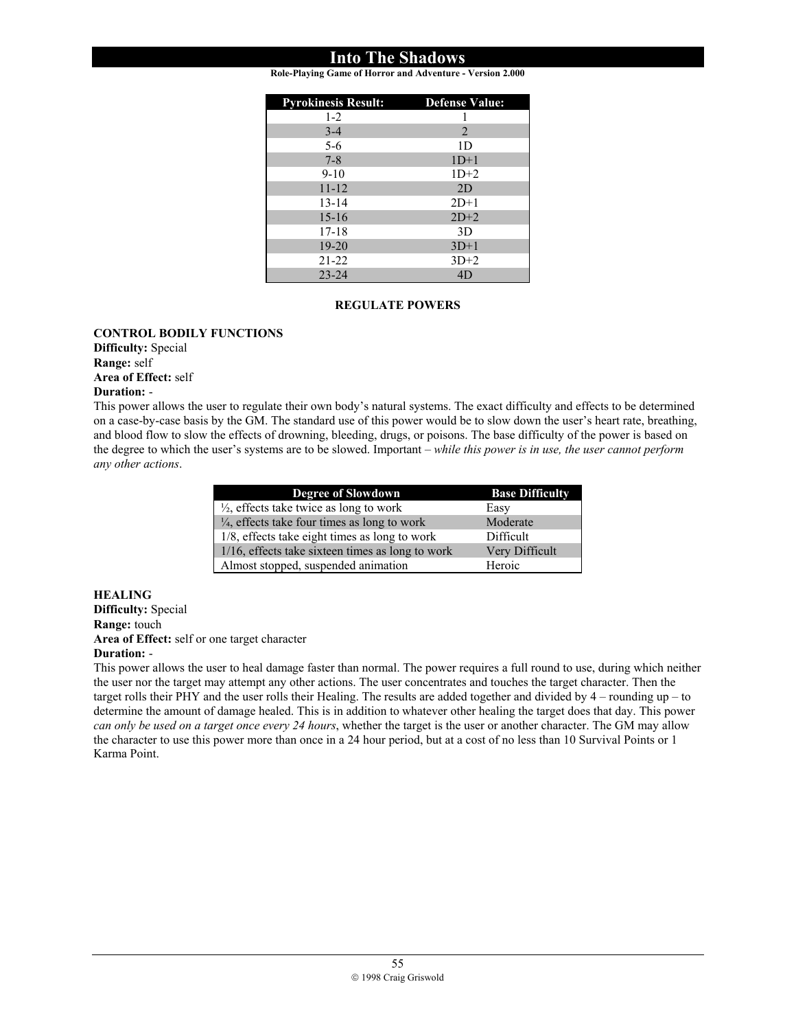| Pyrokinesis Result: | Defense Value: |
|---|---|
| 1-2 | 1 |
| 3-4 | 2 |
| 5-6 | 1D |
| 7-8 | 1D+1 |
| 9-10 | 1D+2 |
| 11-12 | 2D |
| 13-14 | 2D+1 |
| 15-16 | 2D+2 |
| 17-18 | 3D |
| 19-20 | 3D+1 |
| 21-22 | 3D+2 |
| 23-24 | 4D |

## REGULATE POWERS

### CONTROL BODILY FUNCTIONS

**Difficulty:** Special
**Range:** self
**Area of Effect:** self
**Duration:** -

This power allows the user to regulate their own body's natural systems. The exact difficulty and effects to be determined on a case-by-case basis by the GM. The standard use of this power would be to slow down the user's heart rate, breathing, and blood flow to slow the effects of drowning, bleeding, drugs, or poisons. The base difficulty of the power is based on the degree to which the user's systems are to be slowed. Important – *while this power is in use, the user cannot perform any other actions*.

| Degree of Slowdown | Base Difficulty |
|---|---|
| ½, effects take twice as long to work | Easy |
| ¼, effects take four times as long to work | Moderate |
| 1/8, effects take eight times as long to work | Difficult |
| 1/16, effects take sixteen times as long to work | Very Difficult |
| Almost stopped, suspended animation | Heroic |

### HEALING

**Difficulty:** Special
**Range:** touch
**Area of Effect:** self or one target character
**Duration:** -

This power allows the user to heal damage faster than normal. The power requires a full round to use, during which neither the user nor the target may attempt any other actions. The user concentrates and touches the target character. Then the target rolls their PHY and the user rolls their Healing. The results are added together and divided by 4 – rounding up – to determine the amount of damage healed. This is in addition to whatever other healing the target does that day. This power *can only be used on a target once every 24 hours*, whether the target is the user or another character. The GM may allow the character to use this power more than once in a 24 hour period, but at a cost of no less than 10 Survival Points or 1 Karma Point.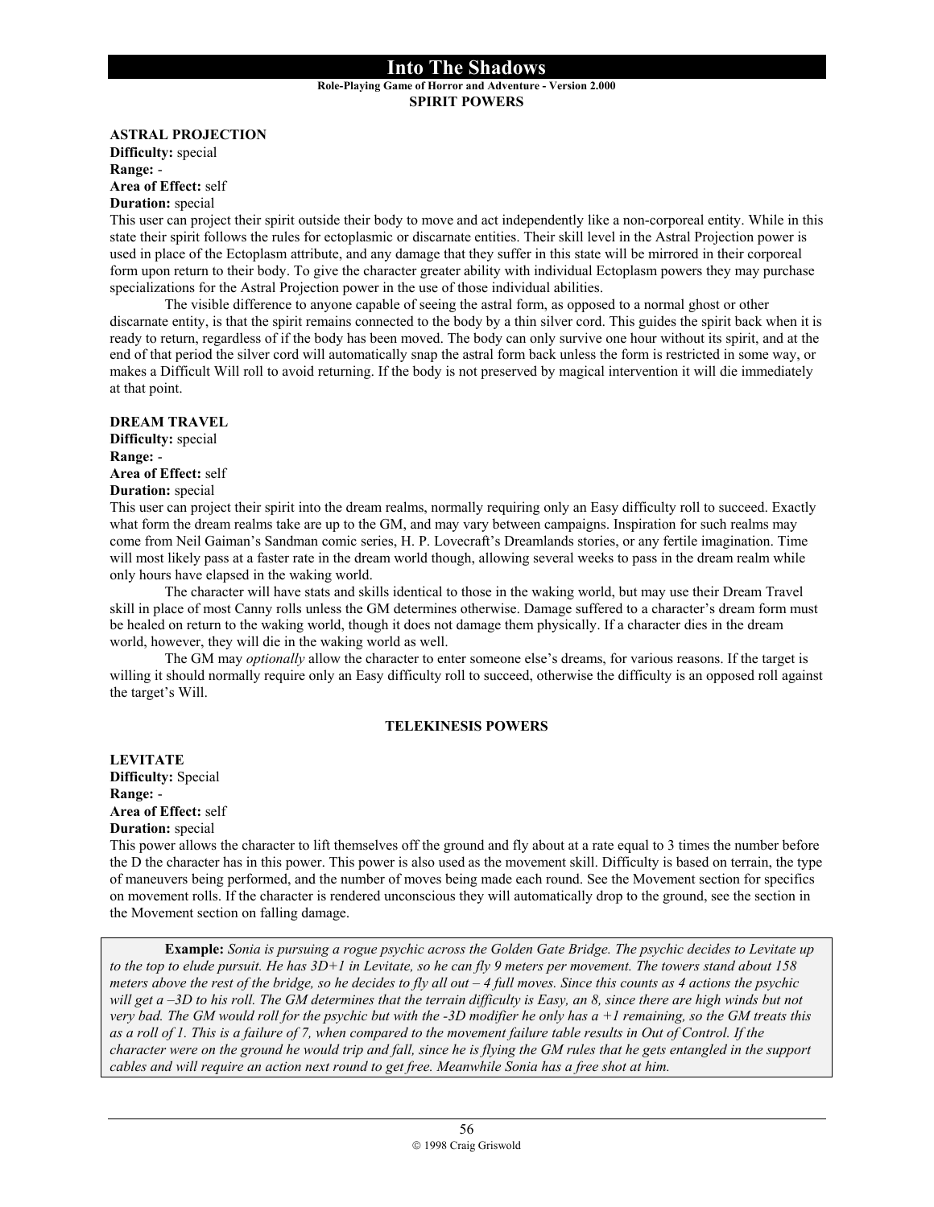## SPIRIT POWERS

### ASTRAL PROJECTION

**Difficulty:** special
**Range:** -
**Area of Effect:** self
**Duration:** special

This user can project their spirit outside their body to move and act independently like a non-corporeal entity. While in this state their spirit follows the rules for ectoplasmic or discarnate entities. Their skill level in the Astral Projection power is used in place of the Ectoplasm attribute, and any damage that they suffer in this state will be mirrored in their corporeal form upon return to their body. To give the character greater ability with individual Ectoplasm powers they may purchase specializations for the Astral Projection power in the use of those individual abilities.

The visible difference to anyone capable of seeing the astral form, as opposed to a normal ghost or other discarnate entity, is that the spirit remains connected to the body by a thin silver cord. This guides the spirit back when it is ready to return, regardless of if the body has been moved. The body can only survive one hour without its spirit, and at the end of that period the silver cord will automatically snap the astral form back unless the form is restricted in some way, or makes a Difficult Will roll to avoid returning. If the body is not preserved by magical intervention it will die immediately at that point.

### DREAM TRAVEL

**Difficulty:** special
**Range:** -
**Area of Effect:** self
**Duration:** special

This user can project their spirit into the dream realms, normally requiring only an Easy difficulty roll to succeed. Exactly what form the dream realms take are up to the GM, and may vary between campaigns. Inspiration for such realms may come from Neil Gaiman's Sandman comic series, H. P. Lovecraft's Dreamlands stories, or any fertile imagination. Time will most likely pass at a faster rate in the dream world though, allowing several weeks to pass in the dream realm while only hours have elapsed in the waking world.

The character will have stats and skills identical to those in the waking world, but may use their Dream Travel skill in place of most Canny rolls unless the GM determines otherwise. Damage suffered to a character's dream form must be healed on return to the waking world, though it does not damage them physically. If a character dies in the dream world, however, they will die in the waking world as well.

The GM may *optionally* allow the character to enter someone else's dreams, for various reasons. If the target is willing it should normally require only an Easy difficulty roll to succeed, otherwise the difficulty is an opposed roll against the target's Will.

## TELEKINESIS POWERS

### LEVITATE

**Difficulty:** Special
**Range:** -
**Area of Effect:** self
**Duration:** special

This power allows the character to lift themselves off the ground and fly about at a rate equal to 3 times the number before the D the character has in this power. This power is also used as the movement skill. Difficulty is based on terrain, the type of maneuvers being performed, and the number of moves being made each round. See the Movement section for specifics on movement rolls. If the character is rendered unconscious they will automatically drop to the ground, see the section in the Movement section on falling damage.

> **Example:** *Sonia is pursuing a rogue psychic across the Golden Gate Bridge. The psychic decides to Levitate up to the top to elude pursuit. He has 3D+1 in Levitate, so he can fly 9 meters per movement. The towers stand about 158 meters above the rest of the bridge, so he decides to fly all out – 4 full moves. Since this counts as 4 actions the psychic will get a –3D to his roll. The GM determines that the terrain difficulty is Easy, an 8, since there are high winds but not very bad. The GM would roll for the psychic but with the -3D modifier he only has a +1 remaining, so the GM treats this as a roll of 1. This is a failure of 7, when compared to the movement failure table results in Out of Control. If the character were on the ground he would trip and fall, since he is flying the GM rules that he gets entangled in the support cables and will require an action next round to get free. Meanwhile Sonia has a free shot at him.*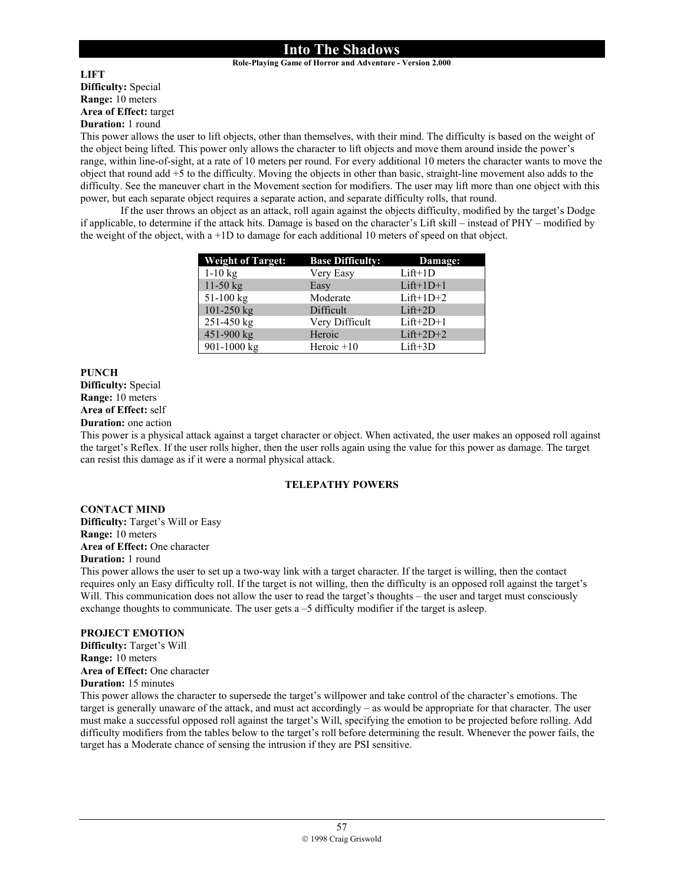**LIFT**
**Difficulty:** Special
**Range:** 10 meters
**Area of Effect:** target
**Duration:** 1 round
This power allows the user to lift objects, other than themselves, with their mind. The difficulty is based on the weight of the object being lifted. This power only allows the character to lift objects and move them around inside the power's range, within line-of-sight, at a rate of 10 meters per round. For every additional 10 meters the character wants to move the object that round add +5 to the difficulty. Moving the objects in other than basic, straight-line movement also adds to the difficulty. See the maneuver chart in the Movement section for modifiers. The user may lift more than one object with this power, but each separate object requires a separate action, and separate difficulty rolls, that round.

If the user throws an object as an attack, roll again against the objects difficulty, modified by the target's Dodge if applicable, to determine if the attack hits. Damage is based on the character's Lift skill – instead of PHY – modified by the weight of the object, with a +1D to damage for each additional 10 meters of speed on that object.

| Weight of Target: | Base Difficulty: | Damage: |
|---|---|---|
| 1-10 kg | Very Easy | Lift+1D |
| 11-50 kg | Easy | Lift+1D+1 |
| 51-100 kg | Moderate | Lift+1D+2 |
| 101-250 kg | Difficult | Lift+2D |
| 251-450 kg | Very Difficult | Lift+2D+1 |
| 451-900 kg | Heroic | Lift+2D+2 |
| 901-1000 kg | Heroic +10 | Lift+3D |

**PUNCH**
**Difficulty:** Special
**Range:** 10 meters
**Area of Effect:** self
**Duration:** one action
This power is a physical attack against a target character or object. When activated, the user makes an opposed roll against the target's Reflex. If the user rolls higher, then the user rolls again using the value for this power as damage. The target can resist this damage as if it were a normal physical attack.

## TELEPATHY POWERS

**CONTACT MIND**
**Difficulty:** Target's Will or Easy
**Range:** 10 meters
**Area of Effect:** One character
**Duration:** 1 round
This power allows the user to set up a two-way link with a target character. If the target is willing, then the contact requires only an Easy difficulty roll. If the target is not willing, then the difficulty is an opposed roll against the target's Will. This communication does not allow the user to read the target's thoughts – the user and target must consciously exchange thoughts to communicate. The user gets a –5 difficulty modifier if the target is asleep.

**PROJECT EMOTION**
**Difficulty:** Target's Will
**Range:** 10 meters
**Area of Effect:** One character
**Duration:** 15 minutes
This power allows the character to supersede the target's willpower and take control of the character's emotions. The target is generally unaware of the attack, and must act accordingly – as would be appropriate for that character. The user must make a successful opposed roll against the target's Will, specifying the emotion to be projected before rolling. Add difficulty modifiers from the tables below to the target's roll before determining the result. Whenever the power fails, the target has a Moderate chance of sensing the intrusion if they are PSI sensitive.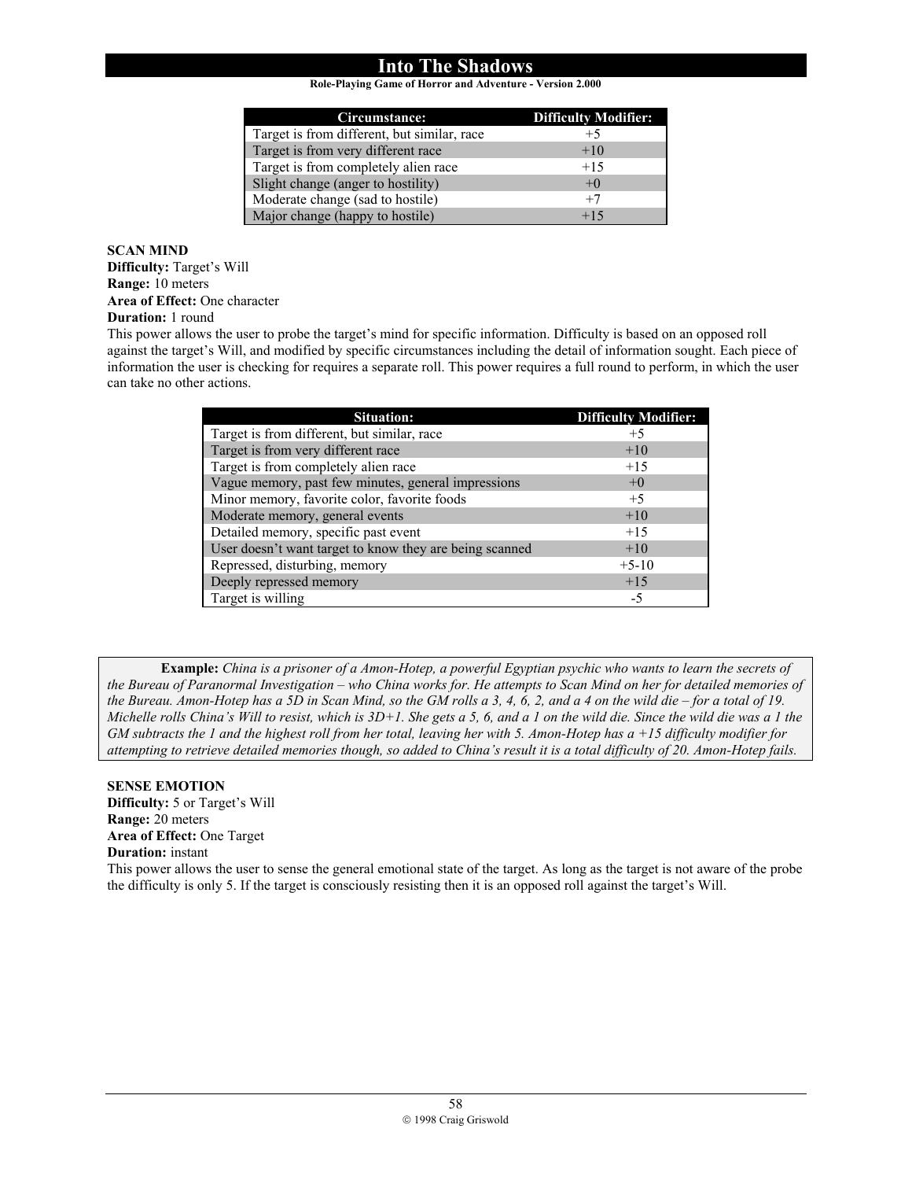| Circumstance: | Difficulty Modifier: |
|---|---|
| Target is from different, but similar, race | +5 |
| Target is from very different race | +10 |
| Target is from completely alien race | +15 |
| Slight change (anger to hostility) | +0 |
| Moderate change (sad to hostile) | +7 |
| Major change (happy to hostile) | +15 |

**SCAN MIND**
**Difficulty:** Target's Will
**Range:** 10 meters
**Area of Effect:** One character
**Duration:** 1 round
This power allows the user to probe the target's mind for specific information. Difficulty is based on an opposed roll against the target's Will, and modified by specific circumstances including the detail of information sought. Each piece of information the user is checking for requires a separate roll. This power requires a full round to perform, in which the user can take no other actions.

| Situation: | Difficulty Modifier: |
|---|---|
| Target is from different, but similar, race | +5 |
| Target is from very different race | +10 |
| Target is from completely alien race | +15 |
| Vague memory, past few minutes, general impressions | +0 |
| Minor memory, favorite color, favorite foods | +5 |
| Moderate memory, general events | +10 |
| Detailed memory, specific past event | +15 |
| User doesn't want target to know they are being scanned | +10 |
| Repressed, disturbing, memory | +5-10 |
| Deeply repressed memory | +15 |
| Target is willing | -5 |

> **Example:** *China is a prisoner of a Amon-Hotep, a powerful Egyptian psychic who wants to learn the secrets of the Bureau of Paranormal Investigation – who China works for. He attempts to Scan Mind on her for detailed memories of the Bureau. Amon-Hotep has a 5D in Scan Mind, so the GM rolls a 3, 4, 6, 2, and a 4 on the wild die – for a total of 19. Michelle rolls China's Will to resist, which is 3D+1. She gets a 5, 6, and a 1 on the wild die. Since the wild die was a 1 the GM subtracts the 1 and the highest roll from her total, leaving her with 5. Amon-Hotep has a +15 difficulty modifier for attempting to retrieve detailed memories though, so added to China's result it is a total difficulty of 20. Amon-Hotep fails.*

**SENSE EMOTION**
**Difficulty:** 5 or Target's Will
**Range:** 20 meters
**Area of Effect:** One Target
**Duration:** instant
This power allows the user to sense the general emotional state of the target. As long as the target is not aware of the probe the difficulty is only 5. If the target is consciously resisting then it is an opposed roll against the target's Will.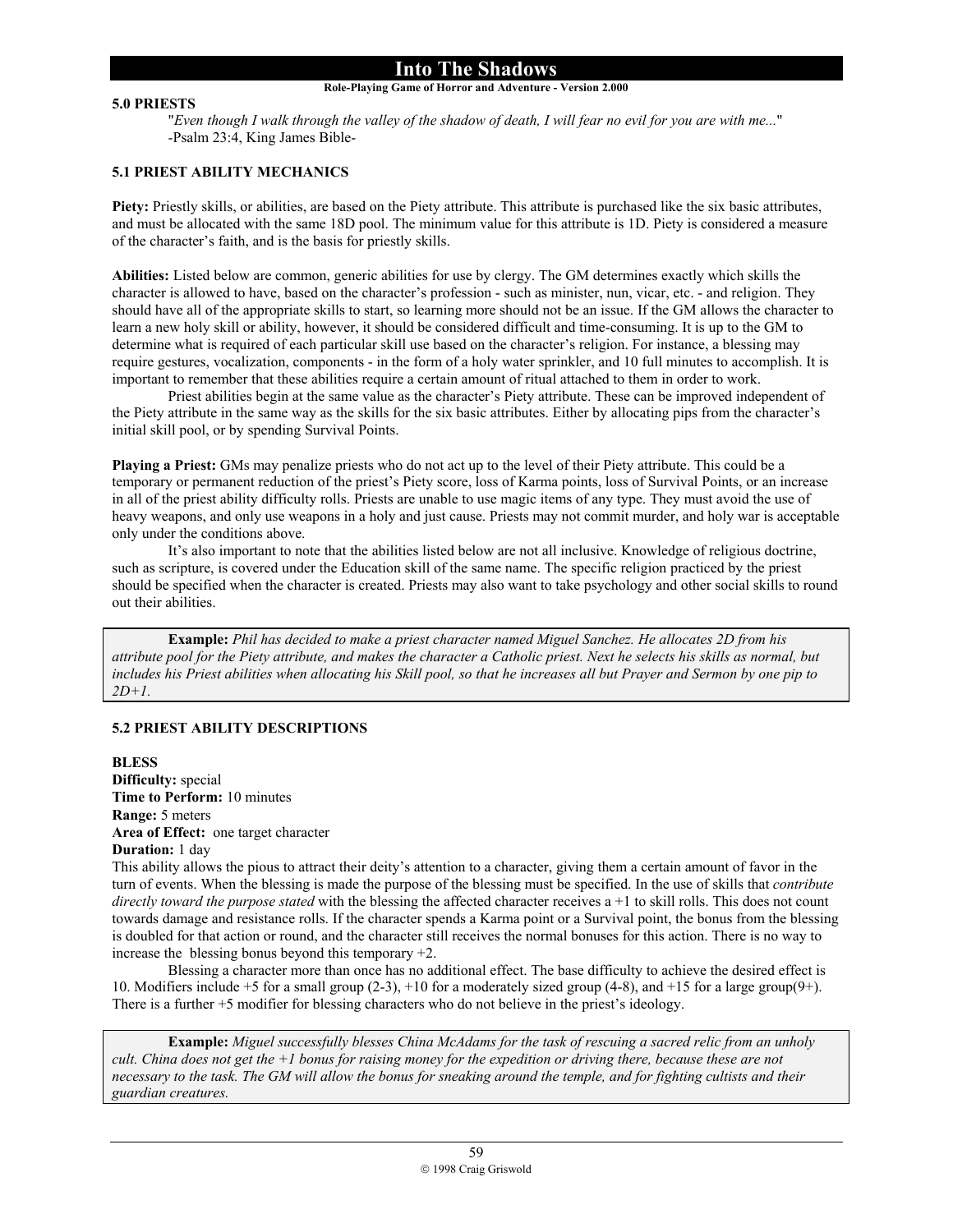## 5.0 PRIESTS

"*Even though I walk through the valley of the shadow of death, I will fear no evil for you are with me...*"
-Psalm 23:4, King James Bible-

### 5.1 PRIEST ABILITY MECHANICS

**Piety:** Priestly skills, or abilities, are based on the Piety attribute. This attribute is purchased like the six basic attributes, and must be allocated with the same 18D pool. The minimum value for this attribute is 1D. Piety is considered a measure of the character's faith, and is the basis for priestly skills.

**Abilities:** Listed below are common, generic abilities for use by clergy. The GM determines exactly which skills the character is allowed to have, based on the character's profession - such as minister, nun, vicar, etc. - and religion. They should have all of the appropriate skills to start, so learning more should not be an issue. If the GM allows the character to learn a new holy skill or ability, however, it should be considered difficult and time-consuming. It is up to the GM to determine what is required of each particular skill use based on the character's religion. For instance, a blessing may require gestures, vocalization, components - in the form of a holy water sprinkler, and 10 full minutes to accomplish. It is important to remember that these abilities require a certain amount of ritual attached to them in order to work.

Priest abilities begin at the same value as the character's Piety attribute. These can be improved independent of the Piety attribute in the same way as the skills for the six basic attributes. Either by allocating pips from the character's initial skill pool, or by spending Survival Points.

**Playing a Priest:** GMs may penalize priests who do not act up to the level of their Piety attribute. This could be a temporary or permanent reduction of the priest's Piety score, loss of Karma points, loss of Survival Points, or an increase in all of the priest ability difficulty rolls. Priests are unable to use magic items of any type. They must avoid the use of heavy weapons, and only use weapons in a holy and just cause. Priests may not commit murder, and holy war is acceptable only under the conditions above.

It's also important to note that the abilities listed below are not all inclusive. Knowledge of religious doctrine, such as scripture, is covered under the Education skill of the same name. The specific religion practiced by the priest should be specified when the character is created. Priests may also want to take psychology and other social skills to round out their abilities.

> **Example:** *Phil has decided to make a priest character named Miguel Sanchez. He allocates 2D from his attribute pool for the Piety attribute, and makes the character a Catholic priest. Next he selects his skills as normal, but includes his Priest abilities when allocating his Skill pool, so that he increases all but Prayer and Sermon by one pip to 2D+1.*

### 5.2 PRIEST ABILITY DESCRIPTIONS

**BLESS**
**Difficulty:** special
**Time to Perform:** 10 minutes
**Range:** 5 meters
**Area of Effect:** one target character
**Duration:** 1 day

This ability allows the pious to attract their deity's attention to a character, giving them a certain amount of favor in the turn of events. When the blessing is made the purpose of the blessing must be specified. In the use of skills that *contribute directly toward the purpose stated* with the blessing the affected character receives a +1 to skill rolls. This does not count towards damage and resistance rolls. If the character spends a Karma point or a Survival point, the bonus from the blessing is doubled for that action or round, and the character still receives the normal bonuses for this action. There is no way to increase the blessing bonus beyond this temporary +2.

Blessing a character more than once has no additional effect. The base difficulty to achieve the desired effect is 10. Modifiers include +5 for a small group (2-3), +10 for a moderately sized group (4-8), and +15 for a large group(9+). There is a further +5 modifier for blessing characters who do not believe in the priest's ideology.

> **Example:** *Miguel successfully blesses China McAdams for the task of rescuing a sacred relic from an unholy cult. China does not get the +1 bonus for raising money for the expedition or driving there, because these are not necessary to the task. The GM will allow the bonus for sneaking around the temple, and for fighting cultists and their guardian creatures.*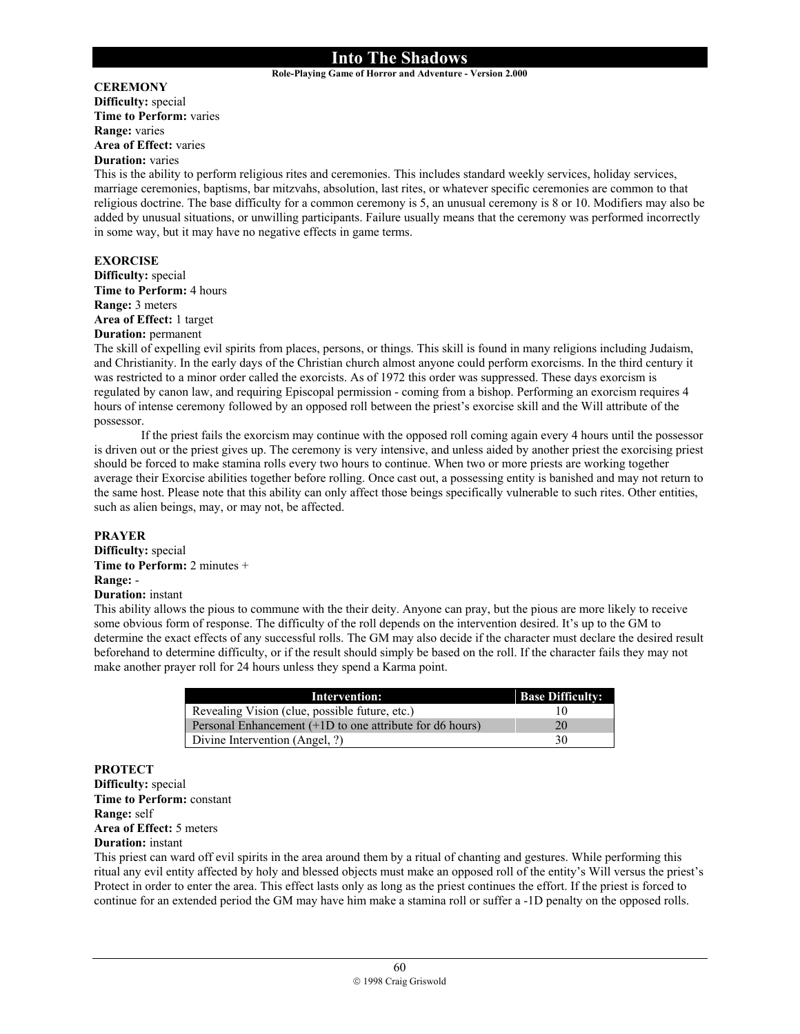**CEREMONY**
**Difficulty:** special
**Time to Perform:** varies
**Range:** varies
**Area of Effect:** varies
**Duration:** varies

This is the ability to perform religious rites and ceremonies. This includes standard weekly services, holiday services, marriage ceremonies, baptisms, bar mitzvahs, absolution, last rites, or whatever specific ceremonies are common to that religious doctrine. The base difficulty for a common ceremony is 5, an unusual ceremony is 8 or 10. Modifiers may also be added by unusual situations, or unwilling participants. Failure usually means that the ceremony was performed incorrectly in some way, but it may have no negative effects in game terms.

**EXORCISE**
**Difficulty:** special
**Time to Perform:** 4 hours
**Range:** 3 meters
**Area of Effect:** 1 target
**Duration:** permanent

The skill of expelling evil spirits from places, persons, or things. This skill is found in many religions including Judaism, and Christianity. In the early days of the Christian church almost anyone could perform exorcisms. In the third century it was restricted to a minor order called the exorcists. As of 1972 this order was suppressed. These days exorcism is regulated by canon law, and requiring Episcopal permission - coming from a bishop. Performing an exorcism requires 4 hours of intense ceremony followed by an opposed roll between the priest's exorcise skill and the Will attribute of the possessor.

If the priest fails the exorcism may continue with the opposed roll coming again every 4 hours until the possessor is driven out or the priest gives up. The ceremony is very intensive, and unless aided by another priest the exorcising priest should be forced to make stamina rolls every two hours to continue. When two or more priests are working together average their Exorcise abilities together before rolling. Once cast out, a possessing entity is banished and may not return to the same host. Please note that this ability can only affect those beings specifically vulnerable to such rites. Other entities, such as alien beings, may, or may not, be affected.

**PRAYER**
**Difficulty:** special
**Time to Perform:** 2 minutes +
**Range:** -
**Duration:** instant

This ability allows the pious to commune with the their deity. Anyone can pray, but the pious are more likely to receive some obvious form of response. The difficulty of the roll depends on the intervention desired. It's up to the GM to determine the exact effects of any successful rolls. The GM may also decide if the character must declare the desired result beforehand to determine difficulty, or if the result should simply be based on the roll. If the character fails they may not make another prayer roll for 24 hours unless they spend a Karma point.

| Intervention: | Base Difficulty: |
|---|---|
| Revealing Vision (clue, possible future, etc.) | 10 |
| Personal Enhancement (+1D to one attribute for d6 hours) | 20 |
| Divine Intervention (Angel, ?) | 30 |

**PROTECT**
**Difficulty:** special
**Time to Perform:** constant
**Range:** self
**Area of Effect:** 5 meters
**Duration:** instant

This priest can ward off evil spirits in the area around them by a ritual of chanting and gestures. While performing this ritual any evil entity affected by holy and blessed objects must make an opposed roll of the entity's Will versus the priest's Protect in order to enter the area. This effect lasts only as long as the priest continues the effort. If the priest is forced to continue for an extended period the GM may have him make a stamina roll or suffer a -1D penalty on the opposed rolls.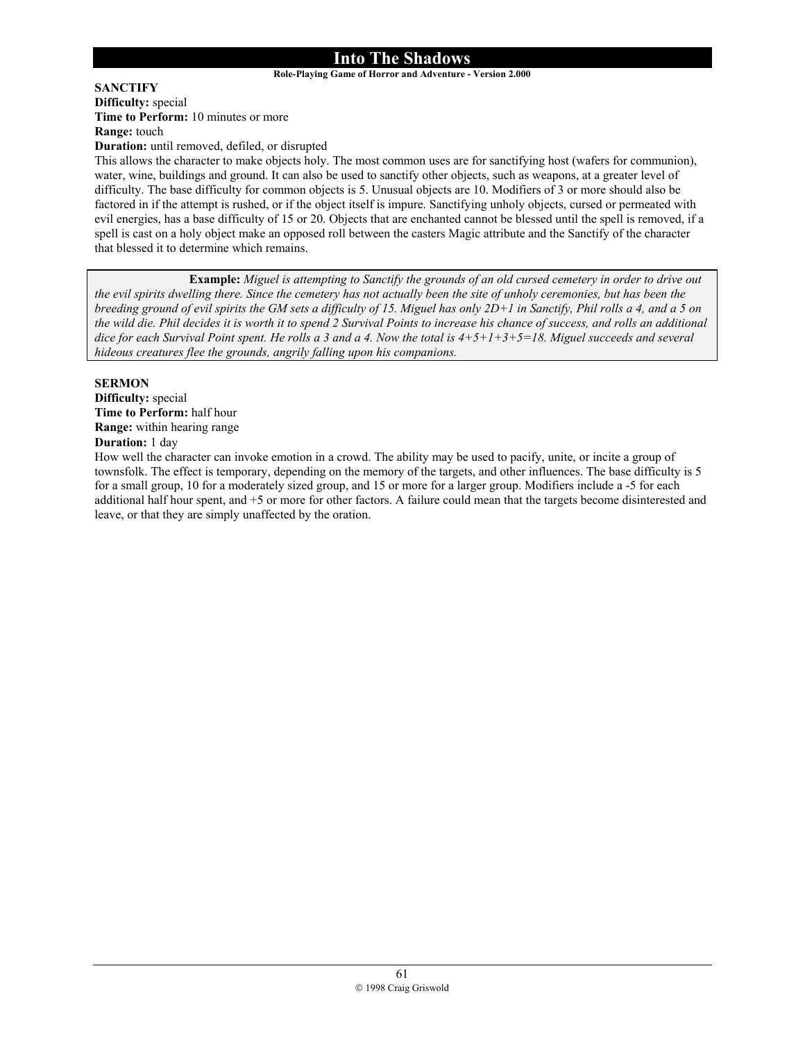**SANCTIFY**
**Difficulty:** special
**Time to Perform:** 10 minutes or more
**Range:** touch
**Duration:** until removed, defiled, or disrupted
This allows the character to make objects holy. The most common uses are for sanctifying host (wafers for communion), water, wine, buildings and ground. It can also be used to sanctify other objects, such as weapons, at a greater level of difficulty. The base difficulty for common objects is 5. Unusual objects are 10. Modifiers of 3 or more should also be factored in if the attempt is rushed, or if the object itself is impure. Sanctifying unholy objects, cursed or permeated with evil energies, has a base difficulty of 15 or 20. Objects that are enchanted cannot be blessed until the spell is removed, if a spell is cast on a holy object make an opposed roll between the casters Magic attribute and the Sanctify of the character that blessed it to determine which remains.

> **Example:** *Miguel is attempting to Sanctify the grounds of an old cursed cemetery in order to drive out the evil spirits dwelling there. Since the cemetery has not actually been the site of unholy ceremonies, but has been the breeding ground of evil spirits the GM sets a difficulty of 15. Miguel has only 2D+1 in Sanctify, Phil rolls a 4, and a 5 on the wild die. Phil decides it is worth it to spend 2 Survival Points to increase his chance of success, and rolls an additional dice for each Survival Point spent. He rolls a 3 and a 4. Now the total is 4+5+1+3+5=18. Miguel succeeds and several hideous creatures flee the grounds, angrily falling upon his companions.*

**SERMON**
**Difficulty:** special
**Time to Perform:** half hour
**Range:** within hearing range
**Duration:** 1 day
How well the character can invoke emotion in a crowd. The ability may be used to pacify, unite, or incite a group of townsfolk. The effect is temporary, depending on the memory of the targets, and other influences. The base difficulty is 5 for a small group, 10 for a moderately sized group, and 15 or more for a larger group. Modifiers include a -5 for each additional half hour spent, and +5 or more for other factors. A failure could mean that the targets become disinterested and leave, or that they are simply unaffected by the oration.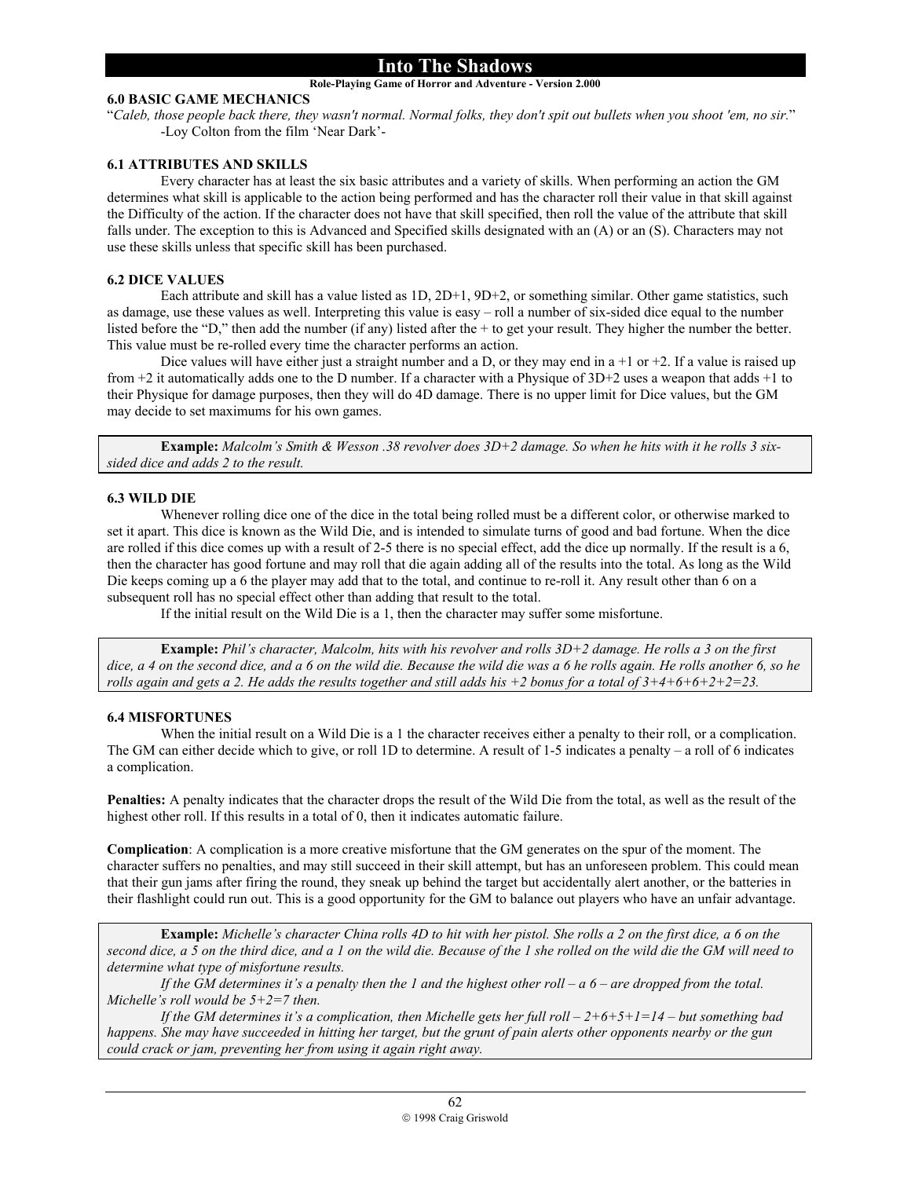## 6.0 BASIC GAME MECHANICS

"*Caleb, those people back there, they wasn't normal. Normal folks, they don't spit out bullets when you shoot 'em, no sir.*"
-Loy Colton from the film 'Near Dark'-

### 6.1 ATTRIBUTES AND SKILLS

Every character has at least the six basic attributes and a variety of skills. When performing an action the GM determines what skill is applicable to the action being performed and has the character roll their value in that skill against the Difficulty of the action. If the character does not have that skill specified, then roll the value of the attribute that skill falls under. The exception to this is Advanced and Specified skills designated with an (A) or an (S). Characters may not use these skills unless that specific skill has been purchased.

### 6.2 DICE VALUES

Each attribute and skill has a value listed as 1D, 2D+1, 9D+2, or something similar. Other game statistics, such as damage, use these values as well. Interpreting this value is easy – roll a number of six-sided dice equal to the number listed before the "D," then add the number (if any) listed after the + to get your result. They higher the number the better. This value must be re-rolled every time the character performs an action.

Dice values will have either just a straight number and a D, or they may end in a +1 or +2. If a value is raised up from +2 it automatically adds one to the D number. If a character with a Physique of 3D+2 uses a weapon that adds +1 to their Physique for damage purposes, then they will do 4D damage. There is no upper limit for Dice values, but the GM may decide to set maximums for his own games.

> **Example:** *Malcolm's Smith & Wesson .38 revolver does 3D+2 damage. So when he hits with it he rolls 3 six-sided dice and adds 2 to the result.*

### 6.3 WILD DIE

Whenever rolling dice one of the dice in the total being rolled must be a different color, or otherwise marked to set it apart. This dice is known as the Wild Die, and is intended to simulate turns of good and bad fortune. When the dice are rolled if this dice comes up with a result of 2-5 there is no special effect, add the dice up normally. If the result is a 6, then the character has good fortune and may roll that die again adding all of the results into the total. As long as the Wild Die keeps coming up a 6 the player may add that to the total, and continue to re-roll it. Any result other than 6 on a subsequent roll has no special effect other than adding that result to the total.

If the initial result on the Wild Die is a 1, then the character may suffer some misfortune.

> **Example:** *Phil's character, Malcolm, hits with his revolver and rolls 3D+2 damage. He rolls a 3 on the first dice, a 4 on the second dice, and a 6 on the wild die. Because the wild die was a 6 he rolls again. He rolls another 6, so he rolls again and gets a 2. He adds the results together and still adds his +2 bonus for a total of 3+4+6+6+2+2=23.*

### 6.4 MISFORTUNES

When the initial result on a Wild Die is a 1 the character receives either a penalty to their roll, or a complication. The GM can either decide which to give, or roll 1D to determine. A result of 1-5 indicates a penalty – a roll of 6 indicates a complication.

**Penalties:** A penalty indicates that the character drops the result of the Wild Die from the total, as well as the result of the highest other roll. If this results in a total of 0, then it indicates automatic failure.

**Complication**: A complication is a more creative misfortune that the GM generates on the spur of the moment. The character suffers no penalties, and may still succeed in their skill attempt, but has an unforeseen problem. This could mean that their gun jams after firing the round, they sneak up behind the target but accidentally alert another, or the batteries in their flashlight could run out. This is a good opportunity for the GM to balance out players who have an unfair advantage.

> **Example:** *Michelle's character China rolls 4D to hit with her pistol. She rolls a 2 on the first dice, a 6 on the second dice, a 5 on the third dice, and a 1 on the wild die. Because of the 1 she rolled on the wild die the GM will need to determine what type of misfortune results.*
>
> *If the GM determines it's a penalty then the 1 and the highest other roll – a 6 – are dropped from the total. Michelle's roll would be 5+2=7 then.*
>
> *If the GM determines it's a complication, then Michelle gets her full roll – 2+6+5+1=14 – but something bad happens. She may have succeeded in hitting her target, but the grunt of pain alerts other opponents nearby or the gun could crack or jam, preventing her from using it again right away.*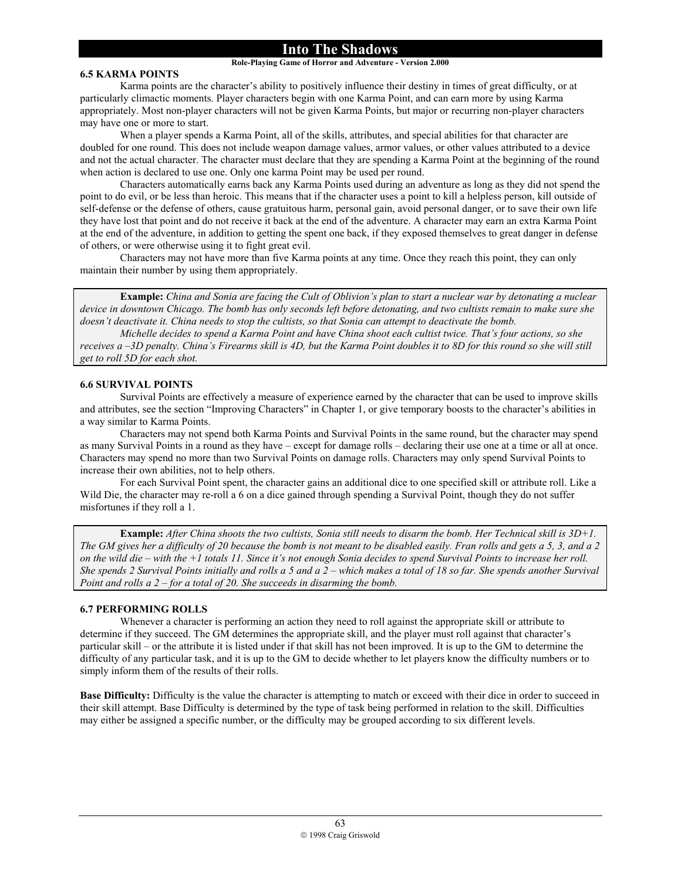### 6.5 KARMA POINTS

Karma points are the character's ability to positively influence their destiny in times of great difficulty, or at particularly climactic moments. Player characters begin with one Karma Point, and can earn more by using Karma appropriately. Most non-player characters will not be given Karma Points, but major or recurring non-player characters may have one or more to start.

When a player spends a Karma Point, all of the skills, attributes, and special abilities for that character are doubled for one round. This does not include weapon damage values, armor values, or other values attributed to a device and not the actual character. The character must declare that they are spending a Karma Point at the beginning of the round when action is declared to use one. Only one karma Point may be used per round.

Characters automatically earns back any Karma Points used during an adventure as long as they did not spend the point to do evil, or be less than heroic. This means that if the character uses a point to kill a helpless person, kill outside of self-defense or the defense of others, cause gratuitous harm, personal gain, avoid personal danger, or to save their own life they have lost that point and do not receive it back at the end of the adventure. A character may earn an extra Karma Point at the end of the adventure, in addition to getting the spent one back, if they exposed themselves to great danger in defense of others, or were otherwise using it to fight great evil.

Characters may not have more than five Karma points at any time. Once they reach this point, they can only maintain their number by using them appropriately.

> **Example:** *China and Sonia are facing the Cult of Oblivion's plan to start a nuclear war by detonating a nuclear device in downtown Chicago. The bomb has only seconds left before detonating, and two cultists remain to make sure she doesn't deactivate it. China needs to stop the cultists, so that Sonia can attempt to deactivate the bomb.*
>
> *Michelle decides to spend a Karma Point and have China shoot each cultist twice. That's four actions, so she receives a –3D penalty. China's Firearms skill is 4D, but the Karma Point doubles it to 8D for this round so she will still get to roll 5D for each shot.*

### 6.6 SURVIVAL POINTS

Survival Points are effectively a measure of experience earned by the character that can be used to improve skills and attributes, see the section "Improving Characters" in Chapter 1, or give temporary boosts to the character's abilities in a way similar to Karma Points.

Characters may not spend both Karma Points and Survival Points in the same round, but the character may spend as many Survival Points in a round as they have – except for damage rolls – declaring their use one at a time or all at once. Characters may spend no more than two Survival Points on damage rolls. Characters may only spend Survival Points to increase their own abilities, not to help others.

For each Survival Point spent, the character gains an additional dice to one specified skill or attribute roll. Like a Wild Die, the character may re-roll a 6 on a dice gained through spending a Survival Point, though they do not suffer misfortunes if they roll a 1.

> **Example:** *After China shoots the two cultists, Sonia still needs to disarm the bomb. Her Technical skill is 3D+1. The GM gives her a difficulty of 20 because the bomb is not meant to be disabled easily. Fran rolls and gets a 5, 3, and a 2 on the wild die – with the +1 totals 11. Since it's not enough Sonia decides to spend Survival Points to increase her roll. She spends 2 Survival Points initially and rolls a 5 and a 2 – which makes a total of 18 so far. She spends another Survival Point and rolls a 2 – for a total of 20. She succeeds in disarming the bomb.*

### 6.7 PERFORMING ROLLS

Whenever a character is performing an action they need to roll against the appropriate skill or attribute to determine if they succeed. The GM determines the appropriate skill, and the player must roll against that character's particular skill – or the attribute it is listed under if that skill has not been improved. It is up to the GM to determine the difficulty of any particular task, and it is up to the GM to decide whether to let players know the difficulty numbers or to simply inform them of the results of their rolls.

**Base Difficulty:** Difficulty is the value the character is attempting to match or exceed with their dice in order to succeed in their skill attempt. Base Difficulty is determined by the type of task being performed in relation to the skill. Difficulties may either be assigned a specific number, or the difficulty may be grouped according to six different levels.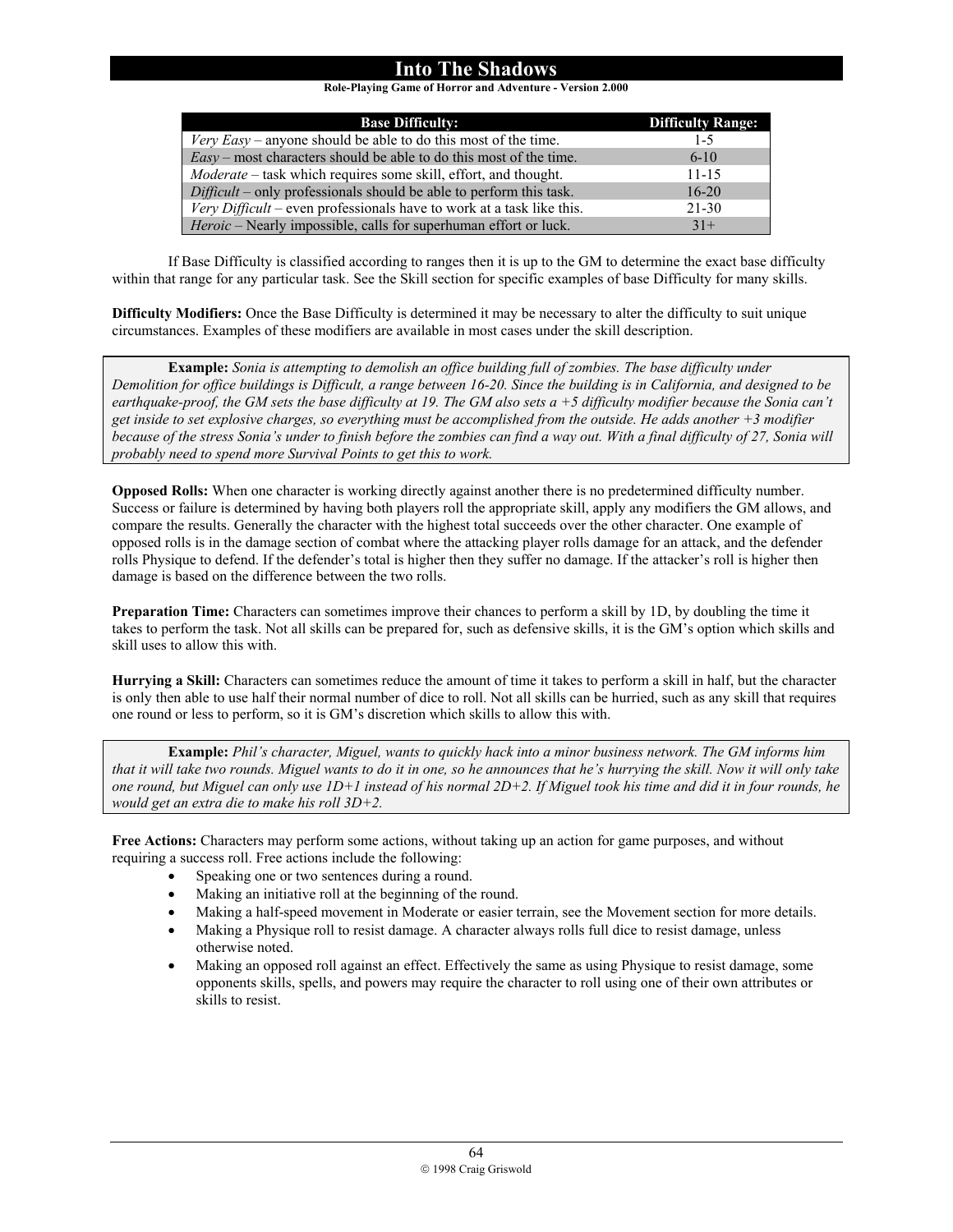| Base Difficulty: | Difficulty Range: |
|---|---|
| *Very Easy* – anyone should be able to do this most of the time. | 1-5 |
| *Easy* – most characters should be able to do this most of the time. | 6-10 |
| *Moderate* – task which requires some skill, effort, and thought. | 11-15 |
| *Difficult* – only professionals should be able to perform this task. | 16-20 |
| *Very Difficult* – even professionals have to work at a task like this. | 21-30 |
| *Heroic* – Nearly impossible, calls for superhuman effort or luck. | 31+ |

If Base Difficulty is classified according to ranges then it is up to the GM to determine the exact base difficulty within that range for any particular task. See the Skill section for specific examples of base Difficulty for many skills.

**Difficulty Modifiers:** Once the Base Difficulty is determined it may be necessary to alter the difficulty to suit unique circumstances. Examples of these modifiers are available in most cases under the skill description.

> **Example:** *Sonia is attempting to demolish an office building full of zombies. The base difficulty under Demolition for office buildings is Difficult, a range between 16-20. Since the building is in California, and designed to be earthquake-proof, the GM sets the base difficulty at 19. The GM also sets a +5 difficulty modifier because the Sonia can't get inside to set explosive charges, so everything must be accomplished from the outside. He adds another +3 modifier because of the stress Sonia's under to finish before the zombies can find a way out. With a final difficulty of 27, Sonia will probably need to spend more Survival Points to get this to work.*

**Opposed Rolls:** When one character is working directly against another there is no predetermined difficulty number. Success or failure is determined by having both players roll the appropriate skill, apply any modifiers the GM allows, and compare the results. Generally the character with the highest total succeeds over the other character. One example of opposed rolls is in the damage section of combat where the attacking player rolls damage for an attack, and the defender rolls Physique to defend. If the defender's total is higher then they suffer no damage. If the attacker's roll is higher then damage is based on the difference between the two rolls.

**Preparation Time:** Characters can sometimes improve their chances to perform a skill by 1D, by doubling the time it takes to perform the task. Not all skills can be prepared for, such as defensive skills, it is the GM's option which skills and skill uses to allow this with.

**Hurrying a Skill:** Characters can sometimes reduce the amount of time it takes to perform a skill in half, but the character is only then able to use half their normal number of dice to roll. Not all skills can be hurried, such as any skill that requires one round or less to perform, so it is GM's discretion which skills to allow this with.

> **Example:** *Phil's character, Miguel, wants to quickly hack into a minor business network. The GM informs him that it will take two rounds. Miguel wants to do it in one, so he announces that he's hurrying the skill. Now it will only take one round, but Miguel can only use 1D+1 instead of his normal 2D+2. If Miguel took his time and did it in four rounds, he would get an extra die to make his roll 3D+2.*

**Free Actions:** Characters may perform some actions, without taking up an action for game purposes, and without requiring a success roll. Free actions include the following:

- Speaking one or two sentences during a round.
- Making an initiative roll at the beginning of the round.
- Making a half-speed movement in Moderate or easier terrain, see the Movement section for more details.
- Making a Physique roll to resist damage. A character always rolls full dice to resist damage, unless otherwise noted.
- Making an opposed roll against an effect. Effectively the same as using Physique to resist damage, some opponents skills, spells, and powers may require the character to roll using one of their own attributes or skills to resist.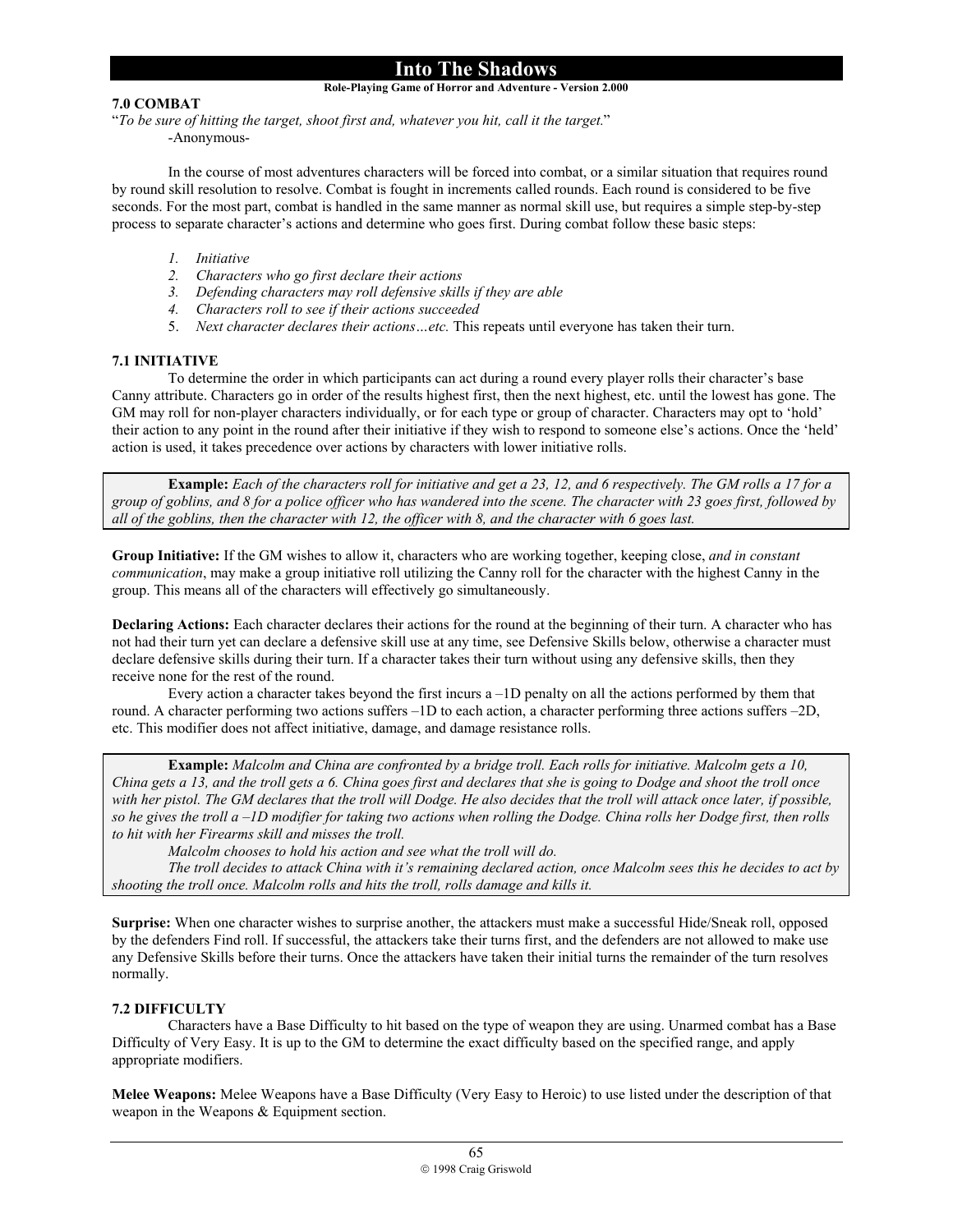## 7.0 COMBAT

"*To be sure of hitting the target, shoot first and, whatever you hit, call it the target.*"
-Anonymous-

In the course of most adventures characters will be forced into combat, or a similar situation that requires round by round skill resolution to resolve. Combat is fought in increments called rounds. Each round is considered to be five seconds. For the most part, combat is handled in the same manner as normal skill use, but requires a simple step-by-step process to separate character's actions and determine who goes first. During combat follow these basic steps:

1. *Initiative*
2. *Characters who go first declare their actions*
3. *Defending characters may roll defensive skills if they are able*
4. *Characters roll to see if their actions succeeded*
5. *Next character declares their actions…etc.* This repeats until everyone has taken their turn.

### 7.1 INITIATIVE

To determine the order in which participants can act during a round every player rolls their character's base Canny attribute. Characters go in order of the results highest first, then the next highest, etc. until the lowest has gone. The GM may roll for non-player characters individually, or for each type or group of character. Characters may opt to 'hold' their action to any point in the round after their initiative if they wish to respond to someone else's actions. Once the 'held' action is used, it takes precedence over actions by characters with lower initiative rolls.

> **Example:** *Each of the characters roll for initiative and get a 23, 12, and 6 respectively. The GM rolls a 17 for a group of goblins, and 8 for a police officer who has wandered into the scene. The character with 23 goes first, followed by all of the goblins, then the character with 12, the officer with 8, and the character with 6 goes last.*

**Group Initiative:** If the GM wishes to allow it, characters who are working together, keeping close, *and in constant communication*, may make a group initiative roll utilizing the Canny roll for the character with the highest Canny in the group. This means all of the characters will effectively go simultaneously.

**Declaring Actions:** Each character declares their actions for the round at the beginning of their turn. A character who has not had their turn yet can declare a defensive skill use at any time, see Defensive Skills below, otherwise a character must declare defensive skills during their turn. If a character takes their turn without using any defensive skills, then they receive none for the rest of the round.

Every action a character takes beyond the first incurs a –1D penalty on all the actions performed by them that round. A character performing two actions suffers –1D to each action, a character performing three actions suffers –2D, etc. This modifier does not affect initiative, damage, and damage resistance rolls.

> **Example:** *Malcolm and China are confronted by a bridge troll. Each rolls for initiative. Malcolm gets a 10, China gets a 13, and the troll gets a 6. China goes first and declares that she is going to Dodge and shoot the troll once with her pistol. The GM declares that the troll will Dodge. He also decides that the troll will attack once later, if possible, so he gives the troll a –1D modifier for taking two actions when rolling the Dodge. China rolls her Dodge first, then rolls to hit with her Firearms skill and misses the troll.*
>
> *Malcolm chooses to hold his action and see what the troll will do.*
>
> *The troll decides to attack China with it's remaining declared action, once Malcolm sees this he decides to act by shooting the troll once. Malcolm rolls and hits the troll, rolls damage and kills it.*

**Surprise:** When one character wishes to surprise another, the attackers must make a successful Hide/Sneak roll, opposed by the defenders Find roll. If successful, the attackers take their turns first, and the defenders are not allowed to make use any Defensive Skills before their turns. Once the attackers have taken their initial turns the remainder of the turn resolves normally.

### 7.2 DIFFICULTY

Characters have a Base Difficulty to hit based on the type of weapon they are using. Unarmed combat has a Base Difficulty of Very Easy. It is up to the GM to determine the exact difficulty based on the specified range, and apply appropriate modifiers.

**Melee Weapons:** Melee Weapons have a Base Difficulty (Very Easy to Heroic) to use listed under the description of that weapon in the Weapons & Equipment section.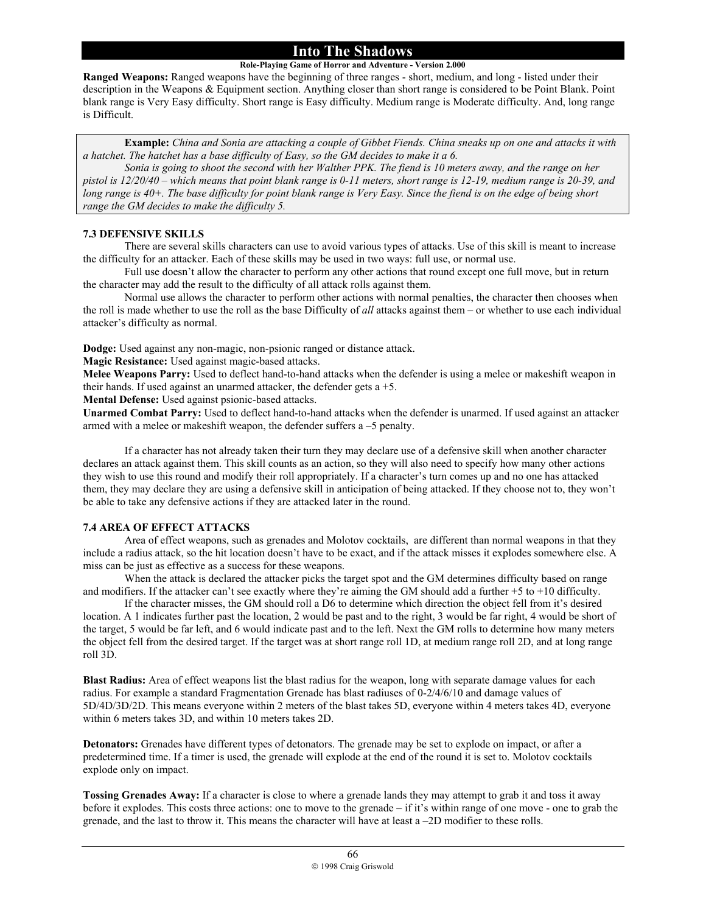**Ranged Weapons:** Ranged weapons have the beginning of three ranges - short, medium, and long - listed under their description in the Weapons & Equipment section. Anything closer than short range is considered to be Point Blank. Point blank range is Very Easy difficulty. Short range is Easy difficulty. Medium range is Moderate difficulty. And, long range is Difficult.

> **Example:** *China and Sonia are attacking a couple of Gibbet Fiends. China sneaks up on one and attacks it with a hatchet. The hatchet has a base difficulty of Easy, so the GM decides to make it a 6.*
>
> *Sonia is going to shoot the second with her Walther PPK. The fiend is 10 meters away, and the range on her pistol is 12/20/40 – which means that point blank range is 0-11 meters, short range is 12-19, medium range is 20-39, and long range is 40+. The base difficulty for point blank range is Very Easy. Since the fiend is on the edge of being short range the GM decides to make the difficulty 5.*

### 7.3 DEFENSIVE SKILLS

There are several skills characters can use to avoid various types of attacks. Use of this skill is meant to increase the difficulty for an attacker. Each of these skills may be used in two ways: full use, or normal use.

Full use doesn't allow the character to perform any other actions that round except one full move, but in return the character may add the result to the difficulty of all attack rolls against them.

Normal use allows the character to perform other actions with normal penalties, the character then chooses when the roll is made whether to use the roll as the base Difficulty of *all* attacks against them – or whether to use each individual attacker's difficulty as normal.

**Dodge:** Used against any non-magic, non-psionic ranged or distance attack.
**Magic Resistance:** Used against magic-based attacks.
**Melee Weapons Parry:** Used to deflect hand-to-hand attacks when the defender is using a melee or makeshift weapon in their hands. If used against an unarmed attacker, the defender gets a +5.
**Mental Defense:** Used against psionic-based attacks.
**Unarmed Combat Parry:** Used to deflect hand-to-hand attacks when the defender is unarmed. If used against an attacker armed with a melee or makeshift weapon, the defender suffers a –5 penalty.

If a character has not already taken their turn they may declare use of a defensive skill when another character declares an attack against them. This skill counts as an action, so they will also need to specify how many other actions they wish to use this round and modify their roll appropriately. If a character's turn comes up and no one has attacked them, they may declare they are using a defensive skill in anticipation of being attacked. If they choose not to, they won't be able to take any defensive actions if they are attacked later in the round.

### 7.4 AREA OF EFFECT ATTACKS

Area of effect weapons, such as grenades and Molotov cocktails, are different than normal weapons in that they include a radius attack, so the hit location doesn't have to be exact, and if the attack misses it explodes somewhere else. A miss can be just as effective as a success for these weapons.

When the attack is declared the attacker picks the target spot and the GM determines difficulty based on range and modifiers. If the attacker can't see exactly where they're aiming the GM should add a further +5 to +10 difficulty.

If the character misses, the GM should roll a D6 to determine which direction the object fell from it's desired location. A 1 indicates further past the location, 2 would be past and to the right, 3 would be far right, 4 would be short of the target, 5 would be far left, and 6 would indicate past and to the left. Next the GM rolls to determine how many meters the object fell from the desired target. If the target was at short range roll 1D, at medium range roll 2D, and at long range roll 3D.

**Blast Radius:** Area of effect weapons list the blast radius for the weapon, long with separate damage values for each radius. For example a standard Fragmentation Grenade has blast radiuses of 0-2/4/6/10 and damage values of 5D/4D/3D/2D. This means everyone within 2 meters of the blast takes 5D, everyone within 4 meters takes 4D, everyone within 6 meters takes 3D, and within 10 meters takes 2D.

**Detonators:** Grenades have different types of detonators. The grenade may be set to explode on impact, or after a predetermined time. If a timer is used, the grenade will explode at the end of the round it is set to. Molotov cocktails explode only on impact.

**Tossing Grenades Away:** If a character is close to where a grenade lands they may attempt to grab it and toss it away before it explodes. This costs three actions: one to move to the grenade – if it's within range of one move - one to grab the grenade, and the last to throw it. This means the character will have at least a –2D modifier to these rolls.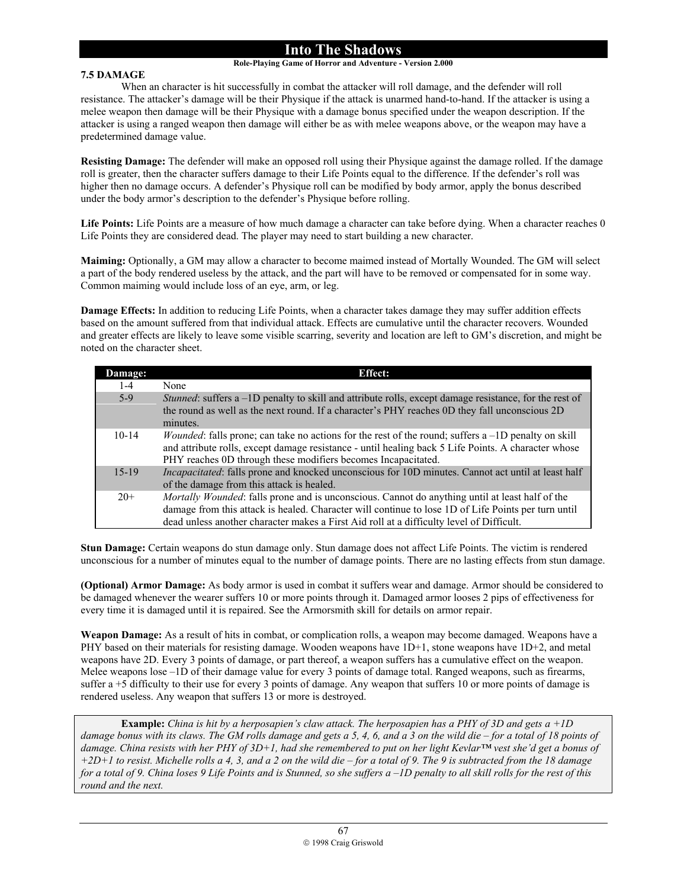## 7.5 DAMAGE

When an character is hit successfully in combat the attacker will roll damage, and the defender will roll resistance. The attacker's damage will be their Physique if the attack is unarmed hand-to-hand. If the attacker is using a melee weapon then damage will be their Physique with a damage bonus specified under the weapon description. If the attacker is using a ranged weapon then damage will either be as with melee weapons above, or the weapon may have a predetermined damage value.

**Resisting Damage:** The defender will make an opposed roll using their Physique against the damage rolled. If the damage roll is greater, then the character suffers damage to their Life Points equal to the difference. If the defender's roll was higher then no damage occurs. A defender's Physique roll can be modified by body armor, apply the bonus described under the body armor's description to the defender's Physique before rolling.

**Life Points:** Life Points are a measure of how much damage a character can take before dying. When a character reaches 0 Life Points they are considered dead. The player may need to start building a new character.

**Maiming:** Optionally, a GM may allow a character to become maimed instead of Mortally Wounded. The GM will select a part of the body rendered useless by the attack, and the part will have to be removed or compensated for in some way. Common maiming would include loss of an eye, arm, or leg.

**Damage Effects:** In addition to reducing Life Points, when a character takes damage they may suffer addition effects based on the amount suffered from that individual attack. Effects are cumulative until the character recovers. Wounded and greater effects are likely to leave some visible scarring, severity and location are left to GM's discretion, and might be noted on the character sheet.

| Damage: | Effect: |
|---|---|
| 1-4 | None |
| 5-9 | *Stunned*: suffers a –1D penalty to skill and attribute rolls, except damage resistance, for the rest of the round as well as the next round. If a character's PHY reaches 0D they fall unconscious 2D minutes. |
| 10-14 | *Wounded*: falls prone; can take no actions for the rest of the round; suffers a –1D penalty on skill and attribute rolls, except damage resistance - until healing back 5 Life Points. A character whose PHY reaches 0D through these modifiers becomes Incapacitated. |
| 15-19 | *Incapacitated*: falls prone and knocked unconscious for 10D minutes. Cannot act until at least half of the damage from this attack is healed. |
| 20+ | *Mortally Wounded*: falls prone and is unconscious. Cannot do anything until at least half of the damage from this attack is healed. Character will continue to lose 1D of Life Points per turn until dead unless another character makes a First Aid roll at a difficulty level of Difficult. |

**Stun Damage:** Certain weapons do stun damage only. Stun damage does not affect Life Points. The victim is rendered unconscious for a number of minutes equal to the number of damage points. There are no lasting effects from stun damage.

**(Optional) Armor Damage:** As body armor is used in combat it suffers wear and damage. Armor should be considered to be damaged whenever the wearer suffers 10 or more points through it. Damaged armor looses 2 pips of effectiveness for every time it is damaged until it is repaired. See the Armorsmith skill for details on armor repair.

**Weapon Damage:** As a result of hits in combat, or complication rolls, a weapon may become damaged. Weapons have a PHY based on their materials for resisting damage. Wooden weapons have 1D+1, stone weapons have 1D+2, and metal weapons have 2D. Every 3 points of damage, or part thereof, a weapon suffers has a cumulative effect on the weapon. Melee weapons lose –1D of their damage value for every 3 points of damage total. Ranged weapons, such as firearms, suffer a +5 difficulty to their use for every 3 points of damage. Any weapon that suffers 10 or more points of damage is rendered useless. Any weapon that suffers 13 or more is destroyed.

> **Example:** *China is hit by a herposapien's claw attack. The herposapien has a PHY of 3D and gets a +1D damage bonus with its claws. The GM rolls damage and gets a 5, 4, 6, and a 3 on the wild die – for a total of 18 points of damage. China resists with her PHY of 3D+1, had she remembered to put on her light Kevlar™ vest she'd get a bonus of +2D+1 to resist. Michelle rolls a 4, 3, and a 2 on the wild die – for a total of 9. The 9 is subtracted from the 18 damage for a total of 9. China loses 9 Life Points and is Stunned, so she suffers a –1D penalty to all skill rolls for the rest of this round and the next.*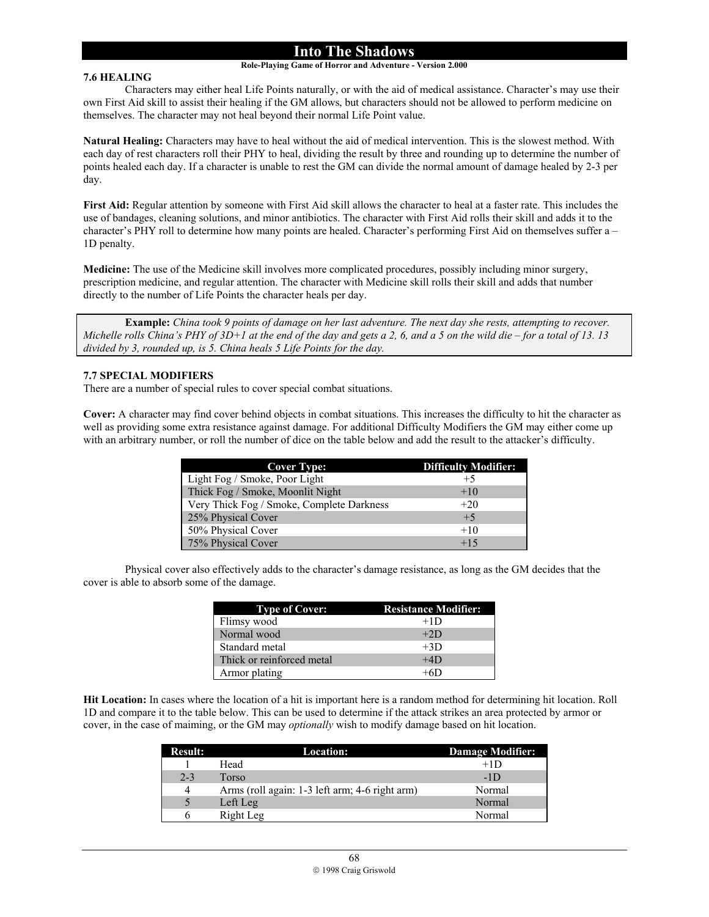### 7.6 HEALING

Characters may either heal Life Points naturally, or with the aid of medical assistance. Character's may use their own First Aid skill to assist their healing if the GM allows, but characters should not be allowed to perform medicine on themselves. The character may not heal beyond their normal Life Point value.

**Natural Healing:** Characters may have to heal without the aid of medical intervention. This is the slowest method. With each day of rest characters roll their PHY to heal, dividing the result by three and rounding up to determine the number of points healed each day. If a character is unable to rest the GM can divide the normal amount of damage healed by 2-3 per day.

**First Aid:** Regular attention by someone with First Aid skill allows the character to heal at a faster rate. This includes the use of bandages, cleaning solutions, and minor antibiotics. The character with First Aid rolls their skill and adds it to the character's PHY roll to determine how many points are healed. Character's performing First Aid on themselves suffer a –1D penalty.

**Medicine:** The use of the Medicine skill involves more complicated procedures, possibly including minor surgery, prescription medicine, and regular attention. The character with Medicine skill rolls their skill and adds that number directly to the number of Life Points the character heals per day.

> **Example:** *China took 9 points of damage on her last adventure. The next day she rests, attempting to recover. Michelle rolls China's PHY of 3D+1 at the end of the day and gets a 2, 6, and a 5 on the wild die – for a total of 13. 13 divided by 3, rounded up, is 5. China heals 5 Life Points for the day.*

### 7.7 SPECIAL MODIFIERS

There are a number of special rules to cover special combat situations.

**Cover:** A character may find cover behind objects in combat situations. This increases the difficulty to hit the character as well as providing some extra resistance against damage. For additional Difficulty Modifiers the GM may either come up with an arbitrary number, or roll the number of dice on the table below and add the result to the attacker's difficulty.

| Cover Type: | Difficulty Modifier: |
|---|---|
| Light Fog / Smoke, Poor Light | +5 |
| Thick Fog / Smoke, Moonlit Night | +10 |
| Very Thick Fog / Smoke, Complete Darkness | +20 |
| 25% Physical Cover | +5 |
| 50% Physical Cover | +10 |
| 75% Physical Cover | +15 |

Physical cover also effectively adds to the character's damage resistance, as long as the GM decides that the cover is able to absorb some of the damage.

| Type of Cover: | Resistance Modifier: |
|---|---|
| Flimsy wood | +1D |
| Normal wood | +2D |
| Standard metal | +3D |
| Thick or reinforced metal | +4D |
| Armor plating | +6D |

**Hit Location:** In cases where the location of a hit is important here is a random method for determining hit location. Roll 1D and compare it to the table below. This can be used to determine if the attack strikes an area protected by armor or cover, in the case of maiming, or the GM may *optionally* wish to modify damage based on hit location.

| Result: | Location: | Damage Modifier: |
|---|---|---|
| 1 | Head | +1D |
| 2-3 | Torso | -1D |
| 4 | Arms (roll again: 1-3 left arm; 4-6 right arm) | Normal |
| 5 | Left Leg | Normal |
| 6 | Right Leg | Normal |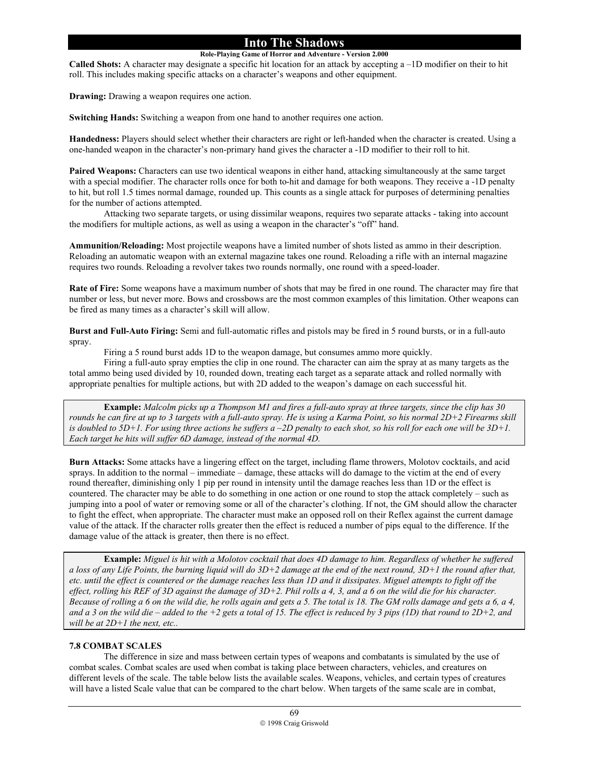**Called Shots:** A character may designate a specific hit location for an attack by accepting a –1D modifier on their to hit roll. This includes making specific attacks on a character's weapons and other equipment.

**Drawing:** Drawing a weapon requires one action.

**Switching Hands:** Switching a weapon from one hand to another requires one action.

**Handedness:** Players should select whether their characters are right or left-handed when the character is created. Using a one-handed weapon in the character's non-primary hand gives the character a -1D modifier to their roll to hit.

**Paired Weapons:** Characters can use two identical weapons in either hand, attacking simultaneously at the same target with a special modifier. The character rolls once for both to-hit and damage for both weapons. They receive a -1D penalty to hit, but roll 1.5 times normal damage, rounded up. This counts as a single attack for purposes of determining penalties for the number of actions attempted.

Attacking two separate targets, or using dissimilar weapons, requires two separate attacks - taking into account the modifiers for multiple actions, as well as using a weapon in the character's "off" hand.

**Ammunition/Reloading:** Most projectile weapons have a limited number of shots listed as ammo in their description. Reloading an automatic weapon with an external magazine takes one round. Reloading a rifle with an internal magazine requires two rounds. Reloading a revolver takes two rounds normally, one round with a speed-loader.

**Rate of Fire:** Some weapons have a maximum number of shots that may be fired in one round. The character may fire that number or less, but never more. Bows and crossbows are the most common examples of this limitation. Other weapons can be fired as many times as a character's skill will allow.

**Burst and Full-Auto Firing:** Semi and full-automatic rifles and pistols may be fired in 5 round bursts, or in a full-auto spray.

Firing a 5 round burst adds 1D to the weapon damage, but consumes ammo more quickly.

Firing a full-auto spray empties the clip in one round. The character can aim the spray at as many targets as the total ammo being used divided by 10, rounded down, treating each target as a separate attack and rolled normally with appropriate penalties for multiple actions, but with 2D added to the weapon's damage on each successful hit.

> **Example:** *Malcolm picks up a Thompson M1 and fires a full-auto spray at three targets, since the clip has 30 rounds he can fire at up to 3 targets with a full-auto spray. He is using a Karma Point, so his normal 2D+2 Firearms skill is doubled to 5D+1. For using three actions he suffers a –2D penalty to each shot, so his roll for each one will be 3D+1. Each target he hits will suffer 6D damage, instead of the normal 4D.*

**Burn Attacks:** Some attacks have a lingering effect on the target, including flame throwers, Molotov cocktails, and acid sprays. In addition to the normal – immediate – damage, these attacks will do damage to the victim at the end of every round thereafter, diminishing only 1 pip per round in intensity until the damage reaches less than 1D or the effect is countered. The character may be able to do something in one action or one round to stop the attack completely – such as jumping into a pool of water or removing some or all of the character's clothing. If not, the GM should allow the character to fight the effect, when appropriate. The character must make an opposed roll on their Reflex against the current damage value of the attack. If the character rolls greater then the effect is reduced a number of pips equal to the difference. If the damage value of the attack is greater, then there is no effect.

> **Example:** *Miguel is hit with a Molotov cocktail that does 4D damage to him. Regardless of whether he suffered a loss of any Life Points, the burning liquid will do 3D+2 damage at the end of the next round, 3D+1 the round after that, etc. until the effect is countered or the damage reaches less than 1D and it dissipates. Miguel attempts to fight off the effect, rolling his REF of 3D against the damage of 3D+2. Phil rolls a 4, 3, and a 6 on the wild die for his character. Because of rolling a 6 on the wild die, he rolls again and gets a 5. The total is 18. The GM rolls damage and gets a 6, a 4, and a 3 on the wild die – added to the +2 gets a total of 15. The effect is reduced by 3 pips (1D) that round to 2D+2, and will be at 2D+1 the next, etc..*

### 7.8 COMBAT SCALES

The difference in size and mass between certain types of weapons and combatants is simulated by the use of combat scales. Combat scales are used when combat is taking place between characters, vehicles, and creatures on different levels of the scale. The table below lists the available scales. Weapons, vehicles, and certain types of creatures will have a listed Scale value that can be compared to the chart below. When targets of the same scale are in combat,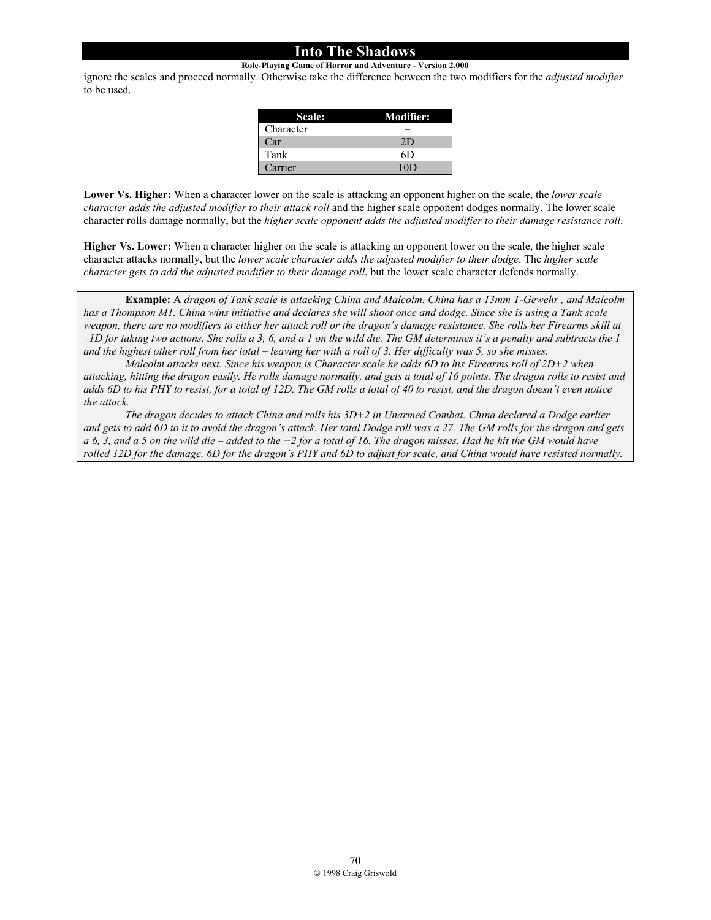ignore the scales and proceed normally. Otherwise take the difference between the two modifiers for the *adjusted modifier* to be used.

| Scale: | Modifier: |
|---|---|
| Character | – |
| Car | 2D |
| Tank | 6D |
| Carrier | 10D |

**Lower Vs. Higher:** When a character lower on the scale is attacking an opponent higher on the scale, the *lower scale character adds the adjusted modifier to their attack roll* and the higher scale opponent dodges normally. The lower scale character rolls damage normally, but the *higher scale opponent adds the adjusted modifier to their damage resistance roll*.

**Higher Vs. Lower:** When a character higher on the scale is attacking an opponent lower on the scale, the higher scale character attacks normally, but the *lower scale character adds the adjusted modifier to their dodge*. The *higher scale character gets to add the adjusted modifier to their damage roll*, but the lower scale character defends normally.

> **Example:** A *dragon of Tank scale is attacking China and Malcolm. China has a 13mm T-Gewehr , and Malcolm has a Thompson M1. China wins initiative and declares she will shoot once and dodge. Since she is using a Tank scale weapon, there are no modifiers to either her attack roll or the dragon's damage resistance. She rolls her Firearms skill at –1D for taking two actions. She rolls a 3, 6, and a 1 on the wild die. The GM determines it's a penalty and subtracts the 1 and the highest other roll from her total – leaving her with a roll of 3. Her difficulty was 5, so she misses.*
>
> *Malcolm attacks next. Since his weapon is Character scale he adds 6D to his Firearms roll of 2D+2 when attacking, hitting the dragon easily. He rolls damage normally, and gets a total of 16 points. The dragon rolls to resist and adds 6D to his PHY to resist, for a total of 12D. The GM rolls a total of 40 to resist, and the dragon doesn't even notice the attack.*
>
> *The dragon decides to attack China and rolls his 3D+2 in Unarmed Combat. China declared a Dodge earlier and gets to add 6D to it to avoid the dragon's attack. Her total Dodge roll was a 27. The GM rolls for the dragon and gets a 6, 3, and a 5 on the wild die – added to the +2 for a total of 16. The dragon misses. Had he hit the GM would have rolled 12D for the damage, 6D for the dragon's PHY and 6D to adjust for scale, and China would have resisted normally.*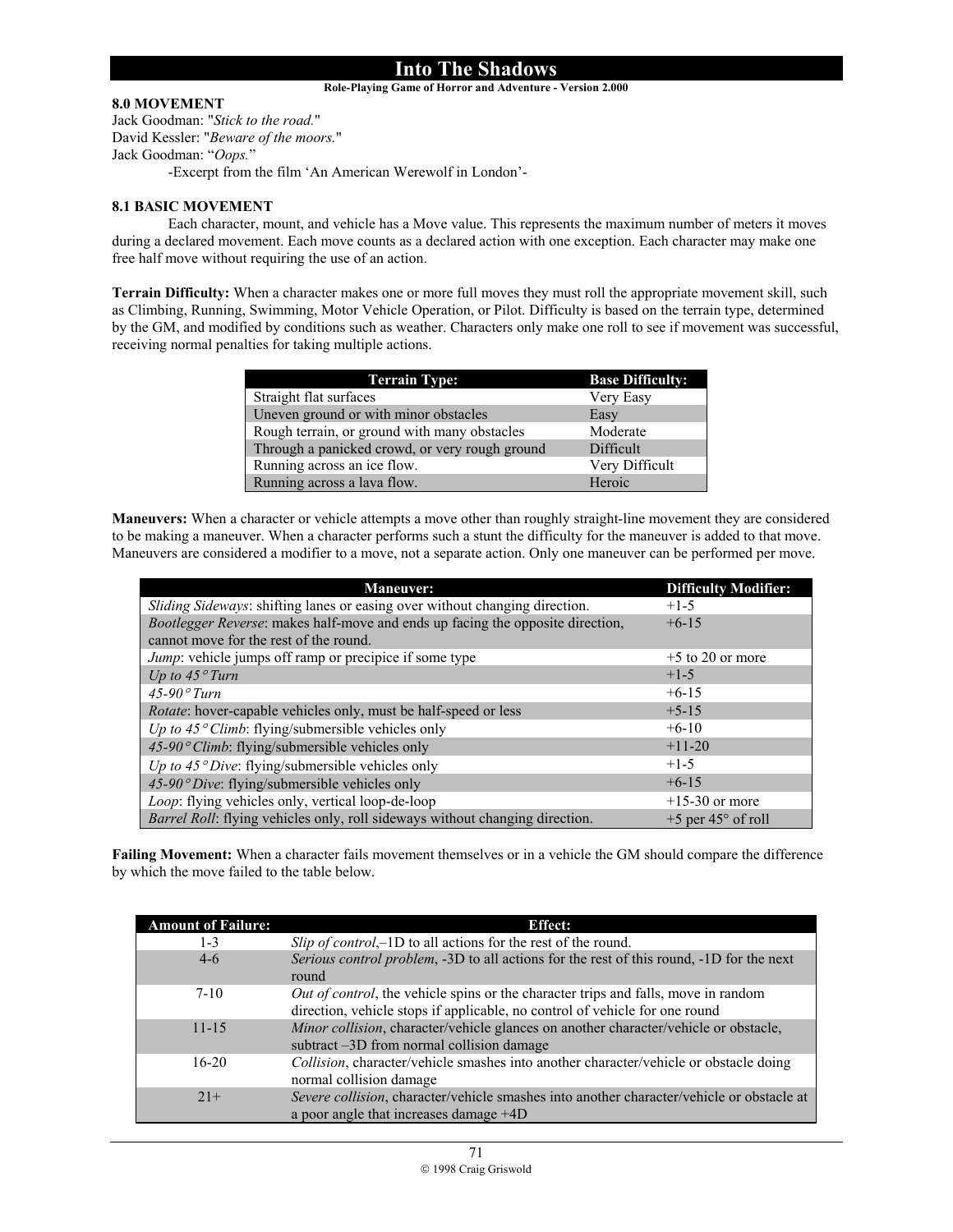## 8.0 MOVEMENT

Jack Goodman: "*Stick to the road.*"
David Kessler: "*Beware of the moors.*"
Jack Goodman: "*Oops.*"
-Excerpt from the film 'An American Werewolf in London'-

### 8.1 BASIC MOVEMENT

Each character, mount, and vehicle has a Move value. This represents the maximum number of meters it moves during a declared movement. Each move counts as a declared action with one exception. Each character may make one free half move without requiring the use of an action.

**Terrain Difficulty:** When a character makes one or more full moves they must roll the appropriate movement skill, such as Climbing, Running, Swimming, Motor Vehicle Operation, or Pilot. Difficulty is based on the terrain type, determined by the GM, and modified by conditions such as weather. Characters only make one roll to see if movement was successful, receiving normal penalties for taking multiple actions.

| Terrain Type: | Base Difficulty: |
|---|---|
| Straight flat surfaces | Very Easy |
| Uneven ground or with minor obstacles | Easy |
| Rough terrain, or ground with many obstacles | Moderate |
| Through a panicked crowd, or very rough ground | Difficult |
| Running across an ice flow. | Very Difficult |
| Running across a lava flow. | Heroic |

**Maneuvers:** When a character or vehicle attempts a move other than roughly straight-line movement they are considered to be making a maneuver. When a character performs such a stunt the difficulty for the maneuver is added to that move. Maneuvers are considered a modifier to a move, not a separate action. Only one maneuver can be performed per move.

| Maneuver: | Difficulty Modifier: |
|---|---|
| *Sliding Sideways*: shifting lanes or easing over without changing direction. | +1-5 |
| *Bootlegger Reverse*: makes half-move and ends up facing the opposite direction, cannot move for the rest of the round. | +6-15 |
| *Jump*: vehicle jumps off ramp or precipice if some type | +5 to 20 or more |
| *Up to 45° Turn* | +1-5 |
| *45-90° Turn* | +6-15 |
| *Rotate*: hover-capable vehicles only, must be half-speed or less | +5-15 |
| *Up to 45° Climb*: flying/submersible vehicles only | +6-10 |
| *45-90° Climb*: flying/submersible vehicles only | +11-20 |
| *Up to 45° Dive*: flying/submersible vehicles only | +1-5 |
| *45-90° Dive*: flying/submersible vehicles only | +6-15 |
| *Loop*: flying vehicles only, vertical loop-de-loop | +15-30 or more |
| *Barrel Roll*: flying vehicles only, roll sideways without changing direction. | +5 per 45° of roll |

**Failing Movement:** When a character fails movement themselves or in a vehicle the GM should compare the difference by which the move failed to the table below.

| Amount of Failure: | Effect: |
|---|---|
| 1-3 | *Slip of control*,–1D to all actions for the rest of the round. |
| 4-6 | *Serious control problem*, -3D to all actions for the rest of this round, -1D for the next round |
| 7-10 | *Out of control*, the vehicle spins or the character trips and falls, move in random direction, vehicle stops if applicable, no control of vehicle for one round |
| 11-15 | *Minor collision*, character/vehicle glances on another character/vehicle or obstacle, subtract –3D from normal collision damage |
| 16-20 | *Collision*, character/vehicle smashes into another character/vehicle or obstacle doing normal collision damage |
| 21+ | *Severe collision*, character/vehicle smashes into another character/vehicle or obstacle at a poor angle that increases damage +4D |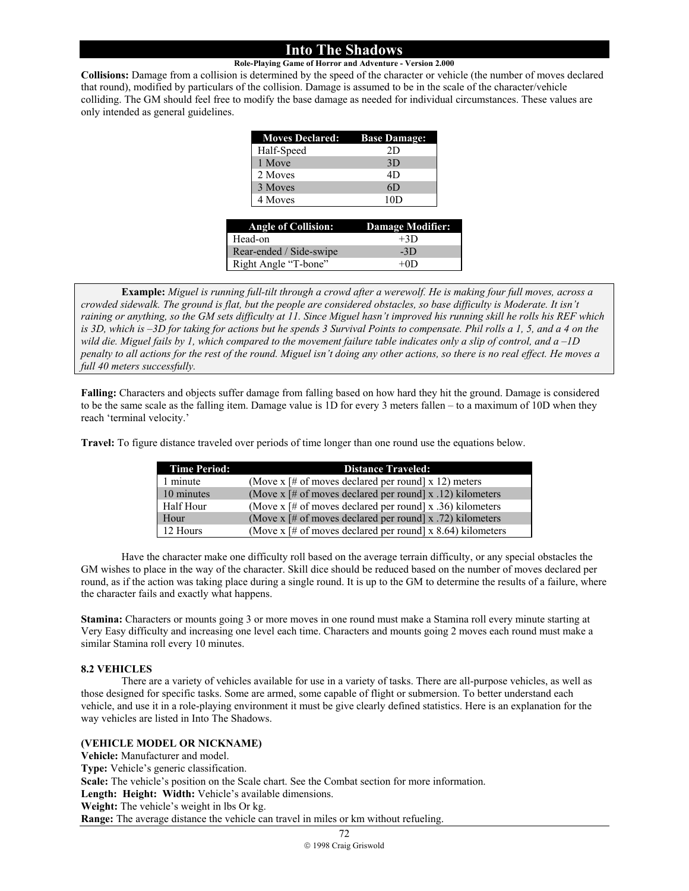**Collisions:** Damage from a collision is determined by the speed of the character or vehicle (the number of moves declared that round), modified by particulars of the collision. Damage is assumed to be in the scale of the character/vehicle colliding. The GM should feel free to modify the base damage as needed for individual circumstances. These values are only intended as general guidelines.

| Moves Declared: | Base Damage: |
|---|---|
| Half-Speed | 2D |
| 1 Move | 3D |
| 2 Moves | 4D |
| 3 Moves | 6D |
| 4 Moves | 10D |

| Angle of Collision: | Damage Modifier: |
|---|---|
| Head-on | +3D |
| Rear-ended / Side-swipe | -3D |
| Right Angle "T-bone" | +0D |

> **Example:** *Miguel is running full-tilt through a crowd after a werewolf. He is making four full moves, across a crowded sidewalk. The ground is flat, but the people are considered obstacles, so base difficulty is Moderate. It isn't raining or anything, so the GM sets difficulty at 11. Since Miguel hasn't improved his running skill he rolls his REF which is 3D, which is –3D for taking for actions but he spends 3 Survival Points to compensate. Phil rolls a 1, 5, and a 4 on the wild die. Miguel fails by 1, which compared to the movement failure table indicates only a slip of control, and a –1D penalty to all actions for the rest of the round. Miguel isn't doing any other actions, so there is no real effect. He moves a full 40 meters successfully.*

**Falling:** Characters and objects suffer damage from falling based on how hard they hit the ground. Damage is considered to be the same scale as the falling item. Damage value is 1D for every 3 meters fallen – to a maximum of 10D when they reach 'terminal velocity.'

**Travel:** To figure distance traveled over periods of time longer than one round use the equations below.

| Time Period: | Distance Traveled: |
|---|---|
| 1 minute | (Move x [# of moves declared per round] x 12) meters |
| 10 minutes | (Move x [# of moves declared per round] x .12) kilometers |
| Half Hour | (Move x [# of moves declared per round] x .36) kilometers |
| Hour | (Move x [# of moves declared per round] x .72) kilometers |
| 12 Hours | (Move x [# of moves declared per round] x 8.64) kilometers |

Have the character make one difficulty roll based on the average terrain difficulty, or any special obstacles the GM wishes to place in the way of the character. Skill dice should be reduced based on the number of moves declared per round, as if the action was taking place during a single round. It is up to the GM to determine the results of a failure, where the character fails and exactly what happens.

**Stamina:** Characters or mounts going 3 or more moves in one round must make a Stamina roll every minute starting at Very Easy difficulty and increasing one level each time. Characters and mounts going 2 moves each round must make a similar Stamina roll every 10 minutes.

### 8.2 VEHICLES

There are a variety of vehicles available for use in a variety of tasks. There are all-purpose vehicles, as well as those designed for specific tasks. Some are armed, some capable of flight or submersion. To better understand each vehicle, and use it in a role-playing environment it must be give clearly defined statistics. Here is an explanation for the way vehicles are listed in Into The Shadows.

**(VEHICLE MODEL OR NICKNAME)**

**Vehicle:** Manufacturer and model.

**Type:** Vehicle's generic classification.

**Scale:** The vehicle's position on the Scale chart. See the Combat section for more information.

**Length: Height: Width:** Vehicle's available dimensions.

**Weight:** The vehicle's weight in lbs Or kg.

**Range:** The average distance the vehicle can travel in miles or km without refueling.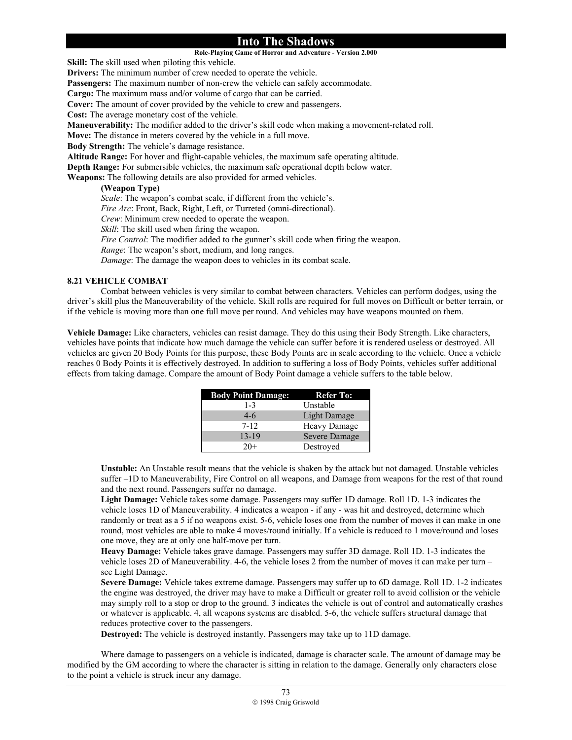**Skill:** The skill used when piloting this vehicle.
**Drivers:** The minimum number of crew needed to operate the vehicle.
**Passengers:** The maximum number of non-crew the vehicle can safely accommodate.
**Cargo:** The maximum mass and/or volume of cargo that can be carried.
**Cover:** The amount of cover provided by the vehicle to crew and passengers.
**Cost:** The average monetary cost of the vehicle.
**Maneuverability:** The modifier added to the driver's skill code when making a movement-related roll.
**Move:** The distance in meters covered by the vehicle in a full move.
**Body Strength:** The vehicle's damage resistance.
**Altitude Range:** For hover and flight-capable vehicles, the maximum safe operating altitude.
**Depth Range:** For submersible vehicles, the maximum safe operational depth below water.
**Weapons:** The following details are also provided for armed vehicles.

> **(Weapon Type)**
> *Scale*: The weapon's combat scale, if different from the vehicle's.
> *Fire Arc*: Front, Back, Right, Left, or Turreted (omni-directional).
> *Crew*: Minimum crew needed to operate the weapon.
> *Skill*: The skill used when firing the weapon.
> *Fire Control*: The modifier added to the gunner's skill code when firing the weapon.
> *Range*: The weapon's short, medium, and long ranges.
> *Damage*: The damage the weapon does to vehicles in its combat scale.

### 8.21 VEHICLE COMBAT

Combat between vehicles is very similar to combat between characters. Vehicles can perform dodges, using the driver's skill plus the Maneuverability of the vehicle. Skill rolls are required for full moves on Difficult or better terrain, or if the vehicle is moving more than one full move per round. And vehicles may have weapons mounted on them.

**Vehicle Damage:** Like characters, vehicles can resist damage. They do this using their Body Strength. Like characters, vehicles have points that indicate how much damage the vehicle can suffer before it is rendered useless or destroyed. All vehicles are given 20 Body Points for this purpose, these Body Points are in scale according to the vehicle. Once a vehicle reaches 0 Body Points it is effectively destroyed. In addition to suffering a loss of Body Points, vehicles suffer additional effects from taking damage. Compare the amount of Body Point damage a vehicle suffers to the table below.

| Body Point Damage: | Refer To: |
|---|---|
| 1-3 | Unstable |
| 4-6 | Light Damage |
| 7-12 | Heavy Damage |
| 13-19 | Severe Damage |
| 20+ | Destroyed |

**Unstable:** An Unstable result means that the vehicle is shaken by the attack but not damaged. Unstable vehicles suffer –1D to Maneuverability, Fire Control on all weapons, and Damage from weapons for the rest of that round and the next round. Passengers suffer no damage.

**Light Damage:** Vehicle takes some damage. Passengers may suffer 1D damage. Roll 1D. 1-3 indicates the vehicle loses 1D of Maneuverability. 4 indicates a weapon - if any - was hit and destroyed, determine which randomly or treat as a 5 if no weapons exist. 5-6, vehicle loses one from the number of moves it can make in one round, most vehicles are able to make 4 moves/round initially. If a vehicle is reduced to 1 move/round and loses one move, they are at only one half-move per turn.

**Heavy Damage:** Vehicle takes grave damage. Passengers may suffer 3D damage. Roll 1D. 1-3 indicates the vehicle loses 2D of Maneuverability. 4-6, the vehicle loses 2 from the number of moves it can make per turn – see Light Damage.

**Severe Damage:** Vehicle takes extreme damage. Passengers may suffer up to 6D damage. Roll 1D. 1-2 indicates the engine was destroyed, the driver may have to make a Difficult or greater roll to avoid collision or the vehicle may simply roll to a stop or drop to the ground. 3 indicates the vehicle is out of control and automatically crashes or whatever is applicable. 4, all weapons systems are disabled. 5-6, the vehicle suffers structural damage that reduces protective cover to the passengers.

**Destroyed:** The vehicle is destroyed instantly. Passengers may take up to 11D damage.

Where damage to passengers on a vehicle is indicated, damage is character scale. The amount of damage may be modified by the GM according to where the character is sitting in relation to the damage. Generally only characters close to the point a vehicle is struck incur any damage.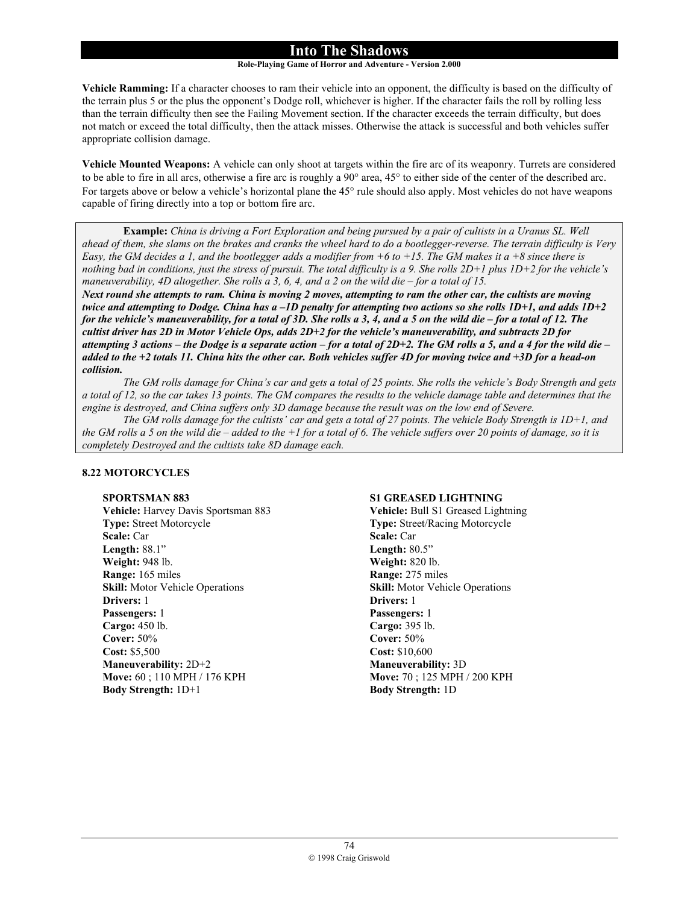**Vehicle Ramming:** If a character chooses to ram their vehicle into an opponent, the difficulty is based on the difficulty of the terrain plus 5 or the plus the opponent's Dodge roll, whichever is higher. If the character fails the roll by rolling less than the terrain difficulty then see the Failing Movement section. If the character exceeds the terrain difficulty, but does not match or exceed the total difficulty, then the attack misses. Otherwise the attack is successful and both vehicles suffer appropriate collision damage.

**Vehicle Mounted Weapons:** A vehicle can only shoot at targets within the fire arc of its weaponry. Turrets are considered to be able to fire in all arcs, otherwise a fire arc is roughly a 90° area, 45° to either side of the center of the described arc. For targets above or below a vehicle's horizontal plane the 45° rule should also apply. Most vehicles do not have weapons capable of firing directly into a top or bottom fire arc.

> **Example:** *China is driving a Fort Exploration and being pursued by a pair of cultists in a Uranus SL. Well ahead of them, she slams on the brakes and cranks the wheel hard to do a bootlegger-reverse. The terrain difficulty is Very Easy, the GM decides a 1, and the bootlegger adds a modifier from +6 to +15. The GM makes it a +8 since there is nothing bad in conditions, just the stress of pursuit. The total difficulty is a 9. She rolls 2D+1 plus 1D+2 for the vehicle's maneuverability, 4D altogether. She rolls a 3, 6, 4, and a 2 on the wild die – for a total of 15.*
>
> ***Next round she attempts to ram. China is moving 2 moves, attempting to ram the other car, the cultists are moving twice and attempting to Dodge. China has a –1D penalty for attempting two actions so she rolls 1D+1, and adds 1D+2 for the vehicle's maneuverability, for a total of 3D. She rolls a 3, 4, and a 5 on the wild die – for a total of 12. The cultist driver has 2D in Motor Vehicle Ops, adds 2D+2 for the vehicle's maneuverability, and subtracts 2D for attempting 3 actions – the Dodge is a separate action – for a total of 2D+2. The GM rolls a 5, and a 4 for the wild die – added to the +2 totals 11. China hits the other car. Both vehicles suffer 4D for moving twice and +3D for a head-on collision.***
>
> *The GM rolls damage for China's car and gets a total of 25 points. She rolls the vehicle's Body Strength and gets a total of 12, so the car takes 13 points. The GM compares the results to the vehicle damage table and determines that the engine is destroyed, and China suffers only 3D damage because the result was on the low end of Severe.*
>
> *The GM rolls damage for the cultists' car and gets a total of 27 points. The vehicle Body Strength is 1D+1, and the GM rolls a 5 on the wild die – added to the +1 for a total of 6. The vehicle suffers over 20 points of damage, so it is completely Destroyed and the cultists take 8D damage each.*

### 8.22 MOTORCYCLES

**SPORTSMAN 883**
**Vehicle:** Harvey Davis Sportsman 883
**Type:** Street Motorcycle
**Scale:** Car
**Length:** 88.1"
**Weight:** 948 lb.
**Range:** 165 miles
**Skill:** Motor Vehicle Operations
**Drivers:** 1
**Passengers:** 1
**Cargo:** 450 lb.
**Cover:** 50%
**Cost:** $5,500
**Maneuverability:** 2D+2
**Move:** 60 ; 110 MPH / 176 KPH
**Body Strength:** 1D+1

**S1 GREASED LIGHTNING**
**Vehicle:** Bull S1 Greased Lightning
**Type:** Street/Racing Motorcycle
**Scale:** Car
**Length:** 80.5"
**Weight:** 820 lb.
**Range:** 275 miles
**Skill:** Motor Vehicle Operations
**Drivers:** 1
**Passengers:** 1
**Cargo:** 395 lb.
**Cover:** 50%
**Cost:** $10,600
**Maneuverability:** 3D
**Move:** 70 ; 125 MPH / 200 KPH
**Body Strength:** 1D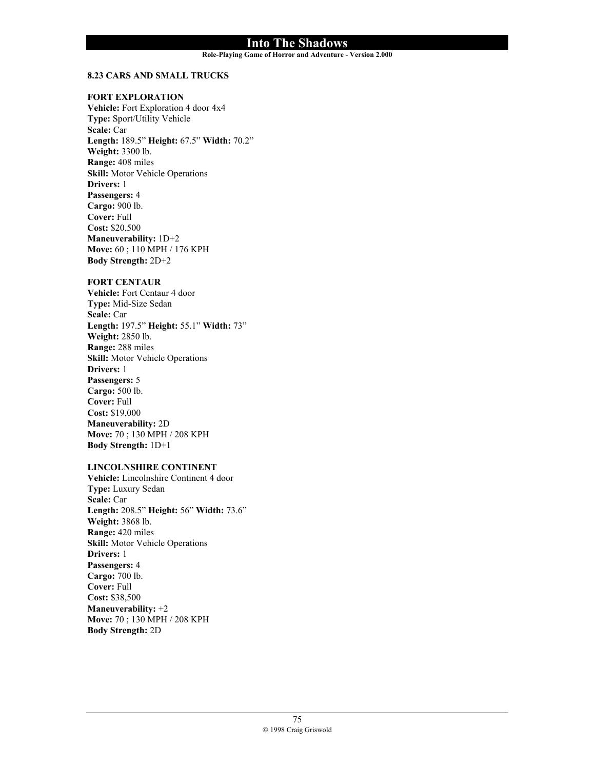### 8.23 CARS AND SMALL TRUCKS

#### FORT EXPLORATION

**Vehicle:** Fort Exploration 4 door 4x4
**Type:** Sport/Utility Vehicle
**Scale:** Car
**Length:** 189.5" **Height:** 67.5" **Width:** 70.2"
**Weight:** 3300 lb.
**Range:** 408 miles
**Skill:** Motor Vehicle Operations
**Drivers:** 1
**Passengers:** 4
**Cargo:** 900 lb.
**Cover:** Full
**Cost:** $20,500
**Maneuverability:** 1D+2
**Move:** 60 ; 110 MPH / 176 KPH
**Body Strength:** 2D+2

#### FORT CENTAUR

**Vehicle:** Fort Centaur 4 door
**Type:** Mid-Size Sedan
**Scale:** Car
**Length:** 197.5" **Height:** 55.1" **Width:** 73"
**Weight:** 2850 lb.
**Range:** 288 miles
**Skill:** Motor Vehicle Operations
**Drivers:** 1
**Passengers:** 5
**Cargo:** 500 lb.
**Cover:** Full
**Cost:** $19,000
**Maneuverability:** 2D
**Move:** 70 ; 130 MPH / 208 KPH
**Body Strength:** 1D+1

#### LINCOLNSHIRE CONTINENT

**Vehicle:** Lincolnshire Continent 4 door
**Type:** Luxury Sedan
**Scale:** Car
**Length:** 208.5" **Height:** 56" **Width:** 73.6"
**Weight:** 3868 lb.
**Range:** 420 miles
**Skill:** Motor Vehicle Operations
**Drivers:** 1
**Passengers:** 4
**Cargo:** 700 lb.
**Cover:** Full
**Cost:** $38,500
**Maneuverability:** +2
**Move:** 70 ; 130 MPH / 208 KPH
**Body Strength:** 2D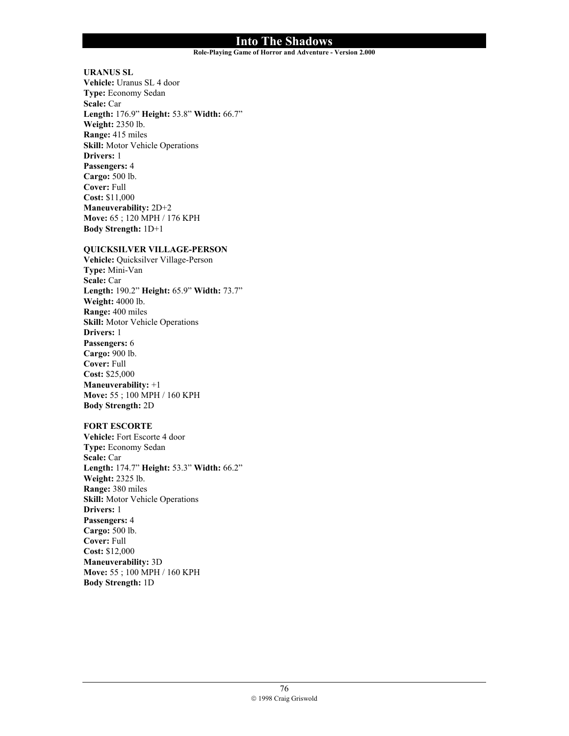**URANUS SL**
**Vehicle:** Uranus SL 4 door
**Type:** Economy Sedan
**Scale:** Car
**Length:** 176.9” **Height:** 53.8” **Width:** 66.7”
**Weight:** 2350 lb.
**Range:** 415 miles
**Skill:** Motor Vehicle Operations
**Drivers:** 1
**Passengers:** 4
**Cargo:** 500 lb.
**Cover:** Full
**Cost:** $11,000
**Maneuverability:** 2D+2
**Move:** 65 ; 120 MPH / 176 KPH
**Body Strength:** 1D+1

**QUICKSILVER VILLAGE-PERSON**
**Vehicle:** Quicksilver Village-Person
**Type:** Mini-Van
**Scale:** Car
**Length:** 190.2” **Height:** 65.9” **Width:** 73.7”
**Weight:** 4000 lb.
**Range:** 400 miles
**Skill:** Motor Vehicle Operations
**Drivers:** 1
**Passengers:** 6
**Cargo:** 900 lb.
**Cover:** Full
**Cost:** $25,000
**Maneuverability:** +1
**Move:** 55 ; 100 MPH / 160 KPH
**Body Strength:** 2D

**FORT ESCORTE**
**Vehicle:** Fort Escorte 4 door
**Type:** Economy Sedan
**Scale:** Car
**Length:** 174.7” **Height:** 53.3” **Width:** 66.2”
**Weight:** 2325 lb.
**Range:** 380 miles
**Skill:** Motor Vehicle Operations
**Drivers:** 1
**Passengers:** 4
**Cargo:** 500 lb.
**Cover:** Full
**Cost:** $12,000
**Maneuverability:** 3D
**Move:** 55 ; 100 MPH / 160 KPH
**Body Strength:** 1D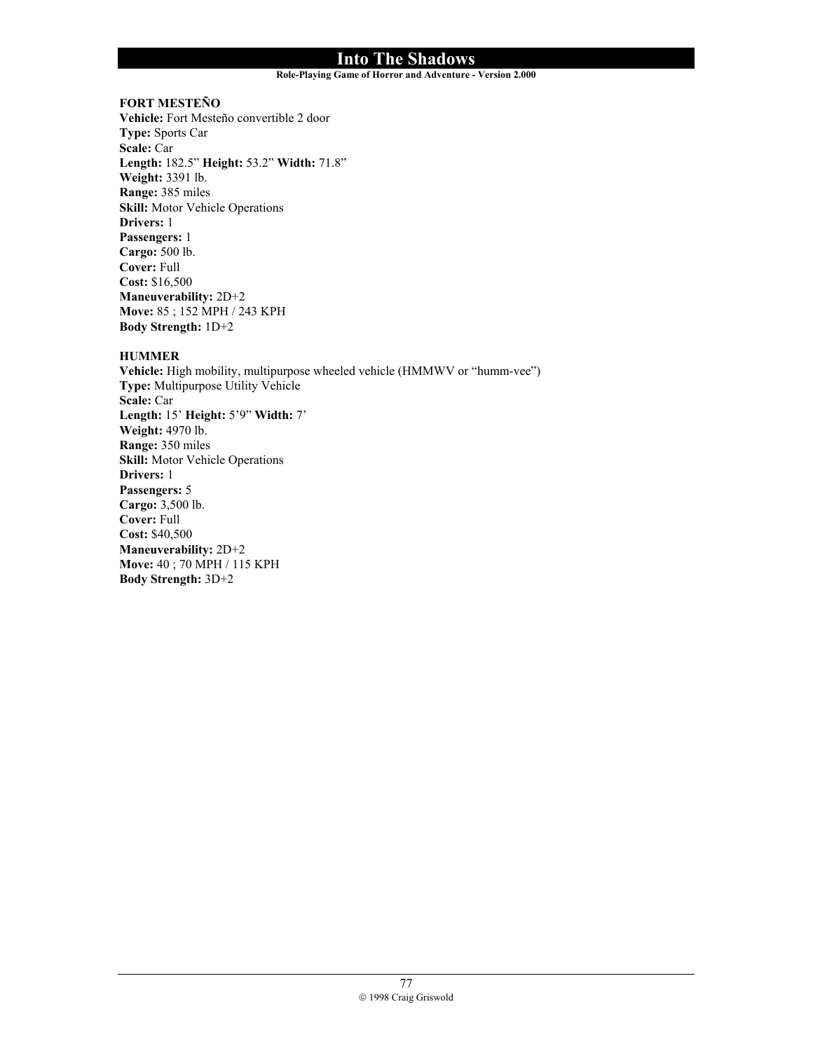**FORT MESTEÑO**
**Vehicle:** Fort Mesteño convertible 2 door
**Type:** Sports Car
**Scale:** Car
**Length:** 182.5” **Height:** 53.2” **Width:** 71.8”
**Weight:** 3391 lb.
**Range:** 385 miles
**Skill:** Motor Vehicle Operations
**Drivers:** 1
**Passengers:** 1
**Cargo:** 500 lb.
**Cover:** Full
**Cost:** $16,500
**Maneuverability:** 2D+2
**Move:** 85 ; 152 MPH / 243 KPH
**Body Strength:** 1D+2

**HUMMER**
**Vehicle:** High mobility, multipurpose wheeled vehicle (HMMWV or “humm-vee”)
**Type:** Multipurpose Utility Vehicle
**Scale:** Car
**Length:** 15’ **Height:** 5’9” **Width:** 7’
**Weight:** 4970 lb.
**Range:** 350 miles
**Skill:** Motor Vehicle Operations
**Drivers:** 1
**Passengers:** 5
**Cargo:** 3,500 lb.
**Cover:** Full
**Cost:** $40,500
**Maneuverability:** 2D+2
**Move:** 40 ; 70 MPH / 115 KPH
**Body Strength:** 3D+2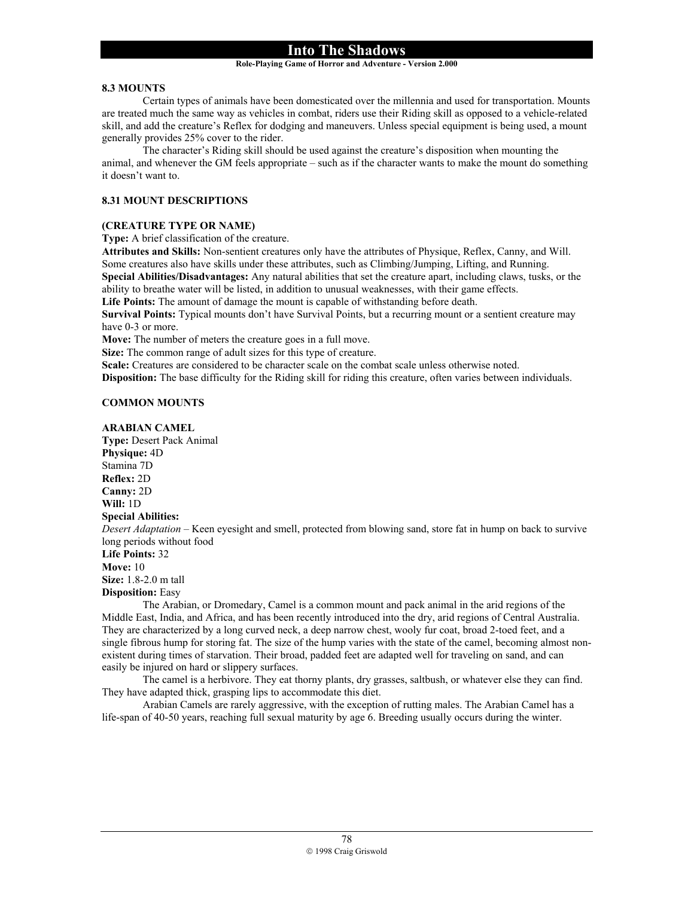### 8.3 MOUNTS

Certain types of animals have been domesticated over the millennia and used for transportation. Mounts are treated much the same way as vehicles in combat, riders use their Riding skill as opposed to a vehicle-related skill, and add the creature's Reflex for dodging and maneuvers. Unless special equipment is being used, a mount generally provides 25% cover to the rider.

The character's Riding skill should be used against the creature's disposition when mounting the animal, and whenever the GM feels appropriate – such as if the character wants to make the mount do something it doesn't want to.

### 8.31 MOUNT DESCRIPTIONS

**(CREATURE TYPE OR NAME)**
**Type:** A brief classification of the creature.
**Attributes and Skills:** Non-sentient creatures only have the attributes of Physique, Reflex, Canny, and Will. Some creatures also have skills under these attributes, such as Climbing/Jumping, Lifting, and Running.
**Special Abilities/Disadvantages:** Any natural abilities that set the creature apart, including claws, tusks, or the ability to breathe water will be listed, in addition to unusual weaknesses, with their game effects.
**Life Points:** The amount of damage the mount is capable of withstanding before death.
**Survival Points:** Typical mounts don't have Survival Points, but a recurring mount or a sentient creature may have 0-3 or more.
**Move:** The number of meters the creature goes in a full move.
**Size:** The common range of adult sizes for this type of creature.
**Scale:** Creatures are considered to be character scale on the combat scale unless otherwise noted.
**Disposition:** The base difficulty for the Riding skill for riding this creature, often varies between individuals.

### COMMON MOUNTS

**ARABIAN CAMEL**
**Type:** Desert Pack Animal
**Physique:** 4D
Stamina 7D
**Reflex:** 2D
**Canny:** 2D
**Will:** 1D
**Special Abilities:**
*Desert Adaptation* – Keen eyesight and smell, protected from blowing sand, store fat in hump on back to survive long periods without food
**Life Points:** 32
**Move:** 10
**Size:** 1.8-2.0 m tall
**Disposition:** Easy

The Arabian, or Dromedary, Camel is a common mount and pack animal in the arid regions of the Middle East, India, and Africa, and has been recently introduced into the dry, arid regions of Central Australia. They are characterized by a long curved neck, a deep narrow chest, wooly fur coat, broad 2-toed feet, and a single fibrous hump for storing fat. The size of the hump varies with the state of the camel, becoming almost non-existent during times of starvation. Their broad, padded feet are adapted well for traveling on sand, and can easily be injured on hard or slippery surfaces.

The camel is a herbivore. They eat thorny plants, dry grasses, saltbush, or whatever else they can find. They have adapted thick, grasping lips to accommodate this diet.

Arabian Camels are rarely aggressive, with the exception of rutting males. The Arabian Camel has a life-span of 40-50 years, reaching full sexual maturity by age 6. Breeding usually occurs during the winter.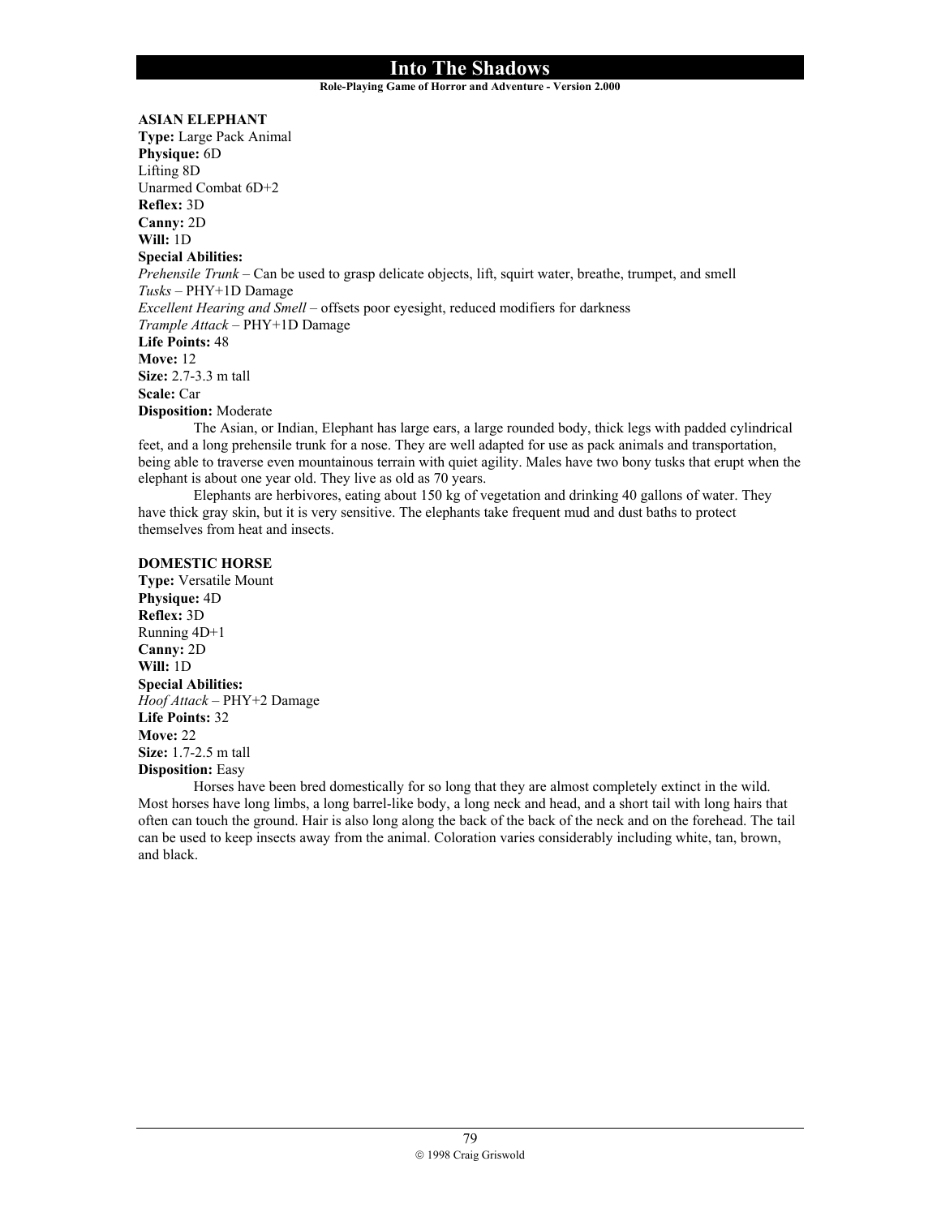**ASIAN ELEPHANT**
**Type:** Large Pack Animal
**Physique:** 6D
Lifting 8D
Unarmed Combat 6D+2
**Reflex:** 3D
**Canny:** 2D
**Will:** 1D
**Special Abilities:**
*Prehensile Trunk* – Can be used to grasp delicate objects, lift, squirt water, breathe, trumpet, and smell
*Tusks* – PHY+1D Damage
*Excellent Hearing and Smell* – offsets poor eyesight, reduced modifiers for darkness
*Trample Attack* – PHY+1D Damage
**Life Points:** 48
**Move:** 12
**Size:** 2.7-3.3 m tall
**Scale:** Car
**Disposition:** Moderate

The Asian, or Indian, Elephant has large ears, a large rounded body, thick legs with padded cylindrical feet, and a long prehensile trunk for a nose. They are well adapted for use as pack animals and transportation, being able to traverse even mountainous terrain with quiet agility. Males have two bony tusks that erupt when the elephant is about one year old. They live as old as 70 years.

Elephants are herbivores, eating about 150 kg of vegetation and drinking 40 gallons of water. They have thick gray skin, but it is very sensitive. The elephants take frequent mud and dust baths to protect themselves from heat and insects.

**DOMESTIC HORSE**
**Type:** Versatile Mount
**Physique:** 4D
**Reflex:** 3D
Running 4D+1
**Canny:** 2D
**Will:** 1D
**Special Abilities:**
*Hoof Attack* – PHY+2 Damage
**Life Points:** 32
**Move:** 22
**Size:** 1.7-2.5 m tall
**Disposition:** Easy

Horses have been bred domestically for so long that they are almost completely extinct in the wild. Most horses have long limbs, a long barrel-like body, a long neck and head, and a short tail with long hairs that often can touch the ground. Hair is also long along the back of the back of the neck and on the forehead. The tail can be used to keep insects away from the animal. Coloration varies considerably including white, tan, brown, and black.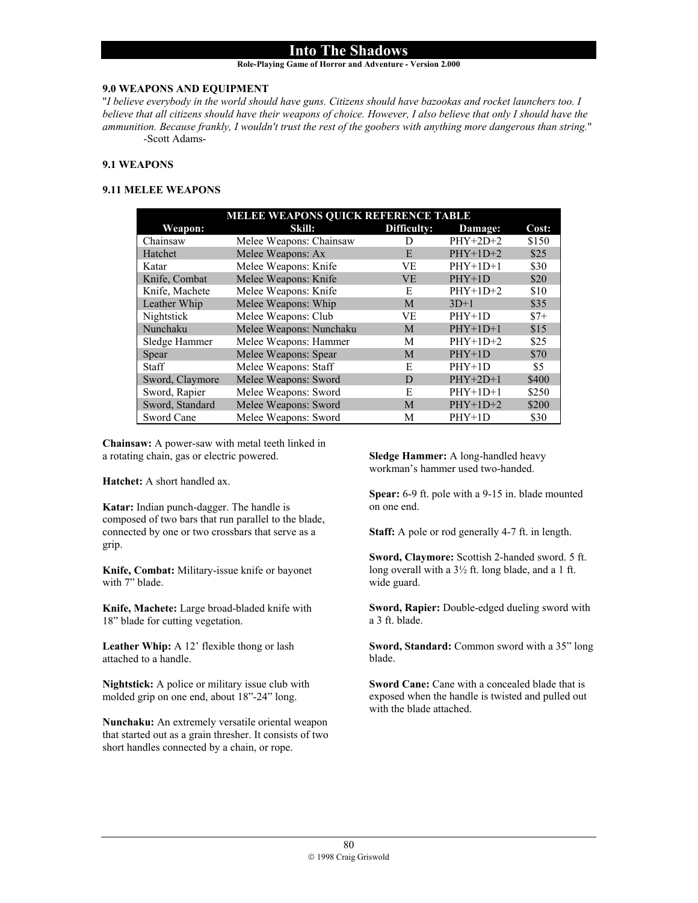## 9.0 WEAPONS AND EQUIPMENT

"*I believe everybody in the world should have guns. Citizens should have bazookas and rocket launchers too. I believe that all citizens should have their weapons of choice. However, I also believe that only I should have the ammunition. Because frankly, I wouldn't trust the rest of the goobers with anything more dangerous than string.*"
-Scott Adams-

### 9.1 WEAPONS

#### 9.11 MELEE WEAPONS

| MELEE WEAPONS QUICK REFERENCE TABLE | | | | |
|---|---|---|---|---|
| **Weapon:** | **Skill:** | **Difficulty:** | **Damage:** | **Cost:** |
| Chainsaw | Melee Weapons: Chainsaw | D | PHY+2D+2 | $150 |
| Hatchet | Melee Weapons: Ax | E | PHY+1D+2 | $25 |
| Katar | Melee Weapons: Knife | VE | PHY+1D+1 | $30 |
| Knife, Combat | Melee Weapons: Knife | VE | PHY+1D | $20 |
| Knife, Machete | Melee Weapons: Knife | E | PHY+1D+2 | $10 |
| Leather Whip | Melee Weapons: Whip | M | 3D+1 | $35 |
| Nightstick | Melee Weapons: Club | VE | PHY+1D | $7+ |
| Nunchaku | Melee Weapons: Nunchaku | M | PHY+1D+1 | $15 |
| Sledge Hammer | Melee Weapons: Hammer | M | PHY+1D+2 | $25 |
| Spear | Melee Weapons: Spear | M | PHY+1D | $70 |
| Staff | Melee Weapons: Staff | E | PHY+1D | $5 |
| Sword, Claymore | Melee Weapons: Sword | D | PHY+2D+1 | $400 |
| Sword, Rapier | Melee Weapons: Sword | E | PHY+1D+1 | $250 |
| Sword, Standard | Melee Weapons: Sword | M | PHY+1D+2 | $200 |
| Sword Cane | Melee Weapons: Sword | M | PHY+1D | $30 |

**Chainsaw:** A power-saw with metal teeth linked in a rotating chain, gas or electric powered.

**Hatchet:** A short handled ax.

**Katar:** Indian punch-dagger. The handle is composed of two bars that run parallel to the blade, connected by one or two crossbars that serve as a grip.

**Knife, Combat:** Military-issue knife or bayonet with 7" blade.

**Knife, Machete:** Large broad-bladed knife with 18" blade for cutting vegetation.

**Leather Whip:** A 12' flexible thong or lash attached to a handle.

**Nightstick:** A police or military issue club with molded grip on one end, about 18"-24" long.

**Nunchaku:** An extremely versatile oriental weapon that started out as a grain thresher. It consists of two short handles connected by a chain, or rope.

**Sledge Hammer:** A long-handled heavy workman's hammer used two-handed.

**Spear:** 6-9 ft. pole with a 9-15 in. blade mounted on one end.

**Staff:** A pole or rod generally 4-7 ft. in length.

**Sword, Claymore:** Scottish 2-handed sword. 5 ft. long overall with a 3½ ft. long blade, and a 1 ft. wide guard.

**Sword, Rapier:** Double-edged dueling sword with a 3 ft. blade.

**Sword, Standard:** Common sword with a 35" long blade.

**Sword Cane:** Cane with a concealed blade that is exposed when the handle is twisted and pulled out with the blade attached.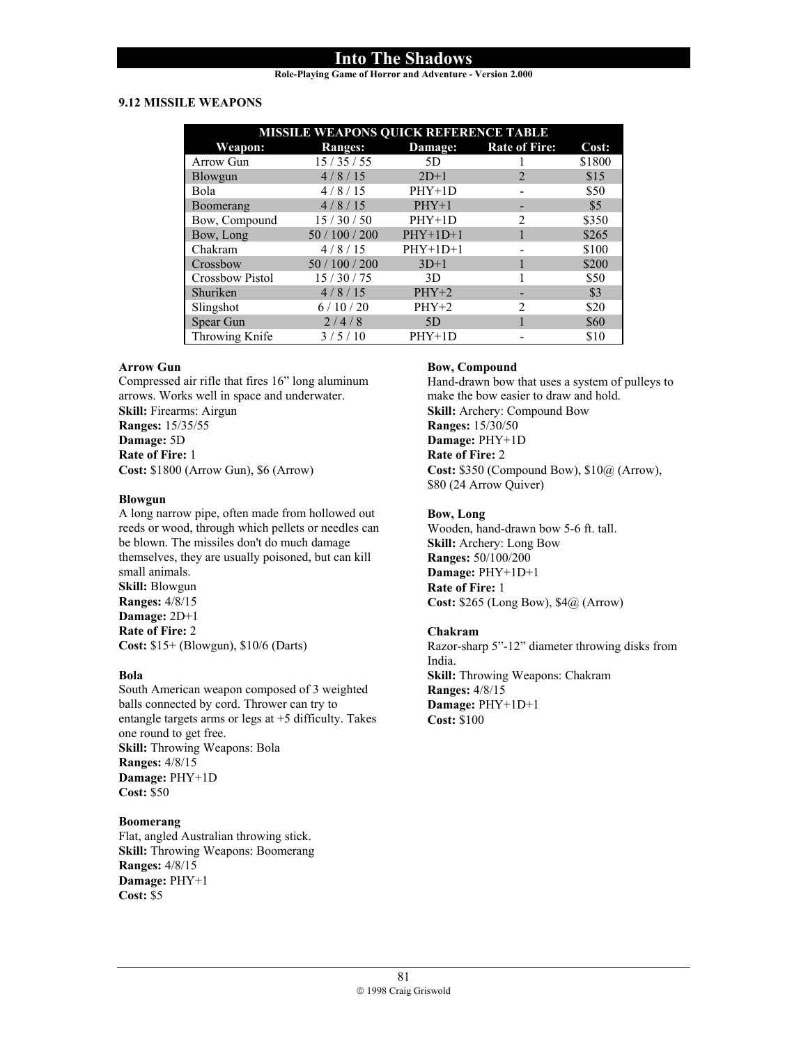### 9.12 MISSILE WEAPONS

| MISSILE WEAPONS QUICK REFERENCE TABLE | | | | |
|---|---|---|---|---|
| **Weapon:** | **Ranges:** | **Damage:** | **Rate of Fire:** | **Cost:** |
| Arrow Gun | 15 / 35 / 55 | 5D | 1 | $1800 |
| Blowgun | 4 / 8 / 15 | 2D+1 | 2 | $15 |
| Bola | 4 / 8 / 15 | PHY+1D | - | $50 |
| Boomerang | 4 / 8 / 15 | PHY+1 | - | $5 |
| Bow, Compound | 15 / 30 / 50 | PHY+1D | 2 | $350 |
| Bow, Long | 50 / 100 / 200 | PHY+1D+1 | 1 | $265 |
| Chakram | 4 / 8 / 15 | PHY+1D+1 | - | $100 |
| Crossbow | 50 / 100 / 200 | 3D+1 | 1 | $200 |
| Crossbow Pistol | 15 / 30 / 75 | 3D | 1 | $50 |
| Shuriken | 4 / 8 / 15 | PHY+2 | - | $3 |
| Slingshot | 6 / 10 / 20 | PHY+2 | 2 | $20 |
| Spear Gun | 2 / 4 / 8 | 5D | 1 | $60 |
| Throwing Knife | 3 / 5 / 10 | PHY+1D | - | $10 |

**Arrow Gun**
Compressed air rifle that fires 16" long aluminum arrows. Works well in space and underwater.
**Skill:** Firearms: Airgun
**Ranges:** 15/35/55
**Damage:** 5D
**Rate of Fire:** 1
**Cost:** $1800 (Arrow Gun), $6 (Arrow)

**Blowgun**
A long narrow pipe, often made from hollowed out reeds or wood, through which pellets or needles can be blown. The missiles don't do much damage themselves, they are usually poisoned, but can kill small animals.
**Skill:** Blowgun
**Ranges:** 4/8/15
**Damage:** 2D+1
**Rate of Fire:** 2
**Cost:** $15+ (Blowgun), $10/6 (Darts)

**Bola**
South American weapon composed of 3 weighted balls connected by cord. Thrower can try to entangle targets arms or legs at +5 difficulty. Takes one round to get free.
**Skill:** Throwing Weapons: Bola
**Ranges:** 4/8/15
**Damage:** PHY+1D
**Cost:** $50

**Boomerang**
Flat, angled Australian throwing stick.
**Skill:** Throwing Weapons: Boomerang
**Ranges:** 4/8/15
**Damage:** PHY+1
**Cost:** $5

**Bow, Compound**
Hand-drawn bow that uses a system of pulleys to make the bow easier to draw and hold.
**Skill:** Archery: Compound Bow
**Ranges:** 15/30/50
**Damage:** PHY+1D
**Rate of Fire:** 2
**Cost:** $350 (Compound Bow), $10@ (Arrow), $80 (24 Arrow Quiver)

**Bow, Long**
Wooden, hand-drawn bow 5-6 ft. tall.
**Skill:** Archery: Long Bow
**Ranges:** 50/100/200
**Damage:** PHY+1D+1
**Rate of Fire:** 1
**Cost:** $265 (Long Bow), $4@ (Arrow)

**Chakram**
Razor-sharp 5"-12" diameter throwing disks from India.
**Skill:** Throwing Weapons: Chakram
**Ranges:** 4/8/15
**Damage:** PHY+1D+1
**Cost:** $100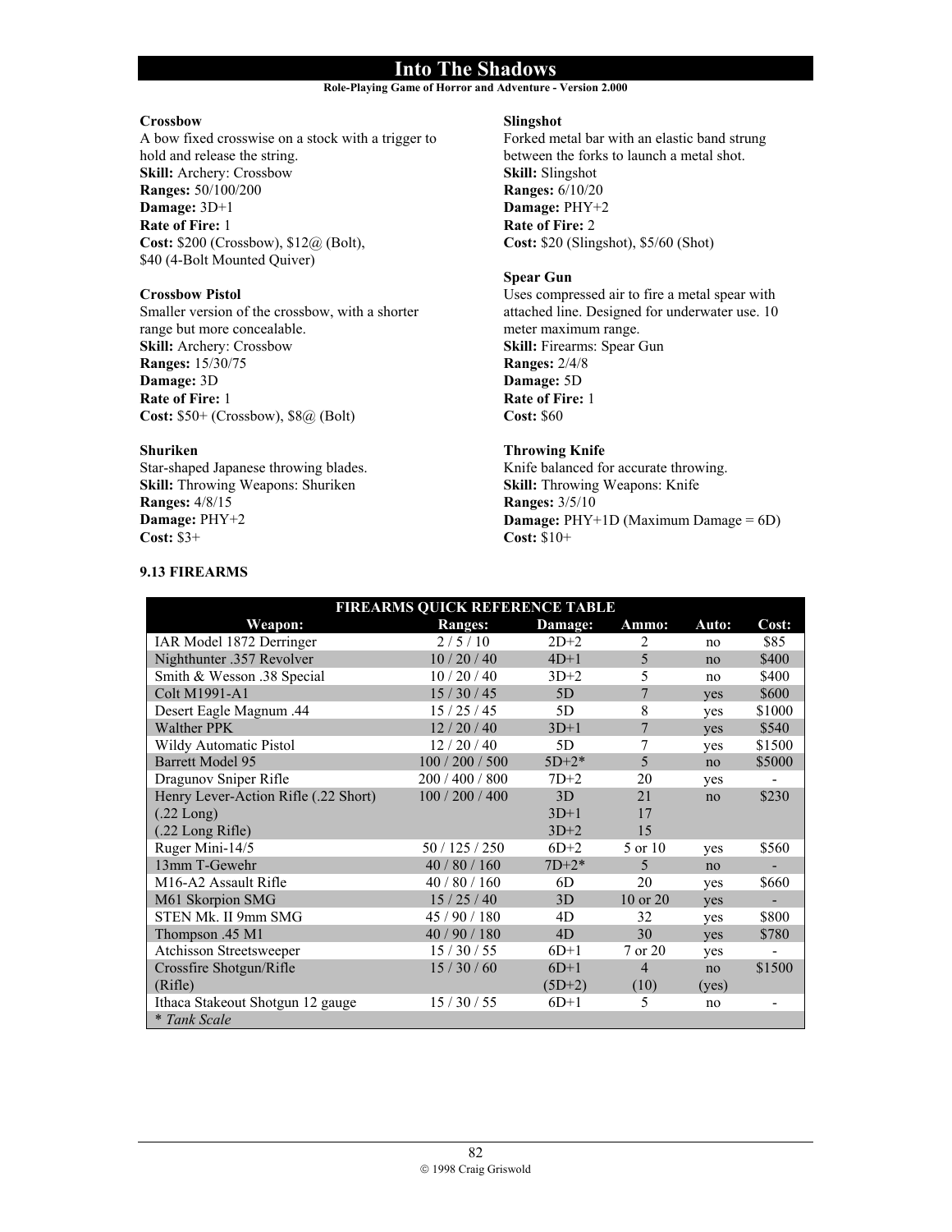### Crossbow

A bow fixed crosswise on a stock with a trigger to hold and release the string.
**Skill:** Archery: Crossbow
**Ranges:** 50/100/200
**Damage:** 3D+1
**Rate of Fire:** 1
**Cost:** $200 (Crossbow), $12@ (Bolt), $40 (4-Bolt Mounted Quiver)

### Crossbow Pistol

Smaller version of the crossbow, with a shorter range but more concealable.
**Skill:** Archery: Crossbow
**Ranges:** 15/30/75
**Damage:** 3D
**Rate of Fire:** 1
**Cost:** $50+ (Crossbow), $8@ (Bolt)

### Shuriken

Star-shaped Japanese throwing blades.
**Skill:** Throwing Weapons: Shuriken
**Ranges:** 4/8/15
**Damage:** PHY+2
**Cost:** $3+

### Slingshot

Forked metal bar with an elastic band strung between the forks to launch a metal shot.
**Skill:** Slingshot
**Ranges:** 6/10/20
**Damage:** PHY+2
**Rate of Fire:** 2
**Cost:** $20 (Slingshot), $5/60 (Shot)

### Spear Gun

Uses compressed air to fire a metal spear with attached line. Designed for underwater use. 10 meter maximum range.
**Skill:** Firearms: Spear Gun
**Ranges:** 2/4/8
**Damage:** 5D
**Rate of Fire:** 1
**Cost:** $60

### Throwing Knife

Knife balanced for accurate throwing.
**Skill:** Throwing Weapons: Knife
**Ranges:** 3/5/10
**Damage:** PHY+1D (Maximum Damage = 6D)
**Cost:** $10+

## 9.13 FIREARMS

**FIREARMS QUICK REFERENCE TABLE**

| Weapon: | Ranges: | Damage: | Ammo: | Auto: | Cost: |
|---|---|---|---|---|---|
| IAR Model 1872 Derringer | 2 / 5 / 10 | 2D+2 | 2 | no | $85 |
| Nighthunter .357 Revolver | 10 / 20 / 40 | 4D+1 | 5 | no | $400 |
| Smith & Wesson .38 Special | 10 / 20 / 40 | 3D+2 | 5 | no | $400 |
| Colt M1991-A1 | 15 / 30 / 45 | 5D | 7 | yes | $600 |
| Desert Eagle Magnum .44 | 15 / 25 / 45 | 5D | 8 | yes | $1000 |
| Walther PPK | 12 / 20 / 40 | 3D+1 | 7 | yes | $540 |
| Wildy Automatic Pistol | 12 / 20 / 40 | 5D | 7 | yes | $1500 |
| Barrett Model 95 | 100 / 200 / 500 | 5D+2* | 5 | no | $5000 |
| Dragunov Sniper Rifle | 200 / 400 / 800 | 7D+2 | 20 | yes | - |
| Henry Lever-Action Rifle (.22 Short) | 100 / 200 / 400 | 3D | 21 | no | $230 |
| (.22 Long) | | 3D+1 | 17 | | |
| (.22 Long Rifle) | | 3D+2 | 15 | | |
| Ruger Mini-14/5 | 50 / 125 / 250 | 6D+2 | 5 or 10 | yes | $560 |
| 13mm T-Gewehr | 40 / 80 / 160 | 7D+2* | 5 | no | - |
| M16-A2 Assault Rifle | 40 / 80 / 160 | 6D | 20 | yes | $660 |
| M61 Skorpion SMG | 15 / 25 / 40 | 3D | 10 or 20 | yes | - |
| STEN Mk. II 9mm SMG | 45 / 90 / 180 | 4D | 32 | yes | $800 |
| Thompson .45 M1 | 40 / 90 / 180 | 4D | 30 | yes | $780 |
| Atchisson Streetsweeper | 15 / 30 / 55 | 6D+1 | 7 or 20 | yes | - |
| Crossfire Shotgun/Rifle | 15 / 30 / 60 | 6D+1 | 4 | no | $1500 |
| (Rifle) | | (5D+2) | (10) | (yes) | |
| Ithaca Stakeout Shotgun 12 gauge | 15 / 30 / 55 | 6D+1 | 5 | no | - |
| *\* Tank Scale* | | | | | |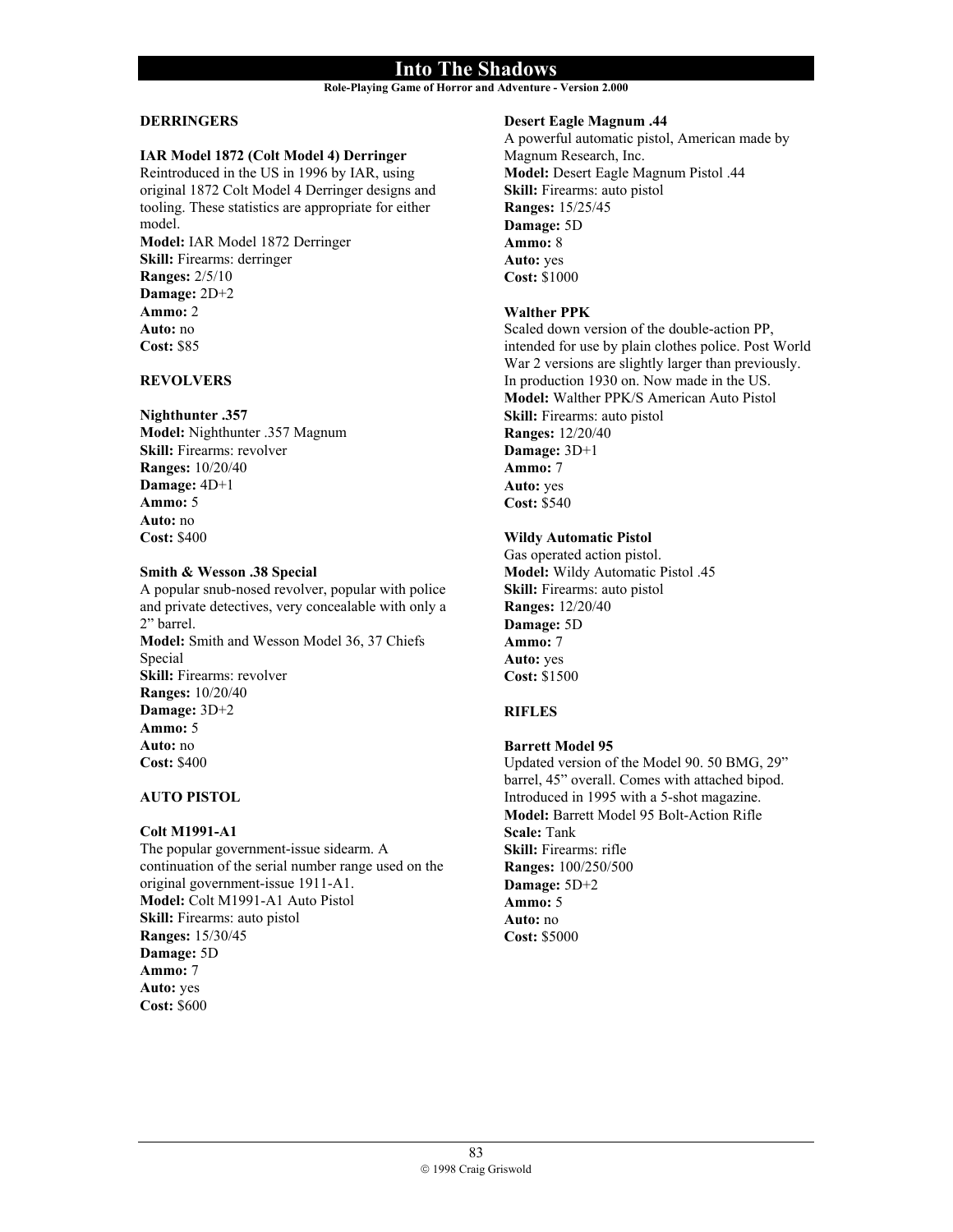## DERRINGERS

### IAR Model 1872 (Colt Model 4) Derringer

Reintroduced in the US in 1996 by IAR, using original 1872 Colt Model 4 Derringer designs and tooling. These statistics are appropriate for either model.
**Model:** IAR Model 1872 Derringer
**Skill:** Firearms: derringer
**Ranges:** 2/5/10
**Damage:** 2D+2
**Ammo:** 2
**Auto:** no
**Cost:** $85

## REVOLVERS

### Nighthunter .357

**Model:** Nighthunter .357 Magnum
**Skill:** Firearms: revolver
**Ranges:** 10/20/40
**Damage:** 4D+1
**Ammo:** 5
**Auto:** no
**Cost:** $400

### Smith & Wesson .38 Special

A popular snub-nosed revolver, popular with police and private detectives, very concealable with only a 2" barrel.
**Model:** Smith and Wesson Model 36, 37 Chiefs Special
**Skill:** Firearms: revolver
**Ranges:** 10/20/40
**Damage:** 3D+2
**Ammo:** 5
**Auto:** no
**Cost:** $400

## AUTO PISTOL

### Colt M1991-A1

The popular government-issue sidearm. A continuation of the serial number range used on the original government-issue 1911-A1.
**Model:** Colt M1991-A1 Auto Pistol
**Skill:** Firearms: auto pistol
**Ranges:** 15/30/45
**Damage:** 5D
**Ammo:** 7
**Auto:** yes
**Cost:** $600

### Desert Eagle Magnum .44

A powerful automatic pistol, American made by Magnum Research, Inc.
**Model:** Desert Eagle Magnum Pistol .44
**Skill:** Firearms: auto pistol
**Ranges:** 15/25/45
**Damage:** 5D
**Ammo:** 8
**Auto:** yes
**Cost:** $1000

### Walther PPK

Scaled down version of the double-action PP, intended for use by plain clothes police. Post World War 2 versions are slightly larger than previously. In production 1930 on. Now made in the US.
**Model:** Walther PPK/S American Auto Pistol
**Skill:** Firearms: auto pistol
**Ranges:** 12/20/40
**Damage:** 3D+1
**Ammo:** 7
**Auto:** yes
**Cost:** $540

### Wildy Automatic Pistol

Gas operated action pistol.
**Model:** Wildy Automatic Pistol .45
**Skill:** Firearms: auto pistol
**Ranges:** 12/20/40
**Damage:** 5D
**Ammo:** 7
**Auto:** yes
**Cost:** $1500

## RIFLES

### Barrett Model 95

Updated version of the Model 90. 50 BMG, 29" barrel, 45" overall. Comes with attached bipod. Introduced in 1995 with a 5-shot magazine.
**Model:** Barrett Model 95 Bolt-Action Rifle
**Scale:** Tank
**Skill:** Firearms: rifle
**Ranges:** 100/250/500
**Damage:** 5D+2
**Ammo:** 5
**Auto:** no
**Cost:** $5000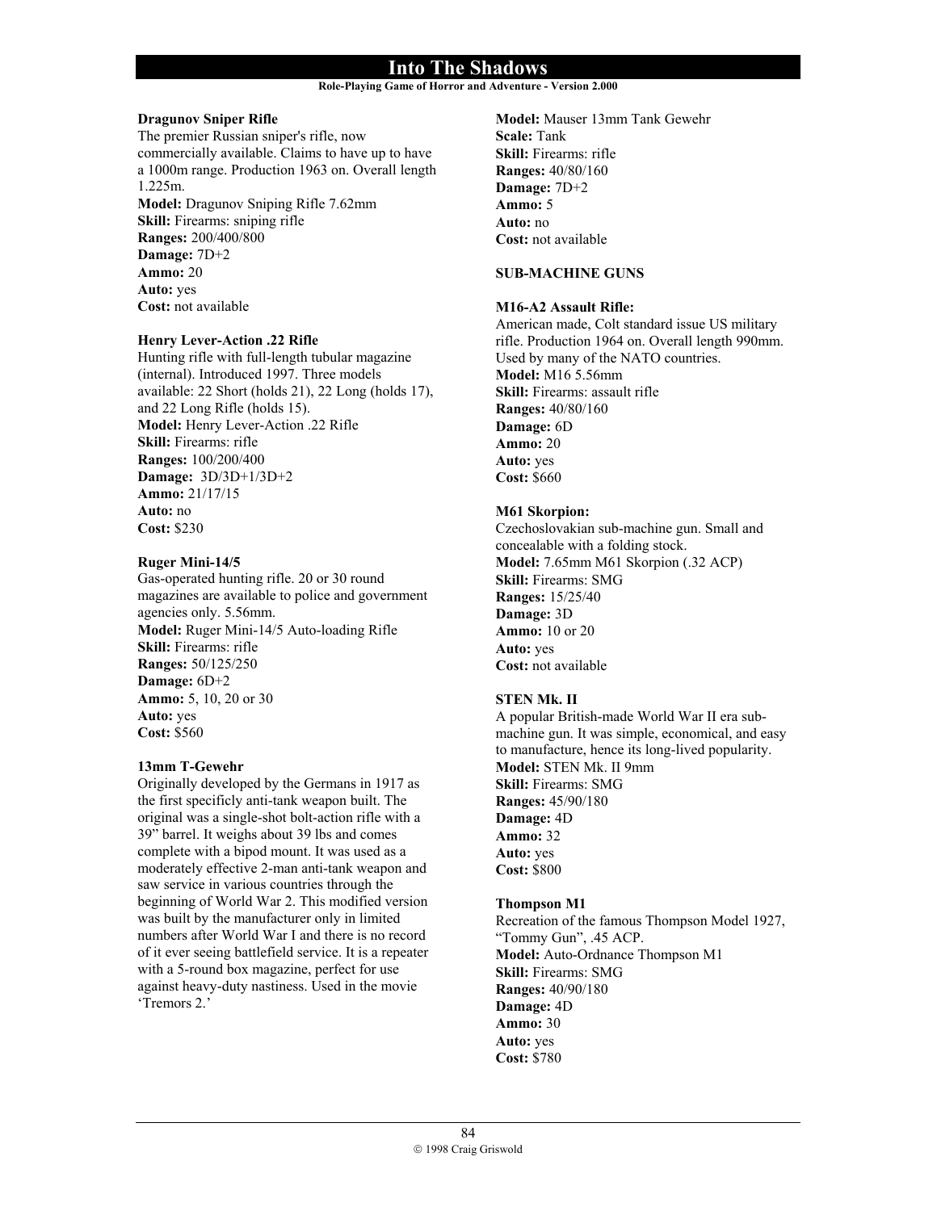**Dragunov Sniper Rifle**

The premier Russian sniper's rifle, now commercially available. Claims to have up to have a 1000m range. Production 1963 on. Overall length 1.225m.

**Model:** Dragunov Sniping Rifle 7.62mm
**Skill:** Firearms: sniping rifle
**Ranges:** 200/400/800
**Damage:** 7D+2
**Ammo:** 20
**Auto:** yes
**Cost:** not available

**Henry Lever-Action .22 Rifle**

Hunting rifle with full-length tubular magazine (internal). Introduced 1997. Three models available: 22 Short (holds 21), 22 Long (holds 17), and 22 Long Rifle (holds 15).

**Model:** Henry Lever-Action .22 Rifle
**Skill:** Firearms: rifle
**Ranges:** 100/200/400
**Damage:** 3D/3D+1/3D+2
**Ammo:** 21/17/15
**Auto:** no
**Cost:** $230

**Ruger Mini-14/5**

Gas-operated hunting rifle. 20 or 30 round magazines are available to police and government agencies only. 5.56mm.

**Model:** Ruger Mini-14/5 Auto-loading Rifle
**Skill:** Firearms: rifle
**Ranges:** 50/125/250
**Damage:** 6D+2
**Ammo:** 5, 10, 20 or 30
**Auto:** yes
**Cost:** $560

**13mm T-Gewehr**

Originally developed by the Germans in 1917 as the first specificly anti-tank weapon built. The original was a single-shot bolt-action rifle with a 39" barrel. It weighs about 39 lbs and comes complete with a bipod mount. It was used as a moderately effective 2-man anti-tank weapon and saw service in various countries through the beginning of World War 2. This modified version was built by the manufacturer only in limited numbers after World War I and there is no record of it ever seeing battlefield service. It is a repeater with a 5-round box magazine, perfect for use against heavy-duty nastiness. Used in the movie 'Tremors 2.'

**Model:** Mauser 13mm Tank Gewehr
**Scale:** Tank
**Skill:** Firearms: rifle
**Ranges:** 40/80/160
**Damage:** 7D+2
**Ammo:** 5
**Auto:** no
**Cost:** not available

**SUB-MACHINE GUNS**

**M16-A2 Assault Rifle:**

American made, Colt standard issue US military rifle. Production 1964 on. Overall length 990mm. Used by many of the NATO countries.

**Model:** M16 5.56mm
**Skill:** Firearms: assault rifle
**Ranges:** 40/80/160
**Damage:** 6D
**Ammo:** 20
**Auto:** yes
**Cost:** $660

**M61 Skorpion:**

Czechoslovakian sub-machine gun. Small and concealable with a folding stock.

**Model:** 7.65mm M61 Skorpion (.32 ACP)
**Skill:** Firearms: SMG
**Ranges:** 15/25/40
**Damage:** 3D
**Ammo:** 10 or 20
**Auto:** yes
**Cost:** not available

**STEN Mk. II**

A popular British-made World War II era sub-machine gun. It was simple, economical, and easy to manufacture, hence its long-lived popularity.

**Model:** STEN Mk. II 9mm
**Skill:** Firearms: SMG
**Ranges:** 45/90/180
**Damage:** 4D
**Ammo:** 32
**Auto:** yes
**Cost:** $800

**Thompson M1**

Recreation of the famous Thompson Model 1927, "Tommy Gun", .45 ACP.

**Model:** Auto-Ordnance Thompson M1
**Skill:** Firearms: SMG
**Ranges:** 40/90/180
**Damage:** 4D
**Ammo:** 30
**Auto:** yes
**Cost:** $780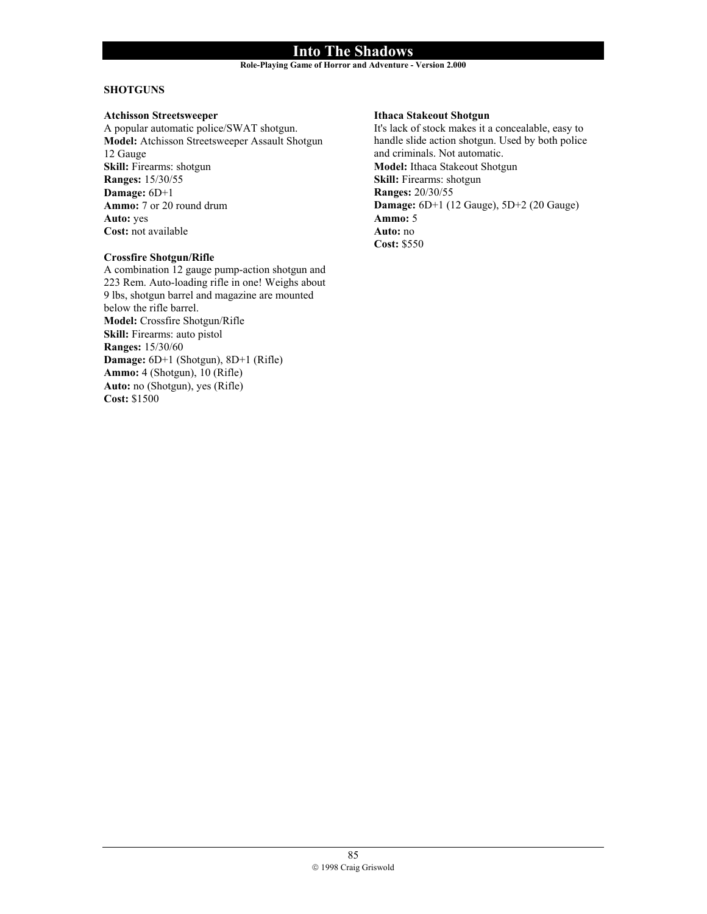## SHOTGUNS

### Atchisson Streetsweeper

A popular automatic police/SWAT shotgun.
**Model:** Atchisson Streetsweeper Assault Shotgun 12 Gauge
**Skill:** Firearms: shotgun
**Ranges:** 15/30/55
**Damage:** 6D+1
**Ammo:** 7 or 20 round drum
**Auto:** yes
**Cost:** not available

### Crossfire Shotgun/Rifle

A combination 12 gauge pump-action shotgun and 223 Rem. Auto-loading rifle in one! Weighs about 9 lbs, shotgun barrel and magazine are mounted below the rifle barrel.
**Model:** Crossfire Shotgun/Rifle
**Skill:** Firearms: auto pistol
**Ranges:** 15/30/60
**Damage:** 6D+1 (Shotgun), 8D+1 (Rifle)
**Ammo:** 4 (Shotgun), 10 (Rifle)
**Auto:** no (Shotgun), yes (Rifle)
**Cost:** $1500

### Ithaca Stakeout Shotgun

It's lack of stock makes it a concealable, easy to handle slide action shotgun. Used by both police and criminals. Not automatic.
**Model:** Ithaca Stakeout Shotgun
**Skill:** Firearms: shotgun
**Ranges:** 20/30/55
**Damage:** 6D+1 (12 Gauge), 5D+2 (20 Gauge)
**Ammo:** 5
**Auto:** no
**Cost:** $550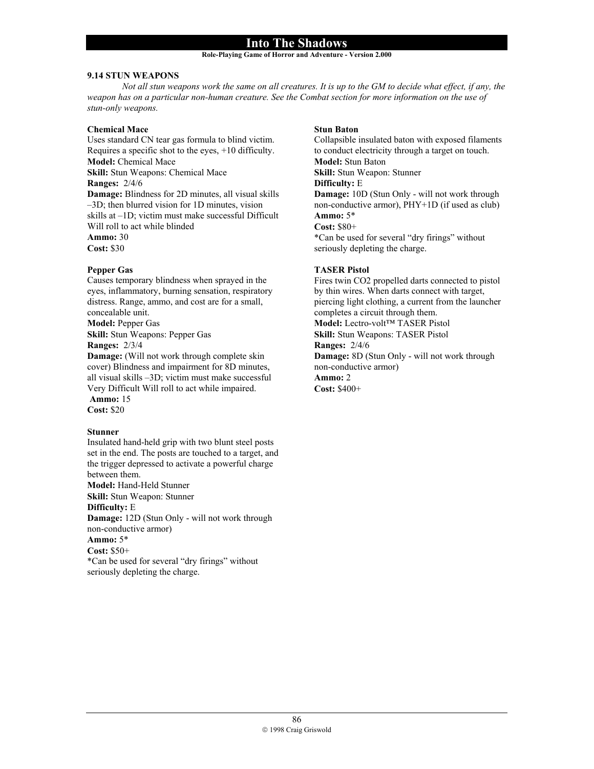## 9.14 STUN WEAPONS

*Not all stun weapons work the same on all creatures. It is up to the GM to decide what effect, if any, the weapon has on a particular non-human creature. See the Combat section for more information on the use of stun-only weapons.*

**Chemical Mace**
Uses standard CN tear gas formula to blind victim. Requires a specific shot to the eyes, +10 difficulty.
**Model:** Chemical Mace
**Skill:** Stun Weapons: Chemical Mace
**Ranges:** 2/4/6
**Damage:** Blindness for 2D minutes, all visual skills –3D; then blurred vision for 1D minutes, vision skills at –1D; victim must make successful Difficult Will roll to act while blinded
**Ammo:** 30
**Cost:** $30

**Pepper Gas**
Causes temporary blindness when sprayed in the eyes, inflammatory, burning sensation, respiratory distress. Range, ammo, and cost are for a small, concealable unit.
**Model:** Pepper Gas
**Skill:** Stun Weapons: Pepper Gas
**Ranges:** 2/3/4
**Damage:** (Will not work through complete skin cover) Blindness and impairment for 8D minutes, all visual skills –3D; victim must make successful Very Difficult Will roll to act while impaired.
**Ammo:** 15
**Cost:** $20

**Stunner**
Insulated hand-held grip with two blunt steel posts set in the end. The posts are touched to a target, and the trigger depressed to activate a powerful charge between them.
**Model:** Hand-Held Stunner
**Skill:** Stun Weapon: Stunner
**Difficulty:** E
**Damage:** 12D (Stun Only - will not work through non-conductive armor)
**Ammo:** 5*
**Cost:** $50+
*Can be used for several "dry firings" without seriously depleting the charge.

**Stun Baton**
Collapsible insulated baton with exposed filaments to conduct electricity through a target on touch.
**Model:** Stun Baton
**Skill:** Stun Weapon: Stunner
**Difficulty:** E
**Damage:** 10D (Stun Only - will not work through non-conductive armor), PHY+1D (if used as club)
**Ammo:** 5*
**Cost:** $80+
*Can be used for several "dry firings" without seriously depleting the charge.

**TASER Pistol**
Fires twin CO2 propelled darts connected to pistol by thin wires. When darts connect with target, piercing light clothing, a current from the launcher completes a circuit through them.
**Model:** Lectro-volt™ TASER Pistol
**Skill:** Stun Weapons: TASER Pistol
**Ranges:** 2/4/6
**Damage:** 8D (Stun Only - will not work through non-conductive armor)
**Ammo:** 2
**Cost:** $400+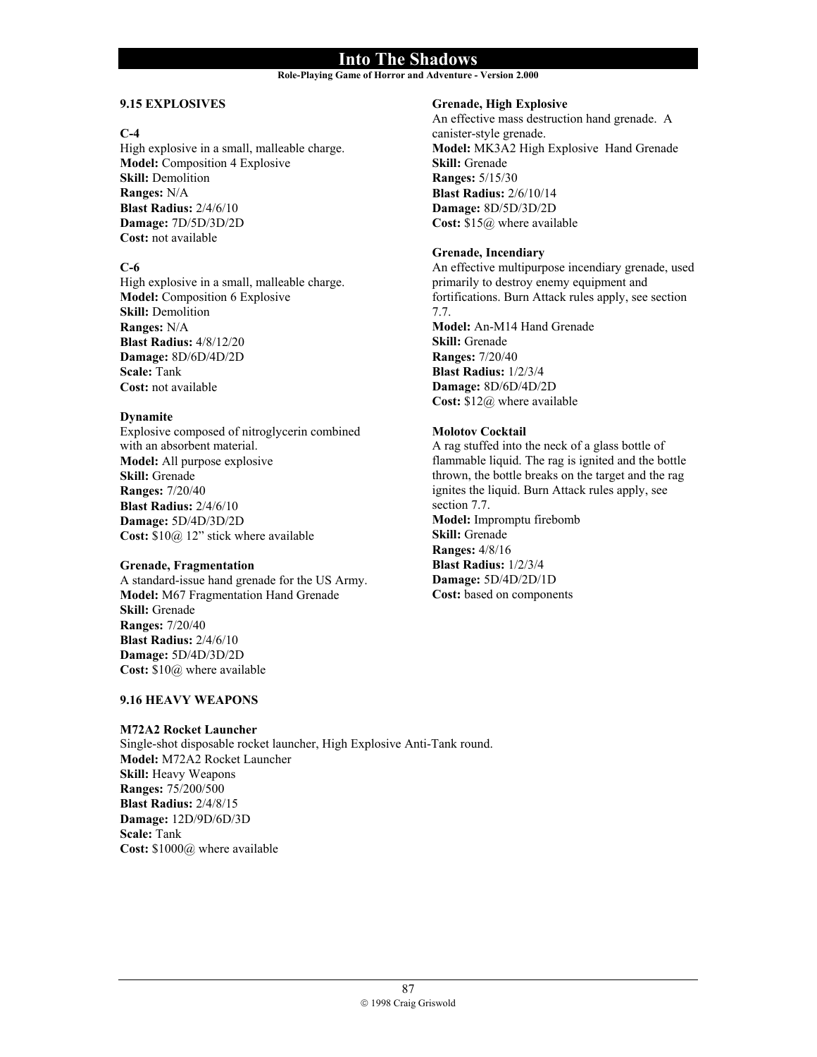## 9.15 EXPLOSIVES

### C-4

High explosive in a small, malleable charge.
**Model:** Composition 4 Explosive
**Skill:** Demolition
**Ranges:** N/A
**Blast Radius:** 2/4/6/10
**Damage:** 7D/5D/3D/2D
**Cost:** not available

### C-6

High explosive in a small, malleable charge.
**Model:** Composition 6 Explosive
**Skill:** Demolition
**Ranges:** N/A
**Blast Radius:** 4/8/12/20
**Damage:** 8D/6D/4D/2D
**Scale:** Tank
**Cost:** not available

### Dynamite

Explosive composed of nitroglycerin combined with an absorbent material.
**Model:** All purpose explosive
**Skill:** Grenade
**Ranges:** 7/20/40
**Blast Radius:** 2/4/6/10
**Damage:** 5D/4D/3D/2D
**Cost:** $10@ 12" stick where available

### Grenade, Fragmentation

A standard-issue hand grenade for the US Army.
**Model:** M67 Fragmentation Hand Grenade
**Skill:** Grenade
**Ranges:** 7/20/40
**Blast Radius:** 2/4/6/10
**Damage:** 5D/4D/3D/2D
**Cost:** $10@ where available

### Grenade, High Explosive

An effective mass destruction hand grenade. A canister-style grenade.
**Model:** MK3A2 High Explosive Hand Grenade
**Skill:** Grenade
**Ranges:** 5/15/30
**Blast Radius:** 2/6/10/14
**Damage:** 8D/5D/3D/2D
**Cost:** $15@ where available

### Grenade, Incendiary

An effective multipurpose incendiary grenade, used primarily to destroy enemy equipment and fortifications. Burn Attack rules apply, see section 7.7.
**Model:** An-M14 Hand Grenade
**Skill:** Grenade
**Ranges:** 7/20/40
**Blast Radius:** 1/2/3/4
**Damage:** 8D/6D/4D/2D
**Cost:** $12@ where available

### Molotov Cocktail

A rag stuffed into the neck of a glass bottle of flammable liquid. The rag is ignited and the bottle thrown, the bottle breaks on the target and the rag ignites the liquid. Burn Attack rules apply, see section 7.7.
**Model:** Impromptu firebomb
**Skill:** Grenade
**Ranges:** 4/8/16
**Blast Radius:** 1/2/3/4
**Damage:** 5D/4D/2D/1D
**Cost:** based on components

## 9.16 HEAVY WEAPONS

### M72A2 Rocket Launcher

Single-shot disposable rocket launcher, High Explosive Anti-Tank round.
**Model:** M72A2 Rocket Launcher
**Skill:** Heavy Weapons
**Ranges:** 75/200/500
**Blast Radius:** 2/4/8/15
**Damage:** 12D/9D/6D/3D
**Scale:** Tank
**Cost:** $1000@ where available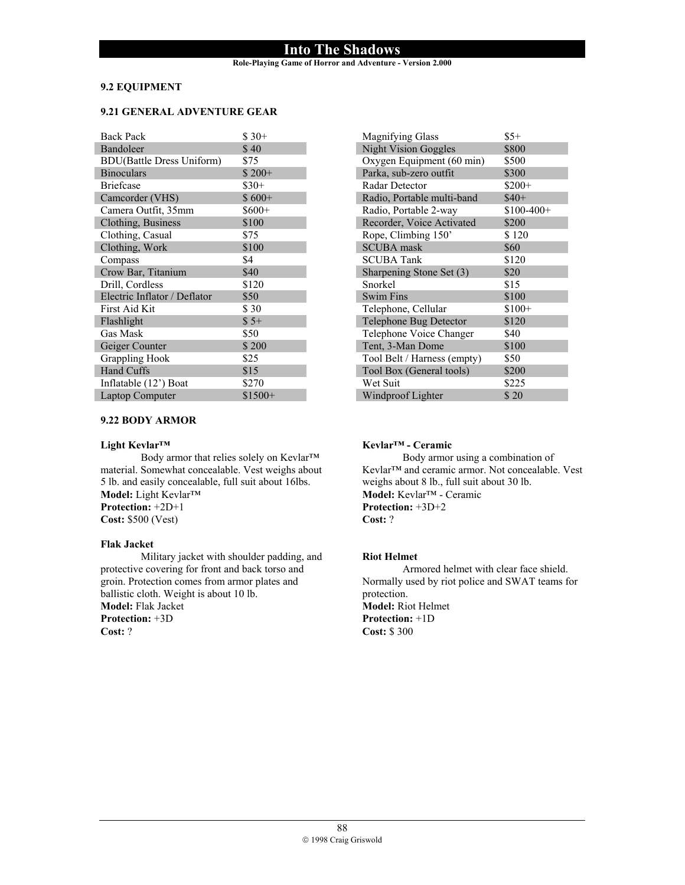## 9.2 EQUIPMENT

### 9.21 GENERAL ADVENTURE GEAR

| | |
|---|---|
| Back Pack | $ 30+ |
| Bandoleer | $ 40 |
| BDU(Battle Dress Uniform) | $75 |
| Binoculars | $ 200+ |
| Briefcase | $30+ |
| Camcorder (VHS) | $ 600+ |
| Camera Outfit, 35mm | $600+ |
| Clothing, Business | $100 |
| Clothing, Casual | $75 |
| Clothing, Work | $100 |
| Compass | $4 |
| Crow Bar, Titanium | $40 |
| Drill, Cordless | $120 |
| Electric Inflator / Deflator | $50 |
| First Aid Kit | $ 30 |
| Flashlight | $ 5+ |
| Gas Mask | $50 |
| Geiger Counter | $ 200 |
| Grappling Hook | $25 |
| Hand Cuffs | $15 |
| Inflatable (12') Boat | $270 |
| Laptop Computer | $1500+ |

| | |
|---|---|
| Magnifying Glass | $5+ |
| Night Vision Goggles | $800 |
| Oxygen Equipment (60 min) | $500 |
| Parka, sub-zero outfit | $300 |
| Radar Detector | $200+ |
| Radio, Portable multi-band | $40+ |
| Radio, Portable 2-way | $100-400+ |
| Recorder, Voice Activated | $200 |
| Rope, Climbing 150' | $ 120 |
| SCUBA mask | $60 |
| SCUBA Tank | $120 |
| Sharpening Stone Set (3) | $20 |
| Snorkel | $15 |
| Swim Fins | $100 |
| Telephone, Cellular | $100+ |
| Telephone Bug Detector | $120 |
| Telephone Voice Changer | $40 |
| Tent, 3-Man Dome | $100 |
| Tool Belt / Harness (empty) | $50 |
| Tool Box (General tools) | $200 |
| Wet Suit | $225 |
| Windproof Lighter | $ 20 |

### 9.22 BODY ARMOR

**Light Kevlar™**

Body armor that relies solely on Kevlar™ material. Somewhat concealable. Vest weighs about 5 lb. and easily concealable, full suit about 16lbs.
**Model:** Light Kevlar™
**Protection:** +2D+1
**Cost:** $500 (Vest)

**Flak Jacket**

Military jacket with shoulder padding, and protective covering for front and back torso and groin. Protection comes from armor plates and ballistic cloth. Weight is about 10 lb.
**Model:** Flak Jacket
**Protection:** +3D
**Cost:** ?

**Kevlar™ - Ceramic**

Body armor using a combination of Kevlar™ and ceramic armor. Not concealable. Vest weighs about 8 lb., full suit about 30 lb.
**Model:** Kevlar™ - Ceramic
**Protection:** +3D+2
**Cost:** ?

**Riot Helmet**

Armored helmet with clear face shield. Normally used by riot police and SWAT teams for protection.
**Model:** Riot Helmet
**Protection:** +1D
**Cost:** $ 300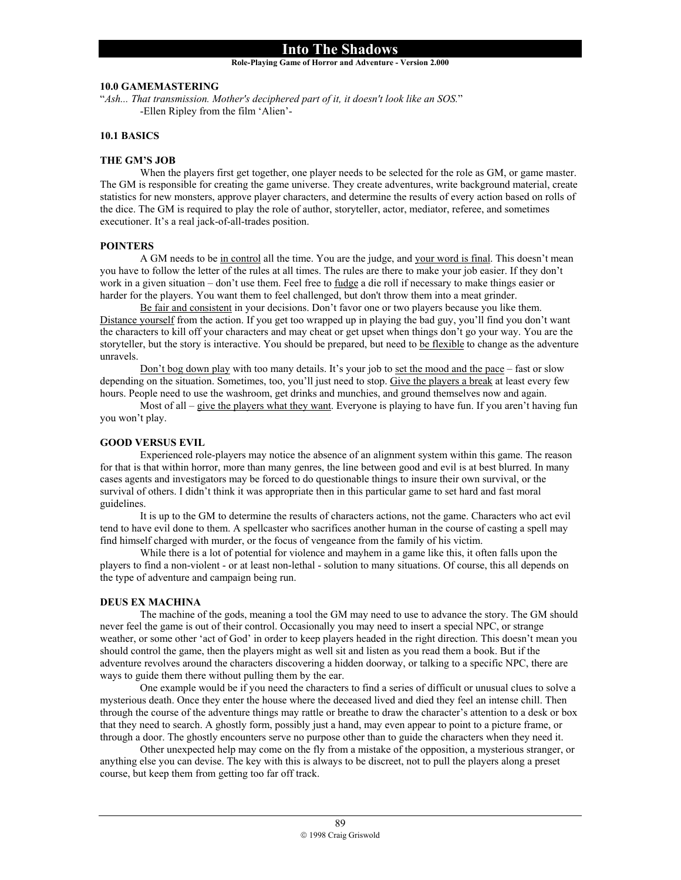## 10.0 GAMEMASTERING

"*Ash... That transmission. Mother's deciphered part of it, it doesn't look like an SOS.*"
-Ellen Ripley from the film 'Alien'-

### 10.1 BASICS

#### THE GM'S JOB

When the players first get together, one player needs to be selected for the role as GM, or game master. The GM is responsible for creating the game universe. They create adventures, write background material, create statistics for new monsters, approve player characters, and determine the results of every action based on rolls of the dice. The GM is required to play the role of author, storyteller, actor, mediator, referee, and sometimes executioner. It's a real jack-of-all-trades position.

#### POINTERS

A GM needs to be <u>in control</u> all the time. You are the judge, and <u>your word is final</u>. This doesn't mean you have to follow the letter of the rules at all times. The rules are there to make your job easier. If they don't work in a given situation – don't use them. Feel free to <u>fudge</u> a die roll if necessary to make things easier or harder for the players. You want them to feel challenged, but don't throw them into a meat grinder.

<u>Be fair and consistent</u> in your decisions. Don't favor one or two players because you like them. <u>Distance yourself</u> from the action. If you get too wrapped up in playing the bad guy, you'll find you don't want the characters to kill off your characters and may cheat or get upset when things don't go your way. You are the storyteller, but the story is interactive. You should be prepared, but need to <u>be flexible</u> to change as the adventure unravels.

<u>Don't bog down play</u> with too many details. It's your job to <u>set the mood and the pace</u> – fast or slow depending on the situation. Sometimes, too, you'll just need to stop. <u>Give the players a break</u> at least every few hours. People need to use the washroom, get drinks and munchies, and ground themselves now and again.

Most of all – <u>give the players what they want</u>. Everyone is playing to have fun. If you aren't having fun you won't play.

#### GOOD VERSUS EVIL

Experienced role-players may notice the absence of an alignment system within this game. The reason for that is that within horror, more than many genres, the line between good and evil is at best blurred. In many cases agents and investigators may be forced to do questionable things to insure their own survival, or the survival of others. I didn't think it was appropriate then in this particular game to set hard and fast moral guidelines.

It is up to the GM to determine the results of characters actions, not the game. Characters who act evil tend to have evil done to them. A spellcaster who sacrifices another human in the course of casting a spell may find himself charged with murder, or the focus of vengeance from the family of his victim.

While there is a lot of potential for violence and mayhem in a game like this, it often falls upon the players to find a non-violent - or at least non-lethal - solution to many situations. Of course, this all depends on the type of adventure and campaign being run.

#### DEUS EX MACHINA

The machine of the gods, meaning a tool the GM may need to use to advance the story. The GM should never feel the game is out of their control. Occasionally you may need to insert a special NPC, or strange weather, or some other 'act of God' in order to keep players headed in the right direction. This doesn't mean you should control the game, then the players might as well sit and listen as you read them a book. But if the adventure revolves around the characters discovering a hidden doorway, or talking to a specific NPC, there are ways to guide them there without pulling them by the ear.

One example would be if you need the characters to find a series of difficult or unusual clues to solve a mysterious death. Once they enter the house where the deceased lived and died they feel an intense chill. Then through the course of the adventure things may rattle or breathe to draw the character's attention to a desk or box that they need to search. A ghostly form, possibly just a hand, may even appear to point to a picture frame, or through a door. The ghostly encounters serve no purpose other than to guide the characters when they need it.

Other unexpected help may come on the fly from a mistake of the opposition, a mysterious stranger, or anything else you can devise. The key with this is always to be discreet, not to pull the players along a preset course, but keep them from getting too far off track.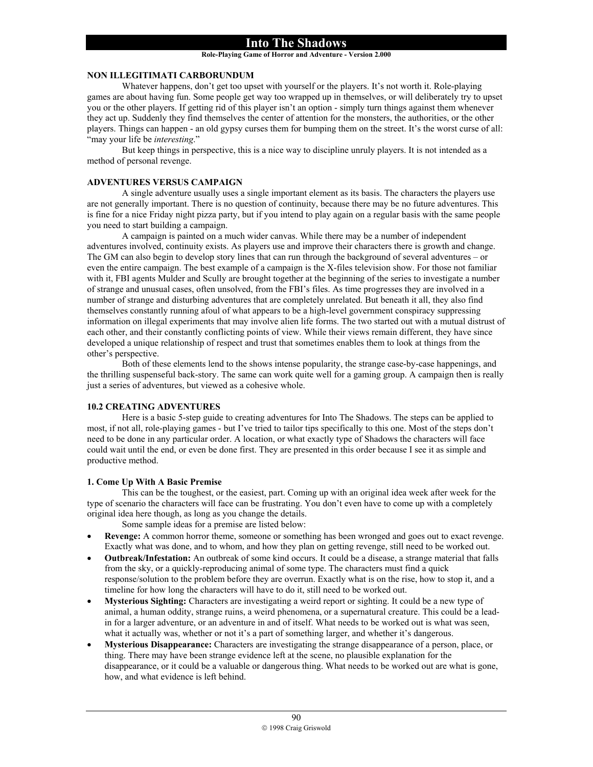### NON ILLEGITIMATI CARBORUNDUM

Whatever happens, don't get too upset with yourself or the players. It's not worth it. Role-playing games are about having fun. Some people get way too wrapped up in themselves, or will deliberately try to upset you or the other players. If getting rid of this player isn't an option - simply turn things against them whenever they act up. Suddenly they find themselves the center of attention for the monsters, the authorities, or the other players. Things can happen - an old gypsy curses them for bumping them on the street. It's the worst curse of all: "may your life be *interesting*."

But keep things in perspective, this is a nice way to discipline unruly players. It is not intended as a method of personal revenge.

### ADVENTURES VERSUS CAMPAIGN

A single adventure usually uses a single important element as its basis. The characters the players use are not generally important. There is no question of continuity, because there may be no future adventures. This is fine for a nice Friday night pizza party, but if you intend to play again on a regular basis with the same people you need to start building a campaign.

A campaign is painted on a much wider canvas. While there may be a number of independent adventures involved, continuity exists. As players use and improve their characters there is growth and change. The GM can also begin to develop story lines that can run through the background of several adventures – or even the entire campaign. The best example of a campaign is the X-files television show. For those not familiar with it, FBI agents Mulder and Scully are brought together at the beginning of the series to investigate a number of strange and unusual cases, often unsolved, from the FBI's files. As time progresses they are involved in a number of strange and disturbing adventures that are completely unrelated. But beneath it all, they also find themselves constantly running afoul of what appears to be a high-level government conspiracy suppressing information on illegal experiments that may involve alien life forms. The two started out with a mutual distrust of each other, and their constantly conflicting points of view. While their views remain different, they have since developed a unique relationship of respect and trust that sometimes enables them to look at things from the other's perspective.

Both of these elements lend to the shows intense popularity, the strange case-by-case happenings, and the thrilling suspenseful back-story. The same can work quite well for a gaming group. A campaign then is really just a series of adventures, but viewed as a cohesive whole.

## 10.2 CREATING ADVENTURES

Here is a basic 5-step guide to creating adventures for Into The Shadows. The steps can be applied to most, if not all, role-playing games - but I've tried to tailor tips specifically to this one. Most of the steps don't need to be done in any particular order. A location, or what exactly type of Shadows the characters will face could wait until the end, or even be done first. They are presented in this order because I see it as simple and productive method.

#### 1. Come Up With A Basic Premise

This can be the toughest, or the easiest, part. Coming up with an original idea week after week for the type of scenario the characters will face can be frustrating. You don't even have to come up with a completely original idea here though, as long as you change the details.

Some sample ideas for a premise are listed below:

- **Revenge:** A common horror theme, someone or something has been wronged and goes out to exact revenge. Exactly what was done, and to whom, and how they plan on getting revenge, still need to be worked out.
- **Outbreak/Infestation:** An outbreak of some kind occurs. It could be a disease, a strange material that falls from the sky, or a quickly-reproducing animal of some type. The characters must find a quick response/solution to the problem before they are overrun. Exactly what is on the rise, how to stop it, and a timeline for how long the characters will have to do it, still need to be worked out.
- **Mysterious Sighting:** Characters are investigating a weird report or sighting. It could be a new type of animal, a human oddity, strange ruins, a weird phenomena, or a supernatural creature. This could be a lead-in for a larger adventure, or an adventure in and of itself. What needs to be worked out is what was seen, what it actually was, whether or not it's a part of something larger, and whether it's dangerous.
- **Mysterious Disappearance:** Characters are investigating the strange disappearance of a person, place, or thing. There may have been strange evidence left at the scene, no plausible explanation for the disappearance, or it could be a valuable or dangerous thing. What needs to be worked out are what is gone, how, and what evidence is left behind.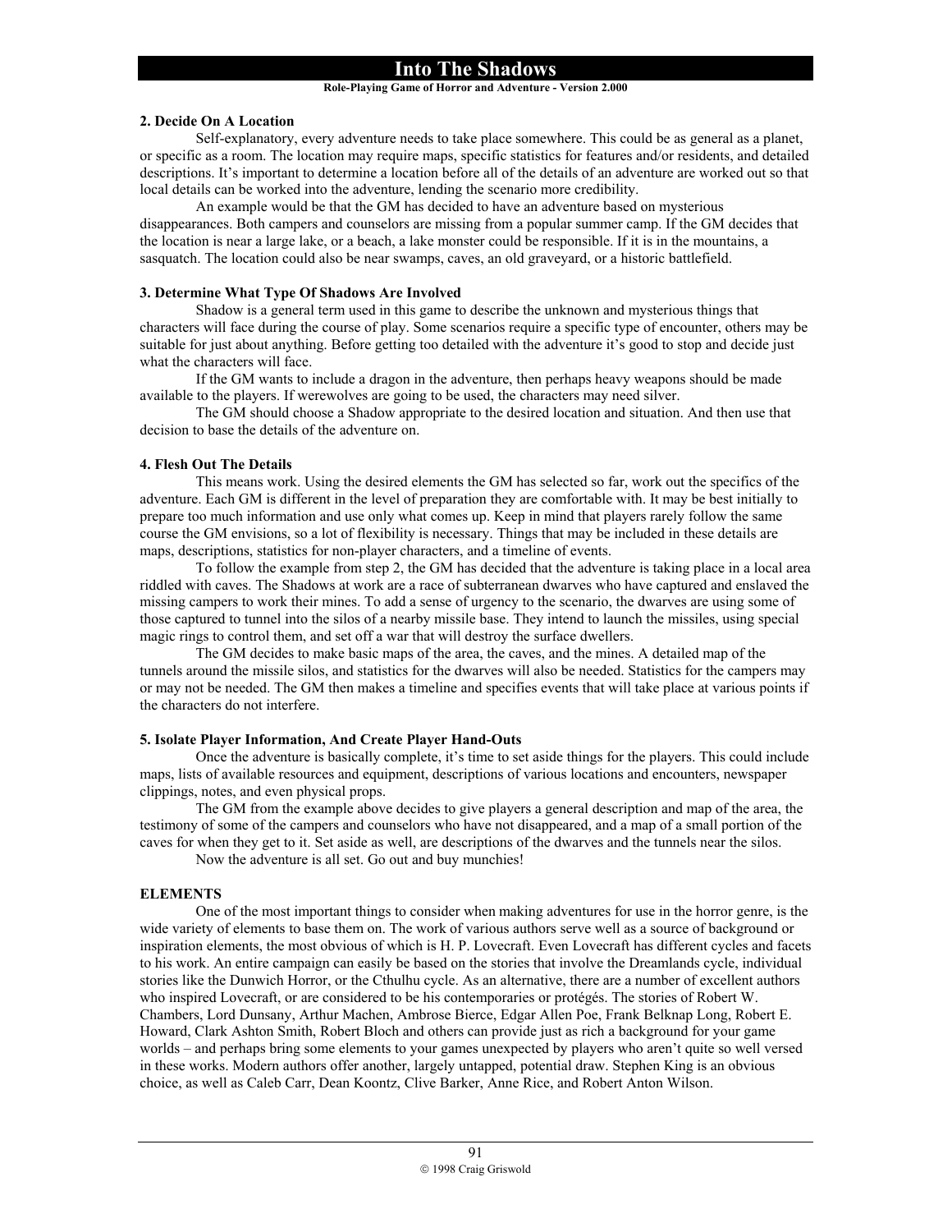### 2. Decide On A Location

Self-explanatory, every adventure needs to take place somewhere. This could be as general as a planet, or specific as a room. The location may require maps, specific statistics for features and/or residents, and detailed descriptions. It's important to determine a location before all of the details of an adventure are worked out so that local details can be worked into the adventure, lending the scenario more credibility.

An example would be that the GM has decided to have an adventure based on mysterious disappearances. Both campers and counselors are missing from a popular summer camp. If the GM decides that the location is near a large lake, or a beach, a lake monster could be responsible. If it is in the mountains, a sasquatch. The location could also be near swamps, caves, an old graveyard, or a historic battlefield.

### 3. Determine What Type Of Shadows Are Involved

Shadow is a general term used in this game to describe the unknown and mysterious things that characters will face during the course of play. Some scenarios require a specific type of encounter, others may be suitable for just about anything. Before getting too detailed with the adventure it's good to stop and decide just what the characters will face.

If the GM wants to include a dragon in the adventure, then perhaps heavy weapons should be made available to the players. If werewolves are going to be used, the characters may need silver.

The GM should choose a Shadow appropriate to the desired location and situation. And then use that decision to base the details of the adventure on.

### 4. Flesh Out The Details

This means work. Using the desired elements the GM has selected so far, work out the specifics of the adventure. Each GM is different in the level of preparation they are comfortable with. It may be best initially to prepare too much information and use only what comes up. Keep in mind that players rarely follow the same course the GM envisions, so a lot of flexibility is necessary. Things that may be included in these details are maps, descriptions, statistics for non-player characters, and a timeline of events.

To follow the example from step 2, the GM has decided that the adventure is taking place in a local area riddled with caves. The Shadows at work are a race of subterranean dwarves who have captured and enslaved the missing campers to work their mines. To add a sense of urgency to the scenario, the dwarves are using some of those captured to tunnel into the silos of a nearby missile base. They intend to launch the missiles, using special magic rings to control them, and set off a war that will destroy the surface dwellers.

The GM decides to make basic maps of the area, the caves, and the mines. A detailed map of the tunnels around the missile silos, and statistics for the dwarves will also be needed. Statistics for the campers may or may not be needed. The GM then makes a timeline and specifies events that will take place at various points if the characters do not interfere.

### 5. Isolate Player Information, And Create Player Hand-Outs

Once the adventure is basically complete, it's time to set aside things for the players. This could include maps, lists of available resources and equipment, descriptions of various locations and encounters, newspaper clippings, notes, and even physical props.

The GM from the example above decides to give players a general description and map of the area, the testimony of some of the campers and counselors who have not disappeared, and a map of a small portion of the caves for when they get to it. Set aside as well, are descriptions of the dwarves and the tunnels near the silos.

Now the adventure is all set. Go out and buy munchies!

## ELEMENTS

One of the most important things to consider when making adventures for use in the horror genre, is the wide variety of elements to base them on. The work of various authors serve well as a source of background or inspiration elements, the most obvious of which is H. P. Lovecraft. Even Lovecraft has different cycles and facets to his work. An entire campaign can easily be based on the stories that involve the Dreamlands cycle, individual stories like the Dunwich Horror, or the Cthulhu cycle. As an alternative, there are a number of excellent authors who inspired Lovecraft, or are considered to be his contemporaries or protégés. The stories of Robert W. Chambers, Lord Dunsany, Arthur Machen, Ambrose Bierce, Edgar Allen Poe, Frank Belknap Long, Robert E. Howard, Clark Ashton Smith, Robert Bloch and others can provide just as rich a background for your game worlds – and perhaps bring some elements to your games unexpected by players who aren't quite so well versed in these works. Modern authors offer another, largely untapped, potential draw. Stephen King is an obvious choice, as well as Caleb Carr, Dean Koontz, Clive Barker, Anne Rice, and Robert Anton Wilson.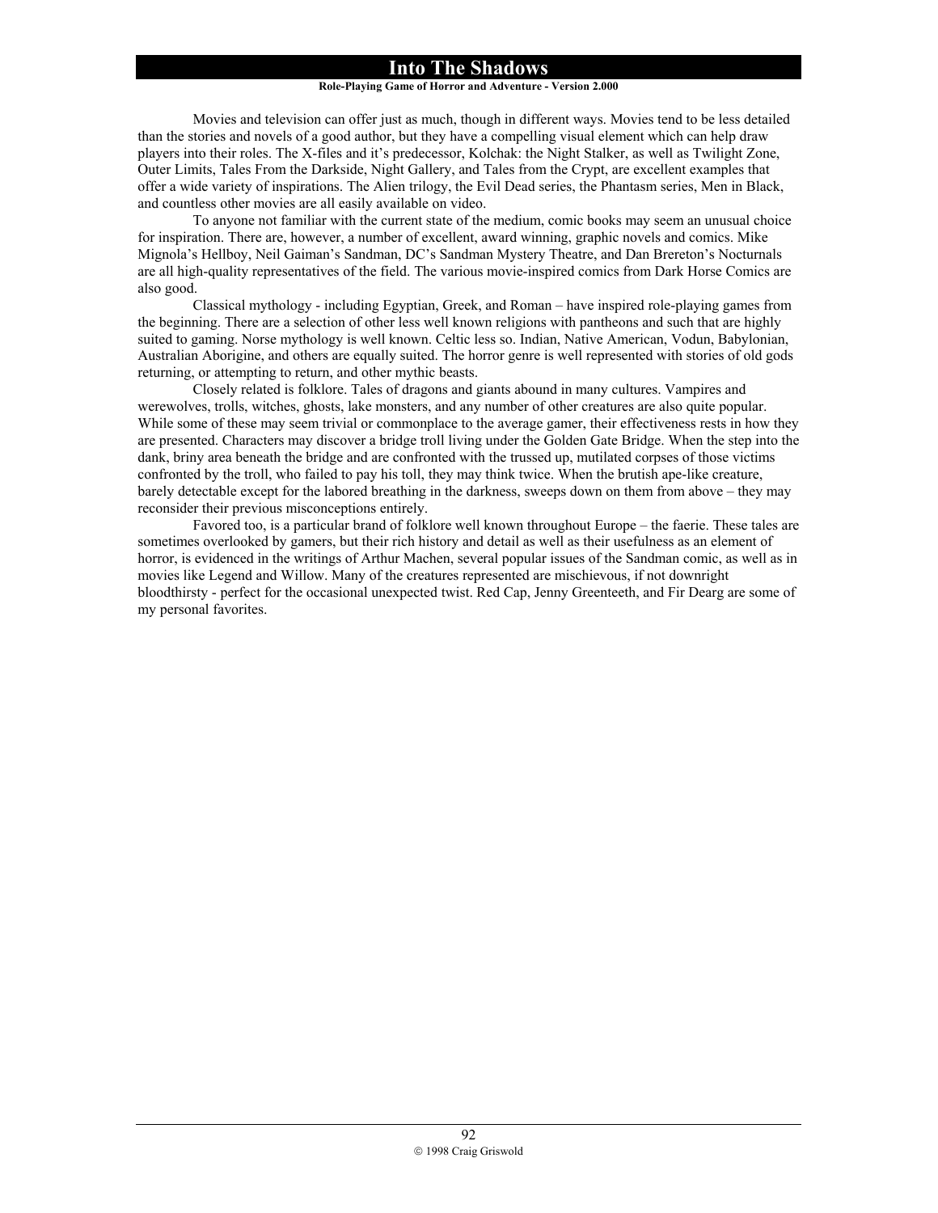Movies and television can offer just as much, though in different ways. Movies tend to be less detailed than the stories and novels of a good author, but they have a compelling visual element which can help draw players into their roles. The X-files and it's predecessor, Kolchak: the Night Stalker, as well as Twilight Zone, Outer Limits, Tales From the Darkside, Night Gallery, and Tales from the Crypt, are excellent examples that offer a wide variety of inspirations. The Alien trilogy, the Evil Dead series, the Phantasm series, Men in Black, and countless other movies are all easily available on video.

To anyone not familiar with the current state of the medium, comic books may seem an unusual choice for inspiration. There are, however, a number of excellent, award winning, graphic novels and comics. Mike Mignola's Hellboy, Neil Gaiman's Sandman, DC's Sandman Mystery Theatre, and Dan Brereton's Nocturnals are all high-quality representatives of the field. The various movie-inspired comics from Dark Horse Comics are also good.

Classical mythology - including Egyptian, Greek, and Roman – have inspired role-playing games from the beginning. There are a selection of other less well known religions with pantheons and such that are highly suited to gaming. Norse mythology is well known. Celtic less so. Indian, Native American, Vodun, Babylonian, Australian Aborigine, and others are equally suited. The horror genre is well represented with stories of old gods returning, or attempting to return, and other mythic beasts.

Closely related is folklore. Tales of dragons and giants abound in many cultures. Vampires and werewolves, trolls, witches, ghosts, lake monsters, and any number of other creatures are also quite popular. While some of these may seem trivial or commonplace to the average gamer, their effectiveness rests in how they are presented. Characters may discover a bridge troll living under the Golden Gate Bridge. When the step into the dank, briny area beneath the bridge and are confronted with the trussed up, mutilated corpses of those victims confronted by the troll, who failed to pay his toll, they may think twice. When the brutish ape-like creature, barely detectable except for the labored breathing in the darkness, sweeps down on them from above – they may reconsider their previous misconceptions entirely.

Favored too, is a particular brand of folklore well known throughout Europe – the faerie. These tales are sometimes overlooked by gamers, but their rich history and detail as well as their usefulness as an element of horror, is evidenced in the writings of Arthur Machen, several popular issues of the Sandman comic, as well as in movies like Legend and Willow. Many of the creatures represented are mischievous, if not downright bloodthirsty - perfect for the occasional unexpected twist. Red Cap, Jenny Greenteeth, and Fir Dearg are some of my personal favorites.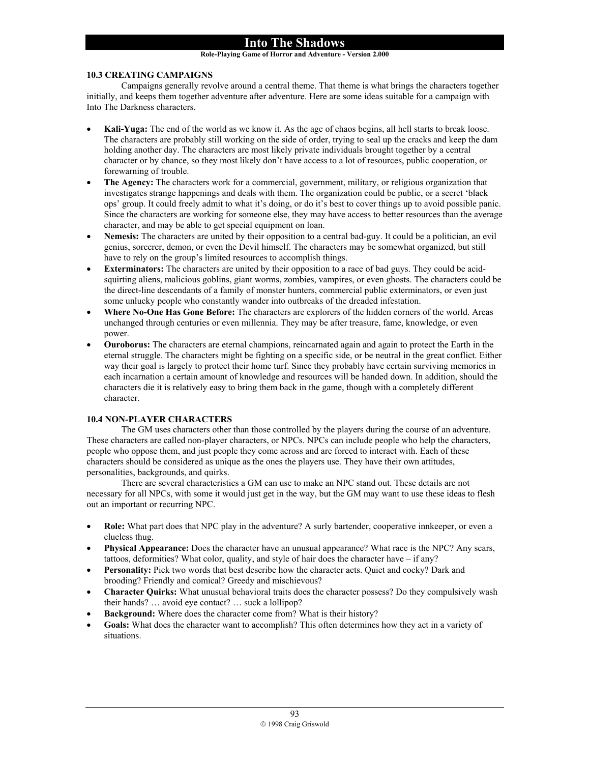## 10.3 CREATING CAMPAIGNS

Campaigns generally revolve around a central theme. That theme is what brings the characters together initially, and keeps them together adventure after adventure. Here are some ideas suitable for a campaign with Into The Darkness characters.

- **Kali-Yuga:** The end of the world as we know it. As the age of chaos begins, all hell starts to break loose. The characters are probably still working on the side of order, trying to seal up the cracks and keep the dam holding another day. The characters are most likely private individuals brought together by a central character or by chance, so they most likely don't have access to a lot of resources, public cooperation, or forewarning of trouble.
- **The Agency:** The characters work for a commercial, government, military, or religious organization that investigates strange happenings and deals with them. The organization could be public, or a secret 'black ops' group. It could freely admit to what it's doing, or do it's best to cover things up to avoid possible panic. Since the characters are working for someone else, they may have access to better resources than the average character, and may be able to get special equipment on loan.
- **Nemesis:** The characters are united by their opposition to a central bad-guy. It could be a politician, an evil genius, sorcerer, demon, or even the Devil himself. The characters may be somewhat organized, but still have to rely on the group's limited resources to accomplish things.
- **Exterminators:** The characters are united by their opposition to a race of bad guys. They could be acid-squirting aliens, malicious goblins, giant worms, zombies, vampires, or even ghosts. The characters could be the direct-line descendants of a family of monster hunters, commercial public exterminators, or even just some unlucky people who constantly wander into outbreaks of the dreaded infestation.
- **Where No-One Has Gone Before:** The characters are explorers of the hidden corners of the world. Areas unchanged through centuries or even millennia. They may be after treasure, fame, knowledge, or even power.
- **Ouroborus:** The characters are eternal champions, reincarnated again and again to protect the Earth in the eternal struggle. The characters might be fighting on a specific side, or be neutral in the great conflict. Either way their goal is largely to protect their home turf. Since they probably have certain surviving memories in each incarnation a certain amount of knowledge and resources will be handed down. In addition, should the characters die it is relatively easy to bring them back in the game, though with a completely different character.

## 10.4 NON-PLAYER CHARACTERS

The GM uses characters other than those controlled by the players during the course of an adventure. These characters are called non-player characters, or NPCs. NPCs can include people who help the characters, people who oppose them, and just people they come across and are forced to interact with. Each of these characters should be considered as unique as the ones the players use. They have their own attitudes, personalities, backgrounds, and quirks.

There are several characteristics a GM can use to make an NPC stand out. These details are not necessary for all NPCs, with some it would just get in the way, but the GM may want to use these ideas to flesh out an important or recurring NPC.

- **Role:** What part does that NPC play in the adventure? A surly bartender, cooperative innkeeper, or even a clueless thug.
- **Physical Appearance:** Does the character have an unusual appearance? What race is the NPC? Any scars, tattoos, deformities? What color, quality, and style of hair does the character have – if any?
- **Personality:** Pick two words that best describe how the character acts. Quiet and cocky? Dark and brooding? Friendly and comical? Greedy and mischievous?
- **Character Quirks:** What unusual behavioral traits does the character possess? Do they compulsively wash their hands? … avoid eye contact? … suck a lollipop?
- **Background:** Where does the character come from? What is their history?
- **Goals:** What does the character want to accomplish? This often determines how they act in a variety of situations.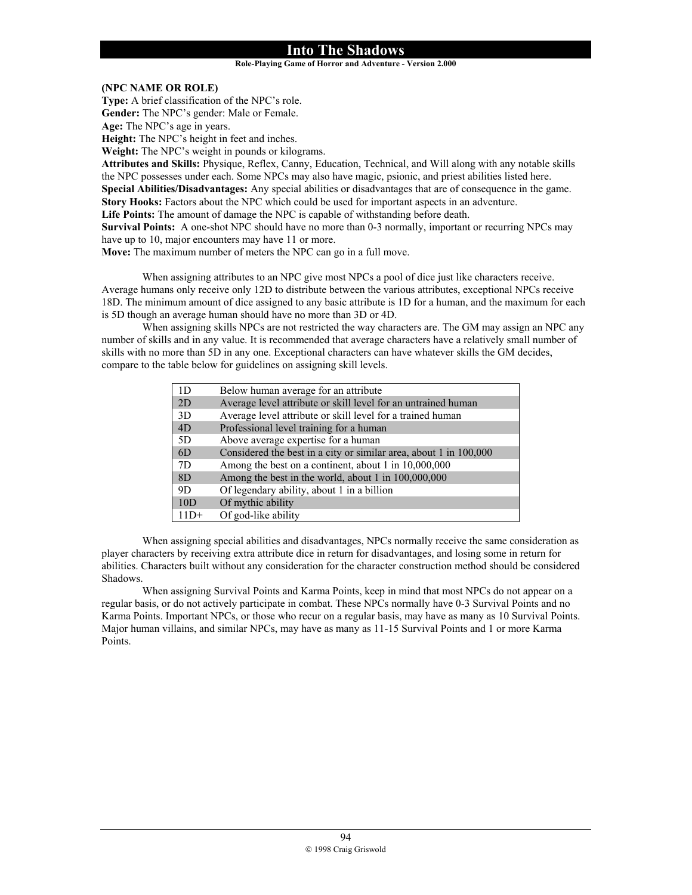**(NPC NAME OR ROLE)**
**Type:** A brief classification of the NPC's role.
**Gender:** The NPC's gender: Male or Female.
**Age:** The NPC's age in years.
**Height:** The NPC's height in feet and inches.
**Weight:** The NPC's weight in pounds or kilograms.
**Attributes and Skills:** Physique, Reflex, Canny, Education, Technical, and Will along with any notable skills the NPC possesses under each. Some NPCs may also have magic, psionic, and priest abilities listed here.
**Special Abilities/Disadvantages:** Any special abilities or disadvantages that are of consequence in the game.
**Story Hooks:** Factors about the NPC which could be used for important aspects in an adventure.
**Life Points:** The amount of damage the NPC is capable of withstanding before death.
**Survival Points:** A one-shot NPC should have no more than 0-3 normally, important or recurring NPCs may have up to 10, major encounters may have 11 or more.
**Move:** The maximum number of meters the NPC can go in a full move.

When assigning attributes to an NPC give most NPCs a pool of dice just like characters receive. Average humans only receive only 12D to distribute between the various attributes, exceptional NPCs receive 18D. The minimum amount of dice assigned to any basic attribute is 1D for a human, and the maximum for each is 5D though an average human should have no more than 3D or 4D.

When assigning skills NPCs are not restricted the way characters are. The GM may assign an NPC any number of skills and in any value. It is recommended that average characters have a relatively small number of skills with no more than 5D in any one. Exceptional characters can have whatever skills the GM decides, compare to the table below for guidelines on assigning skill levels.

| | |
|---|---|
| 1D | Below human average for an attribute |
| 2D | Average level attribute or skill level for an untrained human |
| 3D | Average level attribute or skill level for a trained human |
| 4D | Professional level training for a human |
| 5D | Above average expertise for a human |
| 6D | Considered the best in a city or similar area, about 1 in 100,000 |
| 7D | Among the best on a continent, about 1 in 10,000,000 |
| 8D | Among the best in the world, about 1 in 100,000,000 |
| 9D | Of legendary ability, about 1 in a billion |
| 10D | Of mythic ability |
| 11D+ | Of god-like ability |

When assigning special abilities and disadvantages, NPCs normally receive the same consideration as player characters by receiving extra attribute dice in return for disadvantages, and losing some in return for abilities. Characters built without any consideration for the character construction method should be considered Shadows.

When assigning Survival Points and Karma Points, keep in mind that most NPCs do not appear on a regular basis, or do not actively participate in combat. These NPCs normally have 0-3 Survival Points and no Karma Points. Important NPCs, or those who recur on a regular basis, may have as many as 10 Survival Points. Major human villains, and similar NPCs, may have as many as 11-15 Survival Points and 1 or more Karma Points.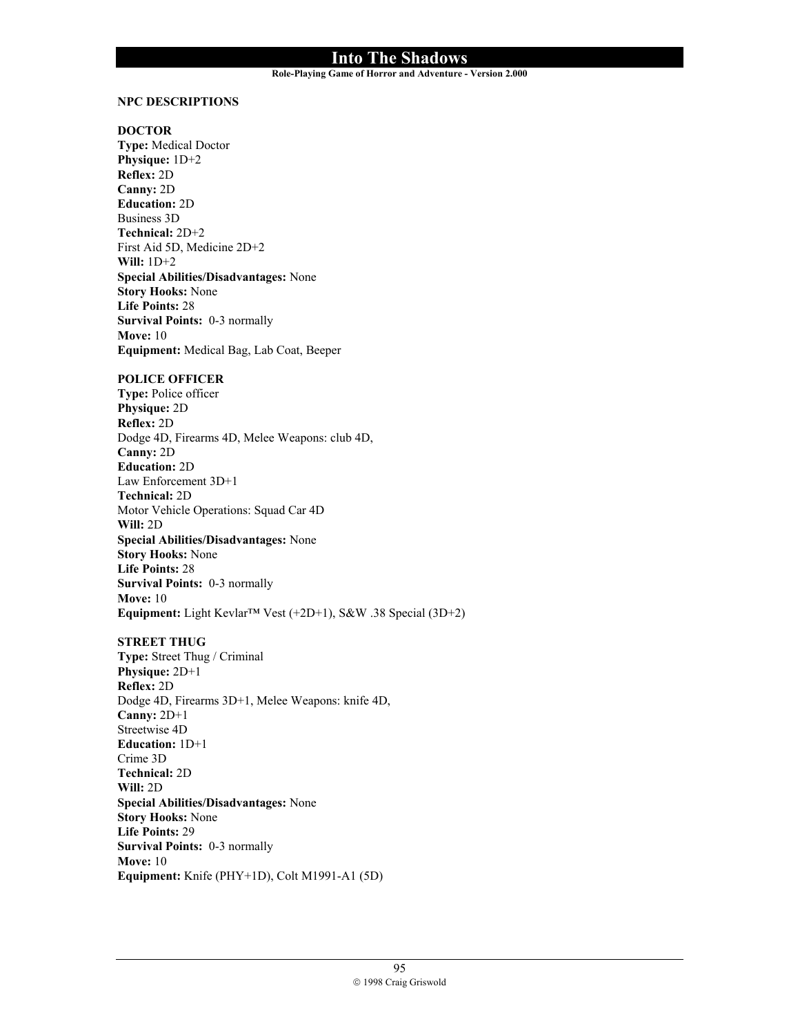## NPC DESCRIPTIONS

### DOCTOR

**Type:** Medical Doctor
**Physique:** 1D+2
**Reflex:** 2D
**Canny:** 2D
**Education:** 2D
Business 3D
**Technical:** 2D+2
First Aid 5D, Medicine 2D+2
**Will:** 1D+2
**Special Abilities/Disadvantages:** None
**Story Hooks:** None
**Life Points:** 28
**Survival Points:** 0-3 normally
**Move:** 10
**Equipment:** Medical Bag, Lab Coat, Beeper

### POLICE OFFICER

**Type:** Police officer
**Physique:** 2D
**Reflex:** 2D
Dodge 4D, Firearms 4D, Melee Weapons: club 4D,
**Canny:** 2D
**Education:** 2D
Law Enforcement 3D+1
**Technical:** 2D
Motor Vehicle Operations: Squad Car 4D
**Will:** 2D
**Special Abilities/Disadvantages:** None
**Story Hooks:** None
**Life Points:** 28
**Survival Points:** 0-3 normally
**Move:** 10
**Equipment:** Light Kevlar™ Vest (+2D+1), S&W .38 Special (3D+2)

### STREET THUG

**Type:** Street Thug / Criminal
**Physique:** 2D+1
**Reflex:** 2D
Dodge 4D, Firearms 3D+1, Melee Weapons: knife 4D,
**Canny:** 2D+1
Streetwise 4D
**Education:** 1D+1
Crime 3D
**Technical:** 2D
**Will:** 2D
**Special Abilities/Disadvantages:** None
**Story Hooks:** None
**Life Points:** 29
**Survival Points:** 0-3 normally
**Move:** 10
**Equipment:** Knife (PHY+1D), Colt M1991-A1 (5D)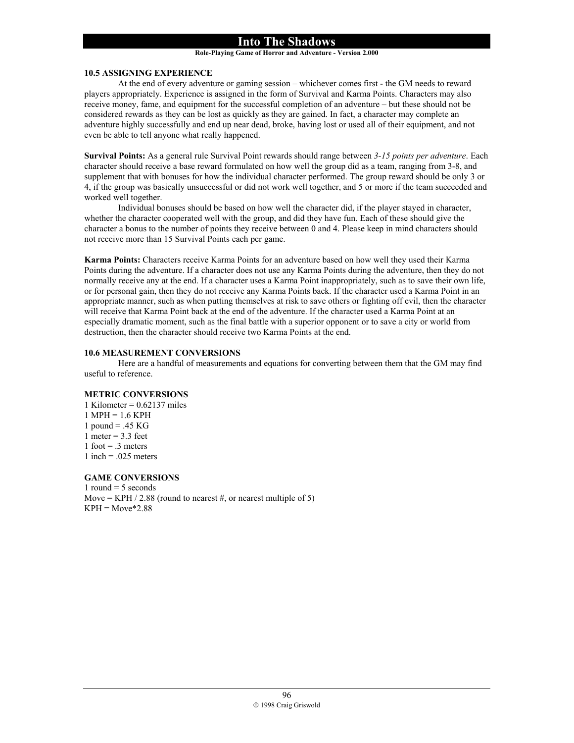### 10.5 ASSIGNING EXPERIENCE

At the end of every adventure or gaming session – whichever comes first - the GM needs to reward players appropriately. Experience is assigned in the form of Survival and Karma Points. Characters may also receive money, fame, and equipment for the successful completion of an adventure – but these should not be considered rewards as they can be lost as quickly as they are gained. In fact, a character may complete an adventure highly successfully and end up near dead, broke, having lost or used all of their equipment, and not even be able to tell anyone what really happened.

**Survival Points:** As a general rule Survival Point rewards should range between *3-15 points per adventure*. Each character should receive a base reward formulated on how well the group did as a team, ranging from 3-8, and supplement that with bonuses for how the individual character performed. The group reward should be only 3 or 4, if the group was basically unsuccessful or did not work well together, and 5 or more if the team succeeded and worked well together.

Individual bonuses should be based on how well the character did, if the player stayed in character, whether the character cooperated well with the group, and did they have fun. Each of these should give the character a bonus to the number of points they receive between 0 and 4. Please keep in mind characters should not receive more than 15 Survival Points each per game.

**Karma Points:** Characters receive Karma Points for an adventure based on how well they used their Karma Points during the adventure. If a character does not use any Karma Points during the adventure, then they do not normally receive any at the end. If a character uses a Karma Point inappropriately, such as to save their own life, or for personal gain, then they do not receive any Karma Points back. If the character used a Karma Point in an appropriate manner, such as when putting themselves at risk to save others or fighting off evil, then the character will receive that Karma Point back at the end of the adventure. If the character used a Karma Point at an especially dramatic moment, such as the final battle with a superior opponent or to save a city or world from destruction, then the character should receive two Karma Points at the end.

### 10.6 MEASUREMENT CONVERSIONS

Here are a handful of measurements and equations for converting between them that the GM may find useful to reference.

**METRIC CONVERSIONS**

1 Kilometer = 0.62137 miles
1 MPH = 1.6 KPH
1 pound = .45 KG
1 meter = 3.3 feet
1 foot = .3 meters
1 inch = .025 meters

**GAME CONVERSIONS**

1 round = 5 seconds
Move = KPH / 2.88 (round to nearest #, or nearest multiple of 5)
KPH = Move*2.88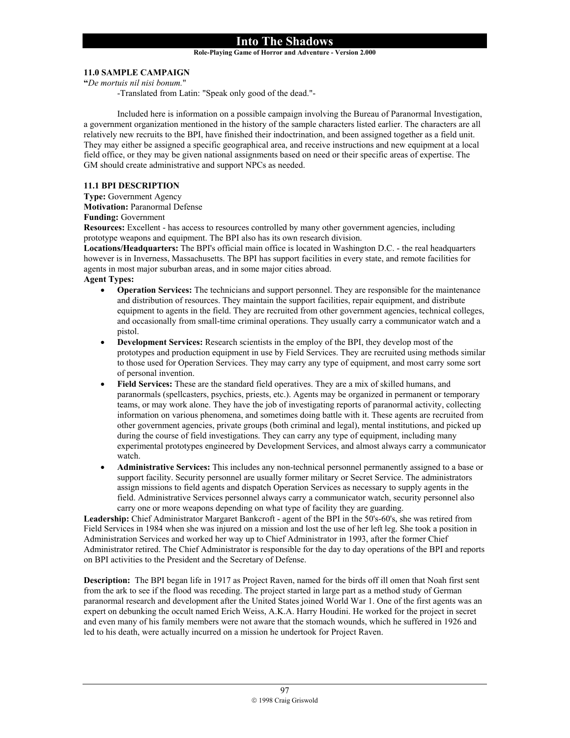## 11.0 SAMPLE CAMPAIGN

"*De mortuis nil nisi bonum.*"

-Translated from Latin: "Speak only good of the dead."-

Included here is information on a possible campaign involving the Bureau of Paranormal Investigation, a government organization mentioned in the history of the sample characters listed earlier. The characters are all relatively new recruits to the BPI, have finished their indoctrination, and been assigned together as a field unit. They may either be assigned a specific geographical area, and receive instructions and new equipment at a local field office, or they may be given national assignments based on need or their specific areas of expertise. The GM should create administrative and support NPCs as needed.

### 11.1 BPI DESCRIPTION

**Type:** Government Agency
**Motivation:** Paranormal Defense
**Funding:** Government
**Resources:** Excellent - has access to resources controlled by many other government agencies, including prototype weapons and equipment. The BPI also has its own research division.
**Locations/Headquarters:** The BPI's official main office is located in Washington D.C. - the real headquarters however is in Inverness, Massachusetts. The BPI has support facilities in every state, and remote facilities for agents in most major suburban areas, and in some major cities abroad.
**Agent Types:**

- **Operation Services:** The technicians and support personnel. They are responsible for the maintenance and distribution of resources. They maintain the support facilities, repair equipment, and distribute equipment to agents in the field. They are recruited from other government agencies, technical colleges, and occasionally from small-time criminal operations. They usually carry a communicator watch and a pistol.
- **Development Services:** Research scientists in the employ of the BPI, they develop most of the prototypes and production equipment in use by Field Services. They are recruited using methods similar to those used for Operation Services. They may carry any type of equipment, and most carry some sort of personal invention.
- **Field Services:** These are the standard field operatives. They are a mix of skilled humans, and paranormals (spellcasters, psychics, priests, etc.). Agents may be organized in permanent or temporary teams, or may work alone. They have the job of investigating reports of paranormal activity, collecting information on various phenomena, and sometimes doing battle with it. These agents are recruited from other government agencies, private groups (both criminal and legal), mental institutions, and picked up during the course of field investigations. They can carry any type of equipment, including many experimental prototypes engineered by Development Services, and almost always carry a communicator watch.
- **Administrative Services:** This includes any non-technical personnel permanently assigned to a base or support facility. Security personnel are usually former military or Secret Service. The administrators assign missions to field agents and dispatch Operation Services as necessary to supply agents in the field. Administrative Services personnel always carry a communicator watch, security personnel also carry one or more weapons depending on what type of facility they are guarding.

**Leadership:** Chief Administrator Margaret Bankcroft - agent of the BPI in the 50's-60's, she was retired from Field Services in 1984 when she was injured on a mission and lost the use of her left leg. She took a position in Administration Services and worked her way up to Chief Administrator in 1993, after the former Chief Administrator retired. The Chief Administrator is responsible for the day to day operations of the BPI and reports on BPI activities to the President and the Secretary of Defense.

**Description:** The BPI began life in 1917 as Project Raven, named for the birds off ill omen that Noah first sent from the ark to see if the flood was receding. The project started in large part as a method study of German paranormal research and development after the United States joined World War 1. One of the first agents was an expert on debunking the occult named Erich Weiss, A.K.A. Harry Houdini. He worked for the project in secret and even many of his family members were not aware that the stomach wounds, which he suffered in 1926 and led to his death, were actually incurred on a mission he undertook for Project Raven.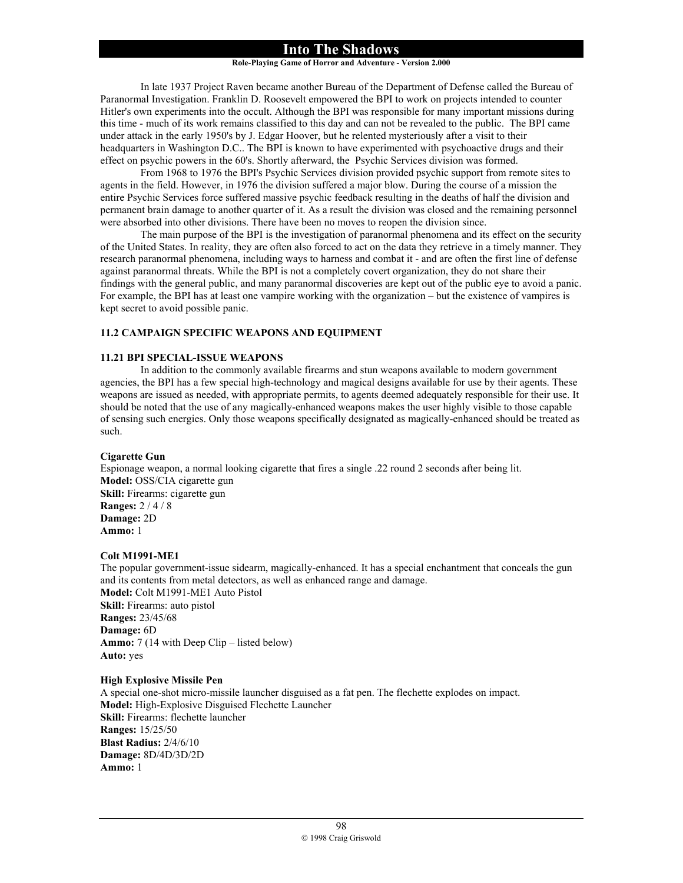In late 1937 Project Raven became another Bureau of the Department of Defense called the Bureau of Paranormal Investigation. Franklin D. Roosevelt empowered the BPI to work on projects intended to counter Hitler's own experiments into the occult. Although the BPI was responsible for many important missions during this time - much of its work remains classified to this day and can not be revealed to the public. The BPI came under attack in the early 1950's by J. Edgar Hoover, but he relented mysteriously after a visit to their headquarters in Washington D.C.. The BPI is known to have experimented with psychoactive drugs and their effect on psychic powers in the 60's. Shortly afterward, the Psychic Services division was formed.

From 1968 to 1976 the BPI's Psychic Services division provided psychic support from remote sites to agents in the field. However, in 1976 the division suffered a major blow. During the course of a mission the entire Psychic Services force suffered massive psychic feedback resulting in the deaths of half the division and permanent brain damage to another quarter of it. As a result the division was closed and the remaining personnel were absorbed into other divisions. There have been no moves to reopen the division since.

The main purpose of the BPI is the investigation of paranormal phenomena and its effect on the security of the United States. In reality, they are often also forced to act on the data they retrieve in a timely manner. They research paranormal phenomena, including ways to harness and combat it - and are often the first line of defense against paranormal threats. While the BPI is not a completely covert organization, they do not share their findings with the general public, and many paranormal discoveries are kept out of the public eye to avoid a panic. For example, the BPI has at least one vampire working with the organization – but the existence of vampires is kept secret to avoid possible panic.

### 11.2 CAMPAIGN SPECIFIC WEAPONS AND EQUIPMENT

#### 11.21 BPI SPECIAL-ISSUE WEAPONS

In addition to the commonly available firearms and stun weapons available to modern government agencies, the BPI has a few special high-technology and magical designs available for use by their agents. These weapons are issued as needed, with appropriate permits, to agents deemed adequately responsible for their use. It should be noted that the use of any magically-enhanced weapons makes the user highly visible to those capable of sensing such energies. Only those weapons specifically designated as magically-enhanced should be treated as such.

**Cigarette Gun**
Espionage weapon, a normal looking cigarette that fires a single .22 round 2 seconds after being lit.
**Model:** OSS/CIA cigarette gun
**Skill:** Firearms: cigarette gun
**Ranges:** 2 / 4 / 8
**Damage:** 2D
**Ammo:** 1

**Colt M1991-ME1**
The popular government-issue sidearm, magically-enhanced. It has a special enchantment that conceals the gun and its contents from metal detectors, as well as enhanced range and damage.
**Model:** Colt M1991-ME1 Auto Pistol
**Skill:** Firearms: auto pistol
**Ranges:** 23/45/68
**Damage:** 6D
**Ammo:** 7 (14 with Deep Clip – listed below)
**Auto:** yes

**High Explosive Missile Pen**
A special one-shot micro-missile launcher disguised as a fat pen. The flechette explodes on impact.
**Model:** High-Explosive Disguised Flechette Launcher
**Skill:** Firearms: flechette launcher
**Ranges:** 15/25/50
**Blast Radius:** 2/4/6/10
**Damage:** 8D/4D/3D/2D
**Ammo:** 1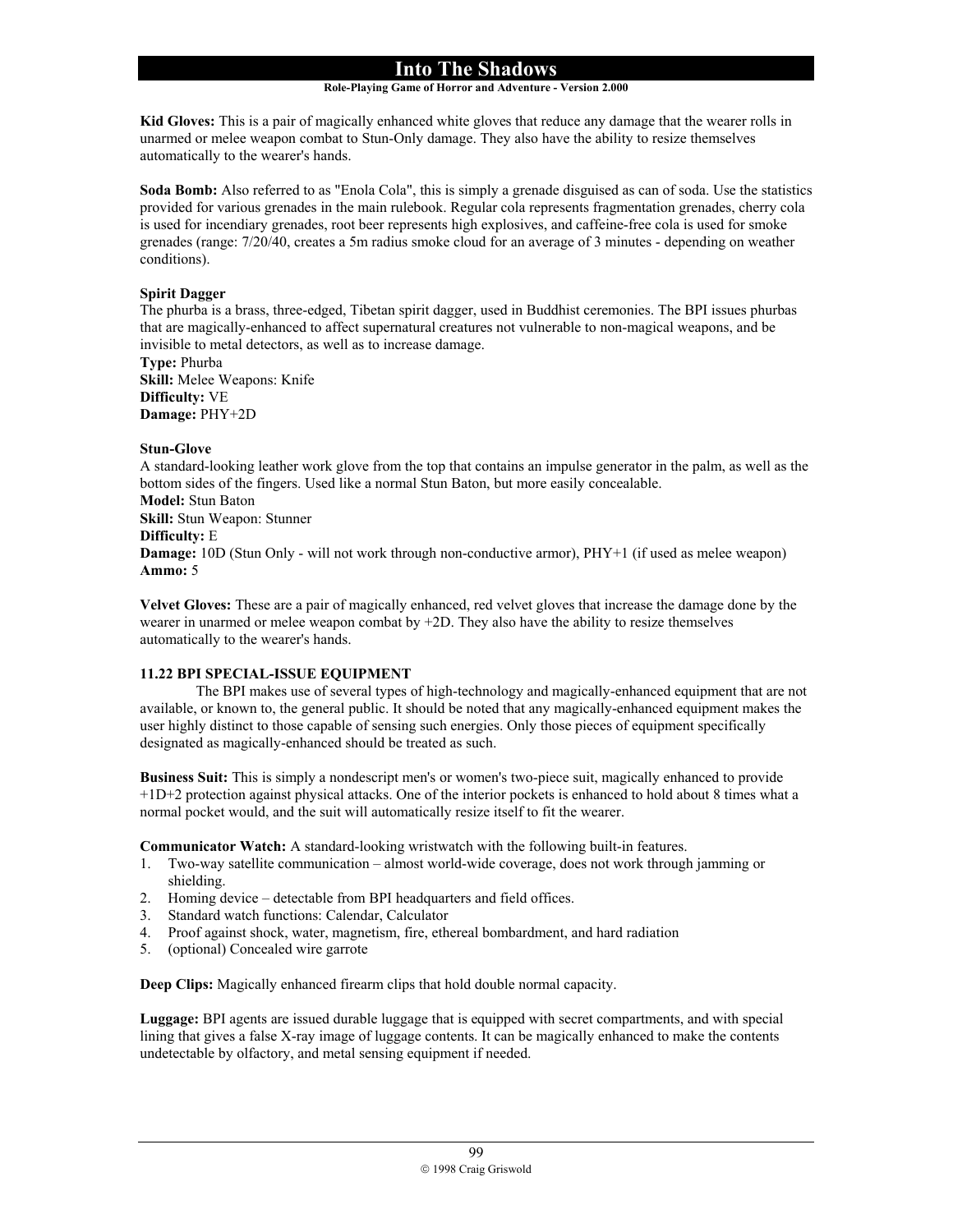**Kid Gloves:** This is a pair of magically enhanced white gloves that reduce any damage that the wearer rolls in unarmed or melee weapon combat to Stun-Only damage. They also have the ability to resize themselves automatically to the wearer's hands.

**Soda Bomb:** Also referred to as "Enola Cola", this is simply a grenade disguised as can of soda. Use the statistics provided for various grenades in the main rulebook. Regular cola represents fragmentation grenades, cherry cola is used for incendiary grenades, root beer represents high explosives, and caffeine-free cola is used for smoke grenades (range: 7/20/40, creates a 5m radius smoke cloud for an average of 3 minutes - depending on weather conditions).

**Spirit Dagger**
The phurba is a brass, three-edged, Tibetan spirit dagger, used in Buddhist ceremonies. The BPI issues phurbas that are magically-enhanced to affect supernatural creatures not vulnerable to non-magical weapons, and be invisible to metal detectors, as well as to increase damage.
**Type:** Phurba
**Skill:** Melee Weapons: Knife
**Difficulty:** VE
**Damage:** PHY+2D

**Stun-Glove**
A standard-looking leather work glove from the top that contains an impulse generator in the palm, as well as the bottom sides of the fingers. Used like a normal Stun Baton, but more easily concealable.
**Model:** Stun Baton
**Skill:** Stun Weapon: Stunner
**Difficulty:** E
**Damage:** 10D (Stun Only - will not work through non-conductive armor), PHY+1 (if used as melee weapon)
**Ammo:** 5

**Velvet Gloves:** These are a pair of magically enhanced, red velvet gloves that increase the damage done by the wearer in unarmed or melee weapon combat by +2D. They also have the ability to resize themselves automatically to the wearer's hands.

### 11.22 BPI SPECIAL-ISSUE EQUIPMENT

The BPI makes use of several types of high-technology and magically-enhanced equipment that are not available, or known to, the general public. It should be noted that any magically-enhanced equipment makes the user highly distinct to those capable of sensing such energies. Only those pieces of equipment specifically designated as magically-enhanced should be treated as such.

**Business Suit:** This is simply a nondescript men's or women's two-piece suit, magically enhanced to provide +1D+2 protection against physical attacks. One of the interior pockets is enhanced to hold about 8 times what a normal pocket would, and the suit will automatically resize itself to fit the wearer.

**Communicator Watch:** A standard-looking wristwatch with the following built-in features.

1. Two-way satellite communication – almost world-wide coverage, does not work through jamming or shielding.
2. Homing device – detectable from BPI headquarters and field offices.
3. Standard watch functions: Calendar, Calculator
4. Proof against shock, water, magnetism, fire, ethereal bombardment, and hard radiation
5. (optional) Concealed wire garrote

**Deep Clips:** Magically enhanced firearm clips that hold double normal capacity.

**Luggage:** BPI agents are issued durable luggage that is equipped with secret compartments, and with special lining that gives a false X-ray image of luggage contents. It can be magically enhanced to make the contents undetectable by olfactory, and metal sensing equipment if needed.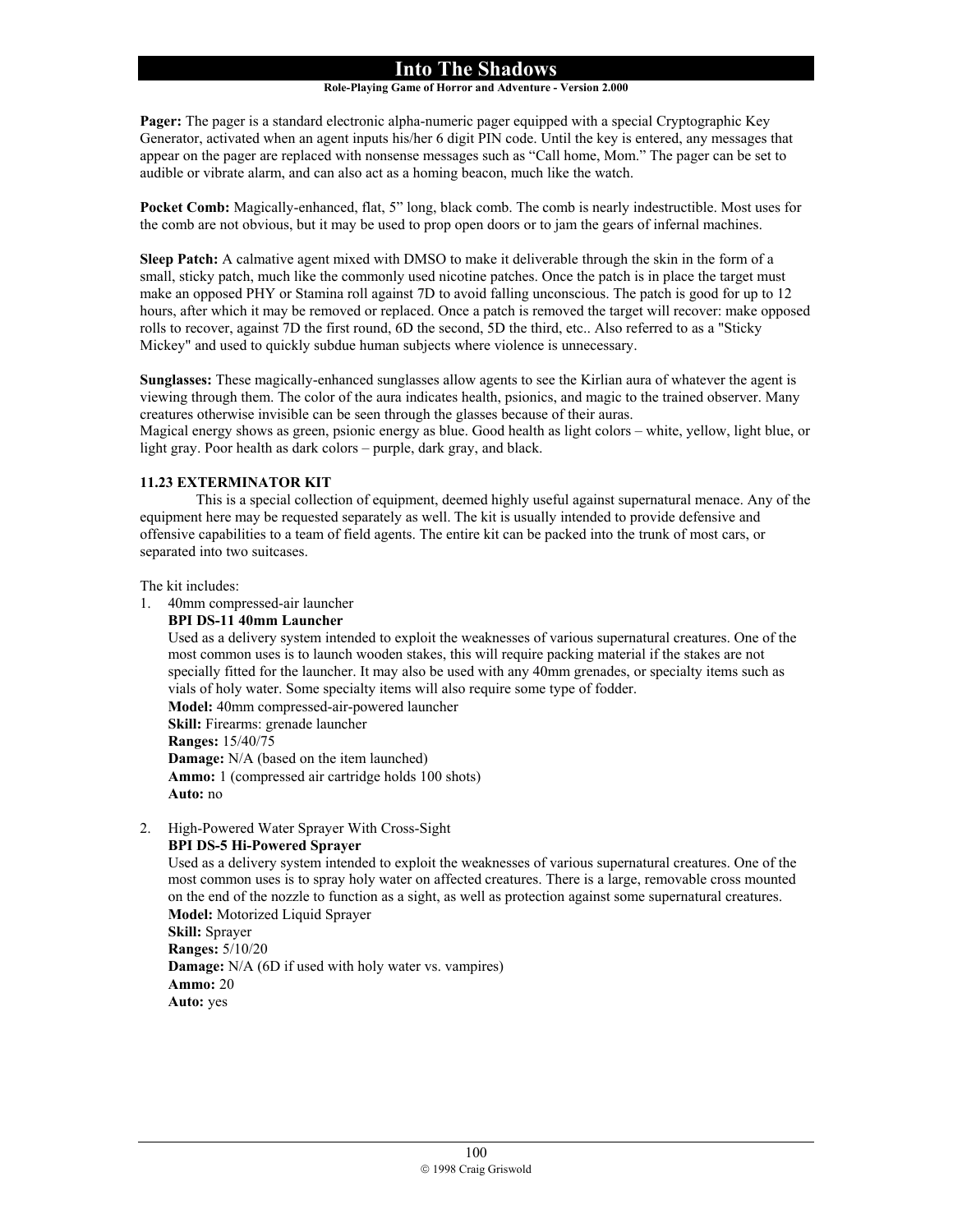**Pager:** The pager is a standard electronic alpha-numeric pager equipped with a special Cryptographic Key Generator, activated when an agent inputs his/her 6 digit PIN code. Until the key is entered, any messages that appear on the pager are replaced with nonsense messages such as "Call home, Mom." The pager can be set to audible or vibrate alarm, and can also act as a homing beacon, much like the watch.

**Pocket Comb:** Magically-enhanced, flat, 5" long, black comb. The comb is nearly indestructible. Most uses for the comb are not obvious, but it may be used to prop open doors or to jam the gears of infernal machines.

**Sleep Patch:** A calmative agent mixed with DMSO to make it deliverable through the skin in the form of a small, sticky patch, much like the commonly used nicotine patches. Once the patch is in place the target must make an opposed PHY or Stamina roll against 7D to avoid falling unconscious. The patch is good for up to 12 hours, after which it may be removed or replaced. Once a patch is removed the target will recover: make opposed rolls to recover, against 7D the first round, 6D the second, 5D the third, etc.. Also referred to as a "Sticky Mickey" and used to quickly subdue human subjects where violence is unnecessary.

**Sunglasses:** These magically-enhanced sunglasses allow agents to see the Kirlian aura of whatever the agent is viewing through them. The color of the aura indicates health, psionics, and magic to the trained observer. Many creatures otherwise invisible can be seen through the glasses because of their auras.
Magical energy shows as green, psionic energy as blue. Good health as light colors – white, yellow, light blue, or light gray. Poor health as dark colors – purple, dark gray, and black.

### 11.23 EXTERMINATOR KIT

This is a special collection of equipment, deemed highly useful against supernatural menace. Any of the equipment here may be requested separately as well. The kit is usually intended to provide defensive and offensive capabilities to a team of field agents. The entire kit can be packed into the trunk of most cars, or separated into two suitcases.

The kit includes:

1. 40mm compressed-air launcher
   **BPI DS-11 40mm Launcher**
   Used as a delivery system intended to exploit the weaknesses of various supernatural creatures. One of the most common uses is to launch wooden stakes, this will require packing material if the stakes are not specially fitted for the launcher. It may also be used with any 40mm grenades, or specialty items such as vials of holy water. Some specialty items will also require some type of fodder.
   **Model:** 40mm compressed-air-powered launcher
   **Skill:** Firearms: grenade launcher
   **Ranges:** 15/40/75
   **Damage:** N/A (based on the item launched)
   **Ammo:** 1 (compressed air cartridge holds 100 shots)
   **Auto:** no

2. High-Powered Water Sprayer With Cross-Sight
   **BPI DS-5 Hi-Powered Sprayer**
   Used as a delivery system intended to exploit the weaknesses of various supernatural creatures. One of the most common uses is to spray holy water on affected creatures. There is a large, removable cross mounted on the end of the nozzle to function as a sight, as well as protection against some supernatural creatures.
   **Model:** Motorized Liquid Sprayer
   **Skill:** Sprayer
   **Ranges:** 5/10/20
   **Damage:** N/A (6D if used with holy water vs. vampires)
   **Ammo:** 20
   **Auto:** yes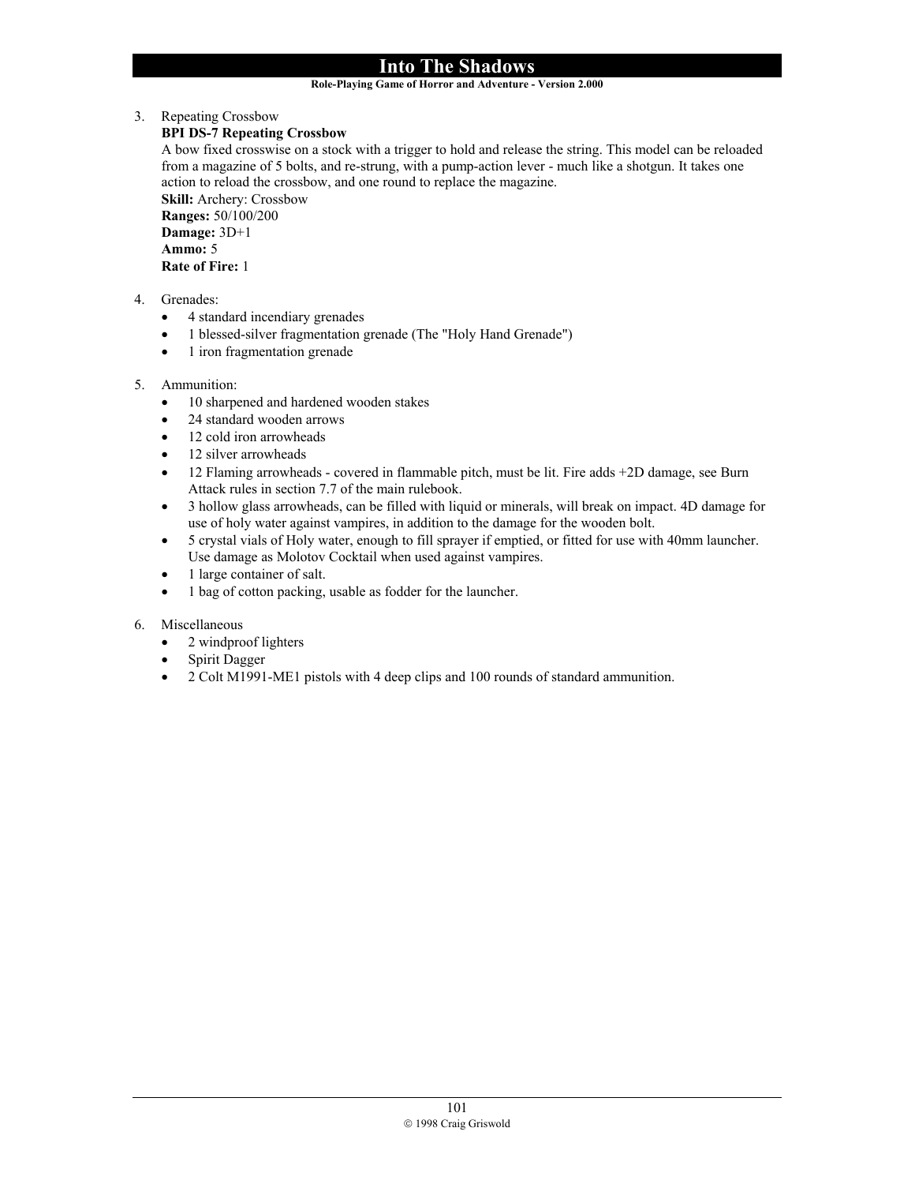3. Repeating Crossbow

   **BPI DS-7 Repeating Crossbow**

   A bow fixed crosswise on a stock with a trigger to hold and release the string. This model can be reloaded from a magazine of 5 bolts, and re-strung, with a pump-action lever - much like a shotgun. It takes one action to reload the crossbow, and one round to replace the magazine.

   **Skill:** Archery: Crossbow
   **Ranges:** 50/100/200
   **Damage:** 3D+1
   **Ammo:** 5
   **Rate of Fire:** 1

4. Grenades:
   - 4 standard incendiary grenades
   - 1 blessed-silver fragmentation grenade (The "Holy Hand Grenade")
   - 1 iron fragmentation grenade

5. Ammunition:
   - 10 sharpened and hardened wooden stakes
   - 24 standard wooden arrows
   - 12 cold iron arrowheads
   - 12 silver arrowheads
   - 12 Flaming arrowheads - covered in flammable pitch, must be lit. Fire adds +2D damage, see Burn Attack rules in section 7.7 of the main rulebook.
   - 3 hollow glass arrowheads, can be filled with liquid or minerals, will break on impact. 4D damage for use of holy water against vampires, in addition to the damage for the wooden bolt.
   - 5 crystal vials of Holy water, enough to fill sprayer if emptied, or fitted for use with 40mm launcher. Use damage as Molotov Cocktail when used against vampires.
   - 1 large container of salt.
   - 1 bag of cotton packing, usable as fodder for the launcher.

6. Miscellaneous
   - 2 windproof lighters
   - Spirit Dagger
   - 2 Colt M1991-ME1 pistols with 4 deep clips and 100 rounds of standard ammunition.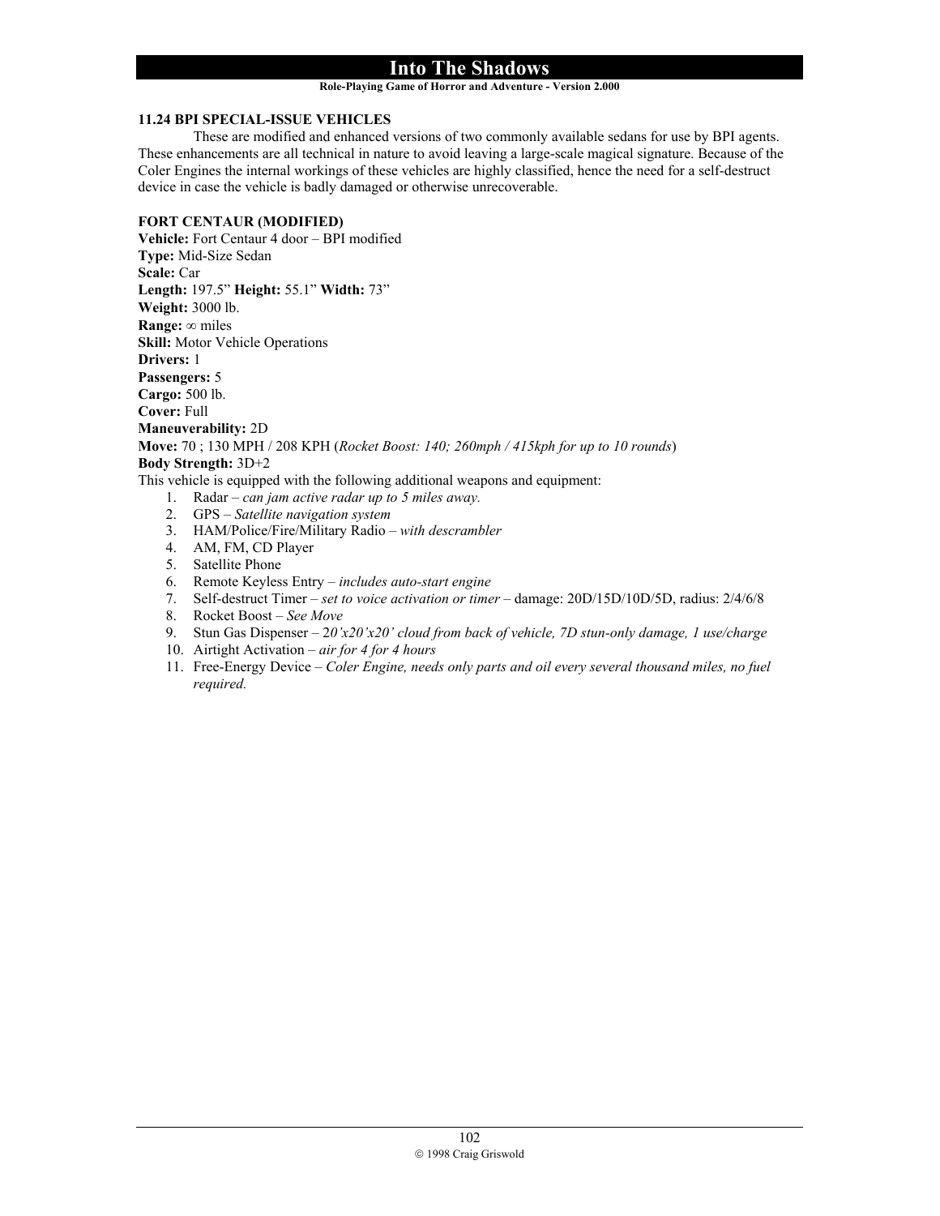### 11.24 BPI SPECIAL-ISSUE VEHICLES

These are modified and enhanced versions of two commonly available sedans for use by BPI agents. These enhancements are all technical in nature to avoid leaving a large-scale magical signature. Because of the Coler Engines the internal workings of these vehicles are highly classified, hence the need for a self-destruct device in case the vehicle is badly damaged or otherwise unrecoverable.

**FORT CENTAUR (MODIFIED)**

**Vehicle:** Fort Centaur 4 door – BPI modified
**Type:** Mid-Size Sedan
**Scale:** Car
**Length:** 197.5" **Height:** 55.1" **Width:** 73"
**Weight:** 3000 lb.
**Range:** ∞ miles
**Skill:** Motor Vehicle Operations
**Drivers:** 1
**Passengers:** 5
**Cargo:** 500 lb.
**Cover:** Full
**Maneuverability:** 2D
**Move:** 70 ; 130 MPH / 208 KPH (*Rocket Boost: 140; 260mph / 415kph for up to 10 rounds*)
**Body Strength:** 3D+2

This vehicle is equipped with the following additional weapons and equipment:

1. Radar – *can jam active radar up to 5 miles away.*
2. GPS – *Satellite navigation system*
3. HAM/Police/Fire/Military Radio – *with descrambler*
4. AM, FM, CD Player
5. Satellite Phone
6. Remote Keyless Entry – *includes auto-start engine*
7. Self-destruct Timer – *set to voice activation or timer* – damage: 20D/15D/10D/5D, radius: 2/4/6/8
8. Rocket Boost – *See Move*
9. Stun Gas Dispenser – 2*0'x20'x20' cloud from back of vehicle, 7D stun-only damage, 1 use/charge*
10. Airtight Activation – *air for 4 for 4 hours*
11. Free-Energy Device – *Coler Engine, needs only parts and oil every several thousand miles, no fuel required.*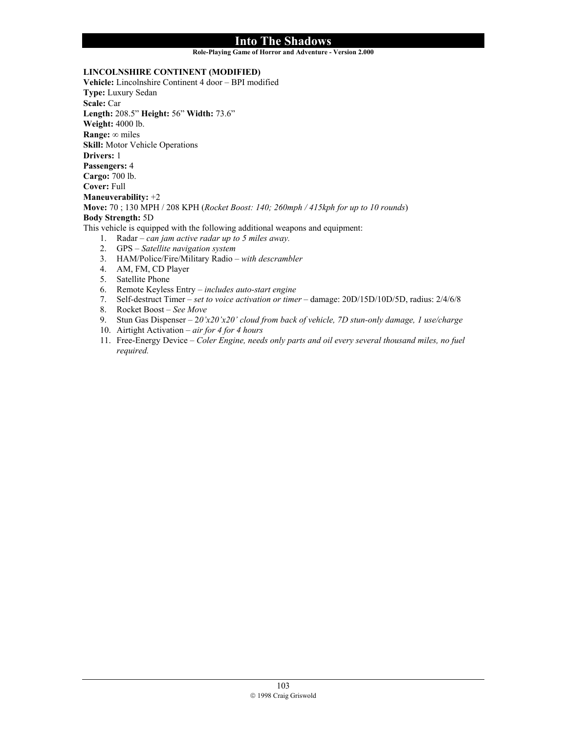**LINCOLNSHIRE CONTINENT (MODIFIED)**

**Vehicle:** Lincolnshire Continent 4 door – BPI modified
**Type:** Luxury Sedan
**Scale:** Car
**Length:** 208.5” **Height:** 56” **Width:** 73.6”
**Weight:** 4000 lb.
**Range:** ∞ miles
**Skill:** Motor Vehicle Operations
**Drivers:** 1
**Passengers:** 4
**Cargo:** 700 lb.
**Cover:** Full
**Maneuverability:** +2
**Move:** 70 ; 130 MPH / 208 KPH (*Rocket Boost: 140; 260mph / 415kph for up to 10 rounds*)
**Body Strength:** 5D

This vehicle is equipped with the following additional weapons and equipment:

1. Radar – *can jam active radar up to 5 miles away.*
2. GPS – *Satellite navigation system*
3. HAM/Police/Fire/Military Radio – *with descrambler*
4. AM, FM, CD Player
5. Satellite Phone
6. Remote Keyless Entry – *includes auto-start engine*
7. Self-destruct Timer – *set to voice activation or timer* – damage: 20D/15D/10D/5D, radius: 2/4/6/8
8. Rocket Boost – *See Move*
9. Stun Gas Dispenser – 2*0’x20’x20’ cloud from back of vehicle, 7D stun-only damage, 1 use/charge*
10. Airtight Activation – *air for 4 for 4 hours*
11. Free-Energy Device – *Coler Engine, needs only parts and oil every several thousand miles, no fuel required.*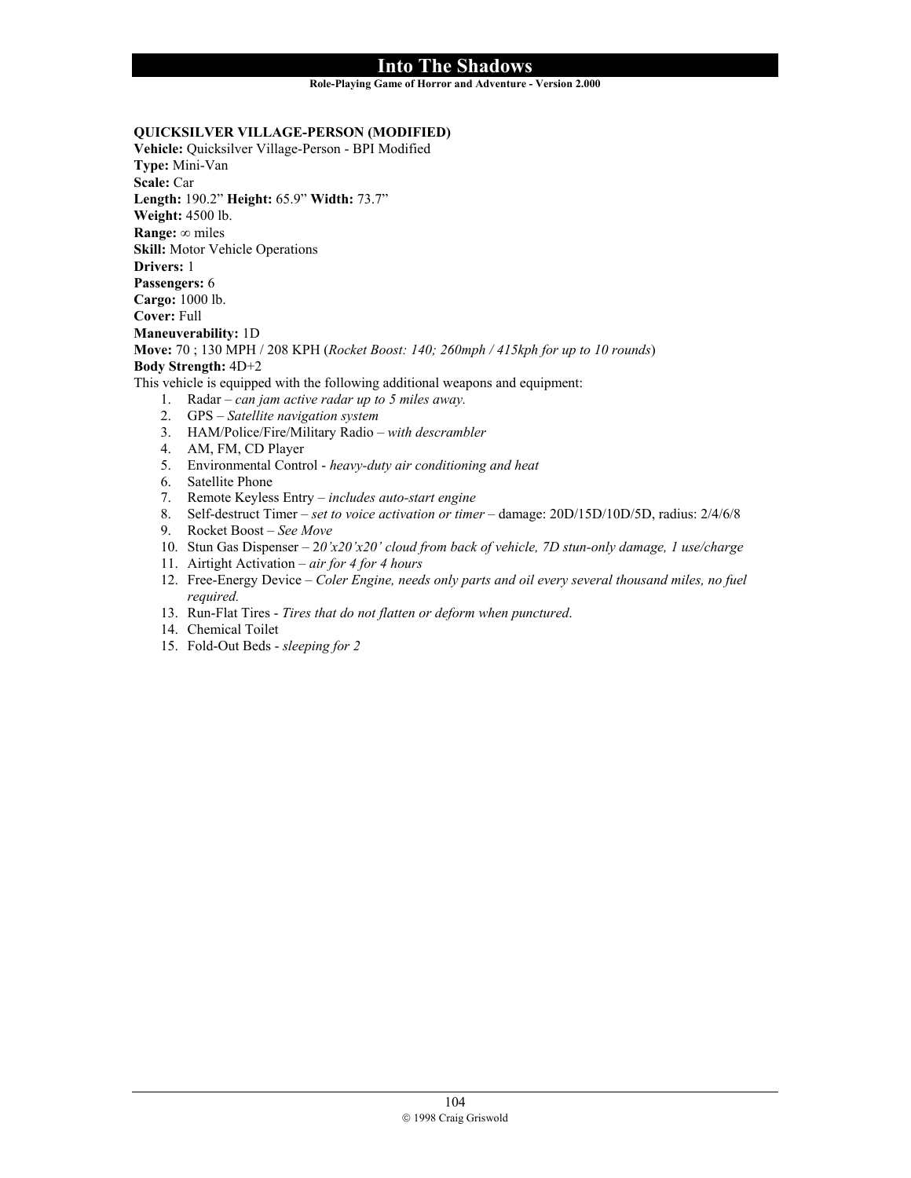**QUICKSILVER VILLAGE-PERSON (MODIFIED)**

**Vehicle:** Quicksilver Village-Person - BPI Modified
**Type:** Mini-Van
**Scale:** Car
**Length:** 190.2” **Height:** 65.9” **Width:** 73.7”
**Weight:** 4500 lb.
**Range:** ∞ miles
**Skill:** Motor Vehicle Operations
**Drivers:** 1
**Passengers:** 6
**Cargo:** 1000 lb.
**Cover:** Full
**Maneuverability:** 1D
**Move:** 70 ; 130 MPH / 208 KPH (*Rocket Boost: 140; 260mph / 415kph for up to 10 rounds*)
**Body Strength:** 4D+2

This vehicle is equipped with the following additional weapons and equipment:

1. Radar – *can jam active radar up to 5 miles away.*
2. GPS – *Satellite navigation system*
3. HAM/Police/Fire/Military Radio – *with descrambler*
4. AM, FM, CD Player
5. Environmental Control - *heavy-duty air conditioning and heat*
6. Satellite Phone
7. Remote Keyless Entry – *includes auto-start engine*
8. Self-destruct Timer – *set to voice activation or timer* – damage: 20D/15D/10D/5D, radius: 2/4/6/8
9. Rocket Boost – *See Move*
10. Stun Gas Dispenser – 2*0’x20’x20’ cloud from back of vehicle, 7D stun-only damage, 1 use/charge*
11. Airtight Activation – *air for 4 for 4 hours*
12. Free-Energy Device – *Coler Engine, needs only parts and oil every several thousand miles, no fuel required.*
13. Run-Flat Tires - *Tires that do not flatten or deform when punctured*.
14. Chemical Toilet
15. Fold-Out Beds - *sleeping for 2*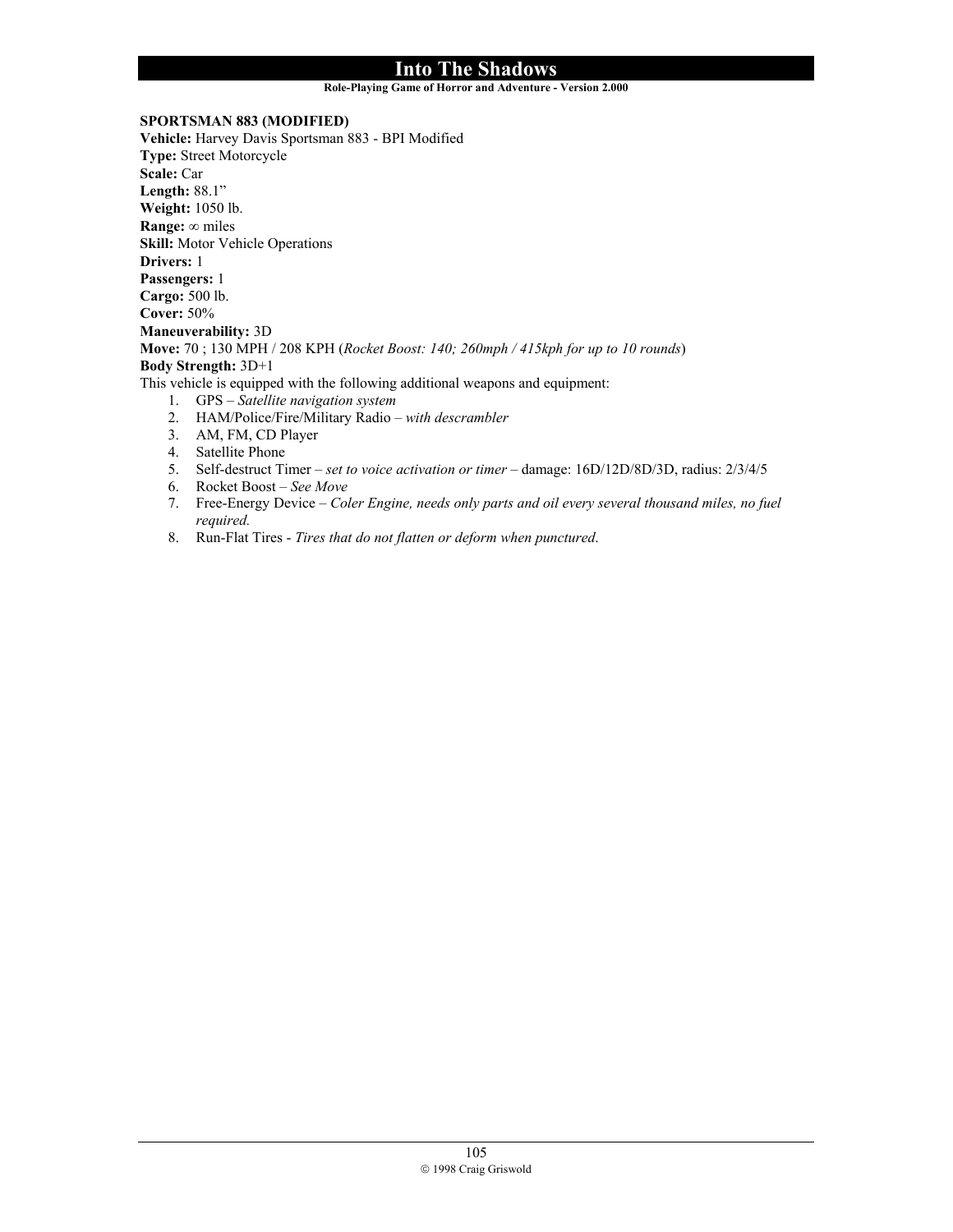**SPORTSMAN 883 (MODIFIED)**

**Vehicle:** Harvey Davis Sportsman 883 - BPI Modified
**Type:** Street Motorcycle
**Scale:** Car
**Length:** 88.1"
**Weight:** 1050 lb.
**Range:** ∞ miles
**Skill:** Motor Vehicle Operations
**Drivers:** 1
**Passengers:** 1
**Cargo:** 500 lb.
**Cover:** 50%
**Maneuverability:** 3D
**Move:** 70 ; 130 MPH / 208 KPH (*Rocket Boost: 140; 260mph / 415kph for up to 10 rounds*)
**Body Strength:** 3D+1

This vehicle is equipped with the following additional weapons and equipment:

1. GPS – *Satellite navigation system*
2. HAM/Police/Fire/Military Radio – *with descrambler*
3. AM, FM, CD Player
4. Satellite Phone
5. Self-destruct Timer – *set to voice activation or timer* – damage: 16D/12D/8D/3D, radius: 2/3/4/5
6. Rocket Boost – *See Move*
7. Free-Energy Device – *Coler Engine, needs only parts and oil every several thousand miles, no fuel required.*
8. Run-Flat Tires - *Tires that do not flatten or deform when punctured*.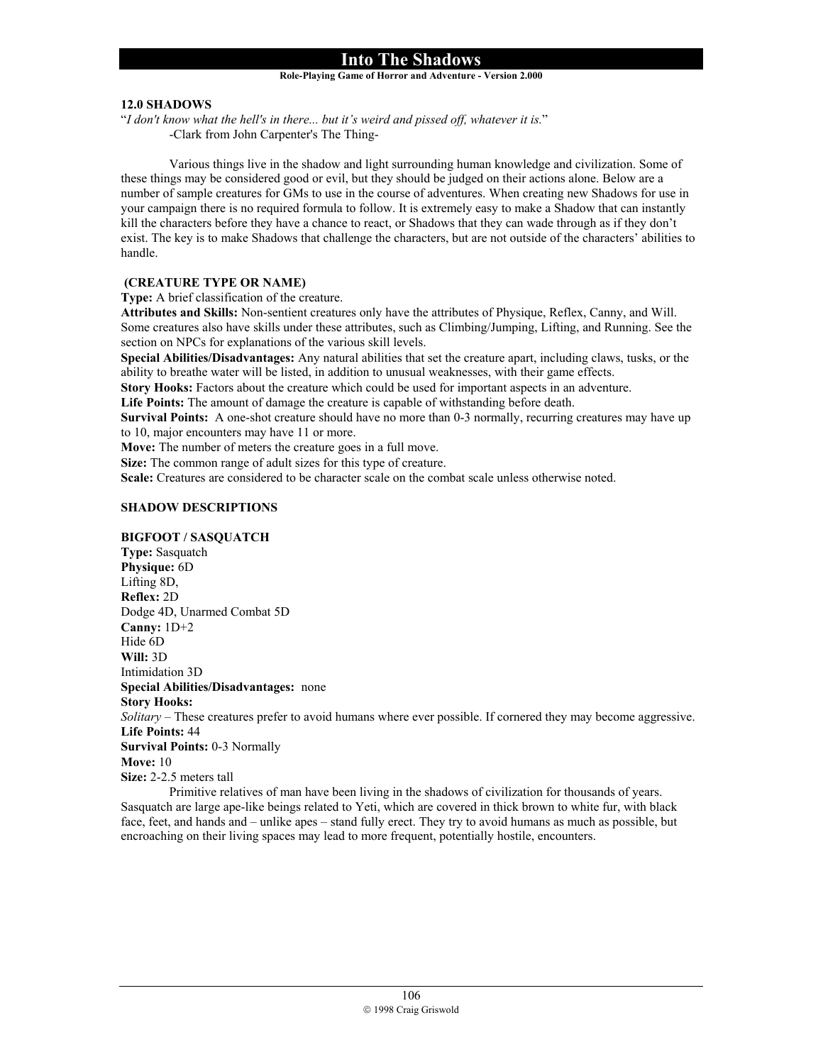## 12.0 SHADOWS

"*I don't know what the hell's in there... but it's weird and pissed off, whatever it is.*"
-Clark from John Carpenter's The Thing-

Various things live in the shadow and light surrounding human knowledge and civilization. Some of these things may be considered good or evil, but they should be judged on their actions alone. Below are a number of sample creatures for GMs to use in the course of adventures. When creating new Shadows for use in your campaign there is no required formula to follow. It is extremely easy to make a Shadow that can instantly kill the characters before they have a chance to react, or Shadows that they can wade through as if they don't exist. The key is to make Shadows that challenge the characters, but are not outside of the characters' abilities to handle.

### (CREATURE TYPE OR NAME)

**Type:** A brief classification of the creature.
**Attributes and Skills:** Non-sentient creatures only have the attributes of Physique, Reflex, Canny, and Will. Some creatures also have skills under these attributes, such as Climbing/Jumping, Lifting, and Running. See the section on NPCs for explanations of the various skill levels.
**Special Abilities/Disadvantages:** Any natural abilities that set the creature apart, including claws, tusks, or the ability to breathe water will be listed, in addition to unusual weaknesses, with their game effects.
**Story Hooks:** Factors about the creature which could be used for important aspects in an adventure.
**Life Points:** The amount of damage the creature is capable of withstanding before death.
**Survival Points:** A one-shot creature should have no more than 0-3 normally, recurring creatures may have up to 10, major encounters may have 11 or more.
**Move:** The number of meters the creature goes in a full move.
**Size:** The common range of adult sizes for this type of creature.
**Scale:** Creatures are considered to be character scale on the combat scale unless otherwise noted.

## SHADOW DESCRIPTIONS

### BIGFOOT / SASQUATCH

**Type:** Sasquatch
**Physique:** 6D
Lifting 8D,
**Reflex:** 2D
Dodge 4D, Unarmed Combat 5D
**Canny:** 1D+2
Hide 6D
**Will:** 3D
Intimidation 3D
**Special Abilities/Disadvantages:** none
**Story Hooks:**
*Solitary* – These creatures prefer to avoid humans where ever possible. If cornered they may become aggressive.
**Life Points:** 44
**Survival Points:** 0-3 Normally
**Move:** 10
**Size:** 2-2.5 meters tall

Primitive relatives of man have been living in the shadows of civilization for thousands of years. Sasquatch are large ape-like beings related to Yeti, which are covered in thick brown to white fur, with black face, feet, and hands and – unlike apes – stand fully erect. They try to avoid humans as much as possible, but encroaching on their living spaces may lead to more frequent, potentially hostile, encounters.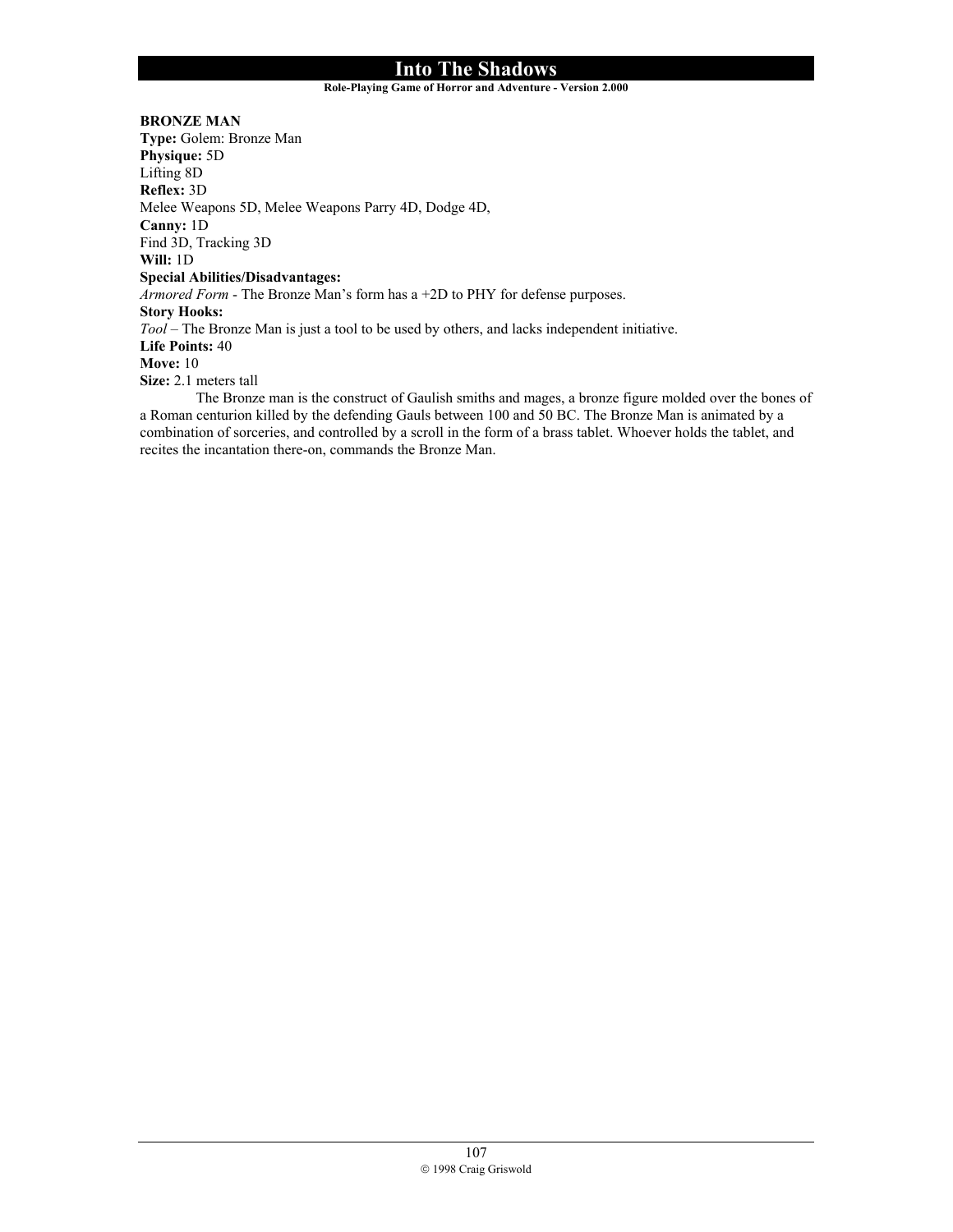**BRONZE MAN**
**Type:** Golem: Bronze Man
**Physique:** 5D
Lifting 8D
**Reflex:** 3D
Melee Weapons 5D, Melee Weapons Parry 4D, Dodge 4D,
**Canny:** 1D
Find 3D, Tracking 3D
**Will:** 1D
**Special Abilities/Disadvantages:**
*Armored Form* - The Bronze Man's form has a +2D to PHY for defense purposes.
**Story Hooks:**
*Tool* – The Bronze Man is just a tool to be used by others, and lacks independent initiative.
**Life Points:** 40
**Move:** 10
**Size:** 2.1 meters tall

The Bronze man is the construct of Gaulish smiths and mages, a bronze figure molded over the bones of a Roman centurion killed by the defending Gauls between 100 and 50 BC. The Bronze Man is animated by a combination of sorceries, and controlled by a scroll in the form of a brass tablet. Whoever holds the tablet, and recites the incantation there-on, commands the Bronze Man.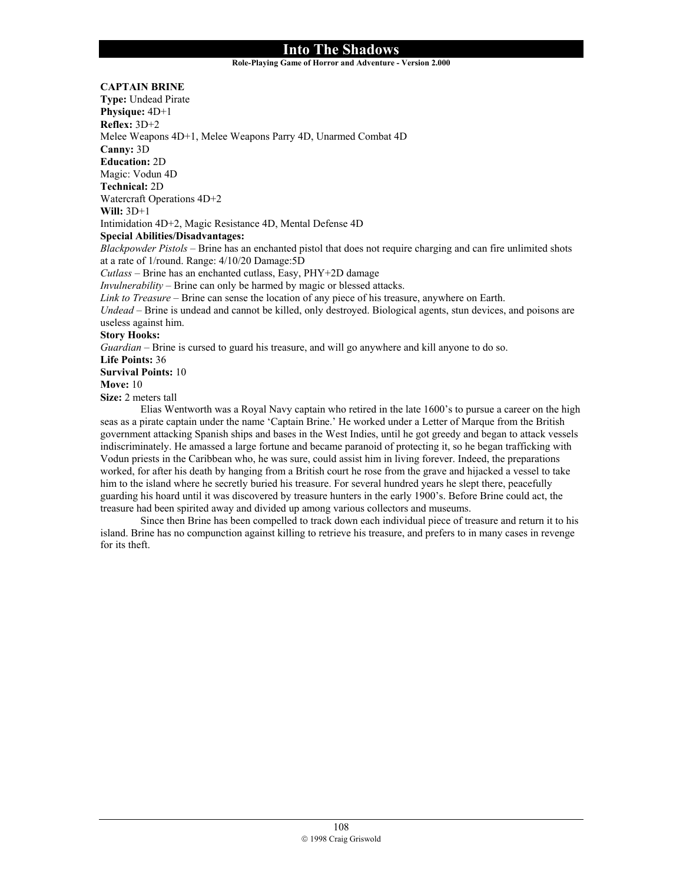**CAPTAIN BRINE**
**Type:** Undead Pirate
**Physique:** 4D+1
**Reflex:** 3D+2
Melee Weapons 4D+1, Melee Weapons Parry 4D, Unarmed Combat 4D
**Canny:** 3D
**Education:** 2D
Magic: Vodun 4D
**Technical:** 2D
Watercraft Operations 4D+2
**Will:** 3D+1
Intimidation 4D+2, Magic Resistance 4D, Mental Defense 4D
**Special Abilities/Disadvantages:**
*Blackpowder Pistols* – Brine has an enchanted pistol that does not require charging and can fire unlimited shots at a rate of 1/round. Range: 4/10/20 Damage:5D
*Cutlass* – Brine has an enchanted cutlass, Easy, PHY+2D damage
*Invulnerability* – Brine can only be harmed by magic or blessed attacks.
*Link to Treasure* – Brine can sense the location of any piece of his treasure, anywhere on Earth.
*Undead* – Brine is undead and cannot be killed, only destroyed. Biological agents, stun devices, and poisons are useless against him.
**Story Hooks:**
*Guardian* – Brine is cursed to guard his treasure, and will go anywhere and kill anyone to do so.
**Life Points:** 36
**Survival Points:** 10
**Move:** 10
**Size:** 2 meters tall

Elias Wentworth was a Royal Navy captain who retired in the late 1600's to pursue a career on the high seas as a pirate captain under the name 'Captain Brine.' He worked under a Letter of Marque from the British government attacking Spanish ships and bases in the West Indies, until he got greedy and began to attack vessels indiscriminately. He amassed a large fortune and became paranoid of protecting it, so he began trafficking with Vodun priests in the Caribbean who, he was sure, could assist him in living forever. Indeed, the preparations worked, for after his death by hanging from a British court he rose from the grave and hijacked a vessel to take him to the island where he secretly buried his treasure. For several hundred years he slept there, peacefully guarding his hoard until it was discovered by treasure hunters in the early 1900's. Before Brine could act, the treasure had been spirited away and divided up among various collectors and museums.

Since then Brine has been compelled to track down each individual piece of treasure and return it to his island. Brine has no compunction against killing to retrieve his treasure, and prefers to in many cases in revenge for its theft.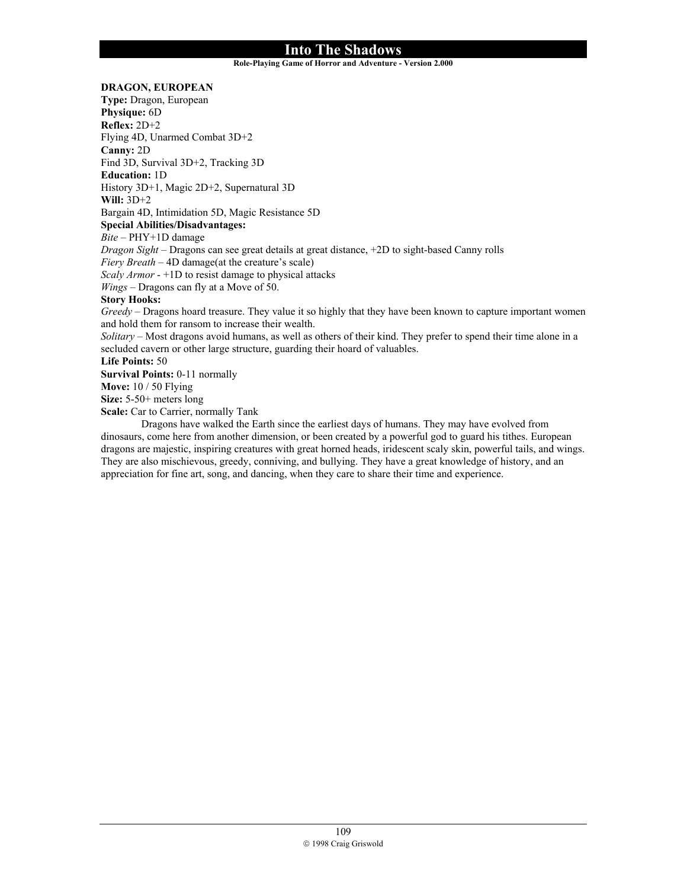**DRAGON, EUROPEAN**
**Type:** Dragon, European
**Physique:** 6D
**Reflex:** 2D+2
Flying 4D, Unarmed Combat 3D+2
**Canny:** 2D
Find 3D, Survival 3D+2, Tracking 3D
**Education:** 1D
History 3D+1, Magic 2D+2, Supernatural 3D
**Will:** 3D+2
Bargain 4D, Intimidation 5D, Magic Resistance 5D
**Special Abilities/Disadvantages:**
*Bite* – PHY+1D damage
*Dragon Sight* – Dragons can see great details at great distance, +2D to sight-based Canny rolls
*Fiery Breath* – 4D damage(at the creature's scale)
*Scaly Armor* - +1D to resist damage to physical attacks
*Wings* – Dragons can fly at a Move of 50.
**Story Hooks:**
*Greedy* – Dragons hoard treasure. They value it so highly that they have been known to capture important women and hold them for ransom to increase their wealth.
*Solitary* – Most dragons avoid humans, as well as others of their kind. They prefer to spend their time alone in a secluded cavern or other large structure, guarding their hoard of valuables.
**Life Points:** 50
**Survival Points:** 0-11 normally
**Move:** 10 / 50 Flying
**Size:** 5-50+ meters long
**Scale:** Car to Carrier, normally Tank

Dragons have walked the Earth since the earliest days of humans. They may have evolved from dinosaurs, come here from another dimension, or been created by a powerful god to guard his tithes. European dragons are majestic, inspiring creatures with great horned heads, iridescent scaly skin, powerful tails, and wings. They are also mischievous, greedy, conniving, and bullying. They have a great knowledge of history, and an appreciation for fine art, song, and dancing, when they care to share their time and experience.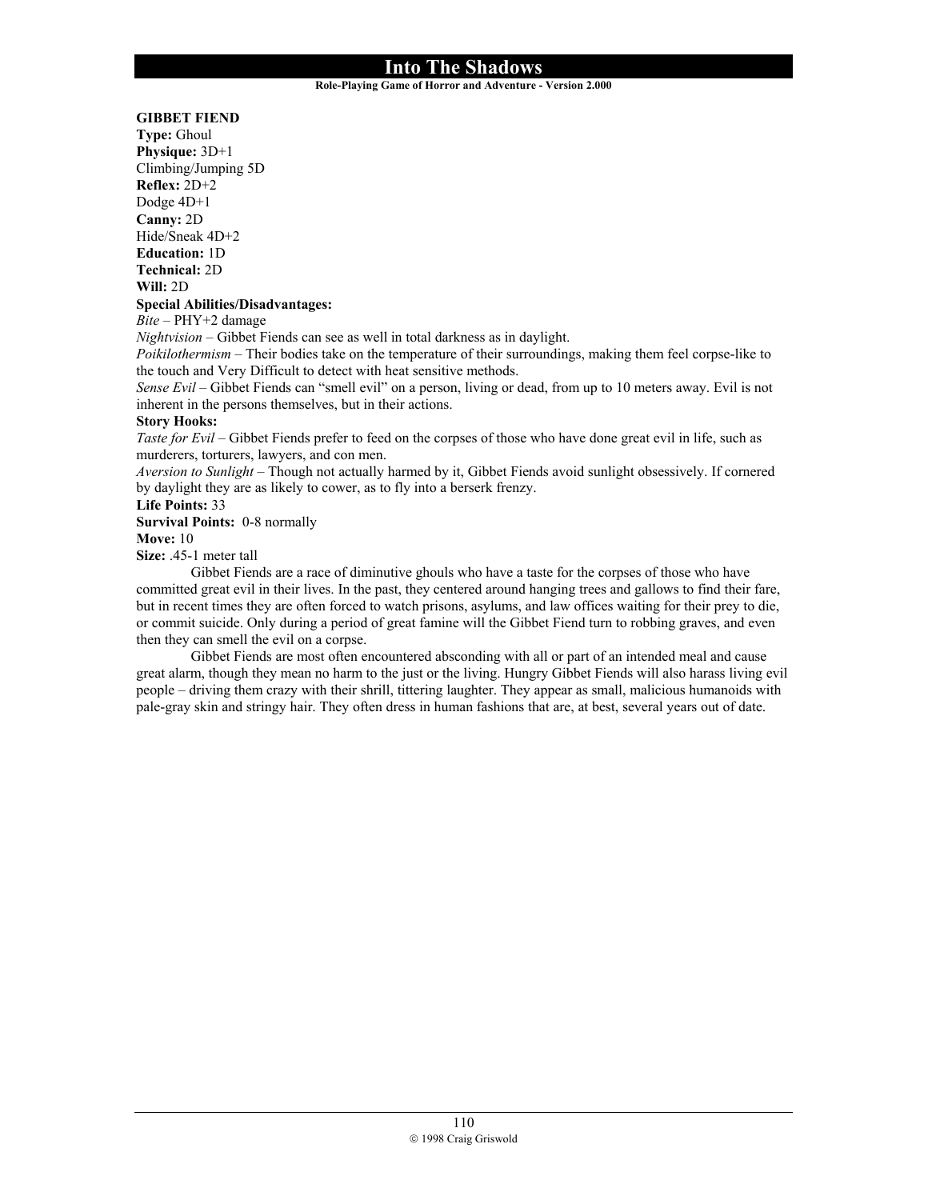**GIBBET FIEND**
**Type:** Ghoul
**Physique:** 3D+1
Climbing/Jumping 5D
**Reflex:** 2D+2
Dodge 4D+1
**Canny:** 2D
Hide/Sneak 4D+2
**Education:** 1D
**Technical:** 2D
**Will:** 2D
**Special Abilities/Disadvantages:**
*Bite* – PHY+2 damage
*Nightvision* – Gibbet Fiends can see as well in total darkness as in daylight.
*Poikilothermism* – Their bodies take on the temperature of their surroundings, making them feel corpse-like to the touch and Very Difficult to detect with heat sensitive methods.
*Sense Evil* – Gibbet Fiends can "smell evil" on a person, living or dead, from up to 10 meters away. Evil is not inherent in the persons themselves, but in their actions.
**Story Hooks:**
*Taste for Evil* – Gibbet Fiends prefer to feed on the corpses of those who have done great evil in life, such as murderers, torturers, lawyers, and con men.
*Aversion to Sunlight* – Though not actually harmed by it, Gibbet Fiends avoid sunlight obsessively. If cornered by daylight they are as likely to cower, as to fly into a berserk frenzy.
**Life Points:** 33
**Survival Points:** 0-8 normally
**Move:** 10
**Size:** .45-1 meter tall

Gibbet Fiends are a race of diminutive ghouls who have a taste for the corpses of those who have committed great evil in their lives. In the past, they centered around hanging trees and gallows to find their fare, but in recent times they are often forced to watch prisons, asylums, and law offices waiting for their prey to die, or commit suicide. Only during a period of great famine will the Gibbet Fiend turn to robbing graves, and even then they can smell the evil on a corpse.

Gibbet Fiends are most often encountered absconding with all or part of an intended meal and cause great alarm, though they mean no harm to the just or the living. Hungry Gibbet Fiends will also harass living evil people – driving them crazy with their shrill, tittering laughter. They appear as small, malicious humanoids with pale-gray skin and stringy hair. They often dress in human fashions that are, at best, several years out of date.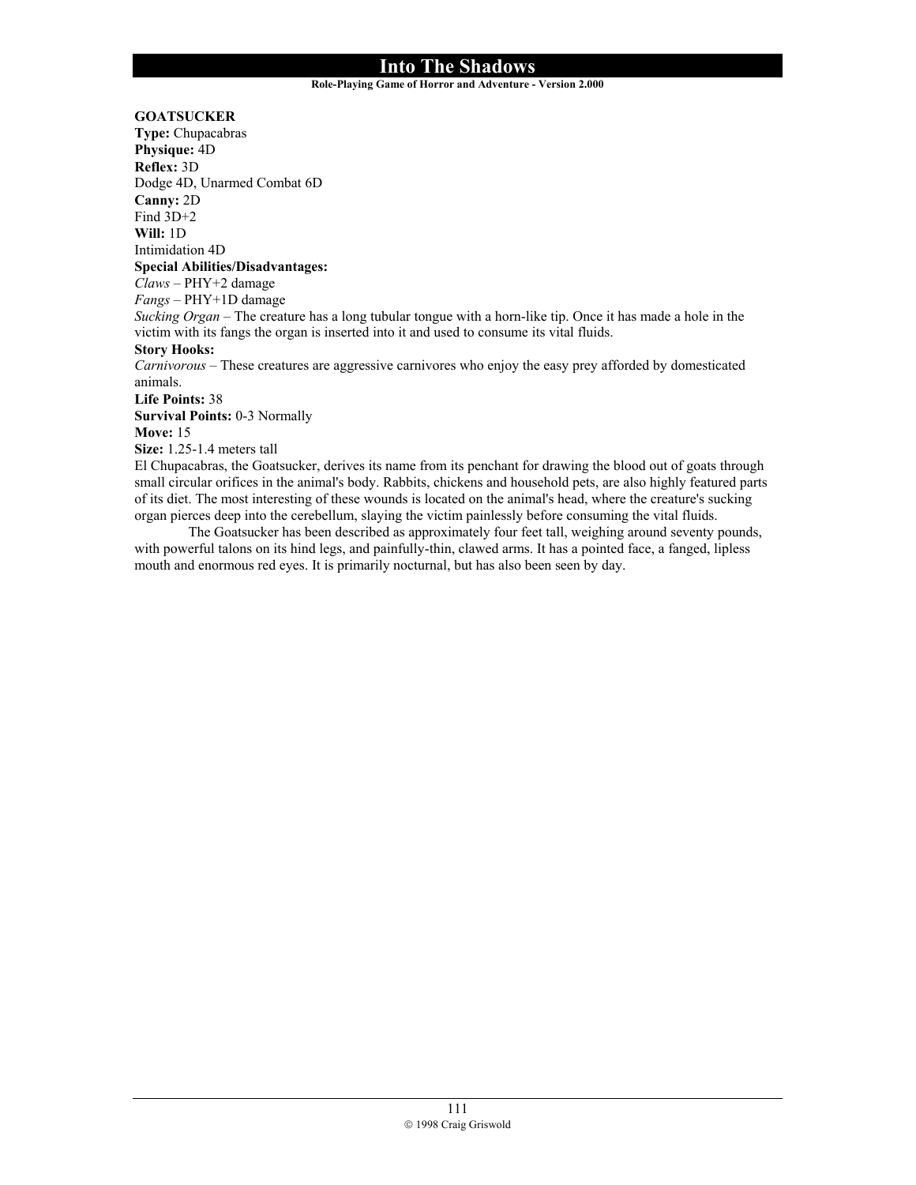**GOATSUCKER**
**Type:** Chupacabras
**Physique:** 4D
**Reflex:** 3D
Dodge 4D, Unarmed Combat 6D
**Canny:** 2D
Find 3D+2
**Will:** 1D
Intimidation 4D
**Special Abilities/Disadvantages:**
*Claws* – PHY+2 damage
*Fangs* – PHY+1D damage
*Sucking Organ* – The creature has a long tubular tongue with a horn-like tip. Once it has made a hole in the victim with its fangs the organ is inserted into it and used to consume its vital fluids.
**Story Hooks:**
*Carnivorous* – These creatures are aggressive carnivores who enjoy the easy prey afforded by domesticated animals.
**Life Points:** 38
**Survival Points:** 0-3 Normally
**Move:** 15
**Size:** 1.25-1.4 meters tall

El Chupacabras, the Goatsucker, derives its name from its penchant for drawing the blood out of goats through small circular orifices in the animal's body. Rabbits, chickens and household pets, are also highly featured parts of its diet. The most interesting of these wounds is located on the animal's head, where the creature's sucking organ pierces deep into the cerebellum, slaying the victim painlessly before consuming the vital fluids.

The Goatsucker has been described as approximately four feet tall, weighing around seventy pounds, with powerful talons on its hind legs, and painfully-thin, clawed arms. It has a pointed face, a fanged, lipless mouth and enormous red eyes. It is primarily nocturnal, but has also been seen by day.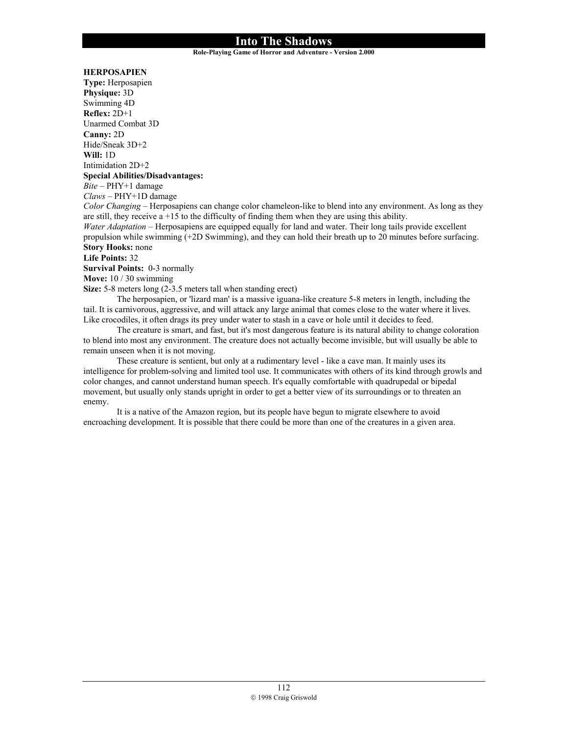**HERPOSAPIEN**
**Type:** Herposapien
**Physique:** 3D
Swimming 4D
**Reflex:** 2D+1
Unarmed Combat 3D
**Canny:** 2D
Hide/Sneak 3D+2
**Will:** 1D
Intimidation 2D+2
**Special Abilities/Disadvantages:**
*Bite* – PHY+1 damage
*Claws* – PHY+1D damage
*Color Changing* – Herposapiens can change color chameleon-like to blend into any environment. As long as they are still, they receive a +15 to the difficulty of finding them when they are using this ability.
*Water Adaptation* – Herposapiens are equipped equally for land and water. Their long tails provide excellent propulsion while swimming (+2D Swimming), and they can hold their breath up to 20 minutes before surfacing.
**Story Hooks:** none
**Life Points:** 32
**Survival Points:** 0-3 normally
**Move:** 10 / 30 swimming
**Size:** 5-8 meters long (2-3.5 meters tall when standing erect)

The herposapien, or 'lizard man' is a massive iguana-like creature 5-8 meters in length, including the tail. It is carnivorous, aggressive, and will attack any large animal that comes close to the water where it lives. Like crocodiles, it often drags its prey under water to stash in a cave or hole until it decides to feed.

The creature is smart, and fast, but it's most dangerous feature is its natural ability to change coloration to blend into most any environment. The creature does not actually become invisible, but will usually be able to remain unseen when it is not moving.

These creature is sentient, but only at a rudimentary level - like a cave man. It mainly uses its intelligence for problem-solving and limited tool use. It communicates with others of its kind through growls and color changes, and cannot understand human speech. It's equally comfortable with quadrupedal or bipedal movement, but usually only stands upright in order to get a better view of its surroundings or to threaten an enemy.

It is a native of the Amazon region, but its people have begun to migrate elsewhere to avoid encroaching development. It is possible that there could be more than one of the creatures in a given area.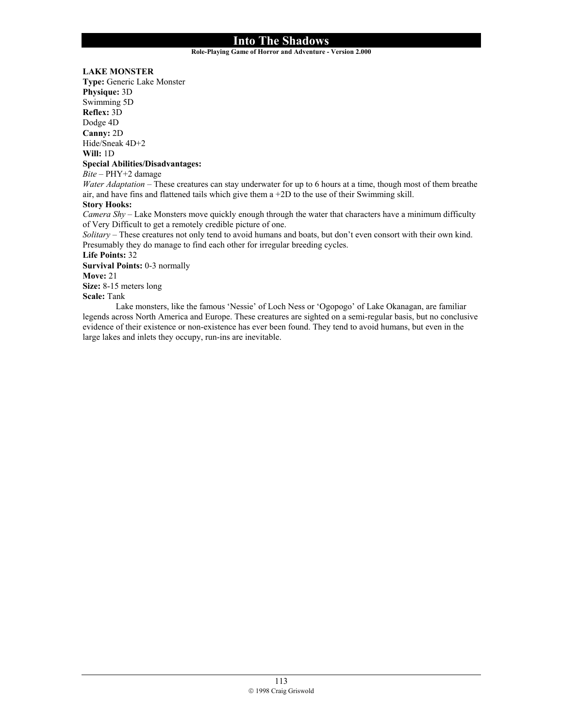**LAKE MONSTER**
**Type:** Generic Lake Monster
**Physique:** 3D
Swimming 5D
**Reflex:** 3D
Dodge 4D
**Canny:** 2D
Hide/Sneak 4D+2
**Will:** 1D
**Special Abilities/Disadvantages:**
*Bite* – PHY+2 damage
*Water Adaptation* – These creatures can stay underwater for up to 6 hours at a time, though most of them breathe air, and have fins and flattened tails which give them a +2D to the use of their Swimming skill.
**Story Hooks:**
*Camera Shy* – Lake Monsters move quickly enough through the water that characters have a minimum difficulty of Very Difficult to get a remotely credible picture of one.
*Solitary* – These creatures not only tend to avoid humans and boats, but don't even consort with their own kind. Presumably they do manage to find each other for irregular breeding cycles.
**Life Points:** 32
**Survival Points:** 0-3 normally
**Move:** 21
**Size:** 8-15 meters long
**Scale:** Tank

Lake monsters, like the famous 'Nessie' of Loch Ness or 'Ogopogo' of Lake Okanagan, are familiar legends across North America and Europe. These creatures are sighted on a semi-regular basis, but no conclusive evidence of their existence or non-existence has ever been found. They tend to avoid humans, but even in the large lakes and inlets they occupy, run-ins are inevitable.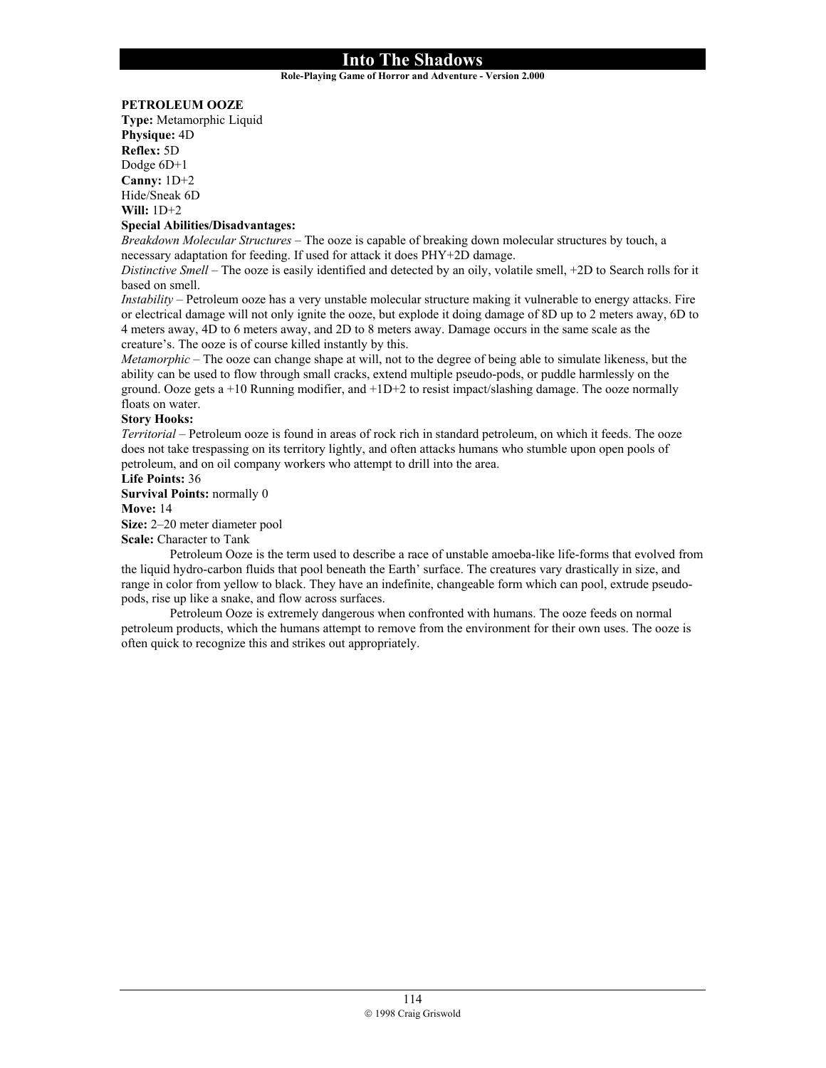**PETROLEUM OOZE**
**Type:** Metamorphic Liquid
**Physique:** 4D
**Reflex:** 5D
Dodge 6D+1
**Canny:** 1D+2
Hide/Sneak 6D
**Will:** 1D+2
**Special Abilities/Disadvantages:**
*Breakdown Molecular Structures* – The ooze is capable of breaking down molecular structures by touch, a necessary adaptation for feeding. If used for attack it does PHY+2D damage.
*Distinctive Smell* – The ooze is easily identified and detected by an oily, volatile smell, +2D to Search rolls for it based on smell.
*Instability* – Petroleum ooze has a very unstable molecular structure making it vulnerable to energy attacks. Fire or electrical damage will not only ignite the ooze, but explode it doing damage of 8D up to 2 meters away, 6D to 4 meters away, 4D to 6 meters away, and 2D to 8 meters away. Damage occurs in the same scale as the creature's. The ooze is of course killed instantly by this.
*Metamorphic* – The ooze can change shape at will, not to the degree of being able to simulate likeness, but the ability can be used to flow through small cracks, extend multiple pseudo-pods, or puddle harmlessly on the ground. Ooze gets a +10 Running modifier, and +1D+2 to resist impact/slashing damage. The ooze normally floats on water.
**Story Hooks:**
*Territorial* – Petroleum ooze is found in areas of rock rich in standard petroleum, on which it feeds. The ooze does not take trespassing on its territory lightly, and often attacks humans who stumble upon open pools of petroleum, and on oil company workers who attempt to drill into the area.
**Life Points:** 36
**Survival Points:** normally 0
**Move:** 14
**Size:** 2–20 meter diameter pool
**Scale:** Character to Tank

Petroleum Ooze is the term used to describe a race of unstable amoeba-like life-forms that evolved from the liquid hydro-carbon fluids that pool beneath the Earth' surface. The creatures vary drastically in size, and range in color from yellow to black. They have an indefinite, changeable form which can pool, extrude pseudo-pods, rise up like a snake, and flow across surfaces.

Petroleum Ooze is extremely dangerous when confronted with humans. The ooze feeds on normal petroleum products, which the humans attempt to remove from the environment for their own uses. The ooze is often quick to recognize this and strikes out appropriately.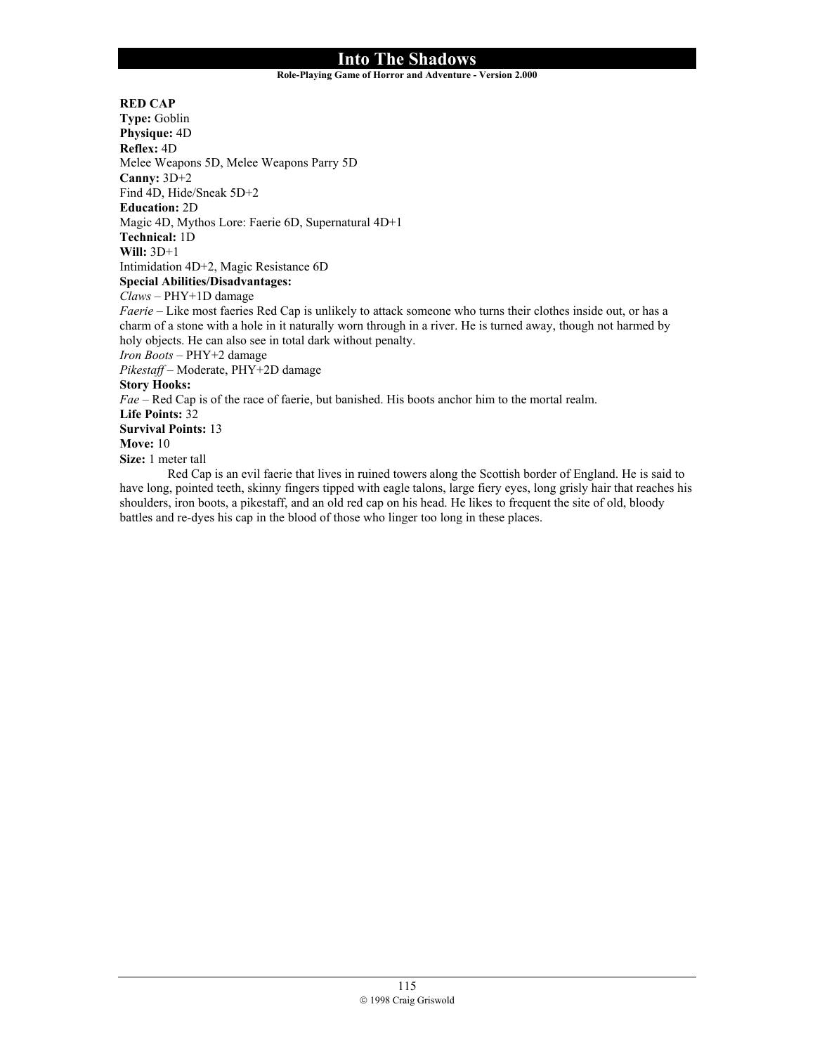**RED CAP**
**Type:** Goblin
**Physique:** 4D
**Reflex:** 4D
Melee Weapons 5D, Melee Weapons Parry 5D
**Canny:** 3D+2
Find 4D, Hide/Sneak 5D+2
**Education:** 2D
Magic 4D, Mythos Lore: Faerie 6D, Supernatural 4D+1
**Technical:** 1D
**Will:** 3D+1
Intimidation 4D+2, Magic Resistance 6D
**Special Abilities/Disadvantages:**
*Claws* – PHY+1D damage
*Faerie* – Like most faeries Red Cap is unlikely to attack someone who turns their clothes inside out, or has a charm of a stone with a hole in it naturally worn through in a river. He is turned away, though not harmed by holy objects. He can also see in total dark without penalty.
*Iron Boots* – PHY+2 damage
*Pikestaff* – Moderate, PHY+2D damage
**Story Hooks:**
*Fae* – Red Cap is of the race of faerie, but banished. His boots anchor him to the mortal realm.
**Life Points:** 32
**Survival Points:** 13
**Move:** 10
**Size:** 1 meter tall

Red Cap is an evil faerie that lives in ruined towers along the Scottish border of England. He is said to have long, pointed teeth, skinny fingers tipped with eagle talons, large fiery eyes, long grisly hair that reaches his shoulders, iron boots, a pikestaff, and an old red cap on his head. He likes to frequent the site of old, bloody battles and re-dyes his cap in the blood of those who linger too long in these places.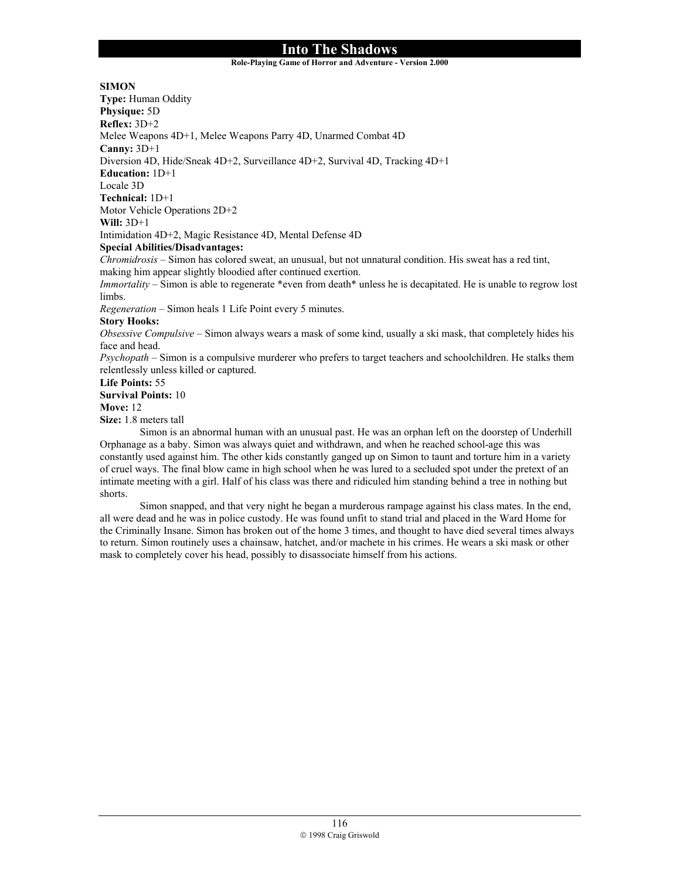**SIMON**
**Type:** Human Oddity
**Physique:** 5D
**Reflex:** 3D+2
Melee Weapons 4D+1, Melee Weapons Parry 4D, Unarmed Combat 4D
**Canny:** 3D+1
Diversion 4D, Hide/Sneak 4D+2, Surveillance 4D+2, Survival 4D, Tracking 4D+1
**Education:** 1D+1
Locale 3D
**Technical:** 1D+1
Motor Vehicle Operations 2D+2
**Will:** 3D+1
Intimidation 4D+2, Magic Resistance 4D, Mental Defense 4D
**Special Abilities/Disadvantages:**
*Chromidrosis* – Simon has colored sweat, an unusual, but not unnatural condition. His sweat has a red tint, making him appear slightly bloodied after continued exertion.
*Immortality* – Simon is able to regenerate *even from death* unless he is decapitated. He is unable to regrow lost limbs.
*Regeneration* – Simon heals 1 Life Point every 5 minutes.
**Story Hooks:**
*Obsessive Compulsive* – Simon always wears a mask of some kind, usually a ski mask, that completely hides his face and head.
*Psychopath* – Simon is a compulsive murderer who prefers to target teachers and schoolchildren. He stalks them relentlessly unless killed or captured.
**Life Points:** 55
**Survival Points:** 10
**Move:** 12
**Size:** 1.8 meters tall

Simon is an abnormal human with an unusual past. He was an orphan left on the doorstep of Underhill Orphanage as a baby. Simon was always quiet and withdrawn, and when he reached school-age this was constantly used against him. The other kids constantly ganged up on Simon to taunt and torture him in a variety of cruel ways. The final blow came in high school when he was lured to a secluded spot under the pretext of an intimate meeting with a girl. Half of his class was there and ridiculed him standing behind a tree in nothing but shorts.

Simon snapped, and that very night he began a murderous rampage against his class mates. In the end, all were dead and he was in police custody. He was found unfit to stand trial and placed in the Ward Home for the Criminally Insane. Simon has broken out of the home 3 times, and thought to have died several times always to return. Simon routinely uses a chainsaw, hatchet, and/or machete in his crimes. He wears a ski mask or other mask to completely cover his head, possibly to disassociate himself from his actions.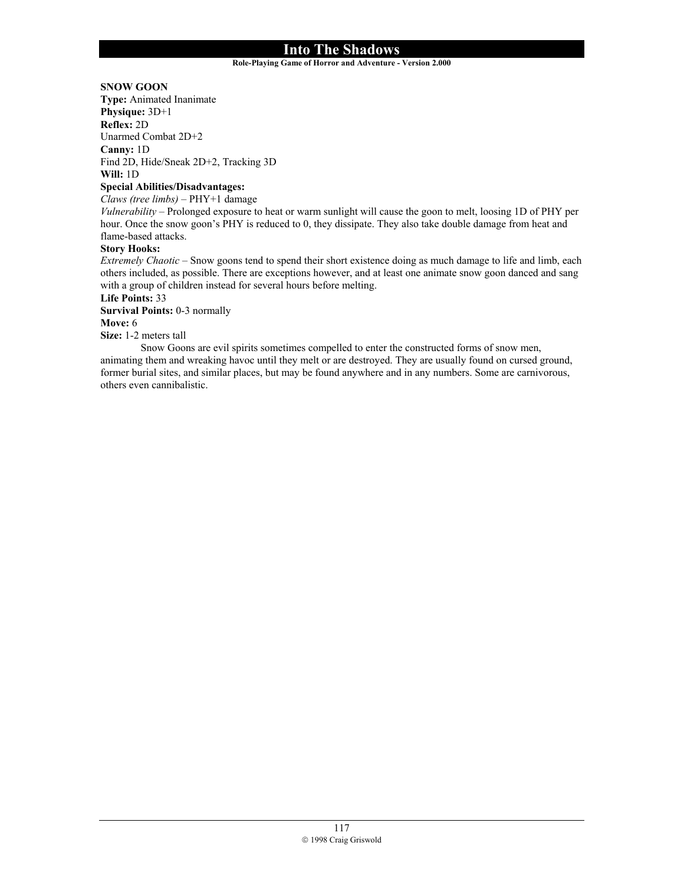**SNOW GOON**
**Type:** Animated Inanimate
**Physique:** 3D+1
**Reflex:** 2D
Unarmed Combat 2D+2
**Canny:** 1D
Find 2D, Hide/Sneak 2D+2, Tracking 3D
**Will:** 1D
**Special Abilities/Disadvantages:**
*Claws (tree limbs)* – PHY+1 damage
*Vulnerability* – Prolonged exposure to heat or warm sunlight will cause the goon to melt, loosing 1D of PHY per hour. Once the snow goon's PHY is reduced to 0, they dissipate. They also take double damage from heat and flame-based attacks.
**Story Hooks:**
*Extremely Chaotic* – Snow goons tend to spend their short existence doing as much damage to life and limb, each others included, as possible. There are exceptions however, and at least one animate snow goon danced and sang with a group of children instead for several hours before melting.
**Life Points:** 33
**Survival Points:** 0-3 normally
**Move:** 6
**Size:** 1-2 meters tall

Snow Goons are evil spirits sometimes compelled to enter the constructed forms of snow men, animating them and wreaking havoc until they melt or are destroyed. They are usually found on cursed ground, former burial sites, and similar places, but may be found anywhere and in any numbers. Some are carnivorous, others even cannibalistic.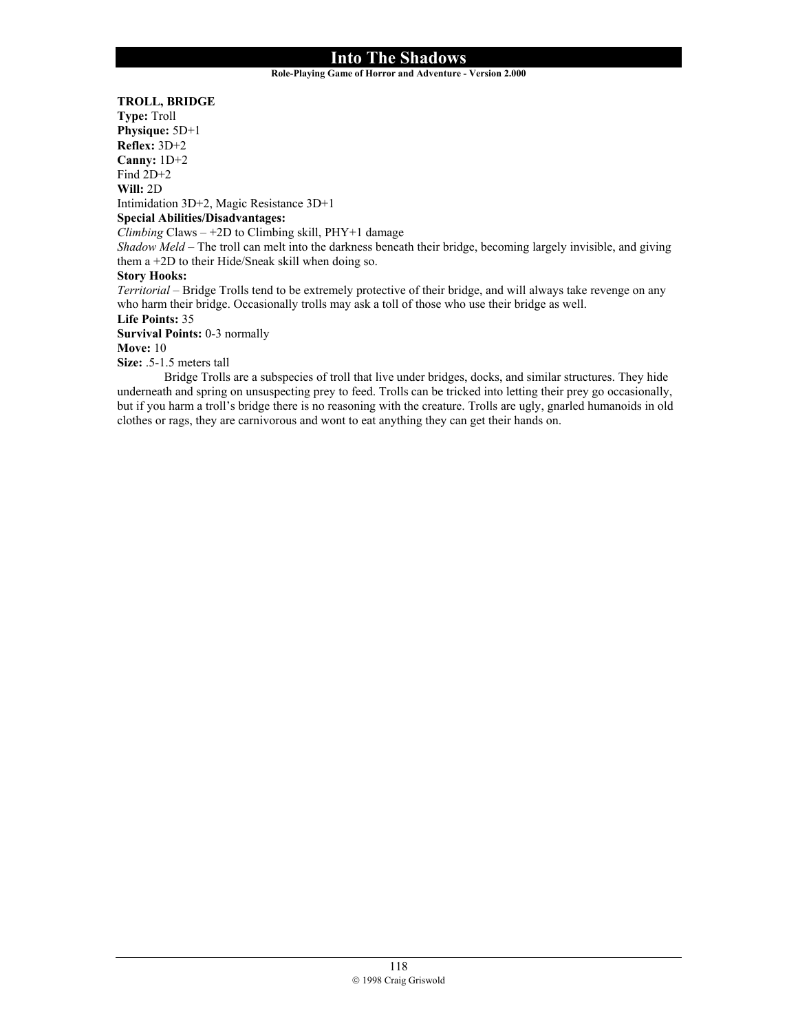**TROLL, BRIDGE**
**Type:** Troll
**Physique:** 5D+1
**Reflex:** 3D+2
**Canny:** 1D+2
Find 2D+2
**Will:** 2D
Intimidation 3D+2, Magic Resistance 3D+1
**Special Abilities/Disadvantages:**
*Climbing* Claws – +2D to Climbing skill, PHY+1 damage
*Shadow Meld* – The troll can melt into the darkness beneath their bridge, becoming largely invisible, and giving them a +2D to their Hide/Sneak skill when doing so.
**Story Hooks:**
*Territorial* – Bridge Trolls tend to be extremely protective of their bridge, and will always take revenge on any who harm their bridge. Occasionally trolls may ask a toll of those who use their bridge as well.
**Life Points:** 35
**Survival Points:** 0-3 normally
**Move:** 10
**Size:** .5-1.5 meters tall

Bridge Trolls are a subspecies of troll that live under bridges, docks, and similar structures. They hide underneath and spring on unsuspecting prey to feed. Trolls can be tricked into letting their prey go occasionally, but if you harm a troll's bridge there is no reasoning with the creature. Trolls are ugly, gnarled humanoids in old clothes or rags, they are carnivorous and wont to eat anything they can get their hands on.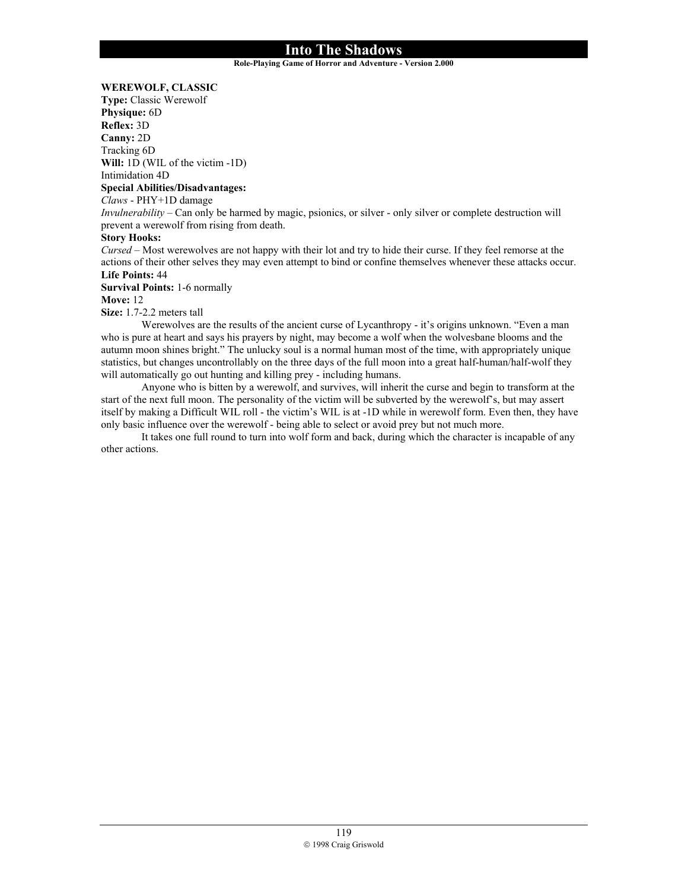**WEREWOLF, CLASSIC**
**Type:** Classic Werewolf
**Physique:** 6D
**Reflex:** 3D
**Canny:** 2D
Tracking 6D
**Will:** 1D (WIL of the victim -1D)
Intimidation 4D
**Special Abilities/Disadvantages:**
*Claws* - PHY+1D damage
*Invulnerability* – Can only be harmed by magic, psionics, or silver - only silver or complete destruction will prevent a werewolf from rising from death.
**Story Hooks:**
*Cursed* – Most werewolves are not happy with their lot and try to hide their curse. If they feel remorse at the actions of their other selves they may even attempt to bind or confine themselves whenever these attacks occur.
**Life Points:** 44
**Survival Points:** 1-6 normally
**Move:** 12
**Size:** 1.7-2.2 meters tall

Werewolves are the results of the ancient curse of Lycanthropy - it's origins unknown. "Even a man who is pure at heart and says his prayers by night, may become a wolf when the wolvesbane blooms and the autumn moon shines bright." The unlucky soul is a normal human most of the time, with appropriately unique statistics, but changes uncontrollably on the three days of the full moon into a great half-human/half-wolf they will automatically go out hunting and killing prey - including humans.

Anyone who is bitten by a werewolf, and survives, will inherit the curse and begin to transform at the start of the next full moon. The personality of the victim will be subverted by the werewolf's, but may assert itself by making a Difficult WIL roll - the victim's WIL is at -1D while in werewolf form. Even then, they have only basic influence over the werewolf - being able to select or avoid prey but not much more.

It takes one full round to turn into wolf form and back, during which the character is incapable of any other actions.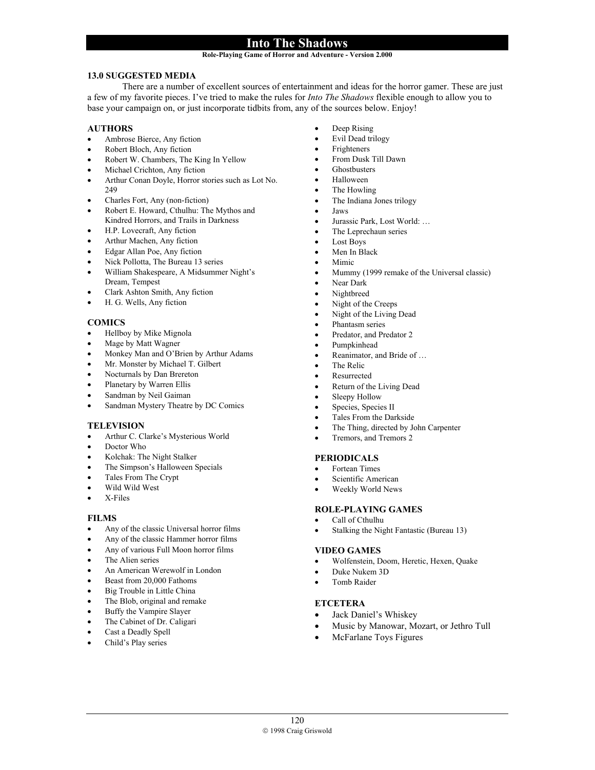## 13.0 SUGGESTED MEDIA

There are a number of excellent sources of entertainment and ideas for the horror gamer. These are just a few of my favorite pieces. I've tried to make the rules for *Into The Shadows* flexible enough to allow you to base your campaign on, or just incorporate tidbits from, any of the sources below. Enjoy!

### AUTHORS

- Ambrose Bierce, Any fiction
- Robert Bloch, Any fiction
- Robert W. Chambers, The King In Yellow
- Michael Crichton, Any fiction
- Arthur Conan Doyle, Horror stories such as Lot No. 249
- Charles Fort, Any (non-fiction)
- Robert E. Howard, Cthulhu: The Mythos and Kindred Horrors, and Trails in Darkness
- H.P. Lovecraft, Any fiction
- Arthur Machen, Any fiction
- Edgar Allan Poe, Any fiction
- Nick Pollotta, The Bureau 13 series
- William Shakespeare, A Midsummer Night's Dream, Tempest
- Clark Ashton Smith, Any fiction
- H. G. Wells, Any fiction

### COMICS

- Hellboy by Mike Mignola
- Mage by Matt Wagner
- Monkey Man and O'Brien by Arthur Adams
- Mr. Monster by Michael T. Gilbert
- Nocturnals by Dan Brereton
- Planetary by Warren Ellis
- Sandman by Neil Gaiman
- Sandman Mystery Theatre by DC Comics

### TELEVISION

- Arthur C. Clarke's Mysterious World
- Doctor Who
- Kolchak: The Night Stalker
- The Simpson's Halloween Specials
- Tales From The Crypt
- Wild Wild West
- X-Files

### FILMS

- Any of the classic Universal horror films
- Any of the classic Hammer horror films
- Any of various Full Moon horror films
- The Alien series
- An American Werewolf in London
- Beast from 20,000 Fathoms
- Big Trouble in Little China
- The Blob, original and remake
- Buffy the Vampire Slayer
- The Cabinet of Dr. Caligari
- Cast a Deadly Spell
- Child's Play series
- Deep Rising
- Evil Dead trilogy
- Frighteners
- From Dusk Till Dawn
- Ghostbusters
- Halloween
- The Howling
- The Indiana Jones trilogy
- Jaws
- Jurassic Park, Lost World: …
- The Leprechaun series
- Lost Boys
- Men In Black
- Mimic
- Mummy (1999 remake of the Universal classic)
- Near Dark
- Nightbreed
- Night of the Creeps
- Night of the Living Dead
- Phantasm series
- Predator, and Predator 2
- Pumpkinhead
- Reanimator, and Bride of …
- The Relic
- Resurrected
- Return of the Living Dead
- Sleepy Hollow
- Species, Species II
- Tales From the Darkside
- The Thing, directed by John Carpenter
- Tremors, and Tremors 2

### PERIODICALS

- Fortean Times
- Scientific American
- Weekly World News

### ROLE-PLAYING GAMES

- Call of Cthulhu
- Stalking the Night Fantastic (Bureau 13)

### VIDEO GAMES

- Wolfenstein, Doom, Heretic, Hexen, Quake
- Duke Nukem 3D
- Tomb Raider

### ETCETERA

- Jack Daniel's Whiskey
- Music by Manowar, Mozart, or Jethro Tull
- McFarlane Toys Figures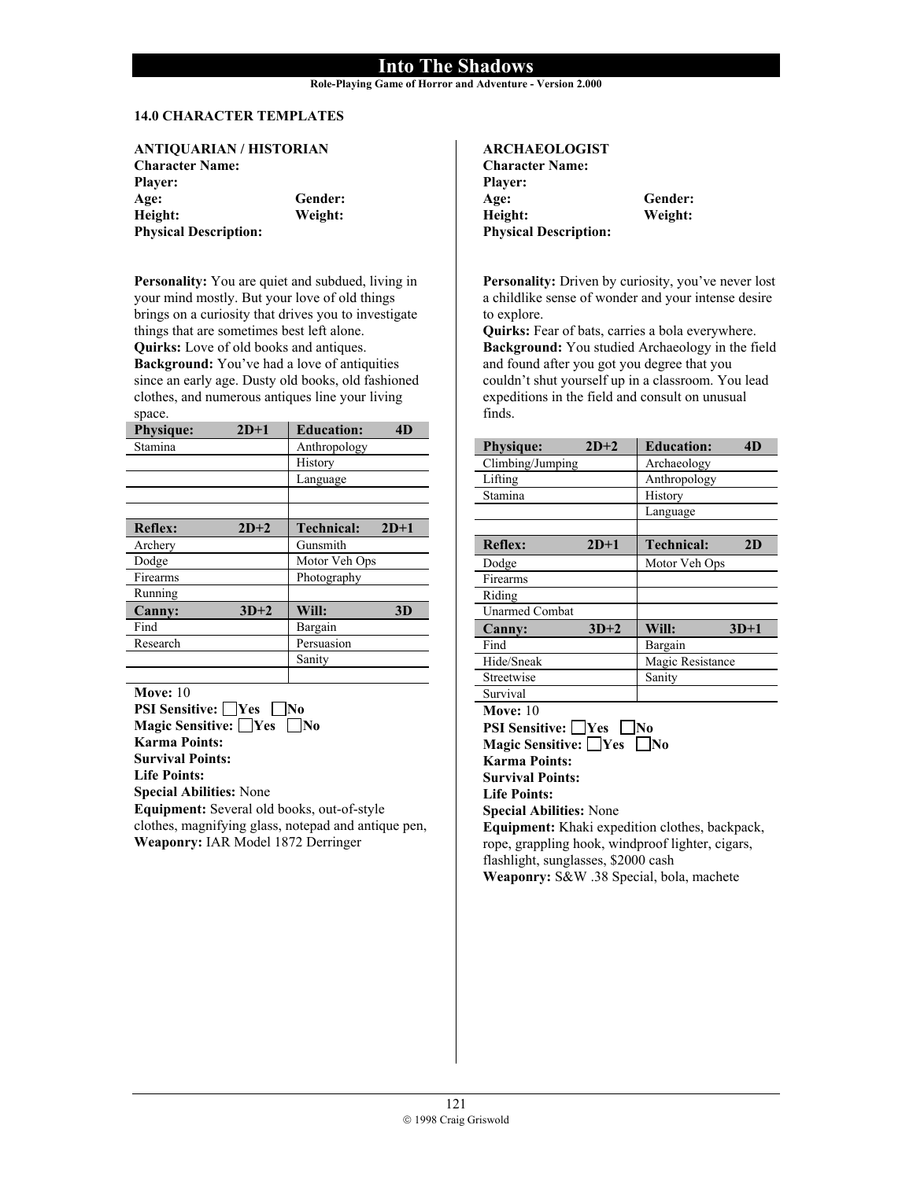## 14.0 CHARACTER TEMPLATES

### ANTIQUARIAN / HISTORIAN

**Character Name:**
**Player:**
**Age:** **Gender:**
**Height:** **Weight:**
**Physical Description:**

**Personality:** You are quiet and subdued, living in your mind mostly. But your love of old things brings on a curiosity that drives you to investigate things that are sometimes best left alone.
**Quirks:** Love of old books and antiques.
**Background:** You've had a love of antiquities since an early age. Dusty old books, old fashioned clothes, and numerous antiques line your living space.

| **Physique:** | **2D+1** | **Education:** | **4D** |
|---|---|---|---|
| Stamina | | Anthropology | |
| | | History | |
| | | Language | |
| | | | |
| **Reflex:** | **2D+2** | **Technical:** | **2D+1** |
| Archery | | Gunsmith | |
| Dodge | | Motor Veh Ops | |
| Firearms | | Photography | |
| Running | | | |
| **Canny:** | **3D+2** | **Will:** | **3D** |
| Find | | Bargain | |
| Research | | Persuasion | |
| | | Sanity | |
| | | | |

**Move:** 10
**PSI Sensitive:** ☐Yes ☐No
**Magic Sensitive:** ☐Yes ☐No
**Karma Points:**
**Survival Points:**
**Life Points:**
**Special Abilities:** None
**Equipment:** Several old books, out-of-style clothes, magnifying glass, notepad and antique pen,
**Weaponry:** IAR Model 1872 Derringer

### ARCHAEOLOGIST

**Character Name:**
**Player:**
**Age:** **Gender:**
**Height:** **Weight:**
**Physical Description:**

**Personality:** Driven by curiosity, you've never lost a childlike sense of wonder and your intense desire to explore.
**Quirks:** Fear of bats, carries a bola everywhere.
**Background:** You studied Archaeology in the field and found after you got you degree that you couldn't shut yourself up in a classroom. You lead expeditions in the field and consult on unusual finds.

| **Physique:** | **2D+2** | **Education:** | **4D** |
|---|---|---|---|
| Climbing/Jumping | | Archaeology | |
| Lifting | | Anthropology | |
| Stamina | | History | |
| | | Language | |
| | | | |
| **Reflex:** | **2D+1** | **Technical:** | **2D** |
| Dodge | | Motor Veh Ops | |
| Firearms | | | |
| Riding | | | |
| Unarmed Combat | | | |
| **Canny:** | **3D+2** | **Will:** | **3D+1** |
| Find | | Bargain | |
| Hide/Sneak | | Magic Resistance | |
| Streetwise | | Sanity | |
| Survival | | | |

**Move:** 10
**PSI Sensitive:** ☐Yes ☐No
**Magic Sensitive:** ☐Yes ☐No
**Karma Points:**
**Survival Points:**
**Life Points:**
**Special Abilities:** None
**Equipment:** Khaki expedition clothes, backpack, rope, grappling hook, windproof lighter, cigars, flashlight, sunglasses, $2000 cash
**Weaponry:** S&W .38 Special, bola, machete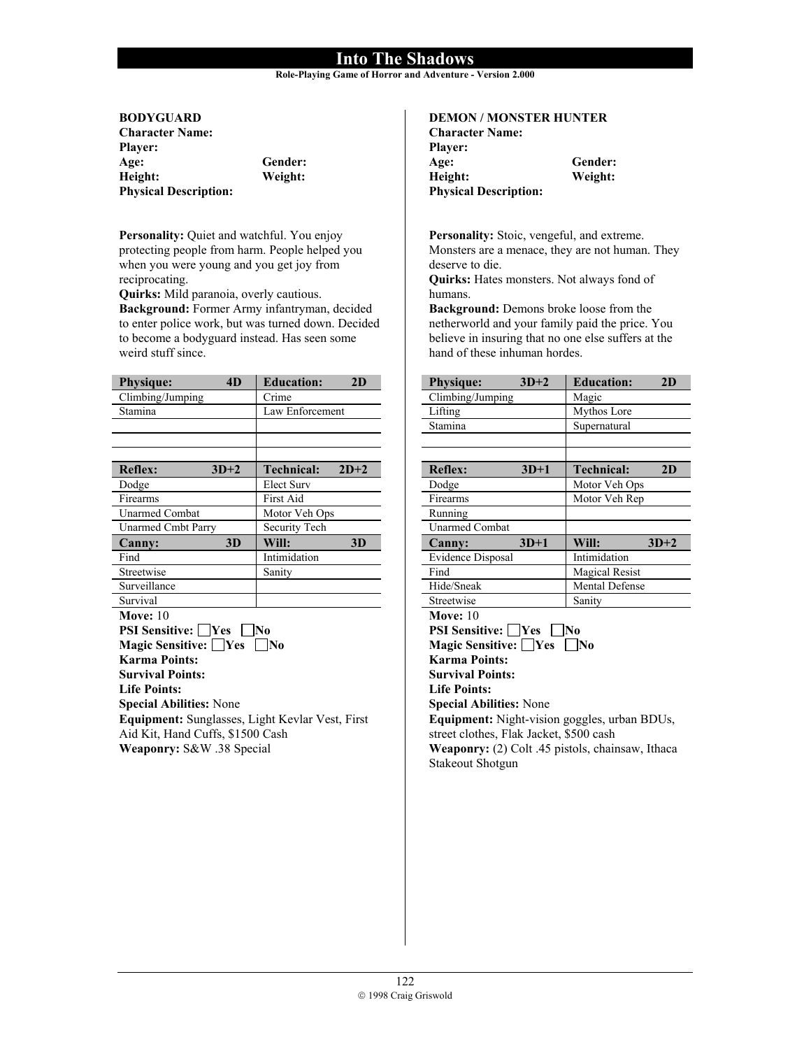## BODYGUARD

**Character Name:**
**Player:**
**Age:** **Gender:**
**Height:** **Weight:**
**Physical Description:**

**Personality:** Quiet and watchful. You enjoy protecting people from harm. People helped you when you were young and you get joy from reciprocating.
**Quirks:** Mild paranoia, overly cautious.
**Background:** Former Army infantryman, decided to enter police work, but was turned down. Decided to become a bodyguard instead. Has seen some weird stuff since.

| Physique: 4D | Education: 2D |
|---|---|
| Climbing/Jumping | Crime |
| Stamina | Law Enforcement |
| | |
| | |
| | |
| **Reflex: 3D+2** | **Technical: 2D+2** |
| Dodge | Elect Surv |
| Firearms | First Aid |
| Unarmed Combat | Motor Veh Ops |
| Unarmed Cmbt Parry | Security Tech |
| **Canny: 3D** | **Will: 3D** |
| Find | Intimidation |
| Streetwise | Sanity |
| Surveillance | |
| Survival | |

**Move:** 10
**PSI Sensitive:** ☐ Yes ☐ No
**Magic Sensitive:** ☐ Yes ☐ No
**Karma Points:**
**Survival Points:**
**Life Points:**
**Special Abilities:** None
**Equipment:** Sunglasses, Light Kevlar Vest, First Aid Kit, Hand Cuffs, $1500 Cash
**Weaponry:** S&W .38 Special

## DEMON / MONSTER HUNTER

**Character Name:**
**Player:**
**Age:** **Gender:**
**Height:** **Weight:**
**Physical Description:**

**Personality:** Stoic, vengeful, and extreme. Monsters are a menace, they are not human. They deserve to die.
**Quirks:** Hates monsters. Not always fond of humans.
**Background:** Demons broke loose from the netherworld and your family paid the price. You believe in insuring that no one else suffers at the hand of these inhuman hordes.

| Physique: 3D+2 | Education: 2D |
|---|---|
| Climbing/Jumping | Magic |
| Lifting | Mythos Lore |
| Stamina | Supernatural |
| | |
| | |
| **Reflex: 3D+1** | **Technical: 2D** |
| Dodge | Motor Veh Ops |
| Firearms | Motor Veh Rep |
| Running | |
| Unarmed Combat | |
| **Canny: 3D+1** | **Will: 3D+2** |
| Evidence Disposal | Intimidation |
| Find | Magical Resist |
| Hide/Sneak | Mental Defense |
| Streetwise | Sanity |

**Move:** 10
**PSI Sensitive:** ☐ Yes ☐ No
**Magic Sensitive:** ☐ Yes ☐ No
**Karma Points:**
**Survival Points:**
**Life Points:**
**Special Abilities:** None
**Equipment:** Night-vision goggles, urban BDUs, street clothes, Flak Jacket, $500 cash
**Weaponry:** (2) Colt .45 pistols, chainsaw, Ithaca Stakeout Shotgun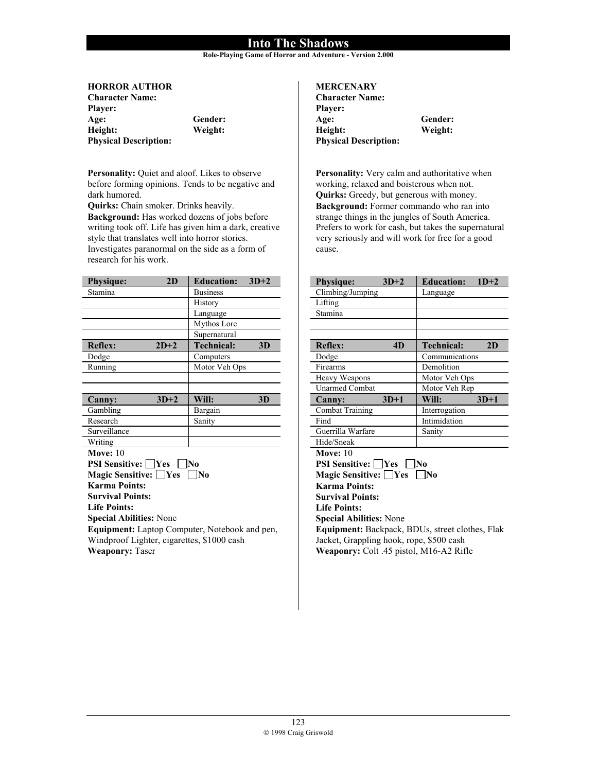### HORROR AUTHOR

**Character Name:**
**Player:**
**Age:** **Gender:**
**Height:** **Weight:**
**Physical Description:**

**Personality:** Quiet and aloof. Likes to observe before forming opinions. Tends to be negative and dark humored.
**Quirks:** Chain smoker. Drinks heavily.
**Background:** Has worked dozens of jobs before writing took off. Life has given him a dark, creative style that translates well into horror stories. Investigates paranormal on the side as a form of research for his work.

| **Physique:** | **2D** | **Education:** | **3D+2** |
|---|---|---|---|
| Stamina | | Business | |
| | | History | |
| | | Language | |
| | | Mythos Lore | |
| | | Supernatural | |
| **Reflex:** | **2D+2** | **Technical:** | **3D** |
| Dodge | | Computers | |
| Running | | Motor Veh Ops | |
| | | | |
| **Canny:** | **3D+2** | **Will:** | **3D** |
| Gambling | | Bargain | |
| Research | | Sanity | |
| Surveillance | | | |
| Writing | | | |

**Move:** 10
**PSI Sensitive:** ☐Yes ☐No
**Magic Sensitive:** ☐Yes ☐No
**Karma Points:**
**Survival Points:**
**Life Points:**
**Special Abilities:** None
**Equipment:** Laptop Computer, Notebook and pen, Windproof Lighter, cigarettes, $1000 cash
**Weaponry:** Taser

### MERCENARY

**Character Name:**
**Player:**
**Age:** **Gender:**
**Height:** **Weight:**
**Physical Description:**

**Personality:** Very calm and authoritative when working, relaxed and boisterous when not.
**Quirks:** Greedy, but generous with money.
**Background:** Former commando who ran into strange things in the jungles of South America. Prefers to work for cash, but takes the supernatural very seriously and will work for free for a good cause.

| **Physique:** | **3D+2** | **Education:** | **1D+2** |
|---|---|---|---|
| Climbing/Jumping | | Language | |
| Lifting | | | |
| Stamina | | | |
| | | | |
| | | | |
| **Reflex:** | **4D** | **Technical:** | **2D** |
| Dodge | | Communications | |
| Firearms | | Demolition | |
| Heavy Weapons | | Motor Veh Ops | |
| Unarmed Combat | | Motor Veh Rep | |
| **Canny:** | **3D+1** | **Will:** | **3D+1** |
| Combat Training | | Interrogation | |
| Find | | Intimidation | |
| Guerrilla Warfare | | Sanity | |
| Hide/Sneak | | | |

**Move:** 10
**PSI Sensitive:** ☐Yes ☐No
**Magic Sensitive:** ☐Yes ☐No
**Karma Points:**
**Survival Points:**
**Life Points:**
**Special Abilities:** None
**Equipment:** Backpack, BDUs, street clothes, Flak Jacket, Grappling hook, rope, $500 cash
**Weaponry:** Colt .45 pistol, M16-A2 Rifle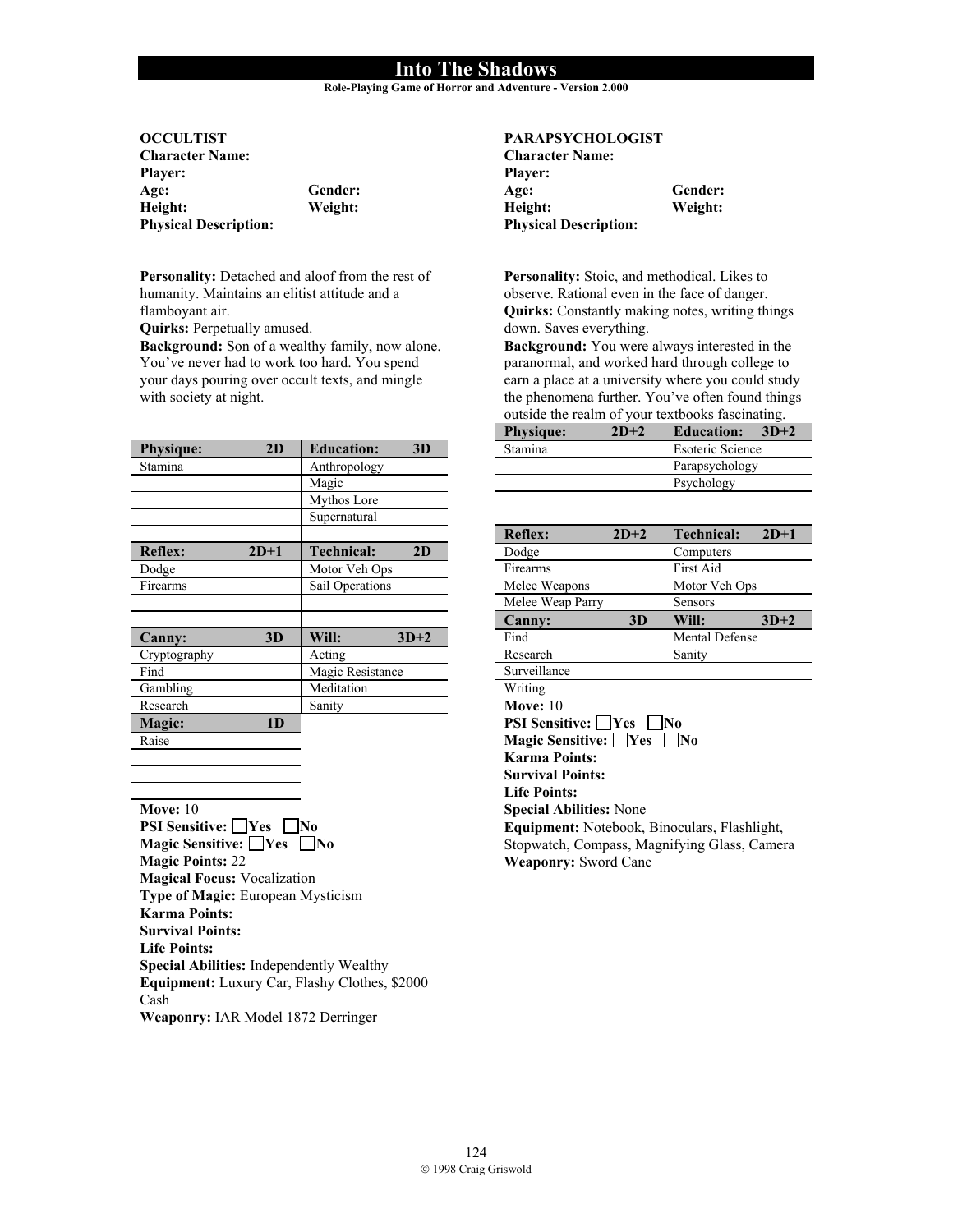## OCCULTIST

**Character Name:**
**Player:**
**Age:** **Gender:**
**Height:** **Weight:**
**Physical Description:**

**Personality:** Detached and aloof from the rest of humanity. Maintains an elitist attitude and a flamboyant air.
**Quirks:** Perpetually amused.
**Background:** Son of a wealthy family, now alone. You've never had to work too hard. You spend your days pouring over occult texts, and mingle with society at night.

| **Physique:** | **2D** | **Education:** | **3D** |
|---|---|---|---|
| Stamina | | Anthropology | |
| | | Magic | |
| | | Mythos Lore | |
| | | Supernatural | |
| | | | |
| **Reflex:** | **2D+1** | **Technical:** | **2D** |
| Dodge | | Motor Veh Ops | |
| Firearms | | Sail Operations | |
| | | | |
| | | | |
| **Canny:** | **3D** | **Will:** | **3D+2** |
| Cryptography | | Acting | |
| Find | | Magic Resistance | |
| Gambling | | Meditation | |
| Research | | Sanity | |
| **Magic:** | **1D** | | |
| Raise | | | |
| | | | |
| | | | |
| | | | |

**Move:** 10
**PSI Sensitive:** ☐Yes ☐No
**Magic Sensitive:** ☐Yes ☐No
**Magic Points:** 22
**Magical Focus:** Vocalization
**Type of Magic:** European Mysticism
**Karma Points:**
**Survival Points:**
**Life Points:**
**Special Abilities:** Independently Wealthy
**Equipment:** Luxury Car, Flashy Clothes, $2000 Cash
**Weaponry:** IAR Model 1872 Derringer

## PARAPSYCHOLOGIST

**Character Name:**
**Player:**
**Age:** **Gender:**
**Height:** **Weight:**
**Physical Description:**

**Personality:** Stoic, and methodical. Likes to observe. Rational even in the face of danger.
**Quirks:** Constantly making notes, writing things down. Saves everything.
**Background:** You were always interested in the paranormal, and worked hard through college to earn a place at a university where you could study the phenomena further. You've often found things outside the realm of your textbooks fascinating.

| **Physique:** | **2D+2** | **Education:** | **3D+2** |
|---|---|---|---|
| Stamina | | Esoteric Science | |
| | | Parapsychology | |
| | | Psychology | |
| | | | |
| | | | |
| **Reflex:** | **2D+2** | **Technical:** | **2D+1** |
| Dodge | | Computers | |
| Firearms | | First Aid | |
| Melee Weapons | | Motor Veh Ops | |
| Melee Weap Parry | | Sensors | |
| **Canny:** | **3D** | **Will:** | **3D+2** |
| Find | | Mental Defense | |
| Research | | Sanity | |
| Surveillance | | | |
| Writing | | | |

**Move:** 10
**PSI Sensitive:** ☐Yes ☐No
**Magic Sensitive:** ☐Yes ☐No
**Karma Points:**
**Survival Points:**
**Life Points:**
**Special Abilities:** None
**Equipment:** Notebook, Binoculars, Flashlight, Stopwatch, Compass, Magnifying Glass, Camera
**Weaponry:** Sword Cane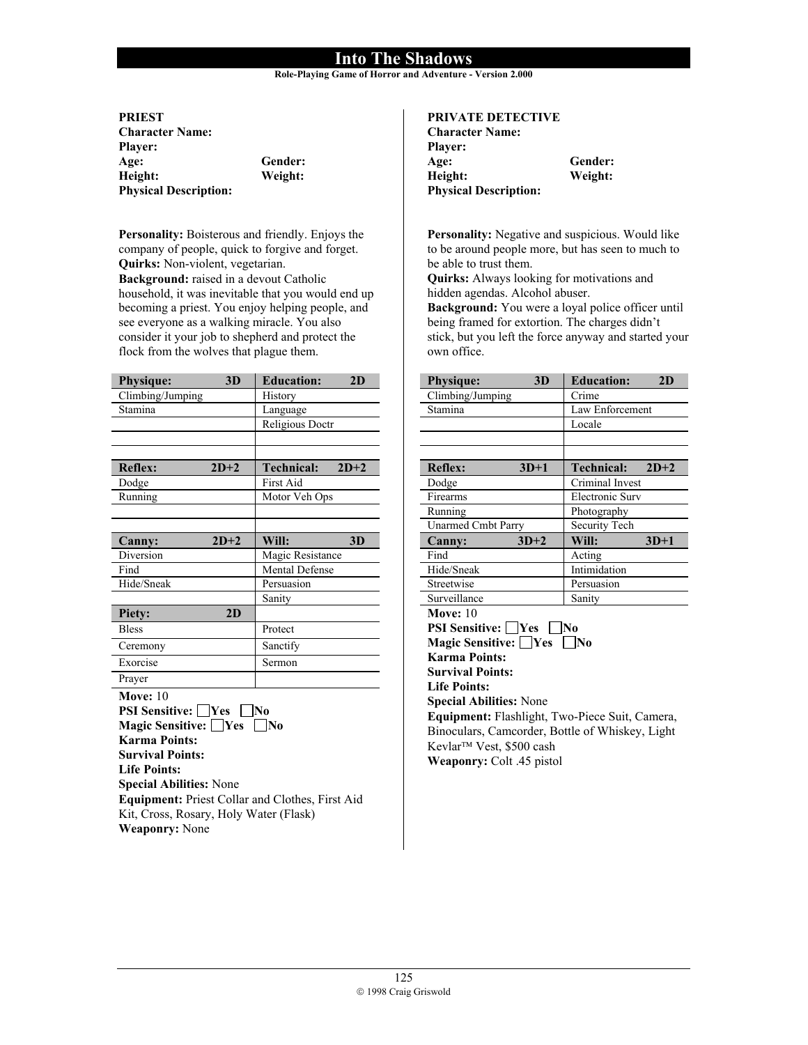# Into The Shadows

**Role-Playing Game of Horror and Adventure - Version 2.000**

**PRIEST**
**Character Name:**
**Player:**
**Age:** **Gender:**
**Height:** **Weight:**
**Physical Description:**

**Personality:** Boisterous and friendly. Enjoys the company of people, quick to forgive and forget.
**Quirks:** Non-violent, vegetarian.
**Background:** raised in a devout Catholic household, it was inevitable that you would end up becoming a priest. You enjoy helping people, and see everyone as a walking miracle. You also consider it your job to shepherd and protect the flock from the wolves that plague them.

| **Physique: 3D** | **Education: 2D** |
|---|---|
| Climbing/Jumping | History |
| Stamina | Language |
| | Religious Doctr |
| | |
| | |
| **Reflex: 2D+2** | **Technical: 2D+2** |
| Dodge | First Aid |
| Running | Motor Veh Ops |
| | |
| | |
| **Canny: 2D+2** | **Will: 3D** |
| Diversion | Magic Resistance |
| Find | Mental Defense |
| Hide/Sneak | Persuasion |
| | Sanity |
| **Piety: 2D** | |
| Bless | Protect |
| Ceremony | Sanctify |
| Exorcise | Sermon |
| Prayer | |

**Move:** 10
**PSI Sensitive:** ☐Yes ☐No
**Magic Sensitive:** ☐Yes ☐No
**Karma Points:**
**Survival Points:**
**Life Points:**
**Special Abilities:** None
**Equipment:** Priest Collar and Clothes, First Aid Kit, Cross, Rosary, Holy Water (Flask)
**Weaponry:** None

**PRIVATE DETECTIVE**
**Character Name:**
**Player:**
**Age:** **Gender:**
**Height:** **Weight:**
**Physical Description:**

**Personality:** Negative and suspicious. Would like to be around people more, but has seen to much to be able to trust them.
**Quirks:** Always looking for motivations and hidden agendas. Alcohol abuser.
**Background:** You were a loyal police officer until being framed for extortion. The charges didn't stick, but you left the force anyway and started your own office.

| **Physique: 3D** | **Education: 2D** |
|---|---|
| Climbing/Jumping | Crime |
| Stamina | Law Enforcement |
| | Locale |
| | |
| | |
| **Reflex: 3D+1** | **Technical: 2D+2** |
| Dodge | Criminal Invest |
| Firearms | Electronic Surv |
| Running | Photography |
| Unarmed Cmbt Parry | Security Tech |
| **Canny: 3D+2** | **Will: 3D+1** |
| Find | Acting |
| Hide/Sneak | Intimidation |
| Streetwise | Persuasion |
| Surveillance | Sanity |

**Move:** 10
**PSI Sensitive:** ☐Yes ☐No
**Magic Sensitive:** ☐Yes ☐No
**Karma Points:**
**Survival Points:**
**Life Points:**
**Special Abilities:** None
**Equipment:** Flashlight, Two-Piece Suit, Camera, Binoculars, Camcorder, Bottle of Whiskey, Light Kevlar™ Vest, $500 cash
**Weaponry:** Colt .45 pistol

© 1998 Craig Griswold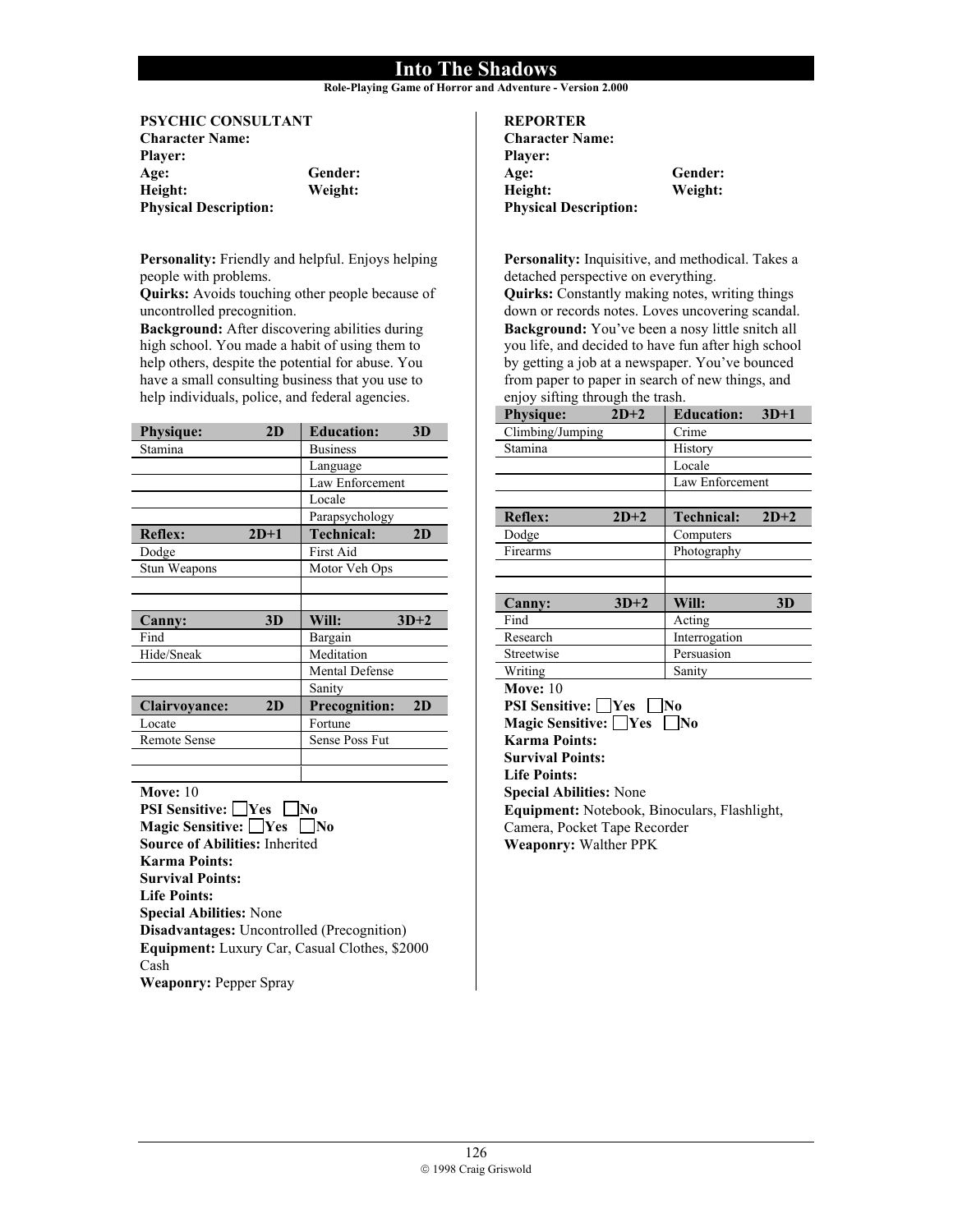# Into The Shadows

**Role-Playing Game of Horror and Adventure - Version 2.000**

## PSYCHIC CONSULTANT

**Character Name:**
**Player:**
**Age:** **Gender:**
**Height:** **Weight:**
**Physical Description:**

**Personality:** Friendly and helpful. Enjoys helping people with problems.
**Quirks:** Avoids touching other people because of uncontrolled precognition.
**Background:** After discovering abilities during high school. You made a habit of using them to help others, despite the potential for abuse. You have a small consulting business that you use to help individuals, police, and federal agencies.

| **Physique:** 2D | **Education:** 3D |
|---|---|
| Stamina | Business |
| | Language |
| | Law Enforcement |
| | Locale |
| | Parapsychology |
| **Reflex:** 2D+1 | **Technical:** 2D |
| Dodge | First Aid |
| Stun Weapons | Motor Veh Ops |
| | |
| | |
| **Canny:** 3D | **Will:** 3D+2 |
| Find | Bargain |
| Hide/Sneak | Meditation |
| | Mental Defense |
| | Sanity |
| **Clairvoyance:** 2D | **Precognition:** 2D |
| Locate | Fortune |
| Remote Sense | Sense Poss Fut |
| | |
| | |

**Move:** 10
**PSI Sensitive:** ☐Yes ☐No
**Magic Sensitive:** ☐Yes ☐No
**Source of Abilities:** Inherited
**Karma Points:**
**Survival Points:**
**Life Points:**
**Special Abilities:** None
**Disadvantages:** Uncontrolled (Precognition)
**Equipment:** Luxury Car, Casual Clothes, $2000 Cash
**Weaponry:** Pepper Spray

## REPORTER

**Character Name:**
**Player:**
**Age:** **Gender:**
**Height:** **Weight:**
**Physical Description:**

**Personality:** Inquisitive, and methodical. Takes a detached perspective on everything.
**Quirks:** Constantly making notes, writing things down or records notes. Loves uncovering scandal.
**Background:** You've been a nosy little snitch all you life, and decided to have fun after high school by getting a job at a newspaper. You've bounced from paper to paper in search of new things, and enjoy sifting through the trash.

| **Physique:** 2D+2 | **Education:** 3D+1 |
|---|---|
| Climbing/Jumping | Crime |
| Stamina | History |
| | Locale |
| | Law Enforcement |
| | |
| **Reflex:** 2D+2 | **Technical:** 2D+2 |
| Dodge | Computers |
| Firearms | Photography |
| | |
| | |
| **Canny:** 3D+2 | **Will:** 3D |
| Find | Acting |
| Research | Interrogation |
| Streetwise | Persuasion |
| Writing | Sanity |

**Move:** 10
**PSI Sensitive:** ☐Yes ☐No
**Magic Sensitive:** ☐Yes ☐No
**Karma Points:**
**Survival Points:**
**Life Points:**
**Special Abilities:** None
**Equipment:** Notebook, Binoculars, Flashlight, Camera, Pocket Tape Recorder
**Weaponry:** Walther PPK

© 1998 Craig Griswold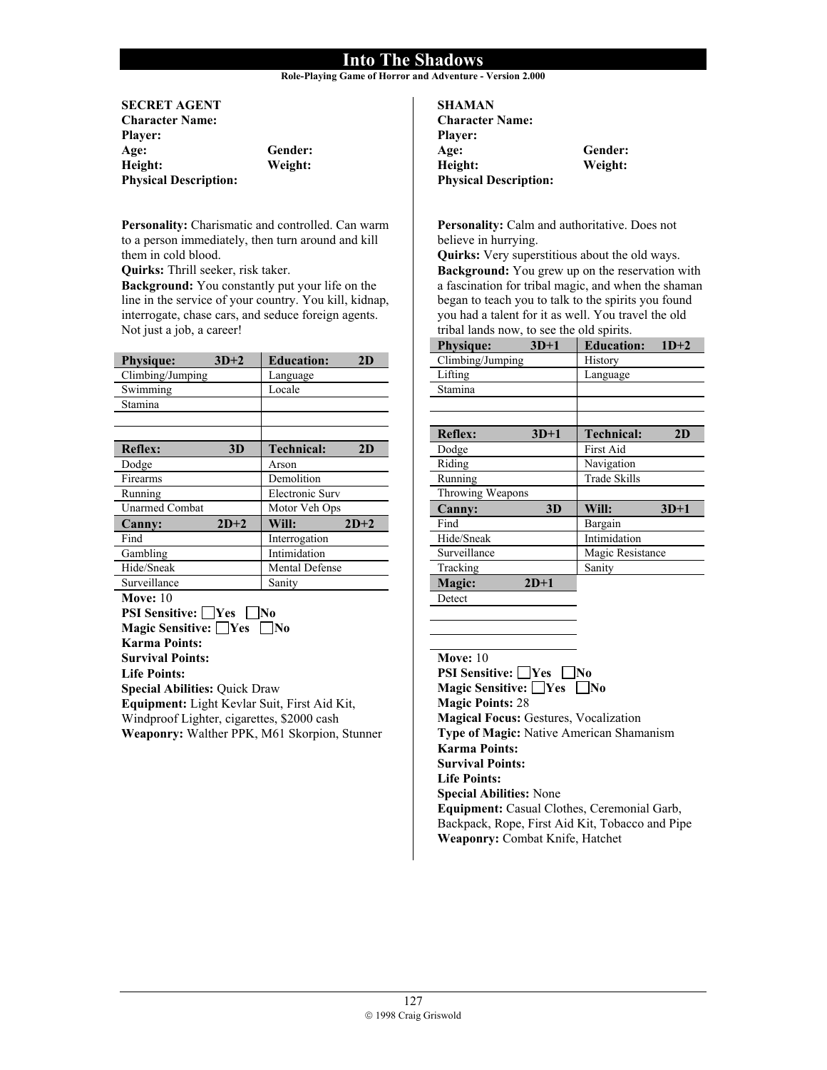## SECRET AGENT

**Character Name:**
**Player:**
**Age:** **Gender:**
**Height:** **Weight:**
**Physical Description:**

**Personality:** Charismatic and controlled. Can warm to a person immediately, then turn around and kill them in cold blood.
**Quirks:** Thrill seeker, risk taker.
**Background:** You constantly put your life on the line in the service of your country. You kill, kidnap, interrogate, chase cars, and seduce foreign agents. Not just a job, a career!

| **Physique: 3D+2** | **Education: 2D** |
|---|---|
| Climbing/Jumping | Language |
| Swimming | Locale |
| Stamina | |
| | |
| **Reflex: 3D** | **Technical: 2D** |
| Dodge | Arson |
| Firearms | Demolition |
| Running | Electronic Surv |
| Unarmed Combat | Motor Veh Ops |
| **Canny: 2D+2** | **Will: 2D+2** |
| Find | Interrogation |
| Gambling | Intimidation |
| Hide/Sneak | Mental Defense |
| Surveillance | Sanity |

**Move:** 10
**PSI Sensitive:** ☐Yes ☐No
**Magic Sensitive:** ☐Yes ☐No
**Karma Points:**
**Survival Points:**
**Life Points:**
**Special Abilities:** Quick Draw
**Equipment:** Light Kevlar Suit, First Aid Kit, Windproof Lighter, cigarettes, $2000 cash
**Weaponry:** Walther PPK, M61 Skorpion, Stunner

## SHAMAN

**Character Name:**
**Player:**
**Age:** **Gender:**
**Height:** **Weight:**
**Physical Description:**

**Personality:** Calm and authoritative. Does not believe in hurrying.
**Quirks:** Very superstitious about the old ways.
**Background:** You grew up on the reservation with a fascination for tribal magic, and when the shaman began to teach you to talk to the spirits you found you had a talent for it as well. You travel the old tribal lands now, to see the old spirits.

| **Physique: 3D+1** | **Education: 1D+2** |
|---|---|
| Climbing/Jumping | History |
| Lifting | Language |
| Stamina | |
| | |
| | |
| **Reflex: 3D+1** | **Technical: 2D** |
| Dodge | First Aid |
| Riding | Navigation |
| Running | Trade Skills |
| Throwing Weapons | |
| **Canny: 3D** | **Will: 3D+1** |
| Find | Bargain |
| Hide/Sneak | Intimidation |
| Surveillance | Magic Resistance |
| Tracking | Sanity |
| **Magic: 2D+1** | |
| Detect | |
| | |
| | |
| | |

**Move:** 10
**PSI Sensitive:** ☐Yes ☐No
**Magic Sensitive:** ☐Yes ☐No
**Magic Points:** 28
**Magical Focus:** Gestures, Vocalization
**Type of Magic:** Native American Shamanism
**Karma Points:**
**Survival Points:**
**Life Points:**
**Special Abilities:** None
**Equipment:** Casual Clothes, Ceremonial Garb, Backpack, Rope, First Aid Kit, Tobacco and Pipe
**Weaponry:** Combat Knife, Hatchet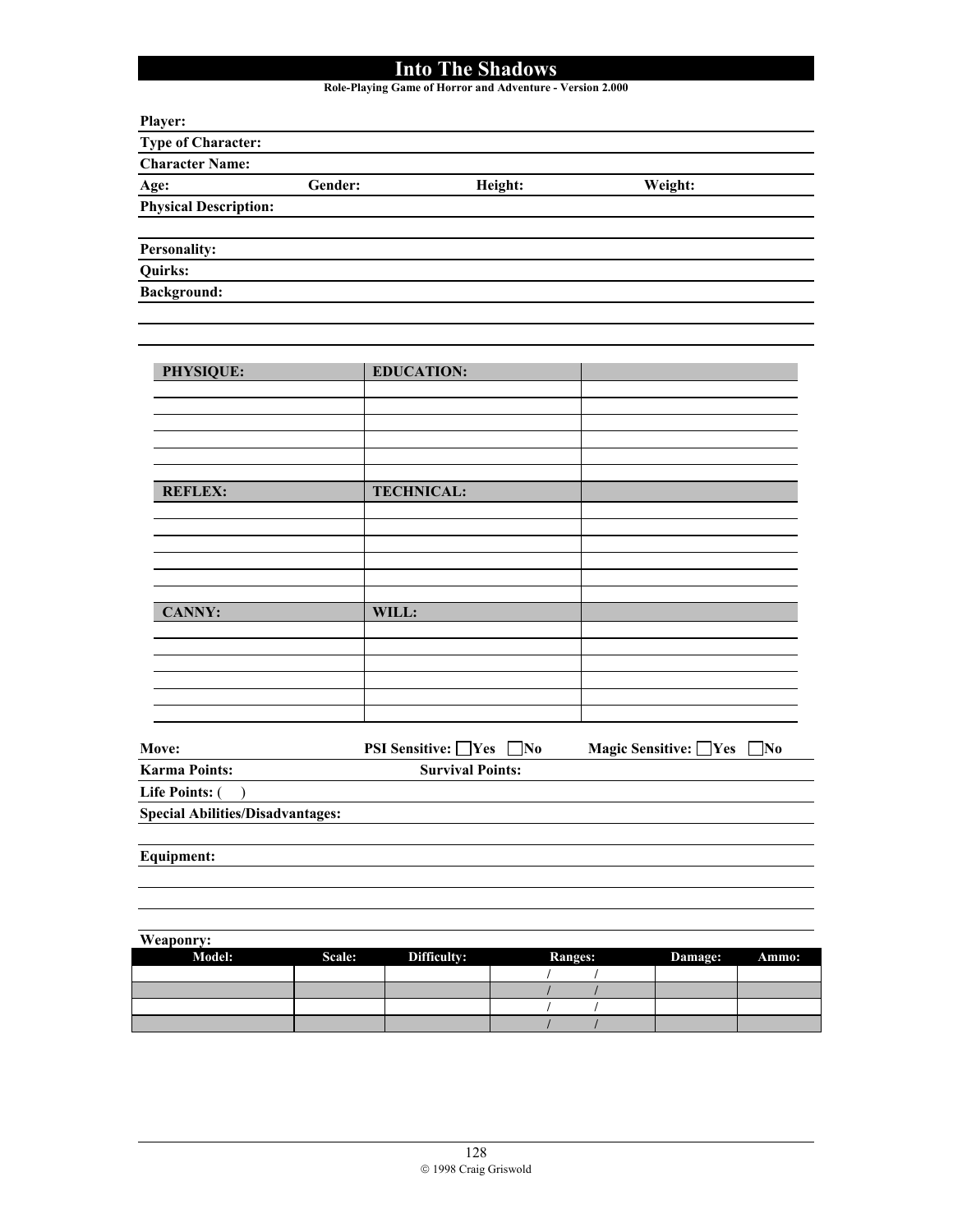# Into The Shadows

**Role-Playing Game of Horror and Adventure - Version 2.000**

**Player:**

**Type of Character:**

**Character Name:**

**Age:** **Gender:** **Height:** **Weight:**

**Physical Description:**

**Personality:**

**Quirks:**

**Background:**

| PHYSIQUE: | EDUCATION: | |
|---|---|---|
| | | |
| | | |
| | | |
| | | |
| | | |
| **REFLEX:** | **TECHNICAL:** | |
| | | |
| | | |
| | | |
| | | |
| | | |
| **CANNY:** | **WILL:** | |
| | | |
| | | |
| | | |
| | | |
| | | |

**Move:** **PSI Sensitive:** ☐Yes ☐No **Magic Sensitive:** ☐Yes ☐No

**Karma Points:** **Survival Points:**

**Life Points:** ( )

**Special Abilities/Disadvantages:**

**Equipment:**

**Weaponry:**

| Model: | Scale: | Difficulty: | Ranges: | Damage: | Ammo: |
|---|---|---|---|---|---|
| | | | / / | | |
| | | | / / | | |
| | | | / / | | |
| | | | / / | | |

© 1998 Craig Griswold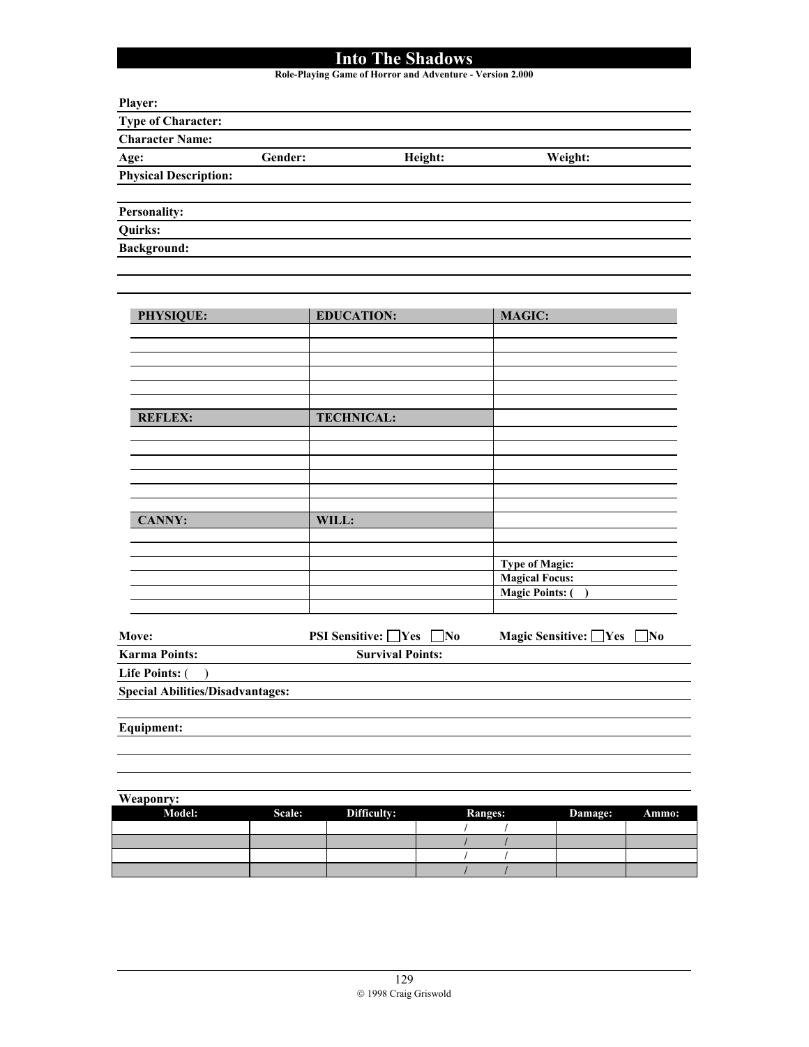# Into The Shadows

**Role-Playing Game of Horror and Adventure - Version 2.000**

**Player:**

**Type of Character:**

**Character Name:**

**Age:** **Gender:** **Height:** **Weight:**

**Physical Description:**

**Personality:**

**Quirks:**

**Background:**

| PHYSIQUE: | EDUCATION: | MAGIC: |
|---|---|---|
| | | |
| | | |
| | | |
| | | |
| | | |
| **REFLEX:** | **TECHNICAL:** | |
| | | |
| | | |
| | | |
| | | |
| | | |
| **CANNY:** | **WILL:** | |
| | | |
| | | **Type of Magic:** |
| | | **Magical Focus:** |
| | | **Magic Points: ( )** |
| | | |

**Move:** **PSI Sensitive:** ☐Yes ☐No **Magic Sensitive:** ☐Yes ☐No

**Karma Points:** **Survival Points:**

**Life Points:** ( )

**Special Abilities/Disadvantages:**

**Equipment:**

**Weaponry:**

| Model: | Scale: | Difficulty: | Ranges: | Damage: | Ammo: |
|---|---|---|---|---|---|
| | | | / / | | |
| | | | / / | | |
| | | | / / | | |
| | | | / / | | |

© 1998 Craig Griswold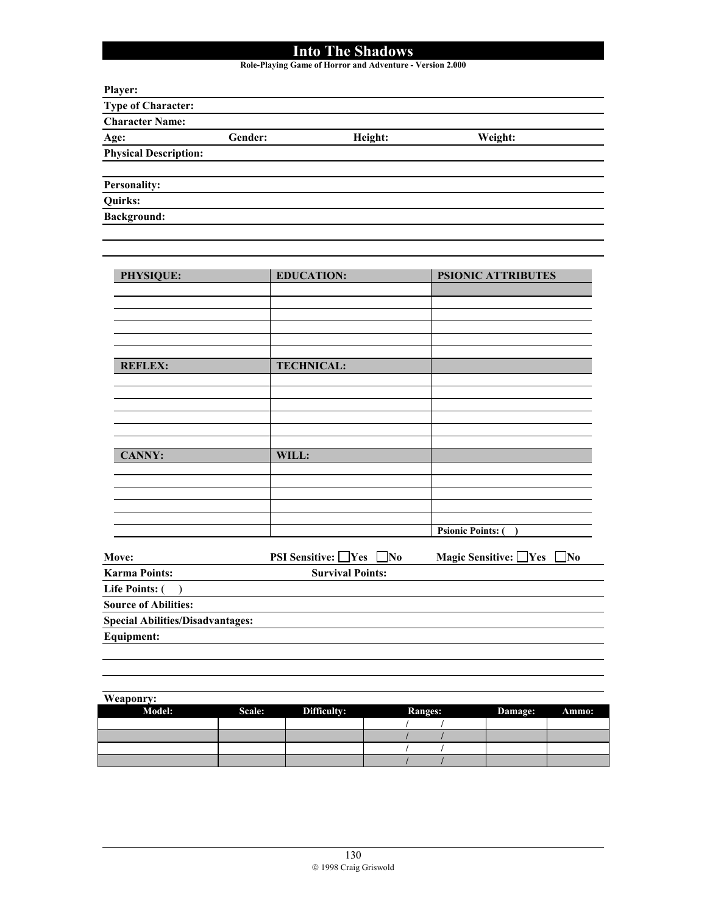# Into The Shadows

**Role-Playing Game of Horror and Adventure - Version 2.000**

**Player:**

**Type of Character:**

**Character Name:**

**Age:** **Gender:** **Height:** **Weight:**

**Physical Description:**

**Personality:**

**Quirks:**

**Background:**

| PHYSIQUE: | EDUCATION: | PSIONIC ATTRIBUTES |
|---|---|---|
| | | |
| | | |
| | | |
| | | |
| | | |
| **REFLEX:** | **TECHNICAL:** | |
| | | |
| | | |
| | | |
| | | |
| | | |
| **CANNY:** | **WILL:** | |
| | | |
| | | |
| | | |
| | | |
| | | **Psionic Points: ( )** |

**Move:** **PSI Sensitive:** ☐Yes ☐No **Magic Sensitive:** ☐Yes ☐No

**Karma Points:** **Survival Points:**

**Life Points:** ( )

**Source of Abilities:**

**Special Abilities/Disadvantages:**

**Equipment:**

**Weaponry:**

| Model: | Scale: | Difficulty: | Ranges: | Damage: | Ammo: |
|---|---|---|---|---|---|
| | | | / / | | |
| | | | / / | | |
| | | | / / | | |
| | | | / / | | |

© 1998 Craig Griswold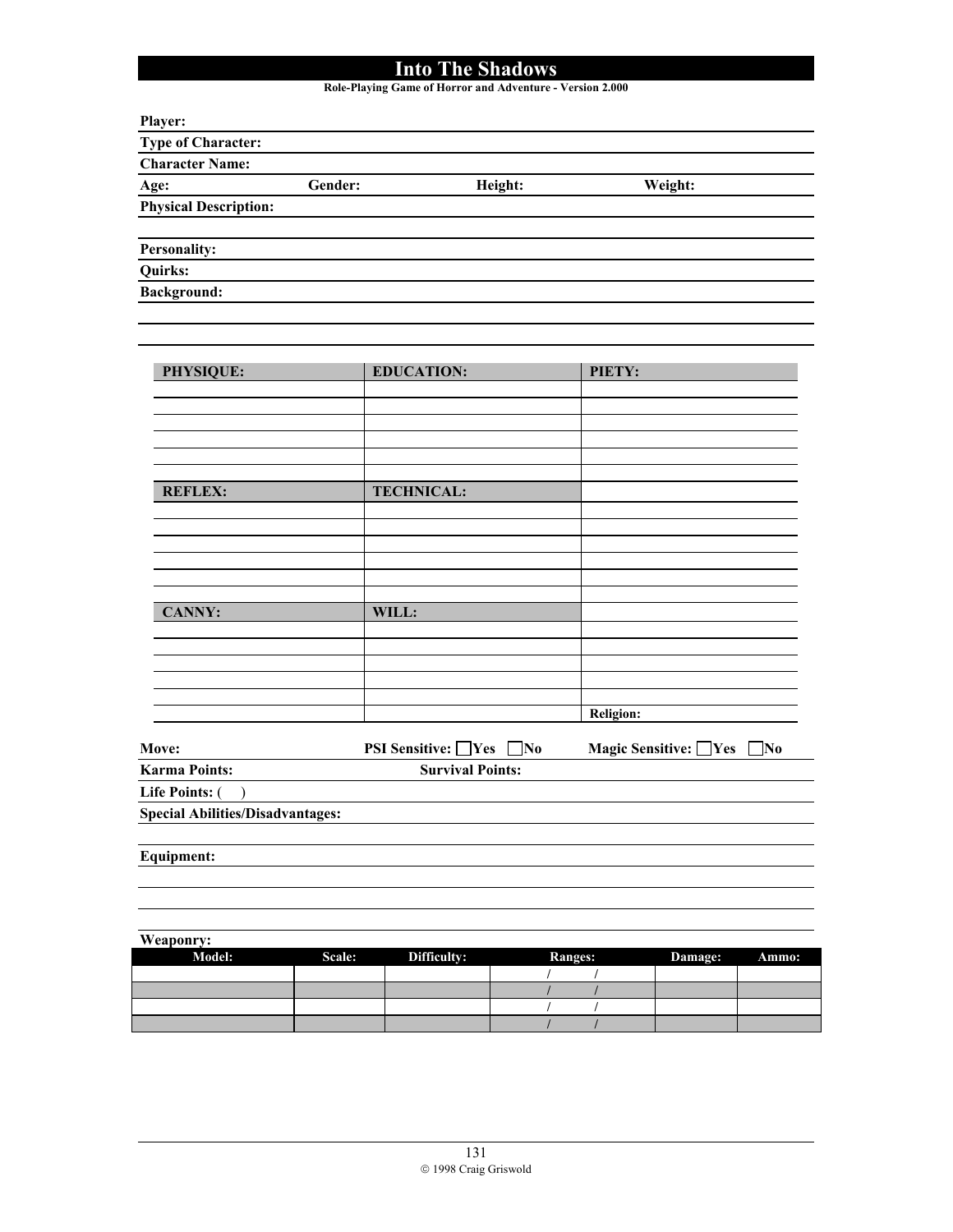# Into The Shadows

**Role-Playing Game of Horror and Adventure - Version 2.000**

**Player:**

**Type of Character:**

**Character Name:**

**Age:** **Gender:** **Height:** **Weight:**

**Physical Description:**

**Personality:**

**Quirks:**

**Background:**

| PHYSIQUE: | EDUCATION: | PIETY: |
|---|---|---|
| | | |
| | | |
| | | |
| | | |
| | | |
| **REFLEX:** | **TECHNICAL:** | |
| | | |
| | | |
| | | |
| | | |
| | | |
| **CANNY:** | **WILL:** | |
| | | |
| | | |
| | | |
| | | |
| | | **Religion:** |

**Move:** **PSI Sensitive:** ☐Yes ☐No **Magic Sensitive:** ☐Yes ☐No

**Karma Points:** **Survival Points:**

**Life Points:** ( )

**Special Abilities/Disadvantages:**

**Equipment:**

**Weaponry:**

| Model: | Scale: | Difficulty: | Ranges: | Damage: | Ammo: |
|---|---|---|---|---|---|
| | | | / / | | |
| | | | / / | | |
| | | | / / | | |
| | | | / / | | |

© 1998 Craig Griswold